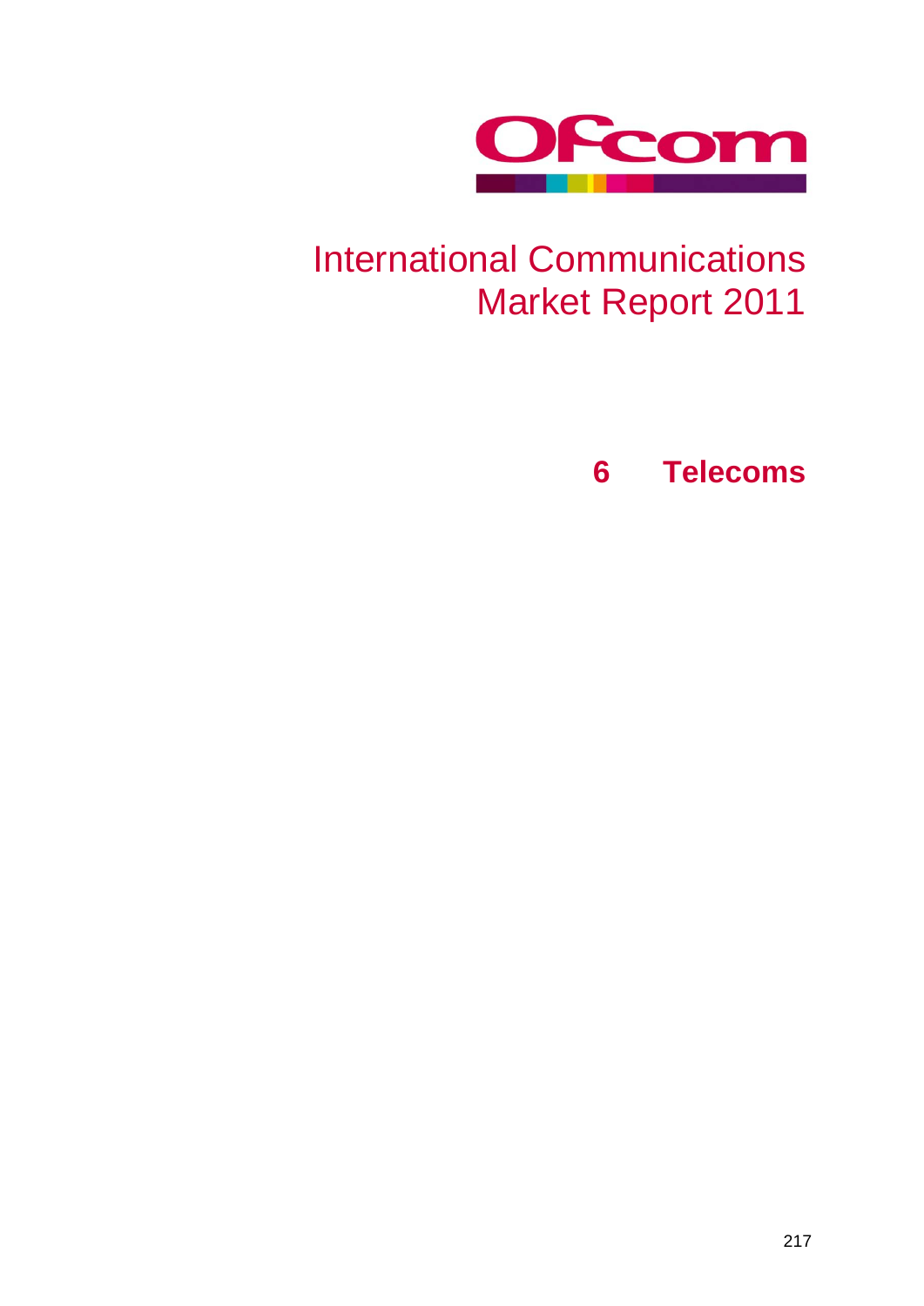Ofcom

# International Communications Market Report 2011

## 6 Telecoms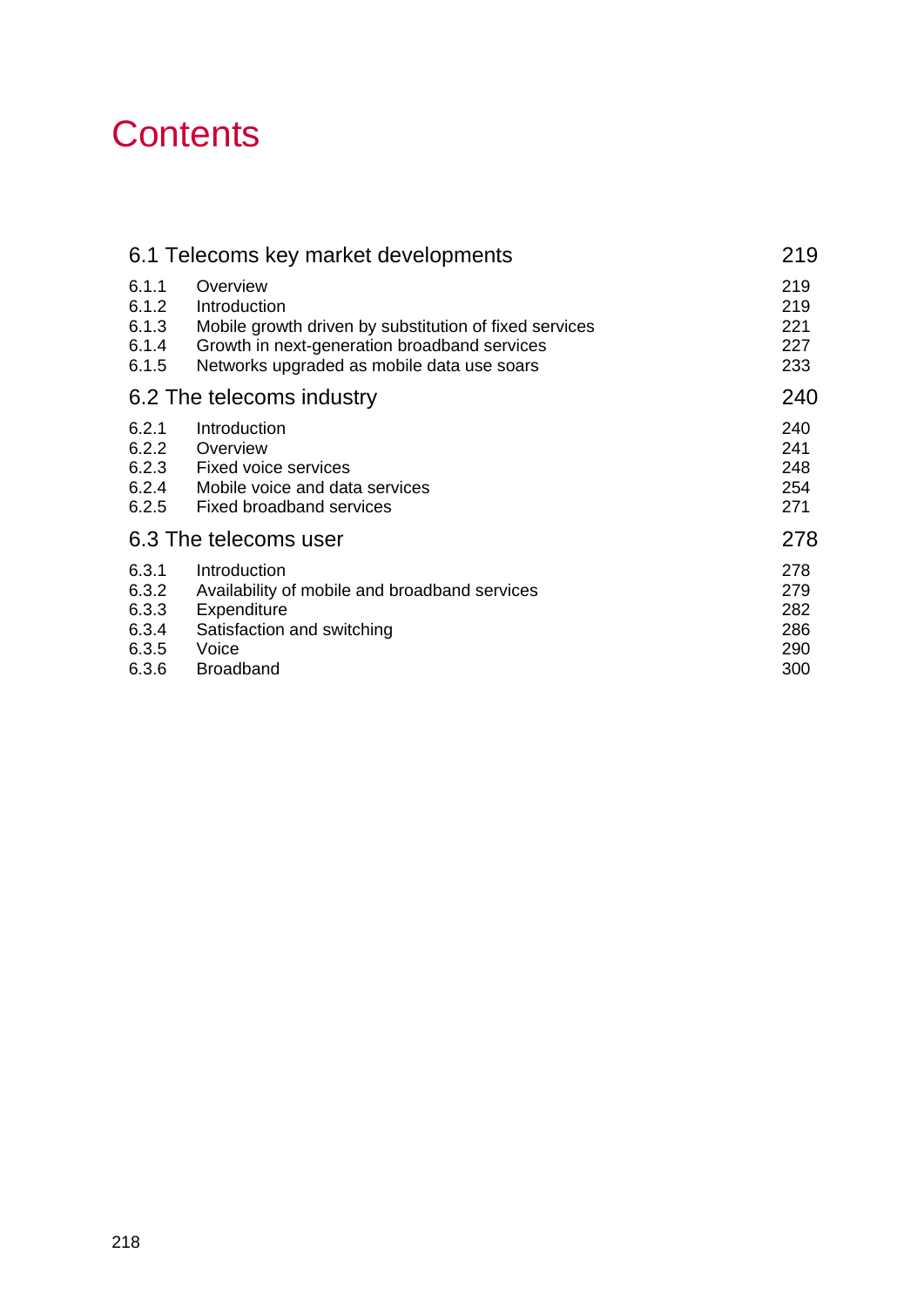# Contents

| | | |
|---|---|---|
| **6.1 Telecoms key market developments** | | **219** |
| 6.1.1 | Overview | 219 |
| 6.1.2 | Introduction | 219 |
| 6.1.3 | Mobile growth driven by substitution of fixed services | 221 |
| 6.1.4 | Growth in next-generation broadband services | 227 |
| 6.1.5 | Networks upgraded as mobile data use soars | 233 |
| **6.2 The telecoms industry** | | **240** |
| 6.2.1 | Introduction | 240 |
| 6.2.2 | Overview | 241 |
| 6.2.3 | Fixed voice services | 248 |
| 6.2.4 | Mobile voice and data services | 254 |
| 6.2.5 | Fixed broadband services | 271 |
| **6.3 The telecoms user** | | **278** |
| 6.3.1 | Introduction | 278 |
| 6.3.2 | Availability of mobile and broadband services | 279 |
| 6.3.3 | Expenditure | 282 |
| 6.3.4 | Satisfaction and switching | 286 |
| 6.3.5 | Voice | 290 |
| 6.3.6 | Broadband | 300 |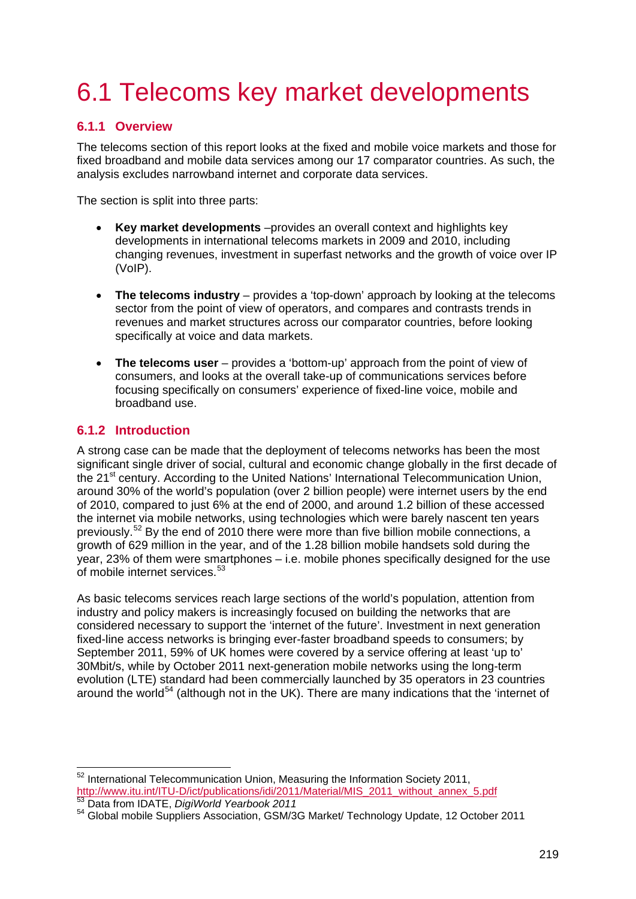# 6.1 Telecoms key market developments

## 6.1.1 Overview

The telecoms section of this report looks at the fixed and mobile voice markets and those for fixed broadband and mobile data services among our 17 comparator countries. As such, the analysis excludes narrowband internet and corporate data services.

The section is split into three parts:

- **Key market developments** –provides an overall context and highlights key developments in international telecoms markets in 2009 and 2010, including changing revenues, investment in superfast networks and the growth of voice over IP (VoIP).
- **The telecoms industry** – provides a 'top-down' approach by looking at the telecoms sector from the point of view of operators, and compares and contrasts trends in revenues and market structures across our comparator countries, before looking specifically at voice and data markets.
- **The telecoms user** – provides a 'bottom-up' approach from the point of view of consumers, and looks at the overall take-up of communications services before focusing specifically on consumers' experience of fixed-line voice, mobile and broadband use.

## 6.1.2 Introduction

A strong case can be made that the deployment of telecoms networks has been the most significant single driver of social, cultural and economic change globally in the first decade of the 21st century. According to the United Nations' International Telecommunication Union, around 30% of the world's population (over 2 billion people) were internet users by the end of 2010, compared to just 6% at the end of 2000, and around 1.2 billion of these accessed the internet via mobile networks, using technologies which were barely nascent ten years previously.[52] By the end of 2010 there were more than five billion mobile connections, a growth of 629 million in the year, and of the 1.28 billion mobile handsets sold during the year, 23% of them were smartphones – i.e. mobile phones specifically designed for the use of mobile internet services.[53]

As basic telecoms services reach large sections of the world's population, attention from industry and policy makers is increasingly focused on building the networks that are considered necessary to support the 'internet of the future'. Investment in next generation fixed-line access networks is bringing ever-faster broadband speeds to consumers; by September 2011, 59% of UK homes were covered by a service offering at least 'up to' 30Mbit/s, while by October 2011 next-generation mobile networks using the long-term evolution (LTE) standard had been commercially launched by 35 operators in 23 countries around the world[54] (although not in the UK). There are many indications that the 'internet of

---

[52] International Telecommunication Union, Measuring the Information Society 2011, http://www.itu.int/ITU-D/ict/publications/idi/2011/Material/MIS_2011_without_annex_5.pdf

[53] Data from IDATE, *DigiWorld Yearbook 2011*

[54] Global mobile Suppliers Association, GSM/3G Market/ Technology Update, 12 October 2011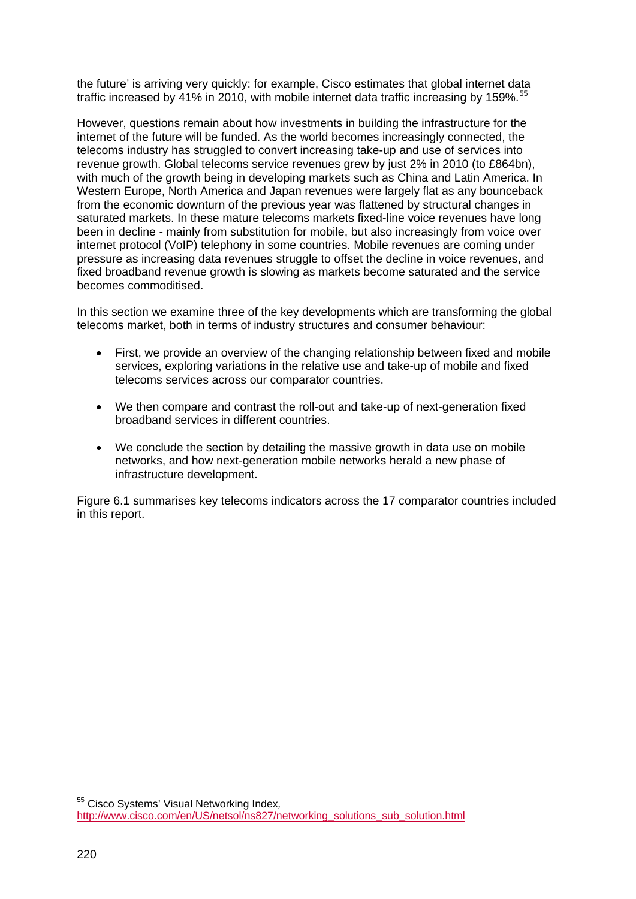the future' is arriving very quickly: for example, Cisco estimates that global internet data traffic increased by 41% in 2010, with mobile internet data traffic increasing by 159%.[55]

However, questions remain about how investments in building the infrastructure for the internet of the future will be funded. As the world becomes increasingly connected, the telecoms industry has struggled to convert increasing take-up and use of services into revenue growth. Global telecoms service revenues grew by just 2% in 2010 (to £864bn), with much of the growth being in developing markets such as China and Latin America. In Western Europe, North America and Japan revenues were largely flat as any bounceback from the economic downturn of the previous year was flattened by structural changes in saturated markets. In these mature telecoms markets fixed-line voice revenues have long been in decline - mainly from substitution for mobile, but also increasingly from voice over internet protocol (VoIP) telephony in some countries. Mobile revenues are coming under pressure as increasing data revenues struggle to offset the decline in voice revenues, and fixed broadband revenue growth is slowing as markets become saturated and the service becomes commoditised.

In this section we examine three of the key developments which are transforming the global telecoms market, both in terms of industry structures and consumer behaviour:

- First, we provide an overview of the changing relationship between fixed and mobile services, exploring variations in the relative use and take-up of mobile and fixed telecoms services across our comparator countries.
- We then compare and contrast the roll-out and take-up of next-generation fixed broadband services in different countries.
- We conclude the section by detailing the massive growth in data use on mobile networks, and how next-generation mobile networks herald a new phase of infrastructure development.

Figure 6.1 summarises key telecoms indicators across the 17 comparator countries included in this report.

[55] Cisco Systems' Visual Networking Index, http://www.cisco.com/en/US/netsol/ns827/networking_solutions_sub_solution.html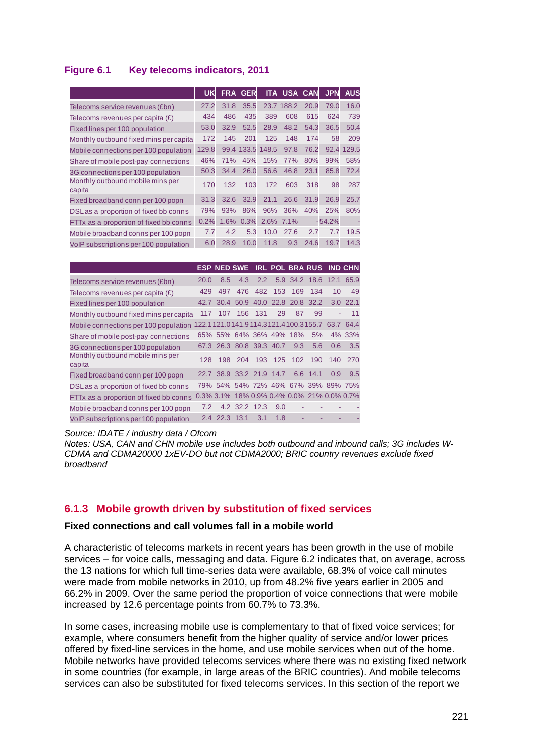**Figure 6.1 Key telecoms indicators, 2011**

| | UK | FRA | GER | ITA | USA | CAN | JPN | AUS |
|---|---|---|---|---|---|---|---|---|
| Telecoms service revenues (£bn) | 27.2 | 31.8 | 35.5 | 23.7 | 188.2 | 20.9 | 79.0 | 16.0 |
| Telecoms revenues per capita (£) | 434 | 486 | 435 | 389 | 608 | 615 | 624 | 739 |
| Fixed lines per 100 population | 53.0 | 32.9 | 52.5 | 28.9 | 48.2 | 54.3 | 36.5 | 50.4 |
| Monthly outbound fixed mins per capita | 172 | 145 | 201 | 125 | 148 | 174 | 58 | 209 |
| Mobile connections per 100 population | 129.8 | 99.4 | 133.5 | 148.5 | 97.8 | 76.2 | 92.4 | 129.5 |
| Share of mobile post-pay connections | 46% | 71% | 45% | 15% | 77% | 80% | 99% | 58% |
| 3G connections per 100 population | 50.3 | 34.4 | 26.0 | 56.6 | 46.8 | 23.1 | 85.8 | 72.4 |
| Monthly outbound mobile mins per capita | 170 | 132 | 103 | 172 | 603 | 318 | 98 | 287 |
| Fixed broadband conn per 100 popn | 31.3 | 32.6 | 32.9 | 21.1 | 26.6 | 31.9 | 26.9 | 25.7 |
| DSL as a proportion of fixed bb conns | 79% | 93% | 86% | 96% | 36% | 40% | 25% | 80% |
| FTTx as a proportion of fixed bb conns | 0.2% | 1.6% | 0.3% | 2.6% | 7.1% | - | 54.2% | - |
| Mobile broadband conns per 100 popn | 7.7 | 4.2 | 5.3 | 10.0 | 27.6 | 2.7 | 7.7 | 19.5 |
| VoIP subscriptions per 100 population | 6.0 | 28.9 | 10.0 | 11.8 | 9.3 | 24.6 | 19.7 | 14.3 |

| | ESP | NED | SWE | IRL | POL | BRA | RUS | IND | CHN |
|---|---|---|---|---|---|---|---|---|---|
| Telecoms service revenues (£bn) | 20.0 | 8.5 | 4.3 | 2.2 | 5.9 | 34.2 | 18.6 | 12.1 | 65.9 |
| Telecoms revenues per capita (£) | 429 | 497 | 476 | 482 | 153 | 169 | 134 | 10 | 49 |
| Fixed lines per 100 population | 42.7 | 30.4 | 50.9 | 40.0 | 22.8 | 20.8 | 32.2 | 3.0 | 22.1 |
| Monthly outbound fixed mins per capita | 117 | 107 | 156 | 131 | 29 | 87 | 99 | - | 11 |
| Mobile connections per 100 population | 122.1 | 121.0 | 141.9 | 114.3 | 121.4 | 100.3 | 155.7 | 63.7 | 64.4 |
| Share of mobile post-pay connections | 65% | 55% | 64% | 36% | 49% | 18% | 5% | 4% | 33% |
| 3G connections per 100 population | 67.3 | 26.3 | 80.8 | 39.3 | 40.7 | 9.3 | 5.6 | 0.6 | 3.5 |
| Monthly outbound mobile mins per capita | 128 | 198 | 204 | 193 | 125 | 102 | 190 | 140 | 270 |
| Fixed broadband conn per 100 popn | 22.7 | 38.9 | 33.2 | 21.9 | 14.7 | 6.6 | 14.1 | 0.9 | 9.5 |
| DSL as a proportion of fixed bb conns | 79% | 54% | 54% | 72% | 46% | 67% | 39% | 89% | 75% |
| FTTx as a proportion of fixed bb conns | 0.3% | 3.1% | 18% | 0.9% | 0.4% | 0.0% | 21% | 0.0% | 0.7% |
| Mobile broadband conns per 100 popn | 7.2 | 4.2 | 32.2 | 12.3 | 9.0 | - | - | - | - |
| VoIP subscriptions per 100 population | 2.4 | 22.3 | 13.1 | 3.1 | 1.8 | - | - | - | - |

*Source: IDATE / industry data / Ofcom*
*Notes: USA, CAN and CHN mobile use includes both outbound and inbound calls; 3G includes W-CDMA and CDMA20000 1xEV-DO but not CDMA2000; BRIC country revenues exclude fixed broadband*

## 6.1.3 Mobile growth driven by substitution of fixed services

**Fixed connections and call volumes fall in a mobile world**

A characteristic of telecoms markets in recent years has been growth in the use of mobile services – for voice calls, messaging and data. Figure 6.2 indicates that, on average, across the 13 nations for which full time-series data were available, 68.3% of voice call minutes were made from mobile networks in 2010, up from 48.2% five years earlier in 2005 and 66.2% in 2009. Over the same period the proportion of voice connections that were mobile increased by 12.6 percentage points from 60.7% to 73.3%.

In some cases, increasing mobile use is complementary to that of fixed voice services; for example, where consumers benefit from the higher quality of service and/or lower prices offered by fixed-line services in the home, and use mobile services when out of the home. Mobile networks have provided telecoms services where there was no existing fixed network in some countries (for example, in large areas of the BRIC countries). And mobile telecoms services can also be substituted for fixed telecoms services. In this section of the report we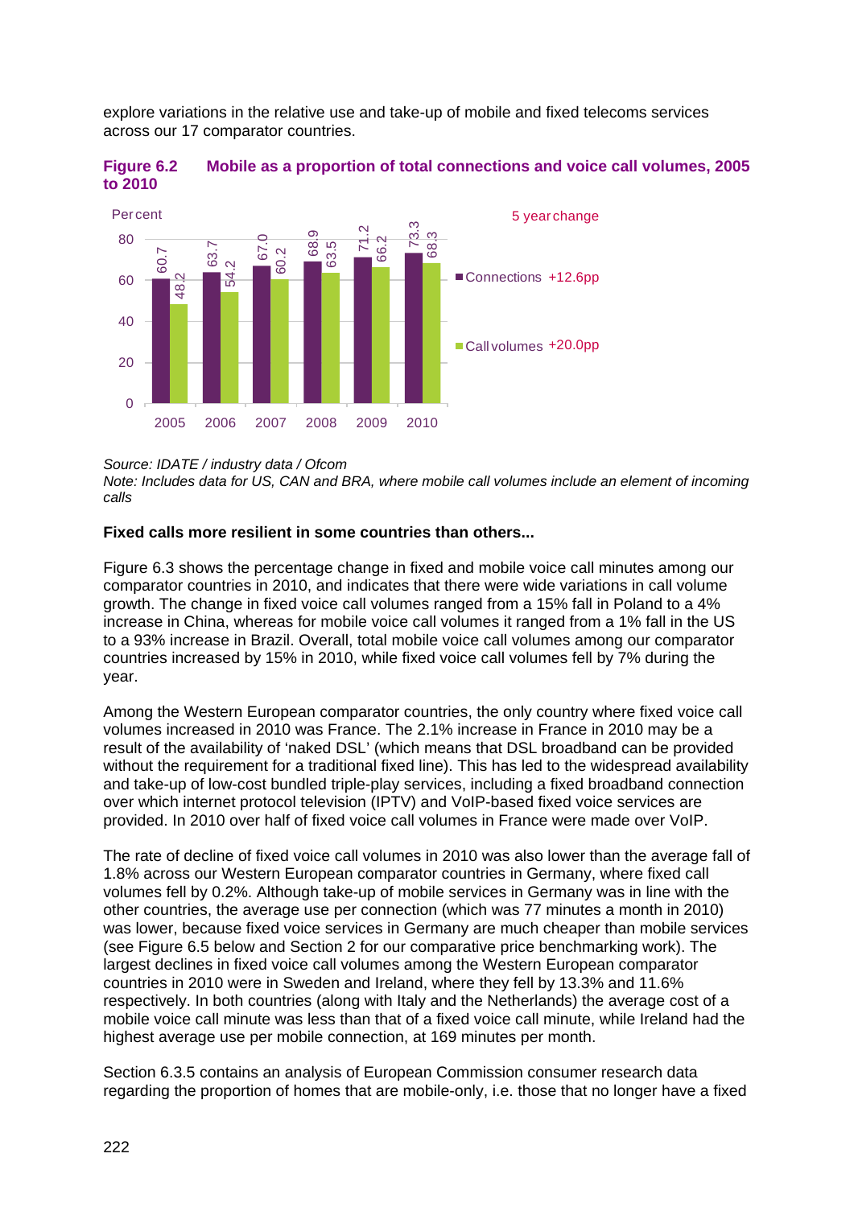explore variations in the relative use and take-up of mobile and fixed telecoms services across our 17 comparator countries.

**Figure 6.2 Mobile as a proportion of total connections and voice call volumes, 2005 to 2010**

| Percent | 2005 | 2006 | 2007 | 2008 | 2009 | 2010 | 5 year change |
|---|---|---|---|---|---|---|---|
| Connections | 60.7 | 63.7 | 67.0 | 68.9 | 71.2 | 73.3 | +12.6pp |
| Call volumes | 48.2 | 54.2 | 60.2 | 63.5 | 66.2 | 68.3 | +20.0pp |

*Source: IDATE / industry data / Ofcom*
*Note: Includes data for US, CAN and BRA, where mobile call volumes include an element of incoming calls*

**Fixed calls more resilient in some countries than others...**

Figure 6.3 shows the percentage change in fixed and mobile voice call minutes among our comparator countries in 2010, and indicates that there were wide variations in call volume growth. The change in fixed voice call volumes ranged from a 15% fall in Poland to a 4% increase in China, whereas for mobile voice call volumes it ranged from a 1% fall in the US to a 93% increase in Brazil. Overall, total mobile voice call volumes among our comparator countries increased by 15% in 2010, while fixed voice call volumes fell by 7% during the year.

Among the Western European comparator countries, the only country where fixed voice call volumes increased in 2010 was France. The 2.1% increase in France in 2010 may be a result of the availability of 'naked DSL' (which means that DSL broadband can be provided without the requirement for a traditional fixed line). This has led to the widespread availability and take-up of low-cost bundled triple-play services, including a fixed broadband connection over which internet protocol television (IPTV) and VoIP-based fixed voice services are provided. In 2010 over half of fixed voice call volumes in France were made over VoIP.

The rate of decline of fixed voice call volumes in 2010 was also lower than the average fall of 1.8% across our Western European comparator countries in Germany, where fixed call volumes fell by 0.2%. Although take-up of mobile services in Germany was in line with the other countries, the average use per connection (which was 77 minutes a month in 2010) was lower, because fixed voice services in Germany are much cheaper than mobile services (see Figure 6.5 below and Section 2 for our comparative price benchmarking work). The largest declines in fixed voice call volumes among the Western European comparator countries in 2010 were in Sweden and Ireland, where they fell by 13.3% and 11.6% respectively. In both countries (along with Italy and the Netherlands) the average cost of a mobile voice call minute was less than that of a fixed voice call minute, while Ireland had the highest average use per mobile connection, at 169 minutes per month.

Section 6.3.5 contains an analysis of European Commission consumer research data regarding the proportion of homes that are mobile-only, i.e. those that no longer have a fixed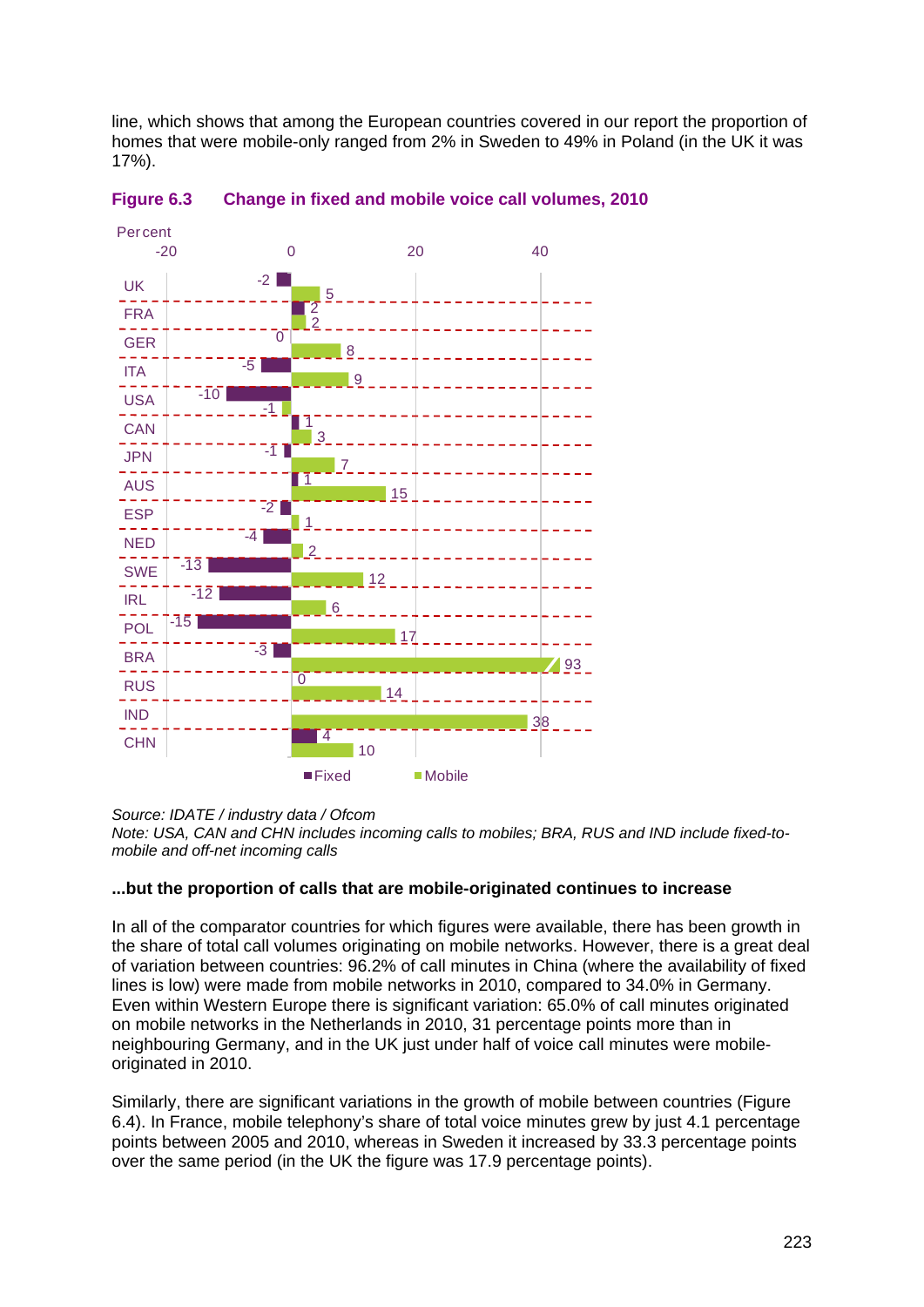line, which shows that among the European countries covered in our report the proportion of homes that were mobile-only ranged from 2% in Sweden to 49% in Poland (in the UK it was 17%).

**Figure 6.3 Change in fixed and mobile voice call volumes, 2010**

Percent

| Country | Fixed | Mobile |
|---|---|---|
| UK | -2 | 5 |
| FRA | 2 | 2 |
| GER | 0 | 8 |
| ITA | -5 | 9 |
| USA | -10 | -1 |
| CAN | 1 | 3 |
| JPN | -1 | 7 |
| AUS | 1 | 15 |
| ESP | -2 | 1 |
| NED | -4 | 2 |
| SWE | -13 | 12 |
| IRL | -12 | 6 |
| POL | -15 | 17 |
| BRA | -3 | 93 |
| RUS | 0 | 14 |
| IND | | 38 |
| CHN | 4 | 10 |

*Source: IDATE / industry data / Ofcom*
*Note: USA, CAN and CHN includes incoming calls to mobiles; BRA, RUS and IND include fixed-to-mobile and off-net incoming calls*

**...but the proportion of calls that are mobile-originated continues to increase**

In all of the comparator countries for which figures were available, there has been growth in the share of total call volumes originating on mobile networks. However, there is a great deal of variation between countries: 96.2% of call minutes in China (where the availability of fixed lines is low) were made from mobile networks in 2010, compared to 34.0% in Germany. Even within Western Europe there is significant variation: 65.0% of call minutes originated on mobile networks in the Netherlands in 2010, 31 percentage points more than in neighbouring Germany, and in the UK just under half of voice call minutes were mobile-originated in 2010.

Similarly, there are significant variations in the growth of mobile between countries (Figure 6.4). In France, mobile telephony's share of total voice minutes grew by just 4.1 percentage points between 2005 and 2010, whereas in Sweden it increased by 33.3 percentage points over the same period (in the UK the figure was 17.9 percentage points).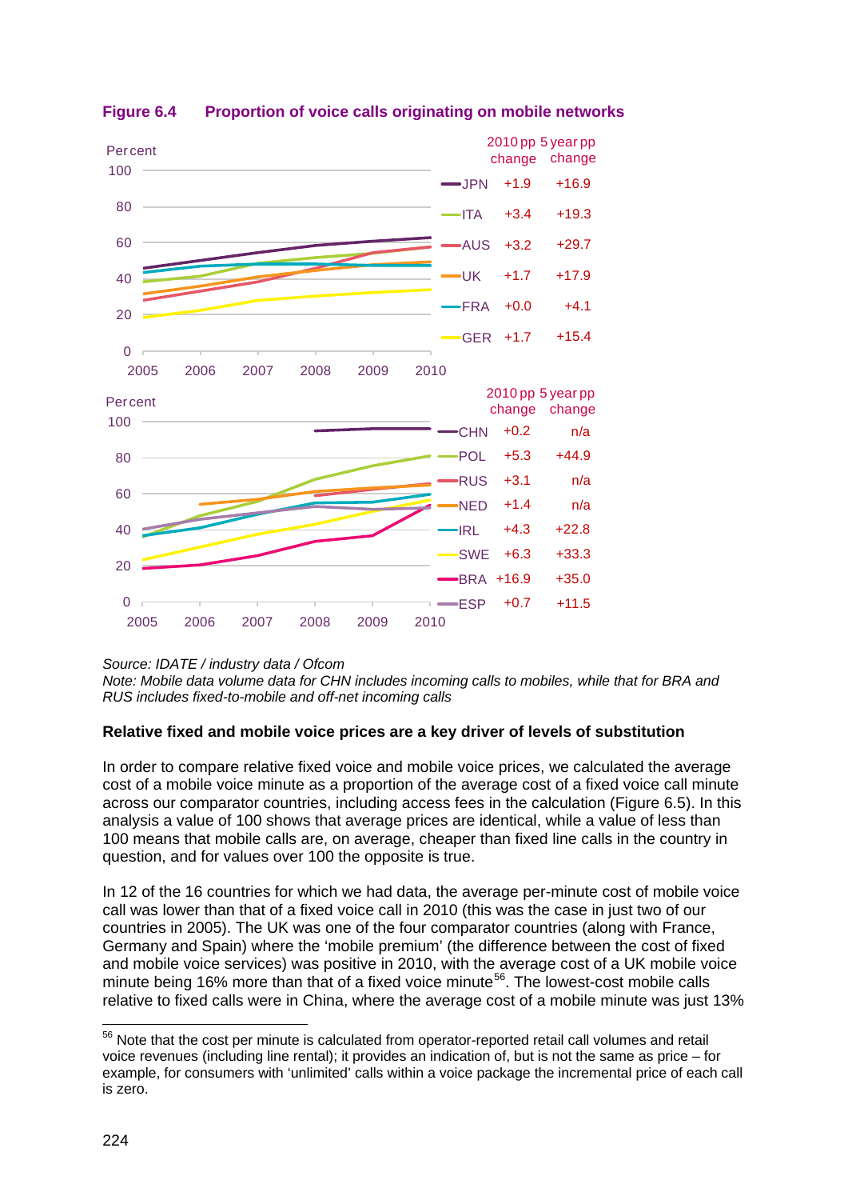**Figure 6.4 Proportion of voice calls originating on mobile networks**

| Country | 2010 pp change | 5 year pp change |
|---|---|---|
| JPN | +1.9 | +16.9 |
| ITA | +3.4 | +19.3 |
| AUS | +3.2 | +29.7 |
| UK | +1.7 | +17.9 |
| FRA | +0.0 | +4.1 |
| GER | +1.7 | +15.4 |

| Country | 2010 pp change | 5 year pp change |
|---|---|---|
| CHN | +0.2 | n/a |
| POL | +5.3 | +44.9 |
| RUS | +3.1 | n/a |
| NED | +1.4 | n/a |
| IRL | +4.3 | +22.8 |
| SWE | +6.3 | +33.3 |
| BRA | +16.9 | +35.0 |
| ESP | +0.7 | +11.5 |

*Source: IDATE / industry data / Ofcom*
*Note: Mobile data volume data for CHN includes incoming calls to mobiles, while that for BRA and RUS includes fixed-to-mobile and off-net incoming calls*

**Relative fixed and mobile voice prices are a key driver of levels of substitution**

In order to compare relative fixed voice and mobile voice prices, we calculated the average cost of a mobile voice minute as a proportion of the average cost of a fixed voice call minute across our comparator countries, including access fees in the calculation (Figure 6.5). In this analysis a value of 100 shows that average prices are identical, while a value of less than 100 means that mobile calls are, on average, cheaper than fixed line calls in the country in question, and for values over 100 the opposite is true.

In 12 of the 16 countries for which we had data, the average per-minute cost of mobile voice call was lower than that of a fixed voice call in 2010 (this was the case in just two of our countries in 2005). The UK was one of the four comparator countries (along with France, Germany and Spain) where the 'mobile premium' (the difference between the cost of fixed and mobile voice services) was positive in 2010, with the average cost of a UK mobile voice minute being 16% more than that of a fixed voice minute[56]. The lowest-cost mobile calls relative to fixed calls were in China, where the average cost of a mobile minute was just 13%

[56] Note that the cost per minute is calculated from operator-reported retail call volumes and retail voice revenues (including line rental); it provides an indication of, but is not the same as price – for example, for consumers with 'unlimited' calls within a voice package the incremental price of each call is zero.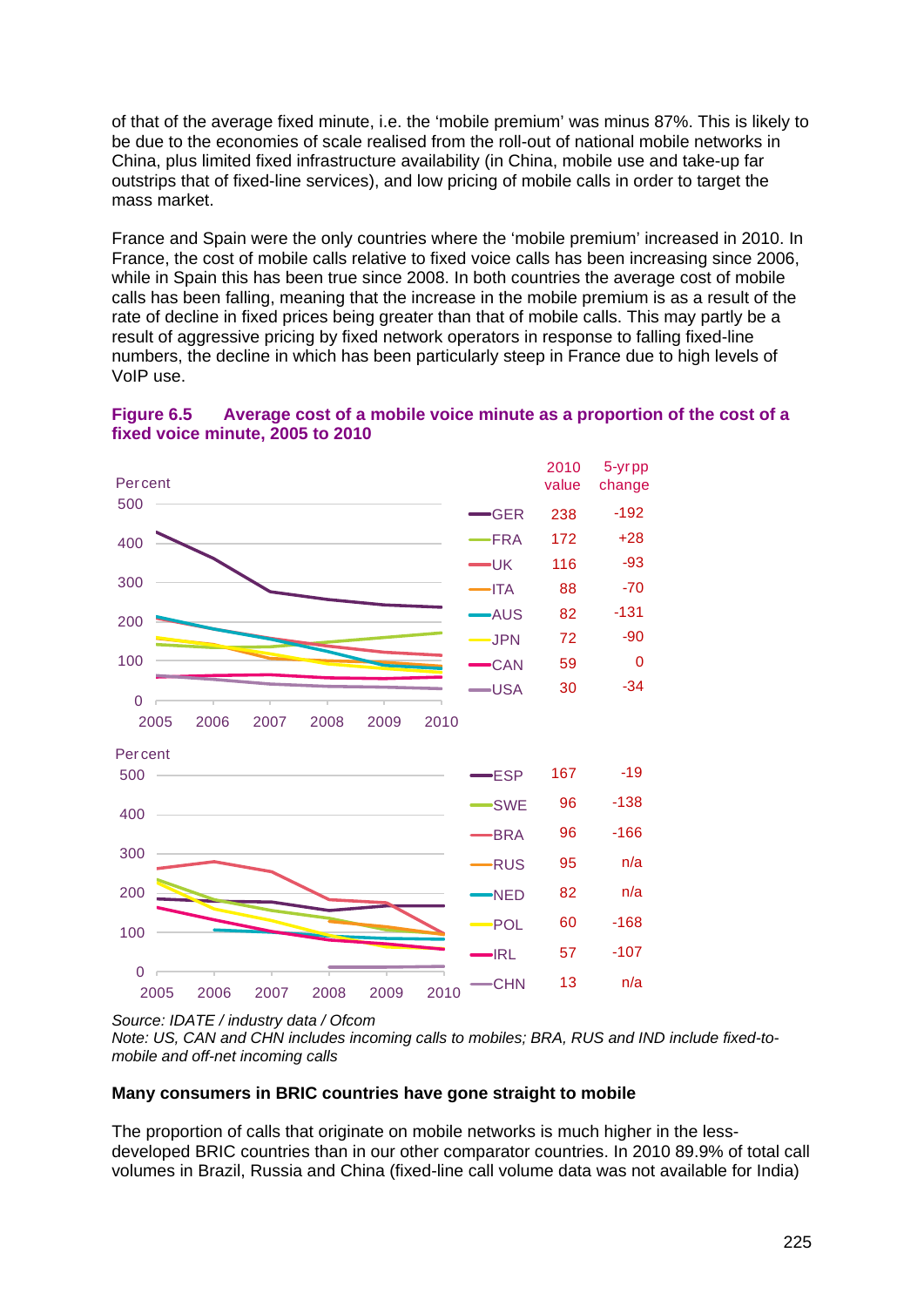of that of the average fixed minute, i.e. the 'mobile premium' was minus 87%. This is likely to be due to the economies of scale realised from the roll-out of national mobile networks in China, plus limited fixed infrastructure availability (in China, mobile use and take-up far outstrips that of fixed-line services), and low pricing of mobile calls in order to target the mass market.

France and Spain were the only countries where the 'mobile premium' increased in 2010. In France, the cost of mobile calls relative to fixed voice calls has been increasing since 2006, while in Spain this has been true since 2008. In both countries the average cost of mobile calls has been falling, meaning that the increase in the mobile premium is as a result of the rate of decline in fixed prices being greater than that of mobile calls. This may partly be a result of aggressive pricing by fixed network operators in response to falling fixed-line numbers, the decline in which has been particularly steep in France due to high levels of VoIP use.

**Figure 6.5 Average cost of a mobile voice minute as a proportion of the cost of a fixed voice minute, 2005 to 2010**

| Country | 2010 value | 5-yr pp change |
|---|---|---|
| GER | 238 | -192 |
| FRA | 172 | +28 |
| UK | 116 | -93 |
| ITA | 88 | -70 |
| AUS | 82 | -131 |
| JPN | 72 | -90 |
| CAN | 59 | 0 |
| USA | 30 | -34 |
| ESP | 167 | -19 |
| SWE | 96 | -138 |
| BRA | 96 | -166 |
| RUS | 95 | n/a |
| NED | 82 | n/a |
| POL | 60 | -168 |
| IRL | 57 | -107 |
| CHN | 13 | n/a |

*Source: IDATE / industry data / Ofcom*
*Note: US, CAN and CHN includes incoming calls to mobiles; BRA, RUS and IND include fixed-to-mobile and off-net incoming calls*

**Many consumers in BRIC countries have gone straight to mobile**

The proportion of calls that originate on mobile networks is much higher in the less-developed BRIC countries than in our other comparator countries. In 2010 89.9% of total call volumes in Brazil, Russia and China (fixed-line call volume data was not available for India)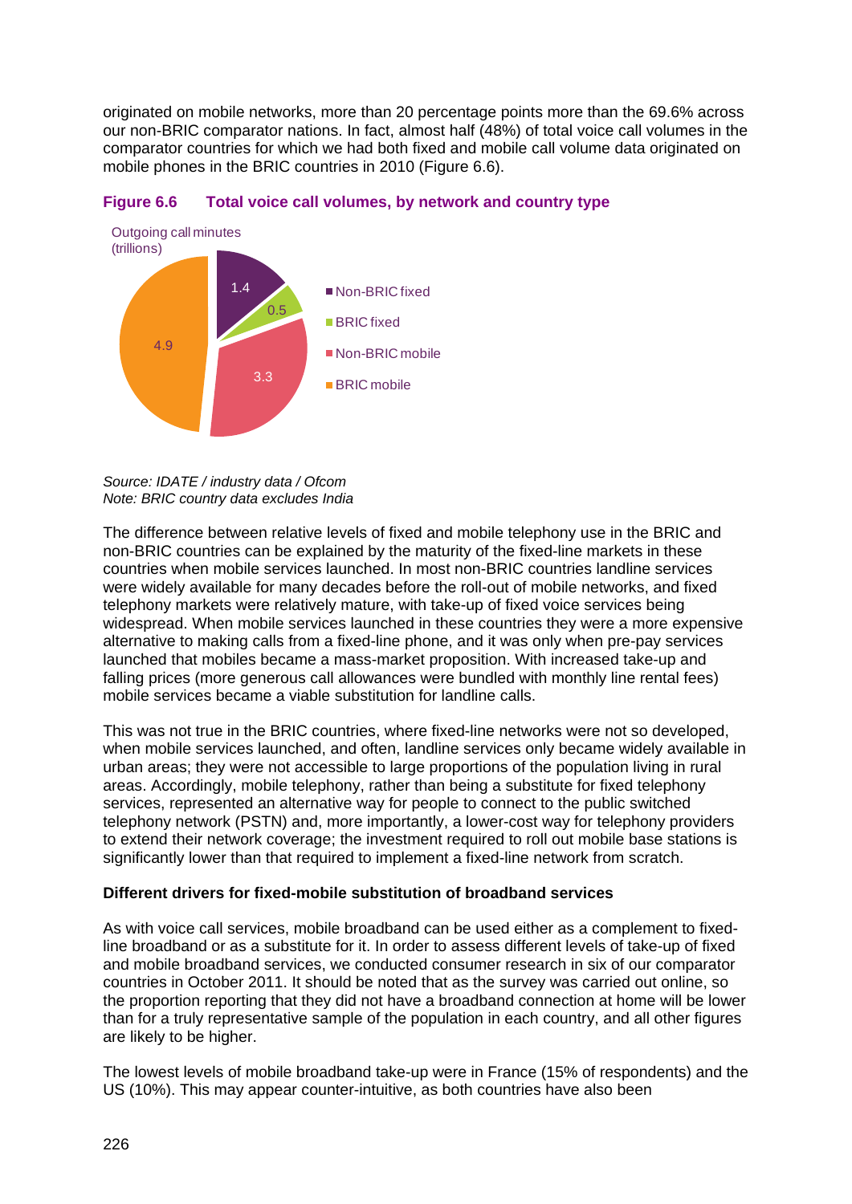originated on mobile networks, more than 20 percentage points more than the 69.6% across our non-BRIC comparator nations. In fact, almost half (48%) of total voice call volumes in the comparator countries for which we had both fixed and mobile call volume data originated on mobile phones in the BRIC countries in 2010 (Figure 6.6).

**Figure 6.6 Total voice call volumes, by network and country type**

Outgoing call minutes (trillions)

| Category | Value |
|---|---|
| Non-BRIC fixed | 1.4 |
| BRIC fixed | 0.5 |
| Non-BRIC mobile | 3.3 |
| BRIC mobile | 4.9 |

*Source: IDATE / industry data / Ofcom*
*Note: BRIC country data excludes India*

The difference between relative levels of fixed and mobile telephony use in the BRIC and non-BRIC countries can be explained by the maturity of the fixed-line markets in these countries when mobile services launched. In most non-BRIC countries landline services were widely available for many decades before the roll-out of mobile networks, and fixed telephony markets were relatively mature, with take-up of fixed voice services being widespread. When mobile services launched in these countries they were a more expensive alternative to making calls from a fixed-line phone, and it was only when pre-pay services launched that mobiles became a mass-market proposition. With increased take-up and falling prices (more generous call allowances were bundled with monthly line rental fees) mobile services became a viable substitution for landline calls.

This was not true in the BRIC countries, where fixed-line networks were not so developed, when mobile services launched, and often, landline services only became widely available in urban areas; they were not accessible to large proportions of the population living in rural areas. Accordingly, mobile telephony, rather than being a substitute for fixed telephony services, represented an alternative way for people to connect to the public switched telephony network (PSTN) and, more importantly, a lower-cost way for telephony providers to extend their network coverage; the investment required to roll out mobile base stations is significantly lower than that required to implement a fixed-line network from scratch.

**Different drivers for fixed-mobile substitution of broadband services**

As with voice call services, mobile broadband can be used either as a complement to fixed-line broadband or as a substitute for it. In order to assess different levels of take-up of fixed and mobile broadband services, we conducted consumer research in six of our comparator countries in October 2011. It should be noted that as the survey was carried out online, so the proportion reporting that they did not have a broadband connection at home will be lower than for a truly representative sample of the population in each country, and all other figures are likely to be higher.

The lowest levels of mobile broadband take-up were in France (15% of respondents) and the US (10%). This may appear counter-intuitive, as both countries have also been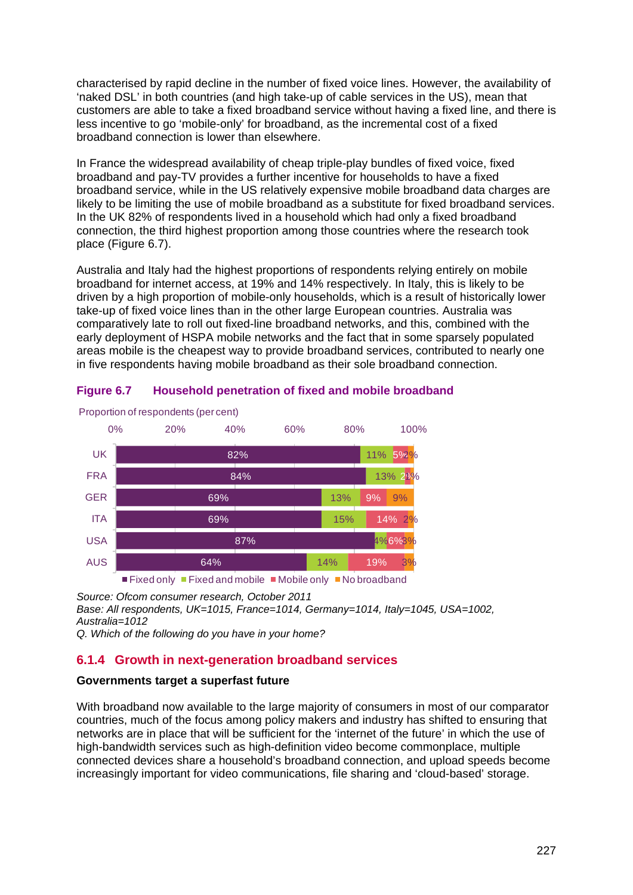characterised by rapid decline in the number of fixed voice lines. However, the availability of 'naked DSL' in both countries (and high take-up of cable services in the US), mean that customers are able to take a fixed broadband service without having a fixed line, and there is less incentive to go 'mobile-only' for broadband, as the incremental cost of a fixed broadband connection is lower than elsewhere.

In France the widespread availability of cheap triple-play bundles of fixed voice, fixed broadband and pay-TV provides a further incentive for households to have a fixed broadband service, while in the US relatively expensive mobile broadband data charges are likely to be limiting the use of mobile broadband as a substitute for fixed broadband services. In the UK 82% of respondents lived in a household which had only a fixed broadband connection, the third highest proportion among those countries where the research took place (Figure 6.7).

Australia and Italy had the highest proportions of respondents relying entirely on mobile broadband for internet access, at 19% and 14% respectively. In Italy, this is likely to be driven by a high proportion of mobile-only households, which is a result of historically lower take-up of fixed voice lines than in the other large European countries. Australia was comparatively late to roll out fixed-line broadband networks, and this, combined with the early deployment of HSPA mobile networks and the fact that in some sparsely populated areas mobile is the cheapest way to provide broadband services, contributed to nearly one in five respondents having mobile broadband as their sole broadband connection.

**Figure 6.7 Household penetration of fixed and mobile broadband**

Proportion of respondents (per cent)

| | Fixed only | Fixed and mobile | Mobile only | No broadband |
|---|---|---|---|---|
| UK | 82% | 11% | 5% | 2% |
| FRA | 84% | 13% | 2% | 1% |
| GER | 69% | 13% | 9% | 9% |
| ITA | 69% | 15% | 14% | 2% |
| USA | 87% | 4% | 6% | 3% |
| AUS | 64% | 14% | 19% | 3% |

*Source: Ofcom consumer research, October 2011*
*Base: All respondents, UK=1015, France=1014, Germany=1014, Italy=1045, USA=1002, Australia=1012*
*Q. Which of the following do you have in your home?*

## 6.1.4 Growth in next-generation broadband services

**Governments target a superfast future**

With broadband now available to the large majority of consumers in most of our comparator countries, much of the focus among policy makers and industry has shifted to ensuring that networks are in place that will be sufficient for the 'internet of the future' in which the use of high-bandwidth services such as high-definition video become commonplace, multiple connected devices share a household's broadband connection, and upload speeds become increasingly important for video communications, file sharing and 'cloud-based' storage.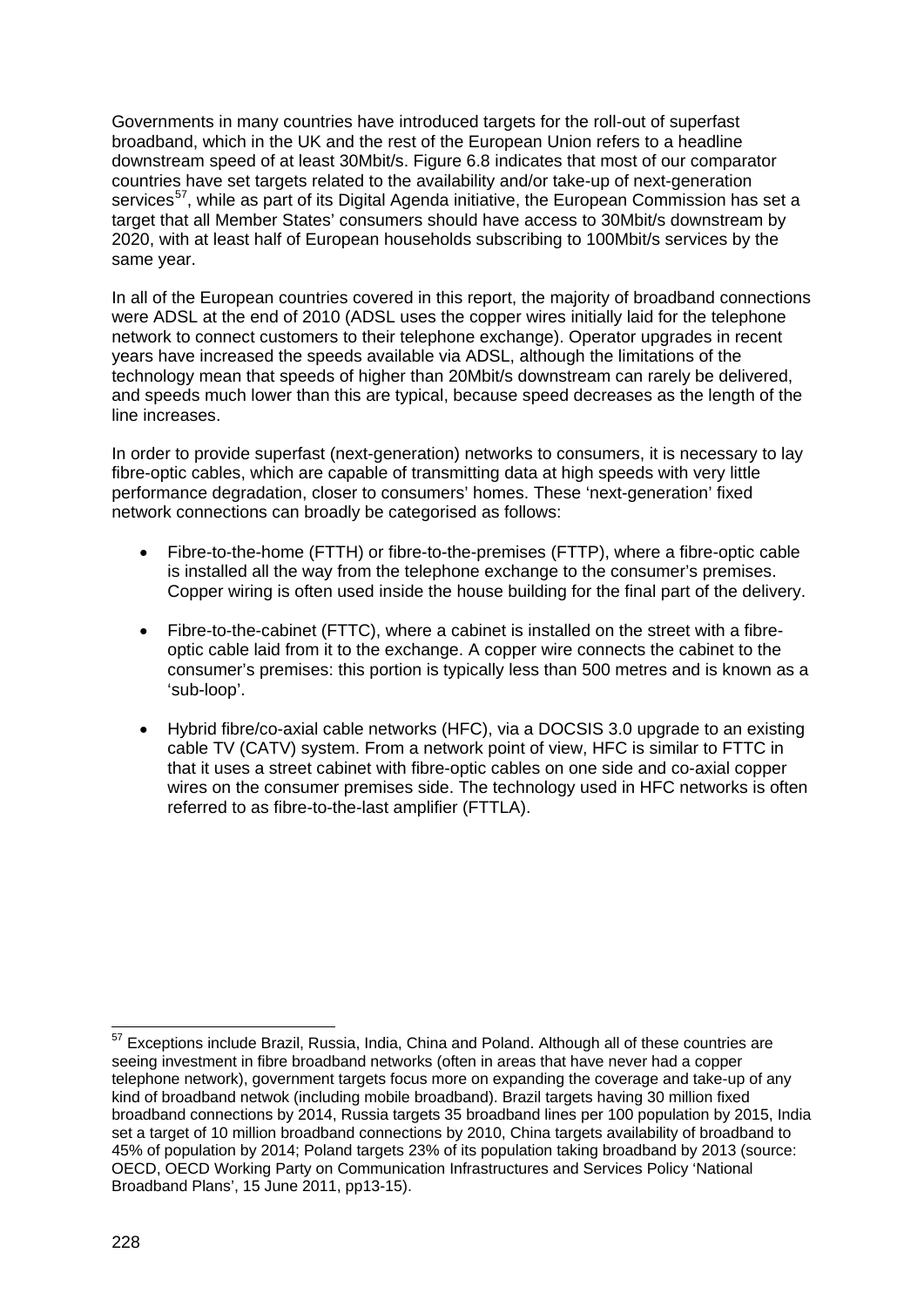Governments in many countries have introduced targets for the roll-out of superfast broadband, which in the UK and the rest of the European Union refers to a headline downstream speed of at least 30Mbit/s. Figure 6.8 indicates that most of our comparator countries have set targets related to the availability and/or take-up of next-generation services[57], while as part of its Digital Agenda initiative, the European Commission has set a target that all Member States' consumers should have access to 30Mbit/s downstream by 2020, with at least half of European households subscribing to 100Mbit/s services by the same year.

In all of the European countries covered in this report, the majority of broadband connections were ADSL at the end of 2010 (ADSL uses the copper wires initially laid for the telephone network to connect customers to their telephone exchange). Operator upgrades in recent years have increased the speeds available via ADSL, although the limitations of the technology mean that speeds of higher than 20Mbit/s downstream can rarely be delivered, and speeds much lower than this are typical, because speed decreases as the length of the line increases.

In order to provide superfast (next-generation) networks to consumers, it is necessary to lay fibre-optic cables, which are capable of transmitting data at high speeds with very little performance degradation, closer to consumers' homes. These 'next-generation' fixed network connections can broadly be categorised as follows:

- Fibre-to-the-home (FTTH) or fibre-to-the-premises (FTTP), where a fibre-optic cable is installed all the way from the telephone exchange to the consumer's premises. Copper wiring is often used inside the house building for the final part of the delivery.
- Fibre-to-the-cabinet (FTTC), where a cabinet is installed on the street with a fibre-optic cable laid from it to the exchange. A copper wire connects the cabinet to the consumer's premises: this portion is typically less than 500 metres and is known as a 'sub-loop'.
- Hybrid fibre/co-axial cable networks (HFC), via a DOCSIS 3.0 upgrade to an existing cable TV (CATV) system. From a network point of view, HFC is similar to FTTC in that it uses a street cabinet with fibre-optic cables on one side and co-axial copper wires on the consumer premises side. The technology used in HFC networks is often referred to as fibre-to-the-last amplifier (FTTLA).

---

[57] Exceptions include Brazil, Russia, India, China and Poland. Although all of these countries are seeing investment in fibre broadband networks (often in areas that have never had a copper telephone network), government targets focus more on expanding the coverage and take-up of any kind of broadband netwok (including mobile broadband). Brazil targets having 30 million fixed broadband connections by 2014, Russia targets 35 broadband lines per 100 population by 2015, India set a target of 10 million broadband connections by 2010, China targets availability of broadband to 45% of population by 2014; Poland targets 23% of its population taking broadband by 2013 (source: OECD, OECD Working Party on Communication Infrastructures and Services Policy 'National Broadband Plans', 15 June 2011, pp13-15).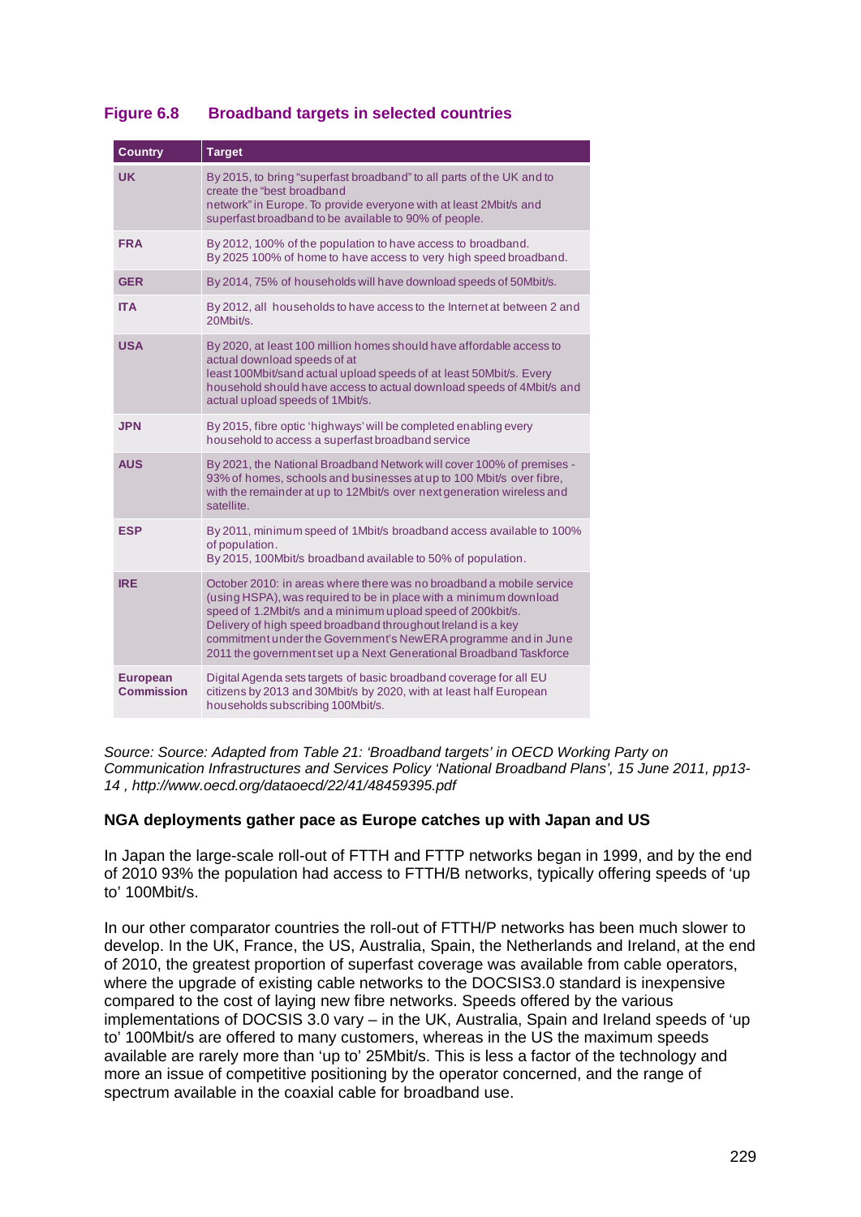### Figure 6.8 Broadband targets in selected countries

| Country | Target |
|---|---|
| **UK** | By 2015, to bring "superfast broadband" to all parts of the UK and to create the "best broadband network" in Europe. To provide everyone with at least 2Mbit/s and superfast broadband to be available to 90% of people. |
| **FRA** | By 2012, 100% of the population to have access to broadband. By 2025 100% of home to have access to very high speed broadband. |
| **GER** | By 2014, 75% of households will have download speeds of 50Mbit/s. |
| **ITA** | By 2012, all households to have access to the Internet at between 2 and 20Mbit/s. |
| **USA** | By 2020, at least 100 million homes should have affordable access to actual download speeds of at least 100Mbit/sand actual upload speeds of at least 50Mbit/s. Every household should have access to actual download speeds of 4Mbit/s and actual upload speeds of 1Mbit/s. |
| **JPN** | By 2015, fibre optic 'highways' will be completed enabling every household to access a superfast broadband service |
| **AUS** | By 2021, the National Broadband Network will cover 100% of premises - 93% of homes, schools and businesses at up to 100 Mbit/s over fibre, with the remainder at up to 12Mbit/s over next generation wireless and satellite. |
| **ESP** | By 2011, minimum speed of 1Mbit/s broadband access available to 100% of population. By 2015, 100Mbit/s broadband available to 50% of population. |
| **IRE** | October 2010: in areas where there was no broadband a mobile service (using HSPA), was required to be in place with a minimum download speed of 1.2Mbit/s and a minimum upload speed of 200kbit/s. Delivery of high speed broadband throughout Ireland is a key commitment under the Government's NewERA programme and in June 2011 the government set up a Next Generational Broadband Taskforce |
| **European Commission** | Digital Agenda sets targets of basic broadband coverage for all EU citizens by 2013 and 30Mbit/s by 2020, with at least half European households subscribing 100Mbit/s. |

*Source: Source: Adapted from Table 21: 'Broadband targets' in OECD Working Party on Communication Infrastructures and Services Policy 'National Broadband Plans', 15 June 2011, pp13-14 , http://www.oecd.org/dataoecd/22/41/48459395.pdf*

**NGA deployments gather pace as Europe catches up with Japan and US**

In Japan the large-scale roll-out of FTTH and FTTP networks began in 1999, and by the end of 2010 93% the population had access to FTTH/B networks, typically offering speeds of 'up to' 100Mbit/s.

In our other comparator countries the roll-out of FTTH/P networks has been much slower to develop. In the UK, France, the US, Australia, Spain, the Netherlands and Ireland, at the end of 2010, the greatest proportion of superfast coverage was available from cable operators, where the upgrade of existing cable networks to the DOCSIS3.0 standard is inexpensive compared to the cost of laying new fibre networks. Speeds offered by the various implementations of DOCSIS 3.0 vary – in the UK, Australia, Spain and Ireland speeds of 'up to' 100Mbit/s are offered to many customers, whereas in the US the maximum speeds available are rarely more than 'up to' 25Mbit/s. This is less a factor of the technology and more an issue of competitive positioning by the operator concerned, and the range of spectrum available in the coaxial cable for broadband use.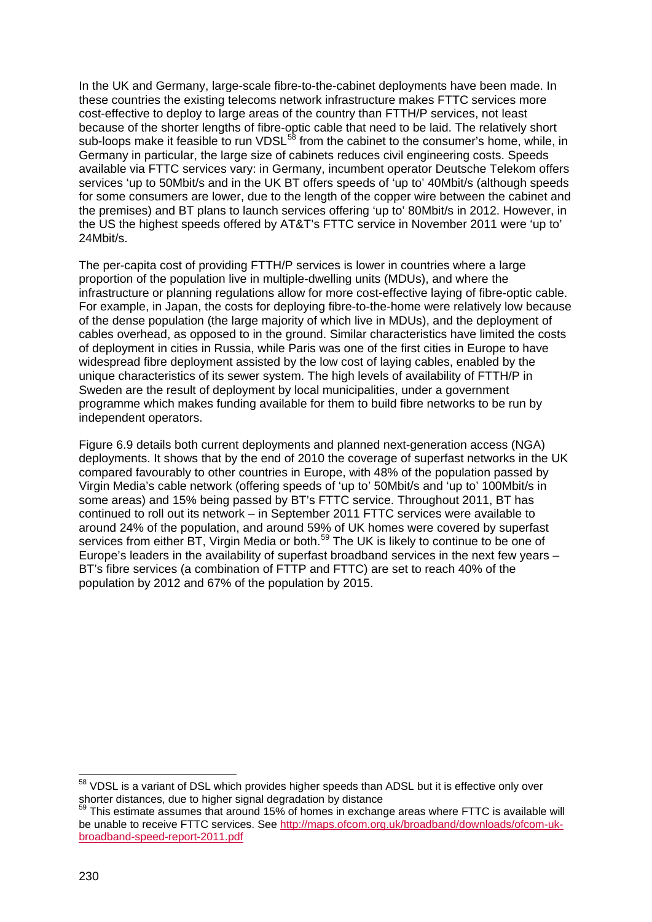In the UK and Germany, large-scale fibre-to-the-cabinet deployments have been made. In these countries the existing telecoms network infrastructure makes FTTC services more cost-effective to deploy to large areas of the country than FTTH/P services, not least because of the shorter lengths of fibre-optic cable that need to be laid. The relatively short sub-loops make it feasible to run VDSL[58] from the cabinet to the consumer's home, while, in Germany in particular, the large size of cabinets reduces civil engineering costs. Speeds available via FTTC services vary: in Germany, incumbent operator Deutsche Telekom offers services 'up to 50Mbit/s and in the UK BT offers speeds of 'up to' 40Mbit/s (although speeds for some consumers are lower, due to the length of the copper wire between the cabinet and the premises) and BT plans to launch services offering 'up to' 80Mbit/s in 2012. However, in the US the highest speeds offered by AT&T's FTTC service in November 2011 were 'up to' 24Mbit/s.

The per-capita cost of providing FTTH/P services is lower in countries where a large proportion of the population live in multiple-dwelling units (MDUs), and where the infrastructure or planning regulations allow for more cost-effective laying of fibre-optic cable. For example, in Japan, the costs for deploying fibre-to-the-home were relatively low because of the dense population (the large majority of which live in MDUs), and the deployment of cables overhead, as opposed to in the ground. Similar characteristics have limited the costs of deployment in cities in Russia, while Paris was one of the first cities in Europe to have widespread fibre deployment assisted by the low cost of laying cables, enabled by the unique characteristics of its sewer system. The high levels of availability of FTTH/P in Sweden are the result of deployment by local municipalities, under a government programme which makes funding available for them to build fibre networks to be run by independent operators.

Figure 6.9 details both current deployments and planned next-generation access (NGA) deployments. It shows that by the end of 2010 the coverage of superfast networks in the UK compared favourably to other countries in Europe, with 48% of the population passed by Virgin Media's cable network (offering speeds of 'up to' 50Mbit/s and 'up to' 100Mbit/s in some areas) and 15% being passed by BT's FTTC service. Throughout 2011, BT has continued to roll out its network – in September 2011 FTTC services were available to around 24% of the population, and around 59% of UK homes were covered by superfast services from either BT, Virgin Media or both.[59] The UK is likely to continue to be one of Europe's leaders in the availability of superfast broadband services in the next few years – BT's fibre services (a combination of FTTP and FTTC) are set to reach 40% of the population by 2012 and 67% of the population by 2015.

---

[58] VDSL is a variant of DSL which provides higher speeds than ADSL but it is effective only over shorter distances, due to higher signal degradation by distance

[59] This estimate assumes that around 15% of homes in exchange areas where FTTC is available will be unable to receive FTTC services. See [http://maps.ofcom.org.uk/broadband/downloads/ofcom-uk-broadband-speed-report-2011.pdf](http://maps.ofcom.org.uk/broadband/downloads/ofcom-uk-broadband-speed-report-2011.pdf)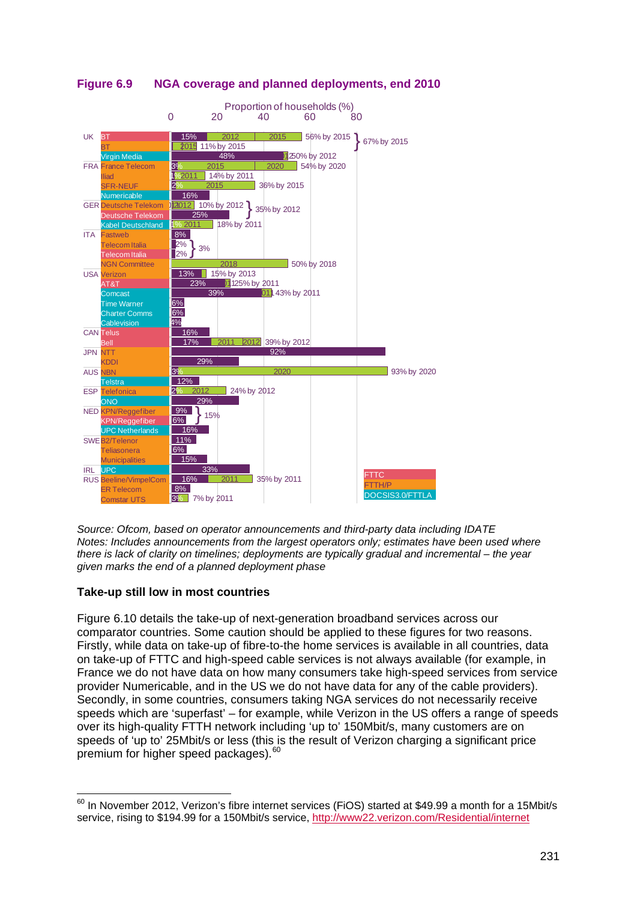**Figure 6.9 NGA coverage and planned deployments, end 2010**

Proportion of households (%)

| Country | Operator | Coverage / planned deployment |
|---|---|---|
| UK | BT | 15%, 2012, 2015, 56% by 2015 } 67% by 2015 |
| | BT | 2015, 11% by 2015 |
| | Virgin Media | 48%, 2012, 50% by 2012 |
| FRA | France Telecom | 3%, 2015, 2020, 54% by 2020 |
| | Iliad | 1%, 2011, 14% by 2011 |
| | SFR-NEUF | 2%, 2015, 36% by 2015 |
| | Numericable | 16% |
| GER | Deutsche Telekom | 0%, 2012, 10% by 2012 } 35% by 2012 |
| | Deutsche Telekom | 25% |
| | Kabel Deutschland | 1%, 2011, 18% by 2011 |
| ITA | Fastweb | 8% |
| | Telecom Italia | 2% } 3% |
| | Telecom Italia | 2% |
| | NGN Committee | 2018, 50% by 2018 |
| USA | Verizon | 13%, 15% by 2013 |
| | AT&T | 23%, 2011, 25% by 2011 |
| | Comcast | 39%, 2011, 43% by 2011 |
| | Time Warner | 6% |
| | Charter Comms | 6% |
| | Cablevision | 4% |
| CAN | Telus | 16% |
| | Bell | 17%, 2011, 2012, 39% by 2012 |
| JPN | NTT | 92% |
| | KDDI | 29% |
| AUS | NBN | 3%, 2020, 93% by 2020 |
| | Telstra | 12% |
| ESP | Telefonica | 2%, 2012, 24% by 2012 |
| | ONO | 29% |
| NED | KPN/Reggefiber | 9% } 15% |
| | KPN/Reggefiber | 6% |
| | UPC Netherlands | 16% |
| SWE | B2/Telenor | 11% |
| | Teliasonera | 6% |
| | Municipalities | 15% |
| IRL | UPC | 33% |
| RUS | Beeline/VimpelCom | 16%, 2011, 35% by 2011 |
| | ER Telecom | 8% |
| | Comstar UTS | 3%, 7% by 2011 |

Legend: FTTC; FTTH/P; DOCSIS3.0/FTTLA

*Source: Ofcom, based on operator announcements and third-party data including IDATE*
*Notes: Includes announcements from the largest operators only; estimates have been used where there is lack of clarity on timelines; deployments are typically gradual and incremental – the year given marks the end of a planned deployment phase*

### Take-up still low in most countries

Figure 6.10 details the take-up of next-generation broadband services across our comparator countries. Some caution should be applied to these figures for two reasons. Firstly, while data on take-up of fibre-to-the home services is available in all countries, data on take-up of FTTC and high-speed cable services is not always available (for example, in France we do not have data on how many consumers take high-speed services from service provider Numericable, and in the US we do not have data for any of the cable providers). Secondly, in some countries, consumers taking NGA services do not necessarily receive speeds which are 'superfast' – for example, while Verizon in the US offers a range of speeds over its high-quality FTTH network including 'up to' 150Mbit/s, many customers are on speeds of 'up to' 25Mbit/s or less (this is the result of Verizon charging a significant price premium for higher speed packages).[60]

[60] In November 2012, Verizon's fibre internet services (FiOS) started at $49.99 a month for a 15Mbit/s service, rising to $194.99 for a 150Mbit/s service, http://www22.verizon.com/Residential/internet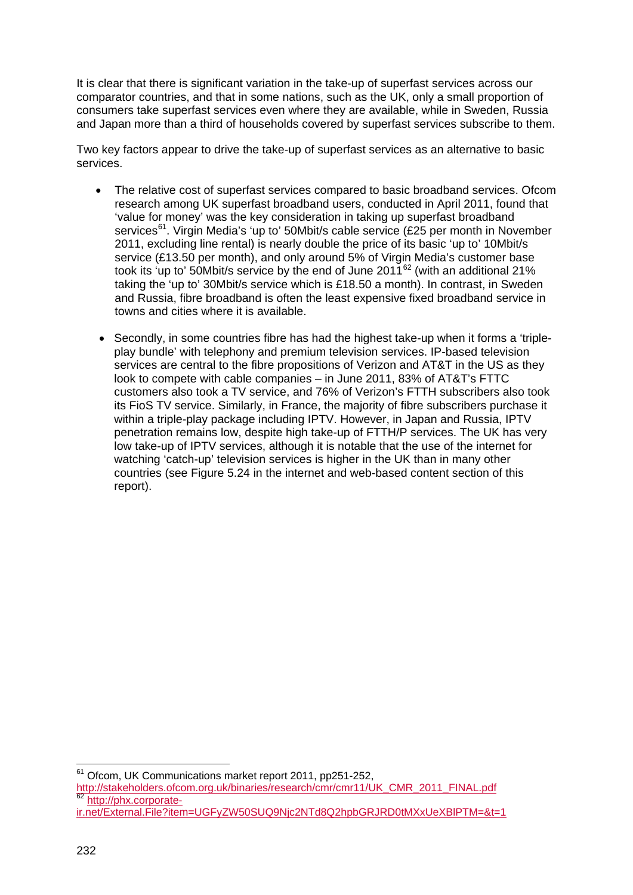It is clear that there is significant variation in the take-up of superfast services across our comparator countries, and that in some nations, such as the UK, only a small proportion of consumers take superfast services even where they are available, while in Sweden, Russia and Japan more than a third of households covered by superfast services subscribe to them.

Two key factors appear to drive the take-up of superfast services as an alternative to basic services.

- The relative cost of superfast services compared to basic broadband services. Ofcom research among UK superfast broadband users, conducted in April 2011, found that 'value for money' was the key consideration in taking up superfast broadband services[61]. Virgin Media's 'up to' 50Mbit/s cable service (£25 per month in November 2011, excluding line rental) is nearly double the price of its basic 'up to' 10Mbit/s service (£13.50 per month), and only around 5% of Virgin Media's customer base took its 'up to' 50Mbit/s service by the end of June 2011[62] (with an additional 21% taking the 'up to' 30Mbit/s service which is £18.50 a month). In contrast, in Sweden and Russia, fibre broadband is often the least expensive fixed broadband service in towns and cities where it is available.

- Secondly, in some countries fibre has had the highest take-up when it forms a 'triple-play bundle' with telephony and premium television services. IP-based television services are central to the fibre propositions of Verizon and AT&T in the US as they look to compete with cable companies – in June 2011, 83% of AT&T's FTTC customers also took a TV service, and 76% of Verizon's FTTH subscribers also took its FioS TV service. Similarly, in France, the majority of fibre subscribers purchase it within a triple-play package including IPTV. However, in Japan and Russia, IPTV penetration remains low, despite high take-up of FTTH/P services. The UK has very low take-up of IPTV services, although it is notable that the use of the internet for watching 'catch-up' television services is higher in the UK than in many other countries (see Figure 5.24 in the internet and web-based content section of this report).

---

[61] Ofcom, UK Communications market report 2011, pp251-252, http://stakeholders.ofcom.org.uk/binaries/research/cmr/cmr11/UK_CMR_2011_FINAL.pdf

[62] http://phx.corporate-ir.net/External.File?item=UGFyZW50SUQ9Njc2NTd8Q2hpbGRJRD0tMXxUeXBlPTM=&t=1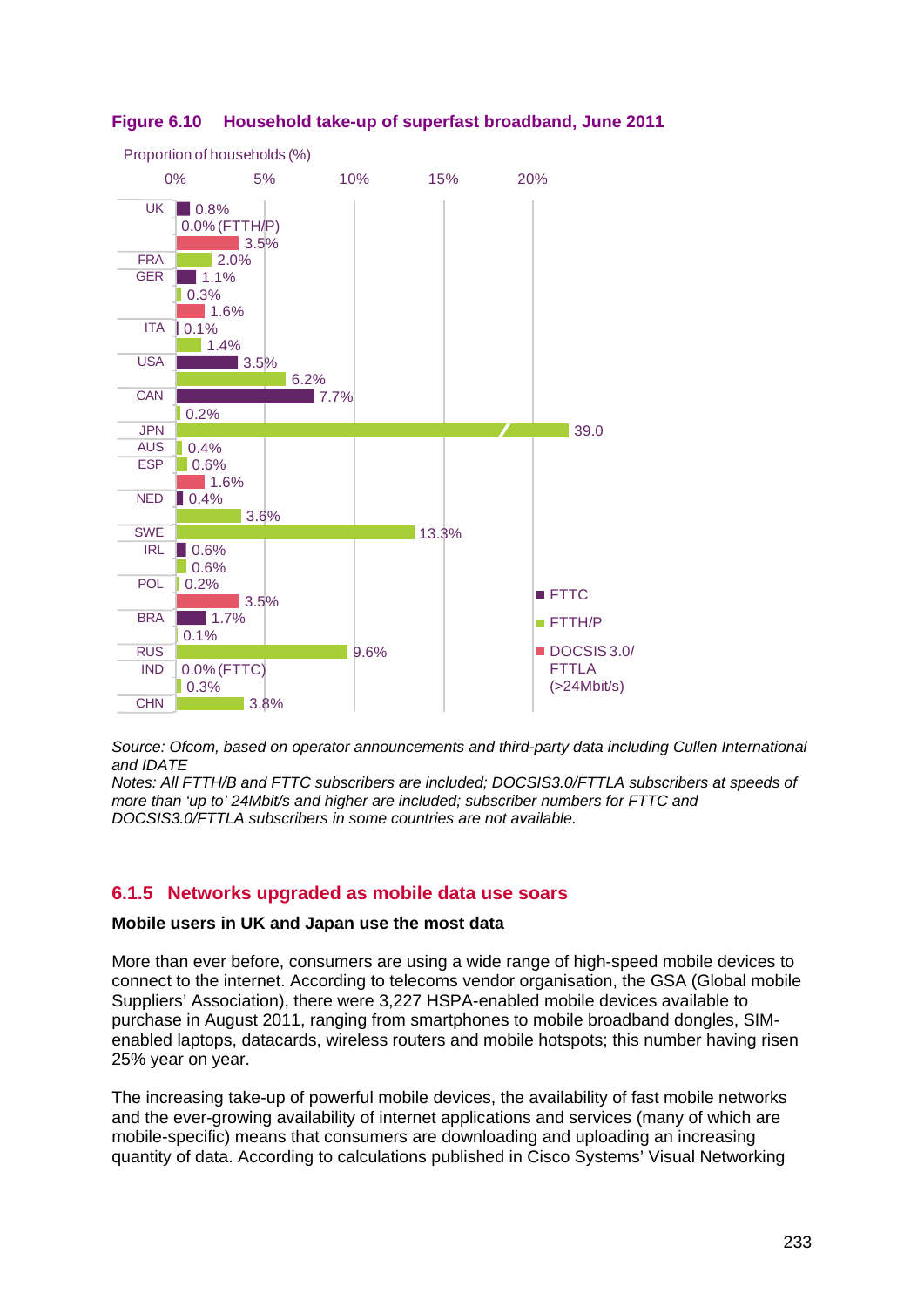**Figure 6.10 Household take-up of superfast broadband, June 2011**

Proportion of households (%)

| Country | FTTC | FTTH/P | DOCSIS 3.0/ FTTLA (>24Mbit/s) |
|---|---|---|---|
| UK | 0.8% | 0.0% (FTTH/P) | 3.5% |
| FRA | | 2.0% | |
| GER | 1.1% | 0.3% | 1.6% |
| ITA | 0.1% | 1.4% | |
| USA | 3.5% | 6.2% | |
| CAN | 7.7% | 0.2% | |
| JPN | | 39.0 | |
| AUS | | 0.4% | |
| ESP | | 0.6% | 1.6% |
| NED | 0.4% | 3.6% | |
| SWE | | 13.3% | |
| IRL | 0.6% | 0.6% | |
| POL | | 0.2% | 3.5% |
| BRA | 1.7% | 0.1% | |
| RUS | | 9.6% | |
| IND | 0.0% (FTTC) | 0.3% | |
| CHN | | 3.8% | |

*Source: Ofcom, based on operator announcements and third-party data including Cullen International and IDATE*
*Notes: All FTTH/B and FTTC subscribers are included; DOCSIS3.0/FTTLA subscribers at speeds of more than 'up to' 24Mbit/s and higher are included; subscriber numbers for FTTC and DOCSIS3.0/FTTLA subscribers in some countries are not available.*

### 6.1.5 Networks upgraded as mobile data use soars

**Mobile users in UK and Japan use the most data**

More than ever before, consumers are using a wide range of high-speed mobile devices to connect to the internet. According to telecoms vendor organisation, the GSA (Global mobile Suppliers' Association), there were 3,227 HSPA-enabled mobile devices available to purchase in August 2011, ranging from smartphones to mobile broadband dongles, SIM-enabled laptops, datacards, wireless routers and mobile hotspots; this number having risen 25% year on year.

The increasing take-up of powerful mobile devices, the availability of fast mobile networks and the ever-growing availability of internet applications and services (many of which are mobile-specific) means that consumers are downloading and uploading an increasing quantity of data. According to calculations published in Cisco Systems' Visual Networking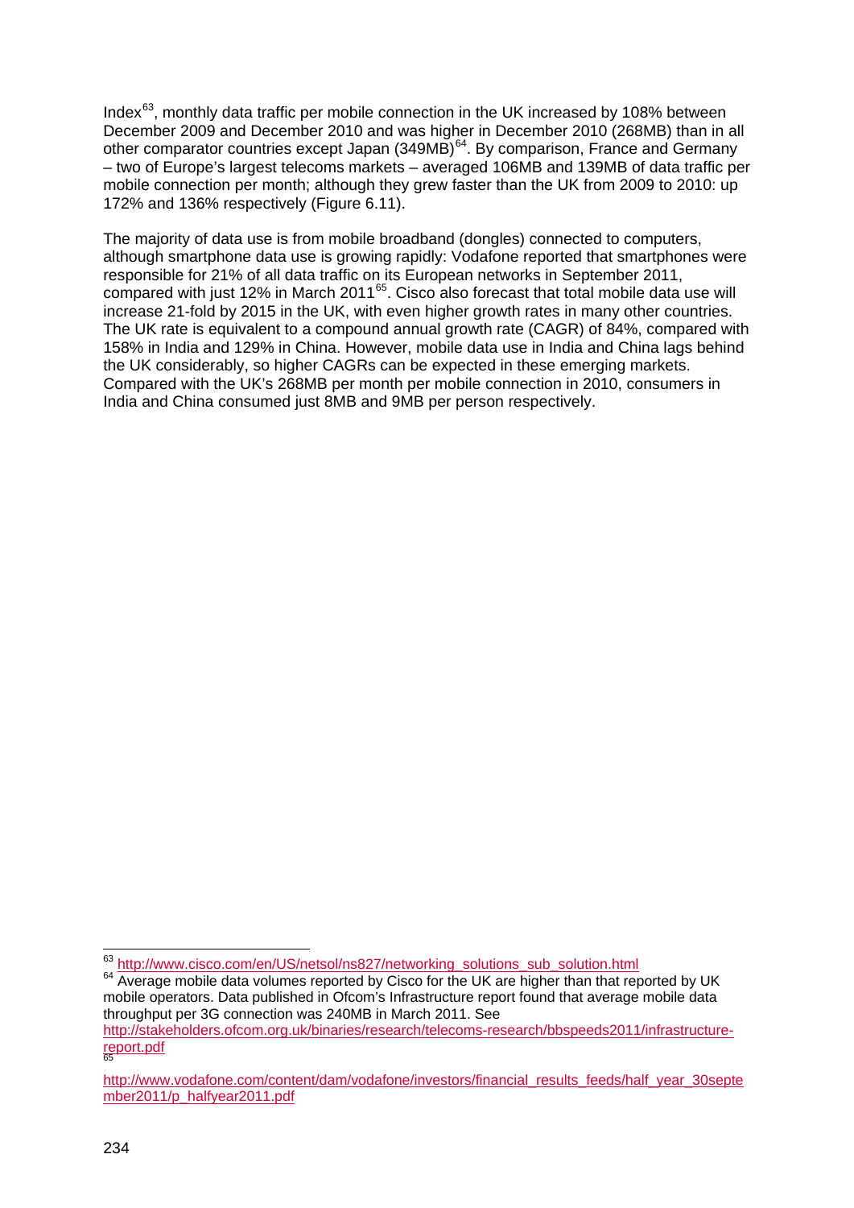Index[63], monthly data traffic per mobile connection in the UK increased by 108% between December 2009 and December 2010 and was higher in December 2010 (268MB) than in all other comparator countries except Japan (349MB)[64]. By comparison, France and Germany – two of Europe's largest telecoms markets – averaged 106MB and 139MB of data traffic per mobile connection per month; although they grew faster than the UK from 2009 to 2010: up 172% and 136% respectively (Figure 6.11).

The majority of data use is from mobile broadband (dongles) connected to computers, although smartphone data use is growing rapidly: Vodafone reported that smartphones were responsible for 21% of all data traffic on its European networks in September 2011, compared with just 12% in March 2011[65]. Cisco also forecast that total mobile data use will increase 21-fold by 2015 in the UK, with even higher growth rates in many other countries. The UK rate is equivalent to a compound annual growth rate (CAGR) of 84%, compared with 158% in India and 129% in China. However, mobile data use in India and China lags behind the UK considerably, so higher CAGRs can be expected in these emerging markets. Compared with the UK's 268MB per month per mobile connection in 2010, consumers in India and China consumed just 8MB and 9MB per person respectively.

---

[63] http://www.cisco.com/en/US/netsol/ns827/networking_solutions_sub_solution.html

[64] Average mobile data volumes reported by Cisco for the UK are higher than that reported by UK mobile operators. Data published in Ofcom's Infrastructure report found that average mobile data throughput per 3G connection was 240MB in March 2011. See http://stakeholders.ofcom.org.uk/binaries/research/telecoms-research/bbspeeds2011/infrastructure-report.pdf

[65] http://www.vodafone.com/content/dam/vodafone/investors/financial_results_feeds/half_year_30september2011/p_halfyear2011.pdf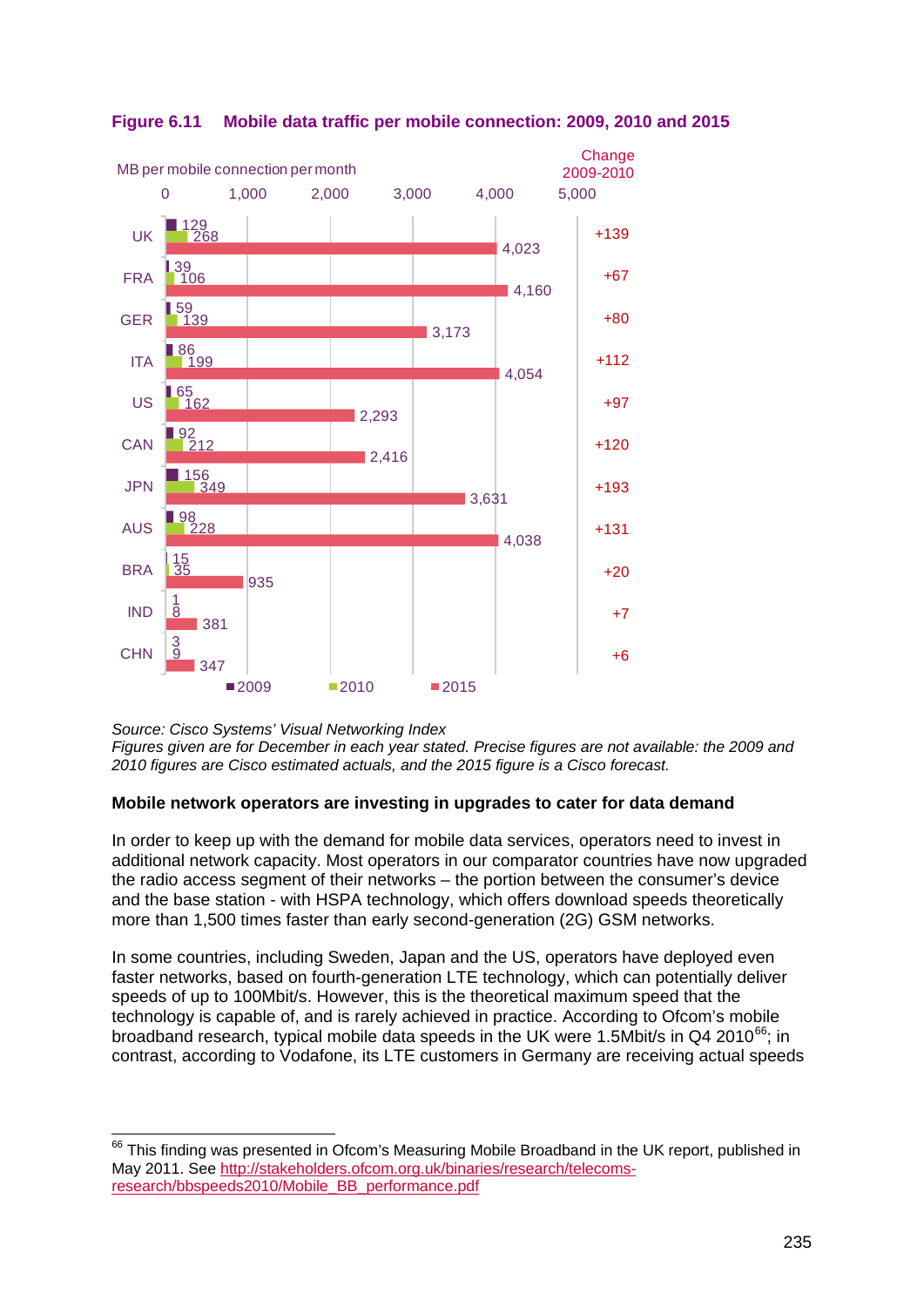**Figure 6.11 Mobile data traffic per mobile connection: 2009, 2010 and 2015**

MB per mobile connection per month

| Country | 2009 | 2010 | 2015 | Change 2009-2010 |
|---|---|---|---|---|
| UK | 129 | 268 | 4,023 | +139 |
| FRA | 39 | 106 | 4,160 | +67 |
| GER | 59 | 139 | 3,173 | +80 |
| ITA | 86 | 199 | 4,054 | +112 |
| US | 65 | 162 | 2,293 | +97 |
| CAN | 92 | 212 | 2,416 | +120 |
| JPN | 156 | 349 | 3,631 | +193 |
| AUS | 98 | 228 | 4,038 | +131 |
| BRA | 15 | 35 | 935 | +20 |
| IND | 1 | 8 | 381 | +7 |
| CHN | 3 | 9 | 347 | +6 |

*Source: Cisco Systems' Visual Networking Index*
*Figures given are for December in each year stated. Precise figures are not available: the 2009 and 2010 figures are Cisco estimated actuals, and the 2015 figure is a Cisco forecast.*

**Mobile network operators are investing in upgrades to cater for data demand**

In order to keep up with the demand for mobile data services, operators need to invest in additional network capacity. Most operators in our comparator countries have now upgraded the radio access segment of their networks – the portion between the consumer's device and the base station - with HSPA technology, which offers download speeds theoretically more than 1,500 times faster than early second-generation (2G) GSM networks.

In some countries, including Sweden, Japan and the US, operators have deployed even faster networks, based on fourth-generation LTE technology, which can potentially deliver speeds of up to 100Mbit/s. However, this is the theoretical maximum speed that the technology is capable of, and is rarely achieved in practice. According to Ofcom's mobile broadband research, typical mobile data speeds in the UK were 1.5Mbit/s in Q4 2010[66]; in contrast, according to Vodafone, its LTE customers in Germany are receiving actual speeds

[66] This finding was presented in Ofcom's Measuring Mobile Broadband in the UK report, published in May 2011. See http://stakeholders.ofcom.org.uk/binaries/research/telecoms-research/bbspeeds2010/Mobile_BB_performance.pdf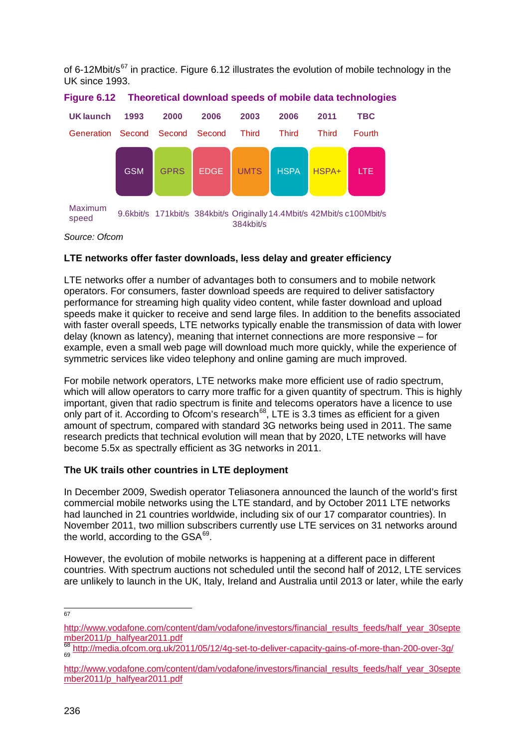of 6-12Mbit/s[67] in practice. Figure 6.12 illustrates the evolution of mobile technology in the UK since 1993.

**Figure 6.12 Theoretical download speeds of mobile data technologies**

| UK launch | 1993 | 2000 | 2006 | 2003 | 2006 | 2011 | TBC |
|---|---|---|---|---|---|---|---|
| Generation | Second | Second | Second | Third | Third | Third | Fourth |
| | GSM | GPRS | EDGE | UMTS | HSPA | HSPA+ | LTE |
| Maximum speed | 9.6kbit/s | 171kbit/s | 384kbit/s | Originally 384kbit/s | 14.4Mbit/s | 42Mbit/s | c100Mbit/s |

*Source: Ofcom*

**LTE networks offer faster downloads, less delay and greater efficiency**

LTE networks offer a number of advantages both to consumers and to mobile network operators. For consumers, faster download speeds are required to deliver satisfactory performance for streaming high quality video content, while faster download and upload speeds make it quicker to receive and send large files. In addition to the benefits associated with faster overall speeds, LTE networks typically enable the transmission of data with lower delay (known as latency), meaning that internet connections are more responsive – for example, even a small web page will download much more quickly, while the experience of symmetric services like video telephony and online gaming are much improved.

For mobile network operators, LTE networks make more efficient use of radio spectrum, which will allow operators to carry more traffic for a given quantity of spectrum. This is highly important, given that radio spectrum is finite and telecoms operators have a licence to use only part of it. According to Ofcom's research[68], LTE is 3.3 times as efficient for a given amount of spectrum, compared with standard 3G networks being used in 2011. The same research predicts that technical evolution will mean that by 2020, LTE networks will have become 5.5x as spectrally efficient as 3G networks in 2011.

**The UK trails other countries in LTE deployment**

In December 2009, Swedish operator Teliasonera announced the launch of the world's first commercial mobile networks using the LTE standard, and by October 2011 LTE networks had launched in 21 countries worldwide, including six of our 17 comparator countries). In November 2011, two million subscribers currently use LTE services on 31 networks around the world, according to the GSA[69].

However, the evolution of mobile networks is happening at a different pace in different countries. With spectrum auctions not scheduled until the second half of 2012, LTE services are unlikely to launch in the UK, Italy, Ireland and Australia until 2013 or later, while the early

---

[67] http://www.vodafone.com/content/dam/vodafone/investors/financial_results_feeds/half_year_30september2011/p_halfyear2011.pdf

[68] http://media.ofcom.org.uk/2011/05/12/4g-set-to-deliver-capacity-gains-of-more-than-200-over-3g/

[69] http://www.vodafone.com/content/dam/vodafone/investors/financial_results_feeds/half_year_30september2011/p_halfyear2011.pdf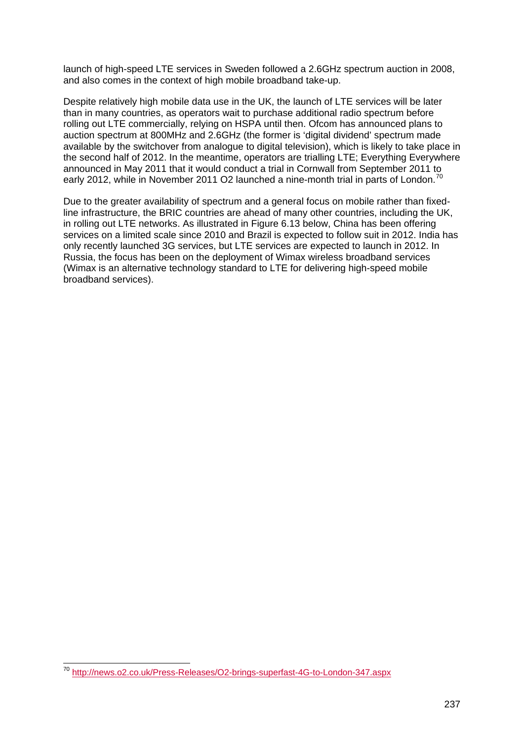launch of high-speed LTE services in Sweden followed a 2.6GHz spectrum auction in 2008, and also comes in the context of high mobile broadband take-up.

Despite relatively high mobile data use in the UK, the launch of LTE services will be later than in many countries, as operators wait to purchase additional radio spectrum before rolling out LTE commercially, relying on HSPA until then. Ofcom has announced plans to auction spectrum at 800MHz and 2.6GHz (the former is 'digital dividend' spectrum made available by the switchover from analogue to digital television), which is likely to take place in the second half of 2012. In the meantime, operators are trialling LTE; Everything Everywhere announced in May 2011 that it would conduct a trial in Cornwall from September 2011 to early 2012, while in November 2011 O2 launched a nine-month trial in parts of London.[70]

Due to the greater availability of spectrum and a general focus on mobile rather than fixed-line infrastructure, the BRIC countries are ahead of many other countries, including the UK, in rolling out LTE networks. As illustrated in Figure 6.13 below, China has been offering services on a limited scale since 2010 and Brazil is expected to follow suit in 2012. India has only recently launched 3G services, but LTE services are expected to launch in 2012. In Russia, the focus has been on the deployment of Wimax wireless broadband services (Wimax is an alternative technology standard to LTE for delivering high-speed mobile broadband services).

[70] http://news.o2.co.uk/Press-Releases/O2-brings-superfast-4G-to-London-347.aspx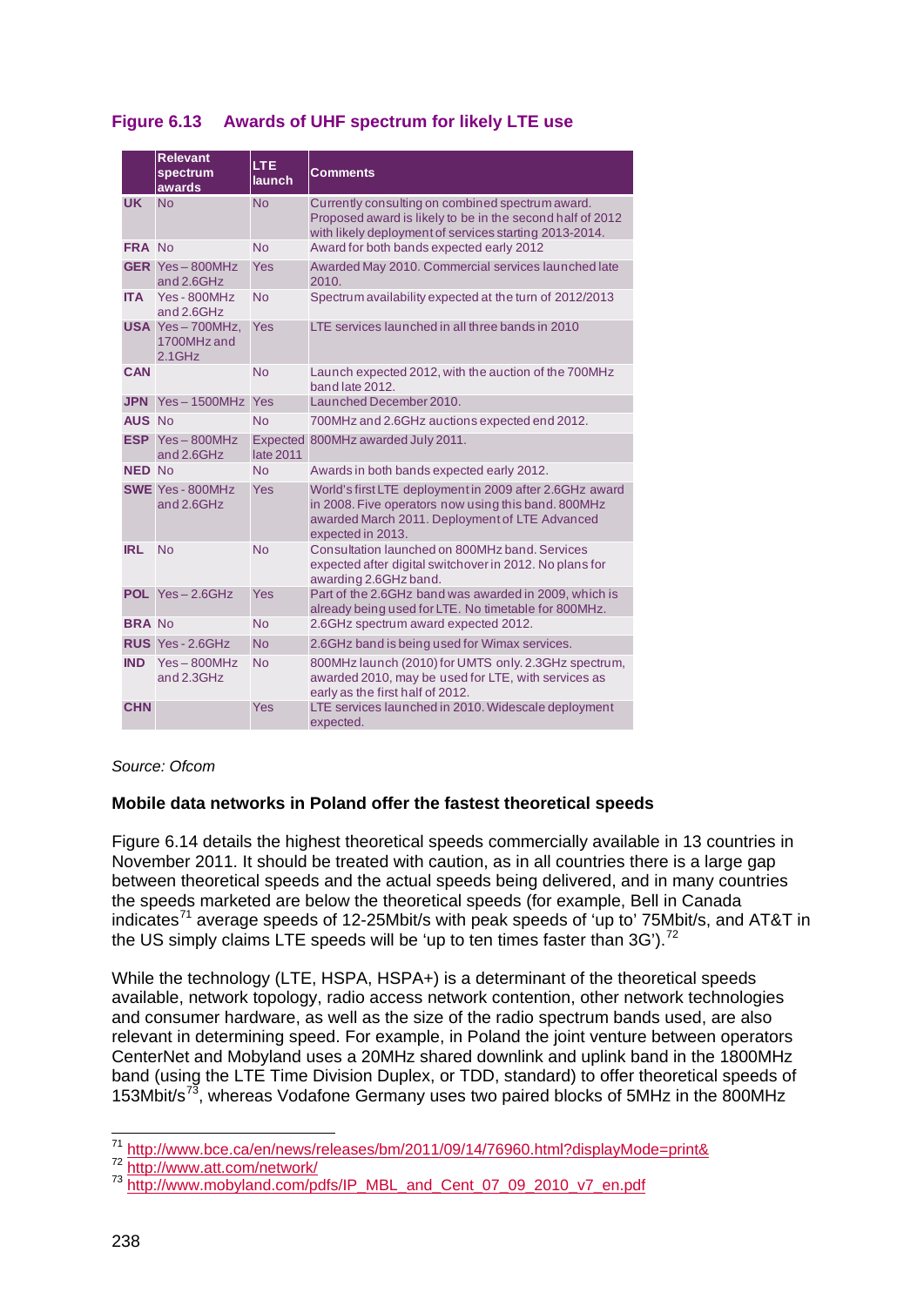### Figure 6.13 Awards of UHF spectrum for likely LTE use

| | Relevant spectrum awards | LTE launch | Comments |
|---|---|---|---|
| **UK** | No | No | Currently consulting on combined spectrum award. Proposed award is likely to be in the second half of 2012 with likely deployment of services starting 2013-2014. |
| **FRA** | No | No | Award for both bands expected early 2012 |
| **GER** | Yes – 800MHz and 2.6GHz | Yes | Awarded May 2010. Commercial services launched late 2010. |
| **ITA** | Yes - 800MHz and 2.6GHz | No | Spectrum availability expected at the turn of 2012/2013 |
| **USA** | Yes – 700MHz, 1700MHz and 2.1GHz | Yes | LTE services launched in all three bands in 2010 |
| **CAN** | | No | Launch expected 2012, with the auction of the 700MHz band late 2012. |
| **JPN** | Yes – 1500MHz | Yes | Launched December 2010. |
| **AUS** | No | No | 700MHz and 2.6GHz auctions expected end 2012. |
| **ESP** | Yes – 800MHz and 2.6GHz | Expected late 2011 | 800MHz awarded July 2011. |
| **NED** | No | No | Awards in both bands expected early 2012. |
| **SWE** | Yes - 800MHz and 2.6GHz | Yes | World's first LTE deployment in 2009 after 2.6GHz award in 2008. Five operators now using this band. 800MHz awarded March 2011. Deployment of LTE Advanced expected in 2013. |
| **IRL** | No | No | Consultation launched on 800MHz band. Services expected after digital switchover in 2012. No plans for awarding 2.6GHz band. |
| **POL** | Yes – 2.6GHz | Yes | Part of the 2.6GHz band was awarded in 2009, which is already being used for LTE. No timetable for 800MHz. |
| **BRA** | No | No | 2.6GHz spectrum award expected 2012. |
| **RUS** | Yes - 2.6GHz | No | 2.6GHz band is being used for Wimax services. |
| **IND** | Yes – 800MHz and 2.3GHz | No | 800MHz launch (2010) for UMTS only. 2.3GHz spectrum, awarded 2010, may be used for LTE, with services as early as the first half of 2012. |
| **CHN** | | Yes | LTE services launched in 2010. Widescale deployment expected. |

*Source: Ofcom*

**Mobile data networks in Poland offer the fastest theoretical speeds**

Figure 6.14 details the highest theoretical speeds commercially available in 13 countries in November 2011. It should be treated with caution, as in all countries there is a large gap between theoretical speeds and the actual speeds being delivered, and in many countries the speeds marketed are below the theoretical speeds (for example, Bell in Canada indicates[71] average speeds of 12-25Mbit/s with peak speeds of 'up to' 75Mbit/s, and AT&T in the US simply claims LTE speeds will be 'up to ten times faster than 3G').[72]

While the technology (LTE, HSPA, HSPA+) is a determinant of the theoretical speeds available, network topology, radio access network contention, other network technologies and consumer hardware, as well as the size of the radio spectrum bands used, are also relevant in determining speed. For example, in Poland the joint venture between operators CenterNet and Mobyland uses a 20MHz shared downlink and uplink band in the 1800MHz band (using the LTE Time Division Duplex, or TDD, standard) to offer theoretical speeds of 153Mbit/s[73], whereas Vodafone Germany uses two paired blocks of 5MHz in the 800MHz

[71] http://www.bce.ca/en/news/releases/bm/2011/09/14/76960.html?displayMode=print&
[72] http://www.att.com/network/
[73] http://www.mobyland.com/pdfs/IP_MBL_and_Cent_07_09_2010_v7_en.pdf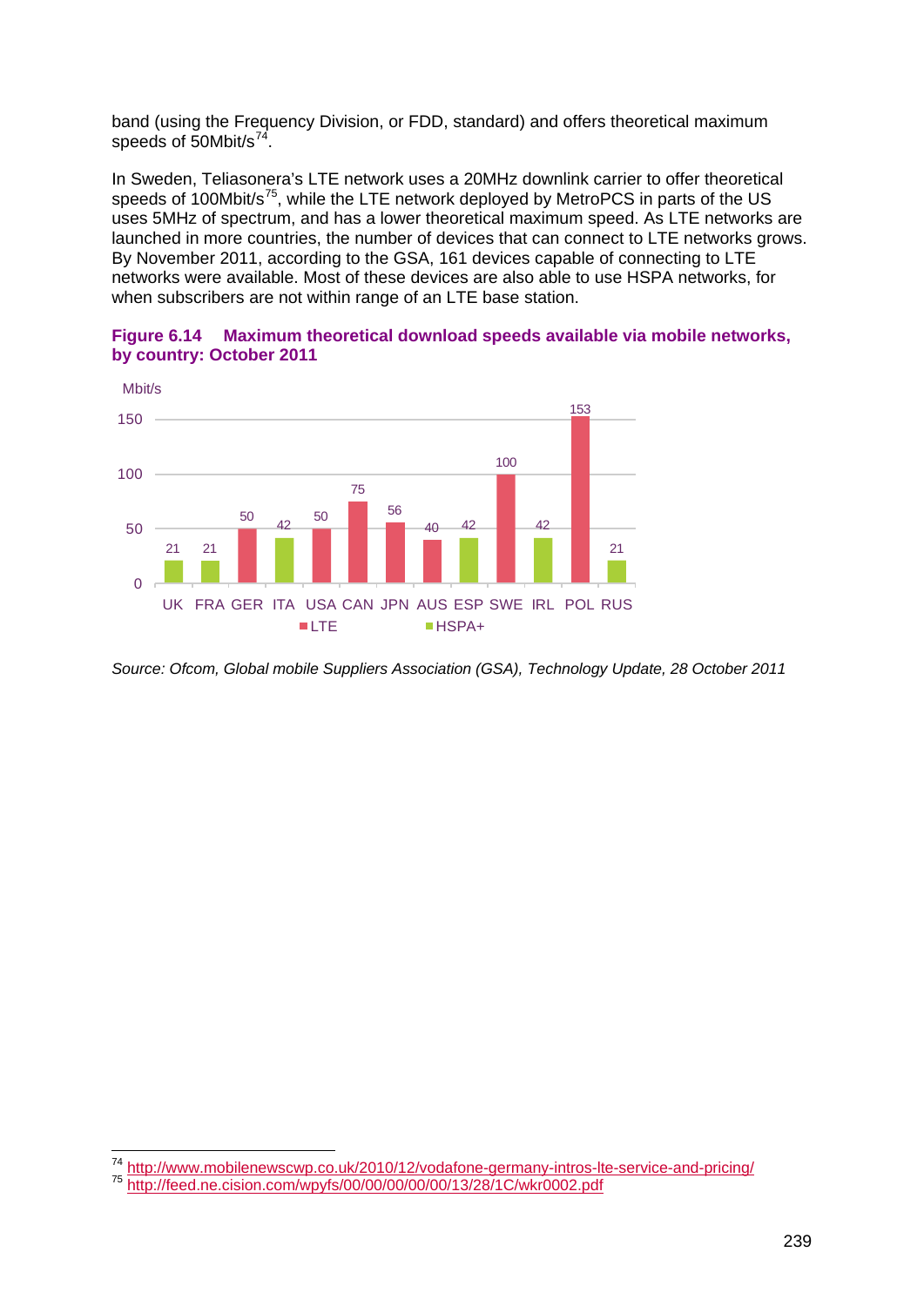band (using the Frequency Division, or FDD, standard) and offers theoretical maximum speeds of 50Mbit/s[74].

In Sweden, Teliasonera's LTE network uses a 20MHz downlink carrier to offer theoretical speeds of 100Mbit/s[75], while the LTE network deployed by MetroPCS in parts of the US uses 5MHz of spectrum, and has a lower theoretical maximum speed. As LTE networks are launched in more countries, the number of devices that can connect to LTE networks grows. By November 2011, according to the GSA, 161 devices capable of connecting to LTE networks were available. Most of these devices are also able to use HSPA networks, for when subscribers are not within range of an LTE base station.

**Figure 6.14 Maximum theoretical download speeds available via mobile networks, by country: October 2011**

| Country | Technology | Mbit/s |
|---|---|---|
| UK | HSPA+ | 21 |
| FRA | HSPA+ | 21 |
| GER | LTE | 50 |
| ITA | HSPA+ | 42 |
| USA | LTE | 50 |
| CAN | LTE | 75 |
| JPN | LTE | 56 |
| AUS | LTE | 40 |
| ESP | HSPA+ | 42 |
| SWE | LTE | 100 |
| IRL | HSPA+ | 42 |
| POL | LTE | 153 |
| RUS | HSPA+ | 21 |

*Source: Ofcom, Global mobile Suppliers Association (GSA), Technology Update, 28 October 2011*

---

[74] http://www.mobilenewscwp.co.uk/2010/12/vodafone-germany-intros-lte-service-and-pricing/

[75] http://feed.ne.cision.com/wpyfs/00/00/00/00/00/13/28/1C/wkr0002.pdf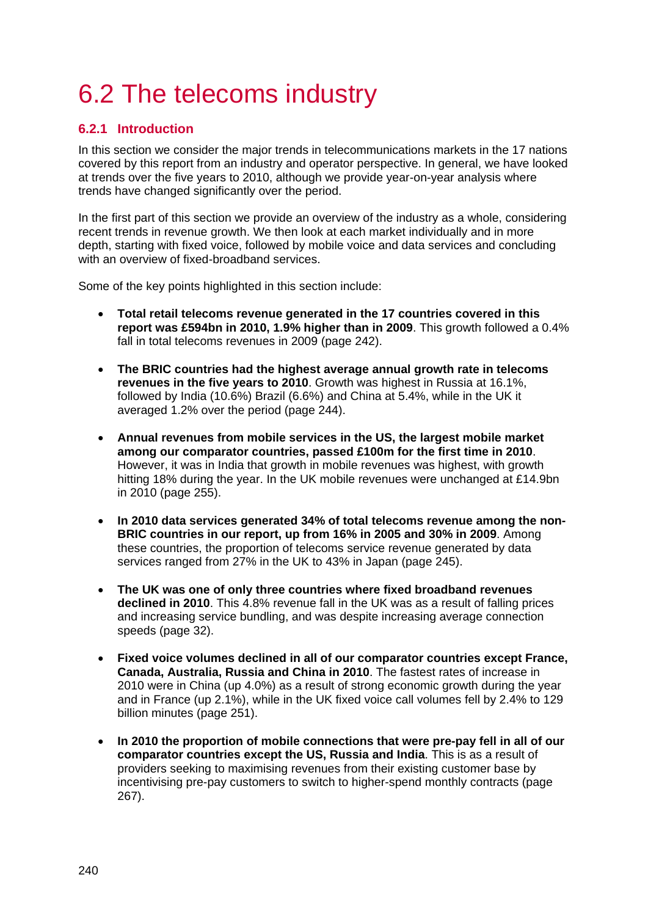# 6.2 The telecoms industry

## 6.2.1 Introduction

In this section we consider the major trends in telecommunications markets in the 17 nations covered by this report from an industry and operator perspective. In general, we have looked at trends over the five years to 2010, although we provide year-on-year analysis where trends have changed significantly over the period.

In the first part of this section we provide an overview of the industry as a whole, considering recent trends in revenue growth. We then look at each market individually and in more depth, starting with fixed voice, followed by mobile voice and data services and concluding with an overview of fixed-broadband services.

Some of the key points highlighted in this section include:

- **Total retail telecoms revenue generated in the 17 countries covered in this report was £594bn in 2010, 1.9% higher than in 2009**. This growth followed a 0.4% fall in total telecoms revenues in 2009 (page 242).

- **The BRIC countries had the highest average annual growth rate in telecoms revenues in the five years to 2010**. Growth was highest in Russia at 16.1%, followed by India (10.6%) Brazil (6.6%) and China at 5.4%, while in the UK it averaged 1.2% over the period (page 244).

- **Annual revenues from mobile services in the US, the largest mobile market among our comparator countries, passed £100m for the first time in 2010**. However, it was in India that growth in mobile revenues was highest, with growth hitting 18% during the year. In the UK mobile revenues were unchanged at £14.9bn in 2010 (page 255).

- **In 2010 data services generated 34% of total telecoms revenue among the non-BRIC countries in our report, up from 16% in 2005 and 30% in 2009**. Among these countries, the proportion of telecoms service revenue generated by data services ranged from 27% in the UK to 43% in Japan (page 245).

- **The UK was one of only three countries where fixed broadband revenues declined in 2010**. This 4.8% revenue fall in the UK was as a result of falling prices and increasing service bundling, and was despite increasing average connection speeds (page 32).

- **Fixed voice volumes declined in all of our comparator countries except France, Canada, Australia, Russia and China in 2010**. The fastest rates of increase in 2010 were in China (up 4.0%) as a result of strong economic growth during the year and in France (up 2.1%), while in the UK fixed voice call volumes fell by 2.4% to 129 billion minutes (page 251).

- **In 2010 the proportion of mobile connections that were pre-pay fell in all of our comparator countries except the US, Russia and India**. This is as a result of providers seeking to maximising revenues from their existing customer base by incentivising pre-pay customers to switch to higher-spend monthly contracts (page 267).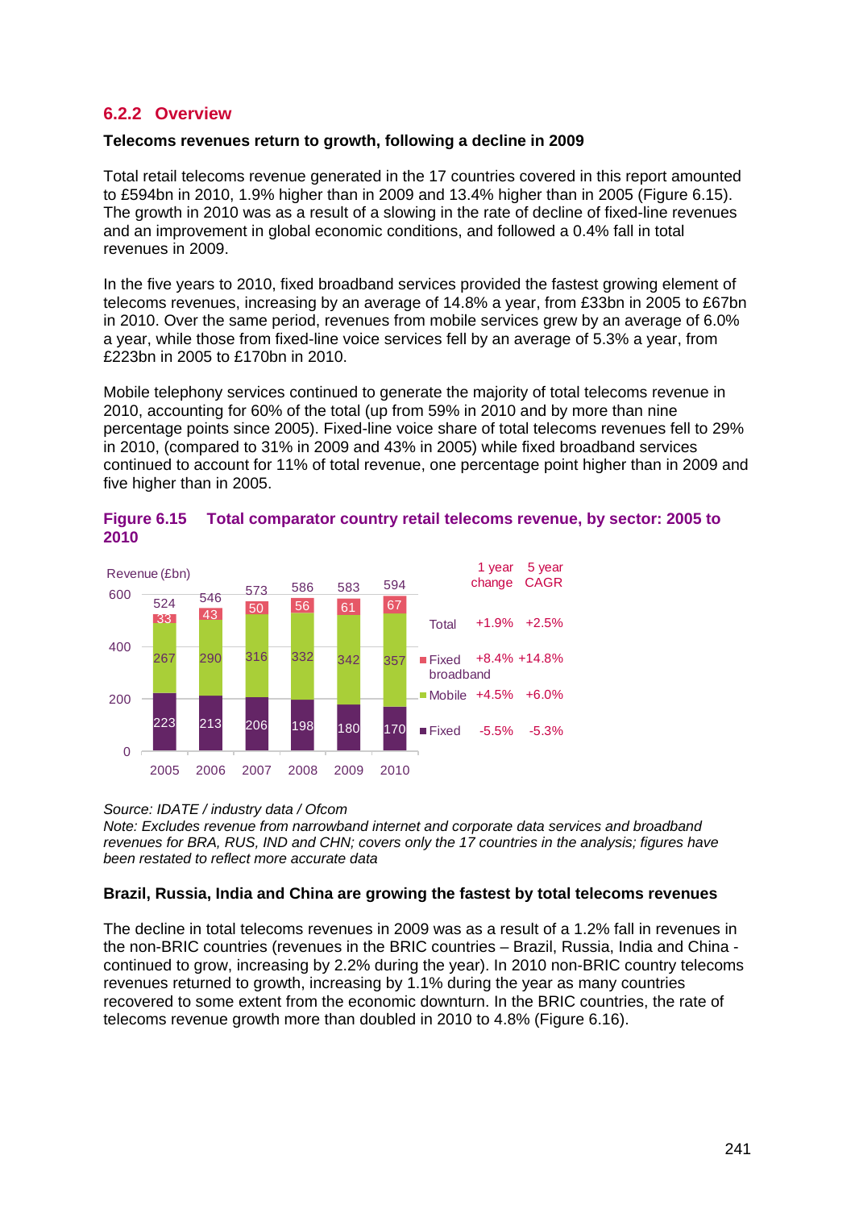### 6.2.2 Overview

**Telecoms revenues return to growth, following a decline in 2009**

Total retail telecoms revenue generated in the 17 countries covered in this report amounted to £594bn in 2010, 1.9% higher than in 2009 and 13.4% higher than in 2005 (Figure 6.15). The growth in 2010 was as a result of a slowing in the rate of decline of fixed-line revenues and an improvement in global economic conditions, and followed a 0.4% fall in total revenues in 2009.

In the five years to 2010, fixed broadband services provided the fastest growing element of telecoms revenues, increasing by an average of 14.8% a year, from £33bn in 2005 to £67bn in 2010. Over the same period, revenues from mobile services grew by an average of 6.0% a year, while those from fixed-line voice services fell by an average of 5.3% a year, from £223bn in 2005 to £170bn in 2010.

Mobile telephony services continued to generate the majority of total telecoms revenue in 2010, accounting for 60% of the total (up from 59% in 2010 and by more than nine percentage points since 2005). Fixed-line voice share of total telecoms revenues fell to 29% in 2010, (compared to 31% in 2009 and 43% in 2005) while fixed broadband services continued to account for 11% of total revenue, one percentage point higher than in 2009 and five higher than in 2005.

**Figure 6.15 Total comparator country retail telecoms revenue, by sector: 2005 to 2010**

Revenue (£bn)

| | 2005 | 2006 | 2007 | 2008 | 2009 | 2010 | 1 year change | 5 year CAGR |
|---|---|---|---|---|---|---|---|---|
| Total | 524 | 546 | 573 | 586 | 583 | 594 | +1.9% | +2.5% |
| Fixed broadband | 33 | 43 | 50 | 56 | 61 | 67 | +8.4% | +14.8% |
| Mobile | 267 | 290 | 316 | 332 | 342 | 357 | +4.5% | +6.0% |
| Fixed | 223 | 213 | 206 | 198 | 180 | 170 | -5.5% | -5.3% |

*Source: IDATE / industry data / Ofcom*
*Note: Excludes revenue from narrowband internet and corporate data services and broadband revenues for BRA, RUS, IND and CHN; covers only the 17 countries in the analysis; figures have been restated to reflect more accurate data*

**Brazil, Russia, India and China are growing the fastest by total telecoms revenues**

The decline in total telecoms revenues in 2009 was as a result of a 1.2% fall in revenues in the non-BRIC countries (revenues in the BRIC countries – Brazil, Russia, India and China - continued to grow, increasing by 2.2% during the year). In 2010 non-BRIC country telecoms revenues returned to growth, increasing by 1.1% during the year as many countries recovered to some extent from the economic downturn. In the BRIC countries, the rate of telecoms revenue growth more than doubled in 2010 to 4.8% (Figure 6.16).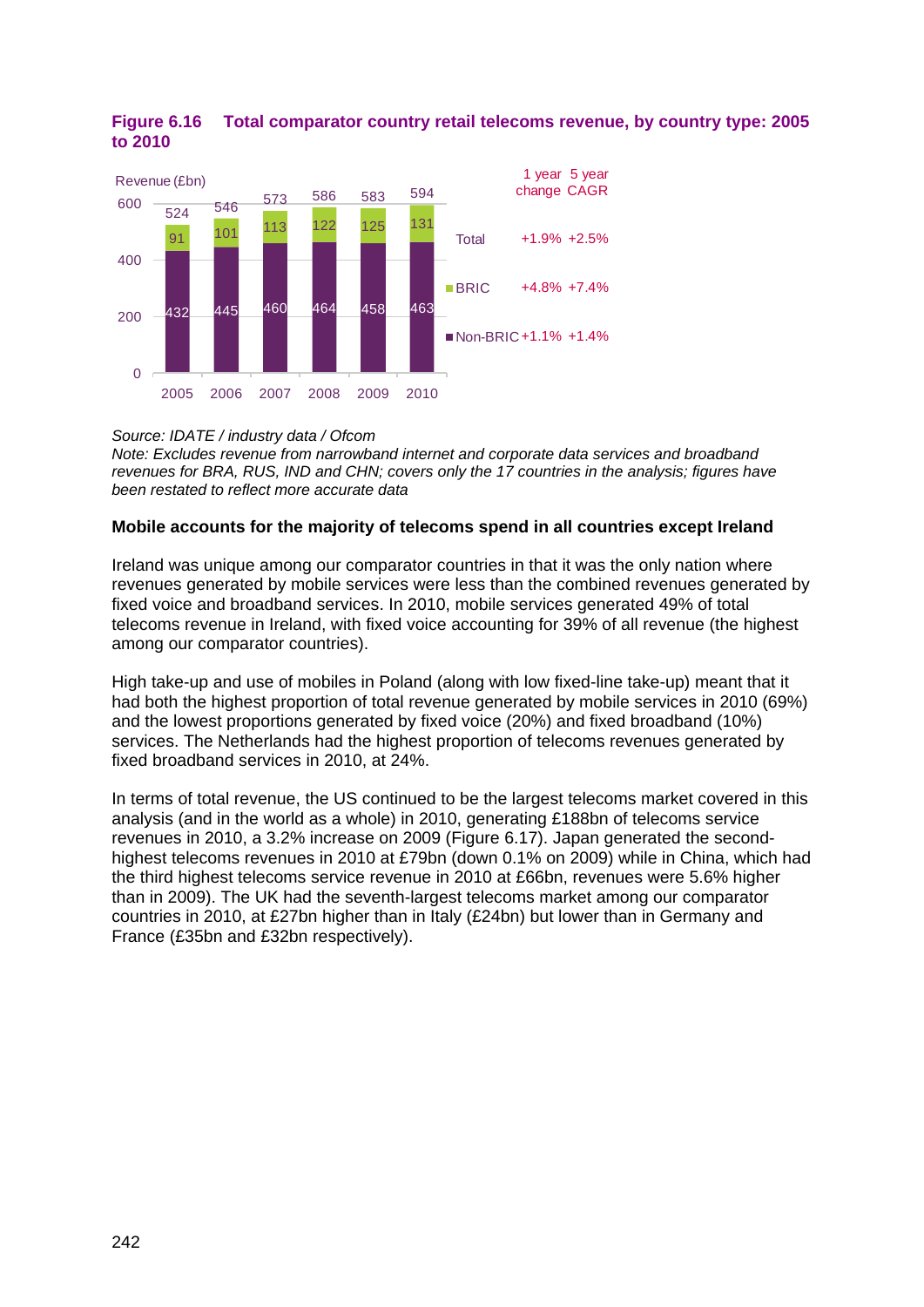**Figure 6.16 Total comparator country retail telecoms revenue, by country type: 2005 to 2010**

| Revenue (£bn) | 2005 | 2006 | 2007 | 2008 | 2009 | 2010 | 1 year change | 5 year CAGR |
|---|---|---|---|---|---|---|---|---|
| Total | 524 | 546 | 573 | 586 | 583 | 594 | +1.9% | +2.5% |
| BRIC | 91 | 101 | 113 | 122 | 125 | 131 | +4.8% | +7.4% |
| Non-BRIC | 432 | 445 | 460 | 464 | 458 | 463 | +1.1% | +1.4% |

*Source: IDATE / industry data / Ofcom*
*Note: Excludes revenue from narrowband internet and corporate data services and broadband revenues for BRA, RUS, IND and CHN; covers only the 17 countries in the analysis; figures have been restated to reflect more accurate data*

### Mobile accounts for the majority of telecoms spend in all countries except Ireland

Ireland was unique among our comparator countries in that it was the only nation where revenues generated by mobile services were less than the combined revenues generated by fixed voice and broadband services. In 2010, mobile services generated 49% of total telecoms revenue in Ireland, with fixed voice accounting for 39% of all revenue (the highest among our comparator countries).

High take-up and use of mobiles in Poland (along with low fixed-line take-up) meant that it had both the highest proportion of total revenue generated by mobile services in 2010 (69%) and the lowest proportions generated by fixed voice (20%) and fixed broadband (10%) services. The Netherlands had the highest proportion of telecoms revenues generated by fixed broadband services in 2010, at 24%.

In terms of total revenue, the US continued to be the largest telecoms market covered in this analysis (and in the world as a whole) in 2010, generating £188bn of telecoms service revenues in 2010, a 3.2% increase on 2009 (Figure 6.17). Japan generated the second-highest telecoms revenues in 2010 at £79bn (down 0.1% on 2009) while in China, which had the third highest telecoms service revenue in 2010 at £66bn, revenues were 5.6% higher than in 2009). The UK had the seventh-largest telecoms market among our comparator countries in 2010, at £27bn higher than in Italy (£24bn) but lower than in Germany and France (£35bn and £32bn respectively).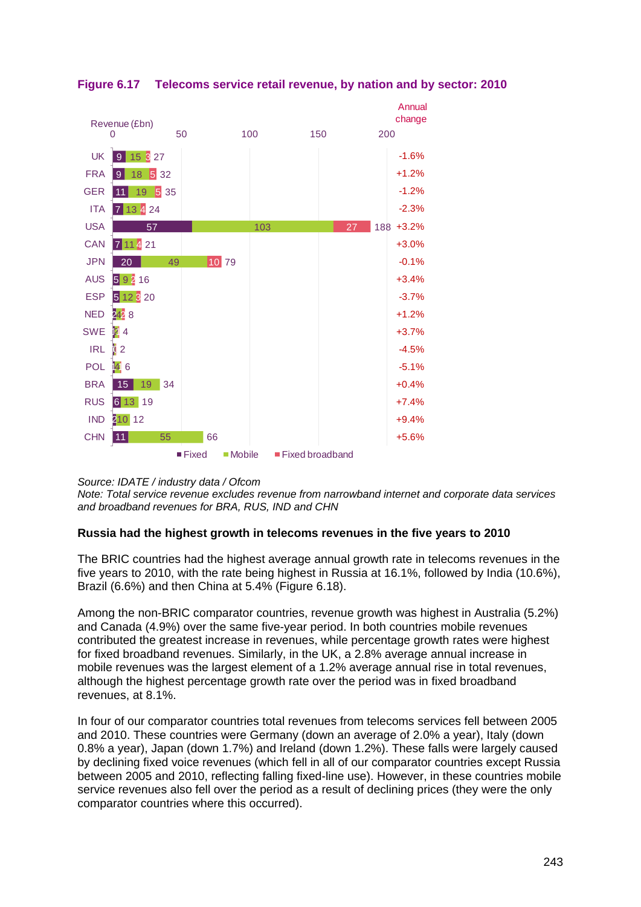**Figure 6.17 Telecoms service retail revenue, by nation and by sector: 2010**

| Nation | Fixed | Mobile | Fixed broadband | Total revenue (£bn) | Annual change |
|---|---|---|---|---|---|
| UK | 9 | 15 | 3 | 27 | -1.6% |
| FRA | 9 | 18 | 5 | 32 | +1.2% |
| GER | 11 | 19 | 5 | 35 | -1.2% |
| ITA | 7 | 13 | 4 | 24 | -2.3% |
| USA | 57 | 103 | 27 | 188 | +3.2% |
| CAN | 7 | 11 | 4 | 21 | +3.0% |
| JPN | 20 | 49 | 10 | 79 | -0.1% |
| AUS | 5 | 9 | 2 | 16 | +3.4% |
| ESP | 5 | 12 | 3 | 20 | -3.7% |
| NED | 2 | 4 | 2 | 8 | +1.2% |
| SWE | 1 | 2 | | 4 | +3.7% |
| IRL | 0 | | | 2 | -4.5% |
| POL | 1 | 4 | | 6 | -5.1% |
| BRA | 15 | 19 | | 34 | +0.4% |
| RUS | 6 | 13 | | 19 | +7.4% |
| IND | 2 | 10 | | 12 | +9.4% |
| CHN | 11 | 55 | | 66 | +5.6% |

*Source: IDATE / industry data / Ofcom*
*Note: Total service revenue excludes revenue from narrowband internet and corporate data services and broadband revenues for BRA, RUS, IND and CHN*

**Russia had the highest growth in telecoms revenues in the five years to 2010**

The BRIC countries had the highest average annual growth rate in telecoms revenues in the five years to 2010, with the rate being highest in Russia at 16.1%, followed by India (10.6%), Brazil (6.6%) and then China at 5.4% (Figure 6.18).

Among the non-BRIC comparator countries, revenue growth was highest in Australia (5.2%) and Canada (4.9%) over the same five-year period. In both countries mobile revenues contributed the greatest increase in revenues, while percentage growth rates were highest for fixed broadband revenues. Similarly, in the UK, a 2.8% average annual increase in mobile revenues was the largest element of a 1.2% average annual rise in total revenues, although the highest percentage growth rate over the period was in fixed broadband revenues, at 8.1%.

In four of our comparator countries total revenues from telecoms services fell between 2005 and 2010. These countries were Germany (down an average of 2.0% a year), Italy (down 0.8% a year), Japan (down 1.7%) and Ireland (down 1.2%). These falls were largely caused by declining fixed voice revenues (which fell in all of our comparator countries except Russia between 2005 and 2010, reflecting falling fixed-line use). However, in these countries mobile service revenues also fell over the period as a result of declining prices (they were the only comparator countries where this occurred).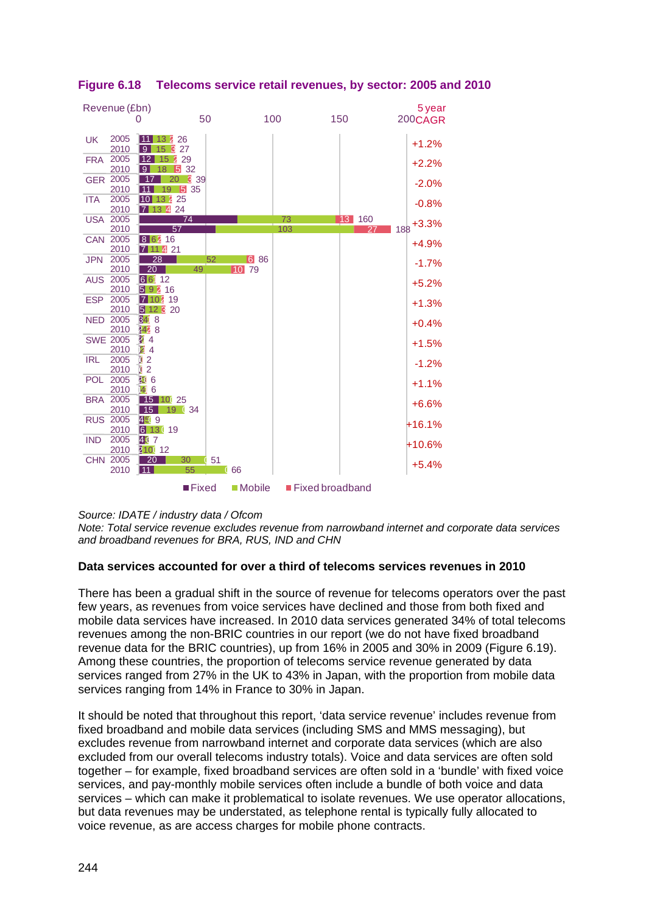**Figure 6.18 Telecoms service retail revenues, by sector: 2005 and 2010**

| Country | Year | Fixed | Mobile | Fixed broadband | Total (£bn) | 5 year CAGR |
|---|---|---|---|---|---|---|
| UK | 2005 | 11 | 13 | 2 | 26 | +1.2% |
| | 2010 | 9 | 15 | 3 | 27 | |
| FRA | 2005 | 12 | 15 | 2 | 29 | +2.2% |
| | 2010 | 9 | 18 | 5 | 32 | |
| GER | 2005 | 17 | 20 | 3 | 39 | -2.0% |
| | 2010 | 11 | 19 | 5 | 35 | |
| ITA | 2005 | 10 | 13 | 2 | 25 | -0.8% |
| | 2010 | 7 | 13 | 4 | 24 | |
| USA | 2005 | 74 | 73 | 13 | 160 | +3.3% |
| | 2010 | 57 | 103 | 27 | 188 | |
| CAN | 2005 | 8 | 6 | 2 | 16 | +4.9% |
| | 2010 | 7 | 11 | 4 | 21 | |
| JPN | 2005 | 28 | 52 | 6 | 86 | -1.7% |
| | 2010 | 20 | 49 | 10 | 79 | |
| AUS | 2005 | 6 | 6 | 1 | 12 | +5.2% |
| | 2010 | 5 | 9 | 2 | 16 | |
| ESP | 2005 | 7 | 10 | 2 | 19 | +1.3% |
| | 2010 | 5 | 12 | 3 | 20 | |
| NED | 2005 | 3 | 4 | 1 | 8 | +0.4% |
| | 2010 | 2 | 4 | 2 | 8 | |
| SWE | 2005 | 2 | 2 | | 4 | +1.5% |
| | 2010 | 1 | 2 | | 4 | |
| IRL | 2005 | 1 | 1 | | 2 | -1.2% |
| | 2010 | | 1 | | 2 | |
| POL | 2005 | 2 | 3 | | 6 | +1.1% |
| | 2010 | 1 | 4 | | 6 | |
| BRA | 2005 | 15 | 10 | | 25 | +6.6% |
| | 2010 | 15 | 19 | | 34 | |
| RUS | 2005 | 4 | 5 | | 9 | +16.1% |
| | 2010 | 6 | 13 | | 19 | |
| IND | 2005 | 4 | 3 | | 7 | +10.6% |
| | 2010 | 2 | 10 | | 12 | |
| CHN | 2005 | 20 | 30 | | 51 | +5.4% |
| | 2010 | 11 | 55 | | 66 | |

Revenue (£bn)

■ Fixed ■ Mobile ■ Fixed broadband

*Source: IDATE / industry data / Ofcom*
*Note: Total service revenue excludes revenue from narrowband internet and corporate data services and broadband revenues for BRA, RUS, IND and CHN*

**Data services accounted for over a third of telecoms services revenues in 2010**

There has been a gradual shift in the source of revenue for telecoms operators over the past few years, as revenues from voice services have declined and those from both fixed and mobile data services have increased. In 2010 data services generated 34% of total telecoms revenues among the non-BRIC countries in our report (we do not have fixed broadband revenue data for the BRIC countries), up from 16% in 2005 and 30% in 2009 (Figure 6.19). Among these countries, the proportion of telecoms service revenue generated by data services ranged from 27% in the UK to 43% in Japan, with the proportion from mobile data services ranging from 14% in France to 30% in Japan.

It should be noted that throughout this report, 'data service revenue' includes revenue from fixed broadband and mobile data services (including SMS and MMS messaging), but excludes revenue from narrowband internet and corporate data services (which are also excluded from our overall telecoms industry totals). Voice and data services are often sold together – for example, fixed broadband services are often sold in a 'bundle' with fixed voice services, and pay-monthly mobile services often include a bundle of both voice and data services – which can make it problematical to isolate revenues. We use operator allocations, but data revenues may be understated, as telephone rental is typically fully allocated to voice revenue, as are access charges for mobile phone contracts.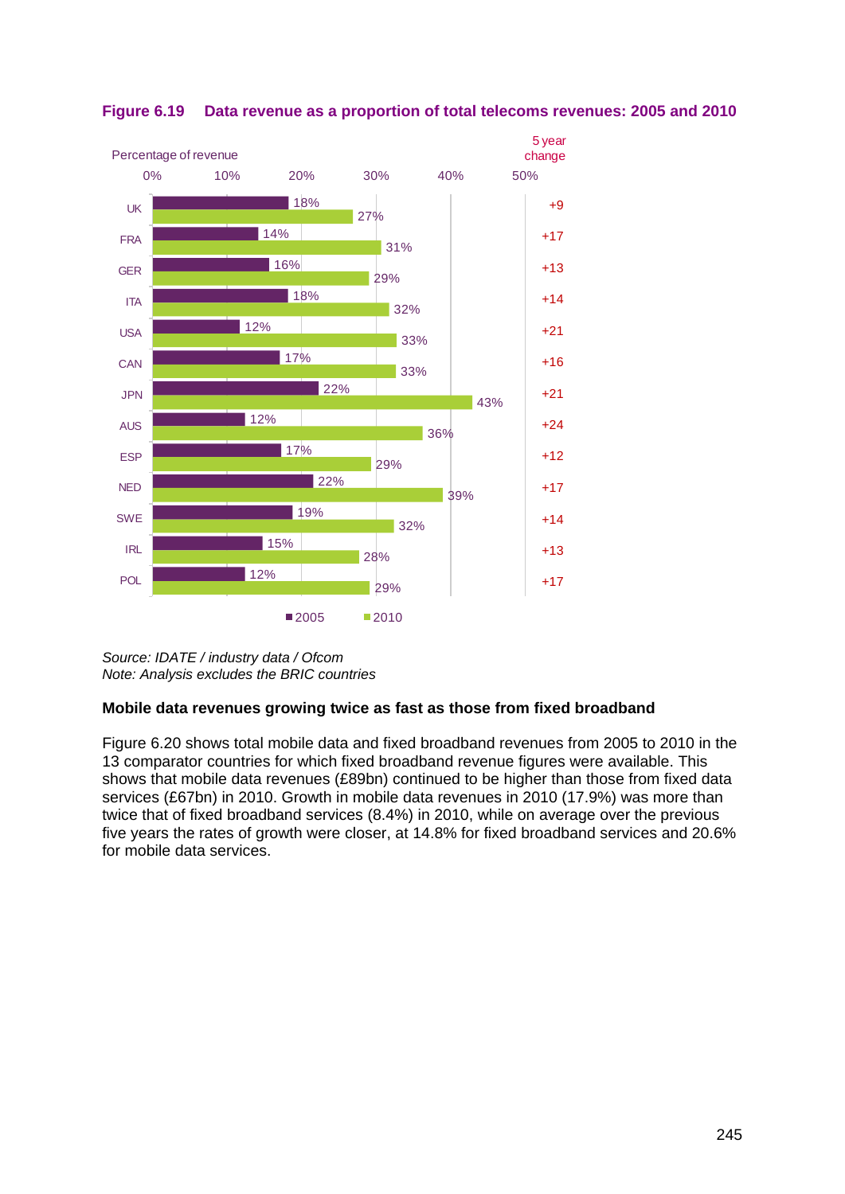**Figure 6.19 Data revenue as a proportion of total telecoms revenues: 2005 and 2010**

| Country | 2005 | 2010 | 5 year change |
|---|---|---|---|
| UK | 18% | 27% | +9 |
| FRA | 14% | 31% | +17 |
| GER | 16% | 29% | +13 |
| ITA | 18% | 32% | +14 |
| USA | 12% | 33% | +21 |
| CAN | 17% | 33% | +16 |
| JPN | 22% | 43% | +21 |
| AUS | 12% | 36% | +24 |
| ESP | 17% | 29% | +12 |
| NED | 22% | 39% | +17 |
| SWE | 19% | 32% | +14 |
| IRL | 15% | 28% | +13 |
| POL | 12% | 29% | +17 |

*Source: IDATE / industry data / Ofcom*
*Note: Analysis excludes the BRIC countries*

**Mobile data revenues growing twice as fast as those from fixed broadband**

Figure 6.20 shows total mobile data and fixed broadband revenues from 2005 to 2010 in the 13 comparator countries for which fixed broadband revenue figures were available. This shows that mobile data revenues (£89bn) continued to be higher than those from fixed data services (£67bn) in 2010. Growth in mobile data revenues in 2010 (17.9%) was more than twice that of fixed broadband services (8.4%) in 2010, while on average over the previous five years the rates of growth were closer, at 14.8% for fixed broadband services and 20.6% for mobile data services.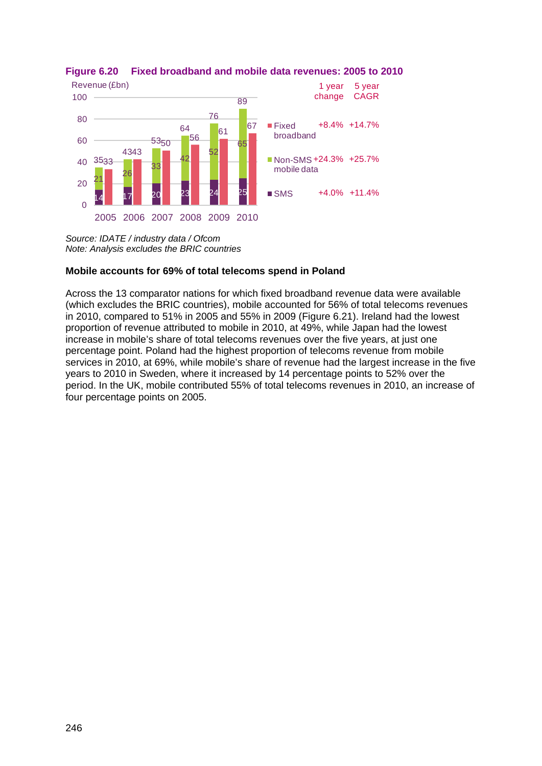**Figure 6.20 Fixed broadband and mobile data revenues: 2005 to 2010**

Revenue (£bn)

| Year | SMS | Non-SMS mobile data (stacked total) | Fixed broadband |
|---|---|---|---|
| 2005 | 14 | 35 | 33 |
| 2006 | 17 | 43 | 43 |
| 2007 | 20 | 53 | 50 |
| 2008 | 23 | 64 | 56 |
| 2009 | 24 | 76 | 61 |
| 2010 | 25 | 89 | 67 |

Values at the top of the SMS segment: 21 (2005), 26 (2006), 33 (2007), 42 (2008), 52 (2009), 65 (2010)

| | 1 year change | 5 year CAGR |
|---|---|---|
| Fixed broadband | +8.4% | +14.7% |
| Non-SMS mobile data | +24.3% | +25.7% |
| SMS | +4.0% | +11.4% |

*Source: IDATE / industry data / Ofcom*
*Note: Analysis excludes the BRIC countries*

**Mobile accounts for 69% of total telecoms spend in Poland**

Across the 13 comparator nations for which fixed broadband revenue data were available (which excludes the BRIC countries), mobile accounted for 56% of total telecoms revenues in 2010, compared to 51% in 2005 and 55% in 2009 (Figure 6.21). Ireland had the lowest proportion of revenue attributed to mobile in 2010, at 49%, while Japan had the lowest increase in mobile's share of total telecoms revenues over the five years, at just one percentage point. Poland had the highest proportion of telecoms revenue from mobile services in 2010, at 69%, while mobile's share of revenue had the largest increase in the five years to 2010 in Sweden, where it increased by 14 percentage points to 52% over the period. In the UK, mobile contributed 55% of total telecoms revenues in 2010, an increase of four percentage points on 2005.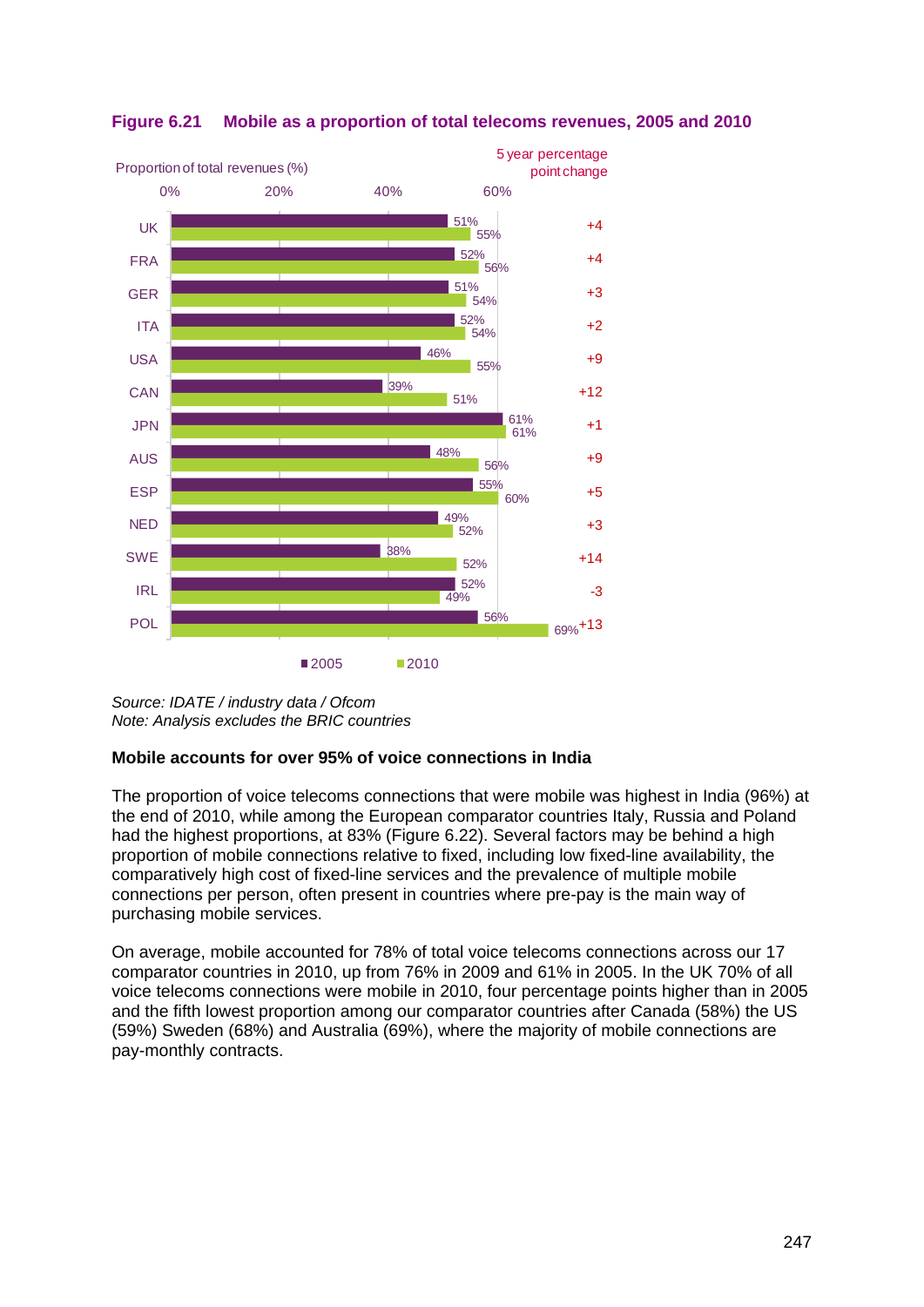**Figure 6.21 Mobile as a proportion of total telecoms revenues, 2005 and 2010**

| Country | 2005 | 2010 | 5 year percentage point change |
|---|---|---|---|
| UK | 51% | 55% | +4 |
| FRA | 52% | 56% | +4 |
| GER | 51% | 54% | +3 |
| ITA | 52% | 54% | +2 |
| USA | 46% | 55% | +9 |
| CAN | 39% | 51% | +12 |
| JPN | 61% | 61% | +1 |
| AUS | 48% | 56% | +9 |
| ESP | 55% | 60% | +5 |
| NED | 49% | 52% | +3 |
| SWE | 38% | 52% | +14 |
| IRL | 52% | 49% | -3 |
| POL | 56% | 69% | +13 |

*Source: IDATE / industry data / Ofcom*
*Note: Analysis excludes the BRIC countries*

**Mobile accounts for over 95% of voice connections in India**

The proportion of voice telecoms connections that were mobile was highest in India (96%) at the end of 2010, while among the European comparator countries Italy, Russia and Poland had the highest proportions, at 83% (Figure 6.22). Several factors may be behind a high proportion of mobile connections relative to fixed, including low fixed-line availability, the comparatively high cost of fixed-line services and the prevalence of multiple mobile connections per person, often present in countries where pre-pay is the main way of purchasing mobile services.

On average, mobile accounted for 78% of total voice telecoms connections across our 17 comparator countries in 2010, up from 76% in 2009 and 61% in 2005. In the UK 70% of all voice telecoms connections were mobile in 2010, four percentage points higher than in 2005 and the fifth lowest proportion among our comparator countries after Canada (58%) the US (59%) Sweden (68%) and Australia (69%), where the majority of mobile connections are pay-monthly contracts.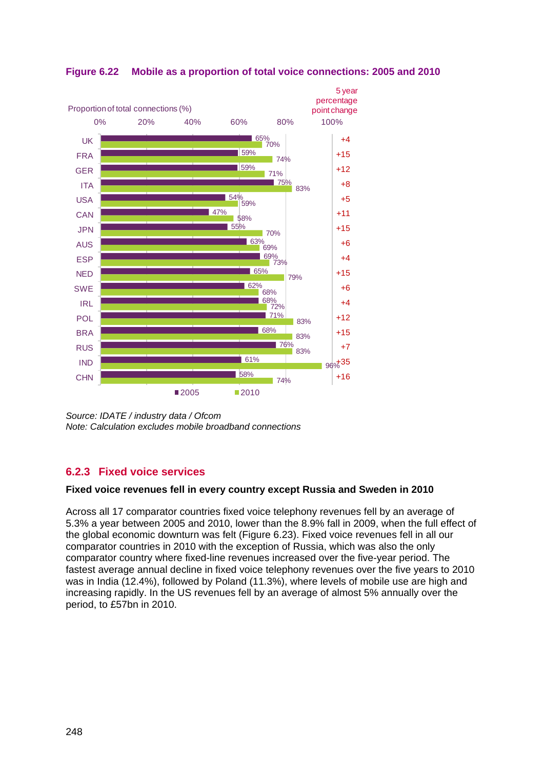**Figure 6.22 Mobile as a proportion of total voice connections: 2005 and 2010**

| Country | 2005 | 2010 | 5 year percentage point change |
|---|---|---|---|
| UK | 65% | 70% | +4 |
| FRA | 59% | 74% | +15 |
| GER | 59% | 71% | +12 |
| ITA | 75% | 83% | +8 |
| USA | 54% | 59% | +5 |
| CAN | 47% | 58% | +11 |
| JPN | 55% | 70% | +15 |
| AUS | 63% | 69% | +6 |
| ESP | 69% | 73% | +4 |
| NED | 65% | 79% | +15 |
| SWE | 62% | 68% | +6 |
| IRL | 68% | 72% | +4 |
| POL | 71% | 83% | +12 |
| BRA | 68% | 83% | +15 |
| RUS | 76% | 83% | +7 |
| IND | 61% | 96% | +35 |
| CHN | 58% | 74% | +16 |

*Source: IDATE / industry data / Ofcom*
*Note: Calculation excludes mobile broadband connections*

### 6.2.3 Fixed voice services

**Fixed voice revenues fell in every country except Russia and Sweden in 2010**

Across all 17 comparator countries fixed voice telephony revenues fell by an average of 5.3% a year between 2005 and 2010, lower than the 8.9% fall in 2009, when the full effect of the global economic downturn was felt (Figure 6.23). Fixed voice revenues fell in all our comparator countries in 2010 with the exception of Russia, which was also the only comparator country where fixed-line revenues increased over the five-year period. The fastest average annual decline in fixed voice telephony revenues over the five years to 2010 was in India (12.4%), followed by Poland (11.3%), where levels of mobile use are high and increasing rapidly. In the US revenues fell by an average of almost 5% annually over the period, to £57bn in 2010.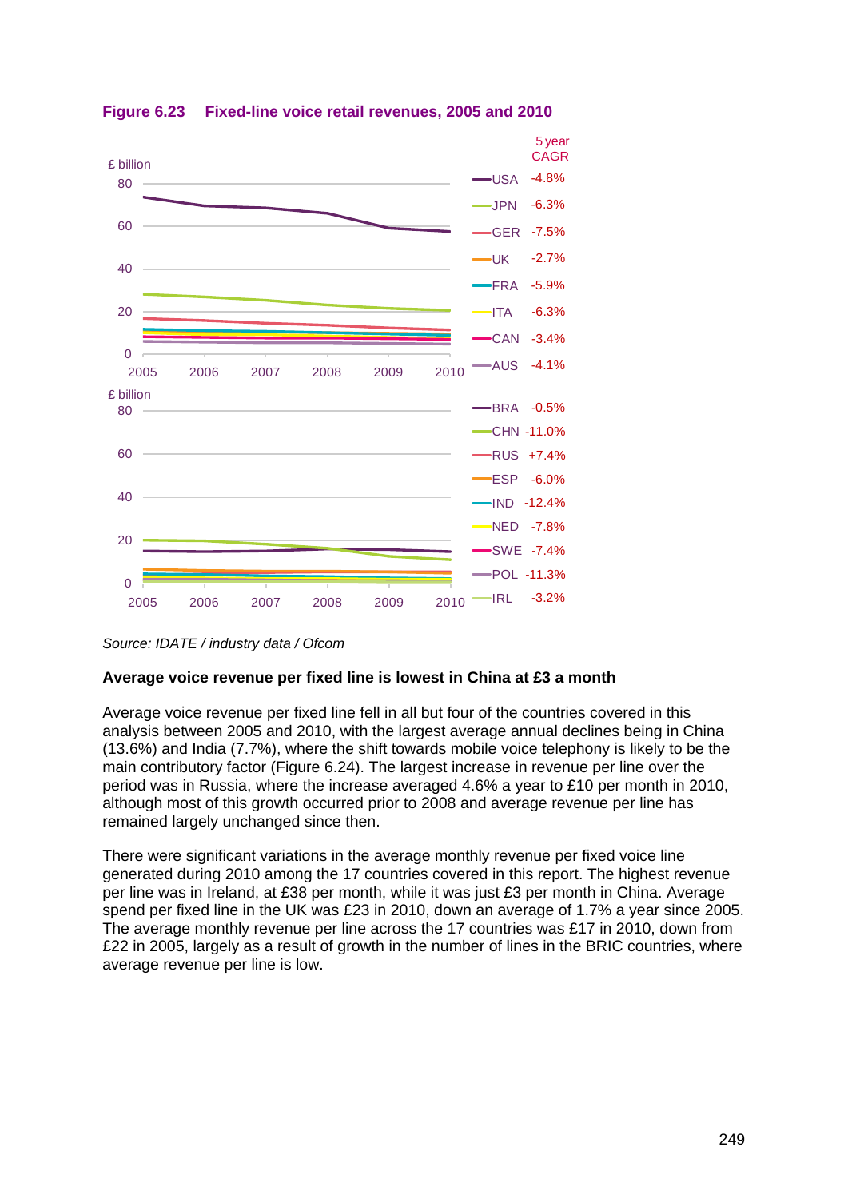**Figure 6.23 Fixed-line voice retail revenues, 2005 and 2010**

| Country | 5 year CAGR |
|---|---|
| USA | -4.8% |
| JPN | -6.3% |
| GER | -7.5% |
| UK | -2.7% |
| FRA | -5.9% |
| ITA | -6.3% |
| CAN | -3.4% |
| AUS | -4.1% |
| BRA | -0.5% |
| CHN | -11.0% |
| RUS | +7.4% |
| ESP | -6.0% |
| IND | -12.4% |
| NED | -7.8% |
| SWE | -7.4% |
| POL | -11.3% |
| IRL | -3.2% |

*Source: IDATE / industry data / Ofcom*

### Average voice revenue per fixed line is lowest in China at £3 a month

Average voice revenue per fixed line fell in all but four of the countries covered in this analysis between 2005 and 2010, with the largest average annual declines being in China (13.6%) and India (7.7%), where the shift towards mobile voice telephony is likely to be the main contributory factor (Figure 6.24). The largest increase in revenue per line over the period was in Russia, where the increase averaged 4.6% a year to £10 per month in 2010, although most of this growth occurred prior to 2008 and average revenue per line has remained largely unchanged since then.

There were significant variations in the average monthly revenue per fixed voice line generated during 2010 among the 17 countries covered in this report. The highest revenue per line was in Ireland, at £38 per month, while it was just £3 per month in China. Average spend per fixed line in the UK was £23 in 2010, down an average of 1.7% a year since 2005. The average monthly revenue per line across the 17 countries was £17 in 2010, down from £22 in 2005, largely as a result of growth in the number of lines in the BRIC countries, where average revenue per line is low.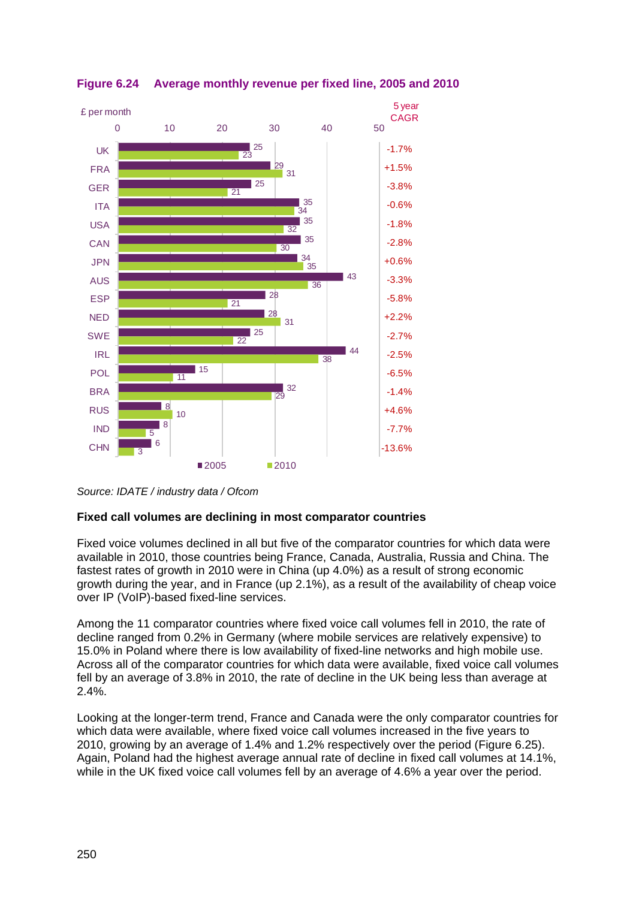**Figure 6.24 Average monthly revenue per fixed line, 2005 and 2010**

£ per month

| Country | 2005 | 2010 | 5 year CAGR |
|---|---|---|---|
| UK | 25 | 23 | -1.7% |
| FRA | 29 | 31 | +1.5% |
| GER | 25 | 21 | -3.8% |
| ITA | 35 | 34 | -0.6% |
| USA | 35 | 32 | -1.8% |
| CAN | 35 | 30 | -2.8% |
| JPN | 34 | 35 | +0.6% |
| AUS | 43 | 36 | -3.3% |
| ESP | 28 | 21 | -5.8% |
| NED | 28 | 31 | +2.2% |
| SWE | 25 | 22 | -2.7% |
| IRL | 44 | 38 | -2.5% |
| POL | 15 | 11 | -6.5% |
| BRA | 32 | 29 | -1.4% |
| RUS | 8 | 10 | +4.6% |
| IND | 8 | 5 | -7.7% |
| CHN | 6 | 3 | -13.6% |

*Source: IDATE / industry data / Ofcom*

**Fixed call volumes are declining in most comparator countries**

Fixed voice volumes declined in all but five of the comparator countries for which data were available in 2010, those countries being France, Canada, Australia, Russia and China. The fastest rates of growth in 2010 were in China (up 4.0%) as a result of strong economic growth during the year, and in France (up 2.1%), as a result of the availability of cheap voice over IP (VoIP)-based fixed-line services.

Among the 11 comparator countries where fixed voice call volumes fell in 2010, the rate of decline ranged from 0.2% in Germany (where mobile services are relatively expensive) to 15.0% in Poland where there is low availability of fixed-line networks and high mobile use. Across all of the comparator countries for which data were available, fixed voice call volumes fell by an average of 3.8% in 2010, the rate of decline in the UK being less than average at 2.4%.

Looking at the longer-term trend, France and Canada were the only comparator countries for which data were available, where fixed voice call volumes increased in the five years to 2010, growing by an average of 1.4% and 1.2% respectively over the period (Figure 6.25). Again, Poland had the highest average annual rate of decline in fixed call volumes at 14.1%, while in the UK fixed voice call volumes fell by an average of 4.6% a year over the period.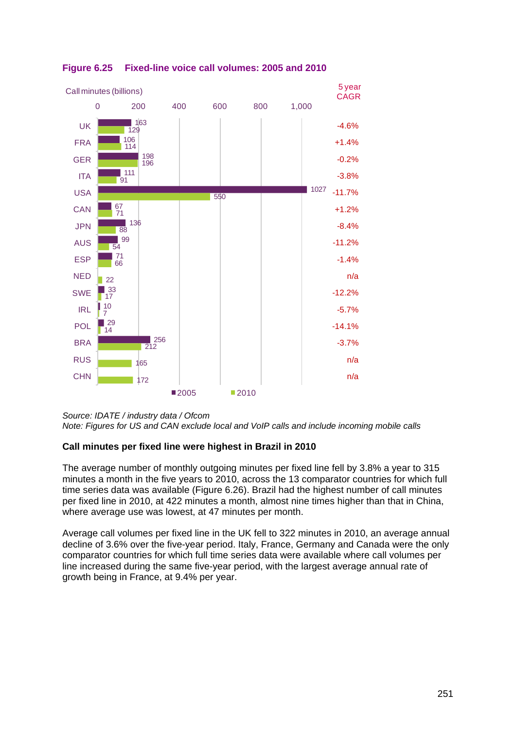**Figure 6.25 Fixed-line voice call volumes: 2005 and 2010**

Call minutes (billions)

| Country | 2005 | 2010 | 5 year CAGR |
|---|---|---|---|
| UK | 163 | 129 | -4.6% |
| FRA | 106 | 114 | +1.4% |
| GER | 198 | 196 | -0.2% |
| ITA | 111 | 91 | -3.8% |
| USA | 1027 | 550 | -11.7% |
| CAN | 67 | 71 | +1.2% |
| JPN | 136 | 88 | -8.4% |
| AUS | 99 | 54 | -11.2% |
| ESP | 71 | 66 | -1.4% |
| NED | | 22 | n/a |
| SWE | 33 | 17 | -12.2% |
| IRL | 10 | 7 | -5.7% |
| POL | 29 | 14 | -14.1% |
| BRA | 256 | 212 | -3.7% |
| RUS | | 165 | n/a |
| CHN | | 172 | n/a |

*Source: IDATE / industry data / Ofcom*
*Note: Figures for US and CAN exclude local and VoIP calls and include incoming mobile calls*

**Call minutes per fixed line were highest in Brazil in 2010**

The average number of monthly outgoing minutes per fixed line fell by 3.8% a year to 315 minutes a month in the five years to 2010, across the 13 comparator countries for which full time series data was available (Figure 6.26). Brazil had the highest number of call minutes per fixed line in 2010, at 422 minutes a month, almost nine times higher than that in China, where average use was lowest, at 47 minutes per month.

Average call volumes per fixed line in the UK fell to 322 minutes in 2010, an average annual decline of 3.6% over the five-year period. Italy, France, Germany and Canada were the only comparator countries for which full time series data were available where call volumes per line increased during the same five-year period, with the largest average annual rate of growth being in France, at 9.4% per year.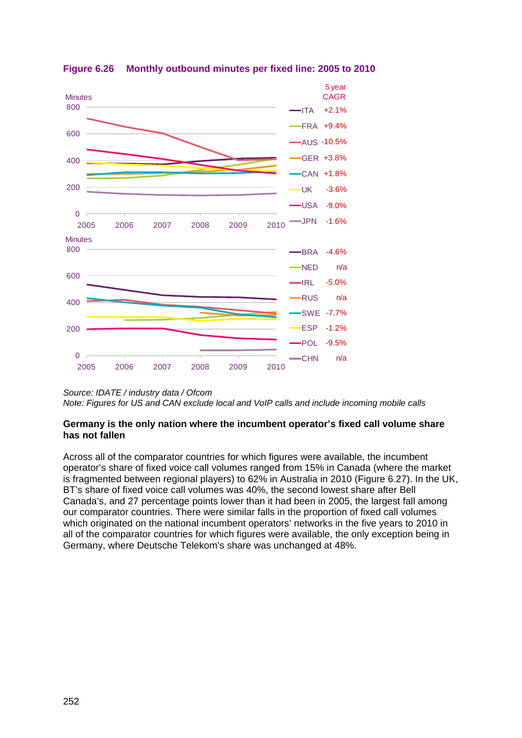**Figure 6.26 Monthly outbound minutes per fixed line: 2005 to 2010**

| Country | 5 year CAGR |
|---|---|
| ITA | +2.1% |
| FRA | +9.4% |
| AUS | -10.5% |
| GER | +3.8% |
| CAN | +1.8% |
| UK | -3.6% |
| USA | -9.0% |
| JPN | -1.6% |
| BRA | -4.6% |
| NED | n/a |
| IRL | -5.0% |
| RUS | n/a |
| SWE | -7.7% |
| ESP | -1.2% |
| POL | -9.5% |
| CHN | n/a |

*Source: IDATE / industry data / Ofcom*
*Note: Figures for US and CAN exclude local and VoIP calls and include incoming mobile calls*

**Germany is the only nation where the incumbent operator's fixed call volume share has not fallen**

Across all of the comparator countries for which figures were available, the incumbent operator's share of fixed voice call volumes ranged from 15% in Canada (where the market is fragmented between regional players) to 62% in Australia in 2010 (Figure 6.27). In the UK, BT's share of fixed voice call volumes was 40%, the second lowest share after Bell Canada's, and 27 percentage points lower than it had been in 2005, the largest fall among our comparator countries. There were similar falls in the proportion of fixed call volumes which originated on the national incumbent operators' networks in the five years to 2010 in all of the comparator countries for which figures were available, the only exception being in Germany, where Deutsche Telekom's share was unchanged at 48%.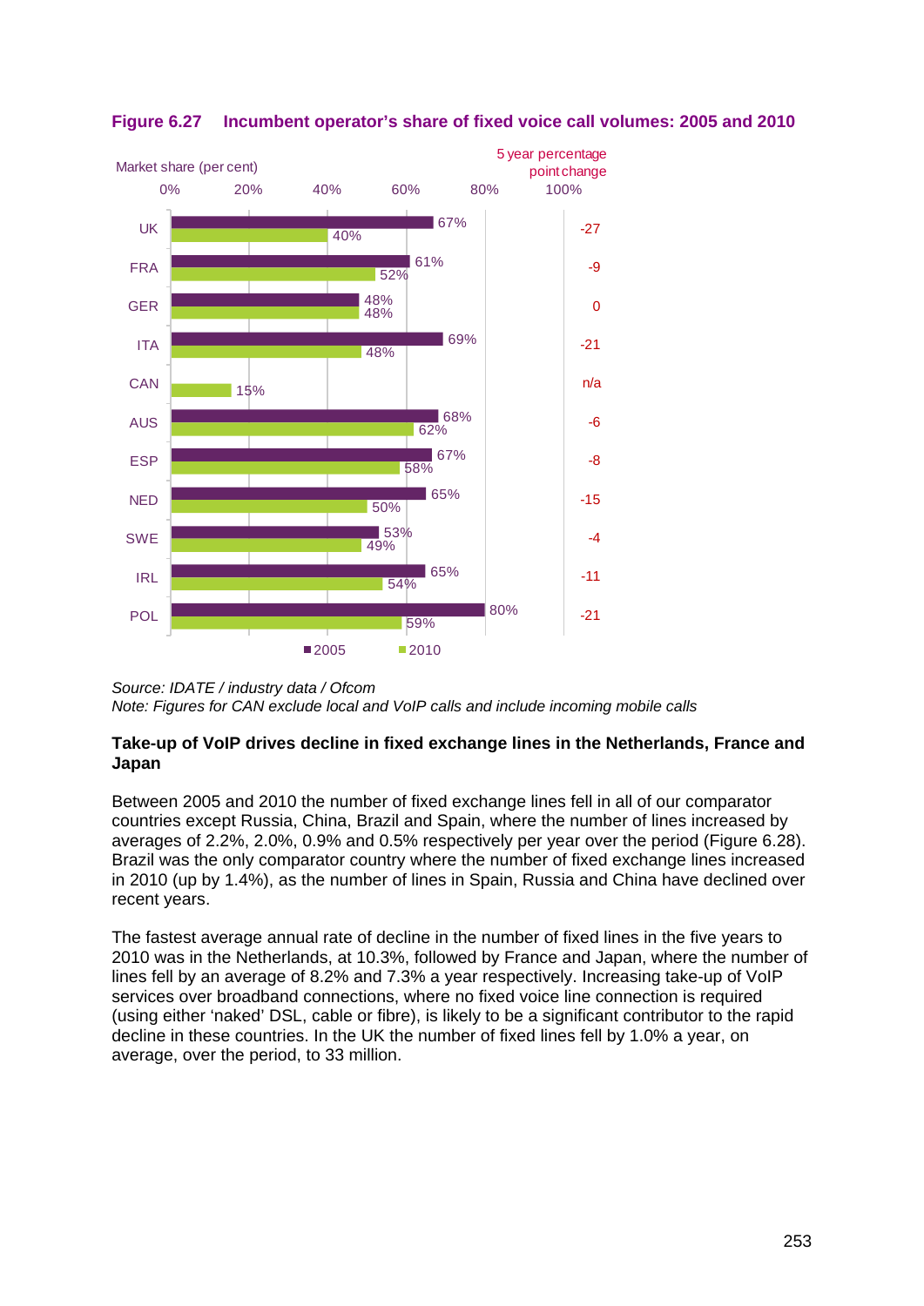**Figure 6.27 Incumbent operator's share of fixed voice call volumes: 2005 and 2010**

| Country | 2005 | 2010 | 5 year percentage point change |
|---|---|---|---|
| UK | 67% | 40% | -27 |
| FRA | 61% | 52% | -9 |
| GER | 48% | 48% | 0 |
| ITA | 69% | 48% | -21 |
| CAN | | 15% | n/a |
| AUS | 68% | 62% | -6 |
| ESP | 67% | 58% | -8 |
| NED | 65% | 50% | -15 |
| SWE | 53% | 49% | -4 |
| IRL | 65% | 54% | -11 |
| POL | 80% | 59% | -21 |

*Source: IDATE / industry data / Ofcom*
*Note: Figures for CAN exclude local and VoIP calls and include incoming mobile calls*

**Take-up of VoIP drives decline in fixed exchange lines in the Netherlands, France and Japan**

Between 2005 and 2010 the number of fixed exchange lines fell in all of our comparator countries except Russia, China, Brazil and Spain, where the number of lines increased by averages of 2.2%, 2.0%, 0.9% and 0.5% respectively per year over the period (Figure 6.28). Brazil was the only comparator country where the number of fixed exchange lines increased in 2010 (up by 1.4%), as the number of lines in Spain, Russia and China have declined over recent years.

The fastest average annual rate of decline in the number of fixed lines in the five years to 2010 was in the Netherlands, at 10.3%, followed by France and Japan, where the number of lines fell by an average of 8.2% and 7.3% a year respectively. Increasing take-up of VoIP services over broadband connections, where no fixed voice line connection is required (using either 'naked' DSL, cable or fibre), is likely to be a significant contributor to the rapid decline in these countries. In the UK the number of fixed lines fell by 1.0% a year, on average, over the period, to 33 million.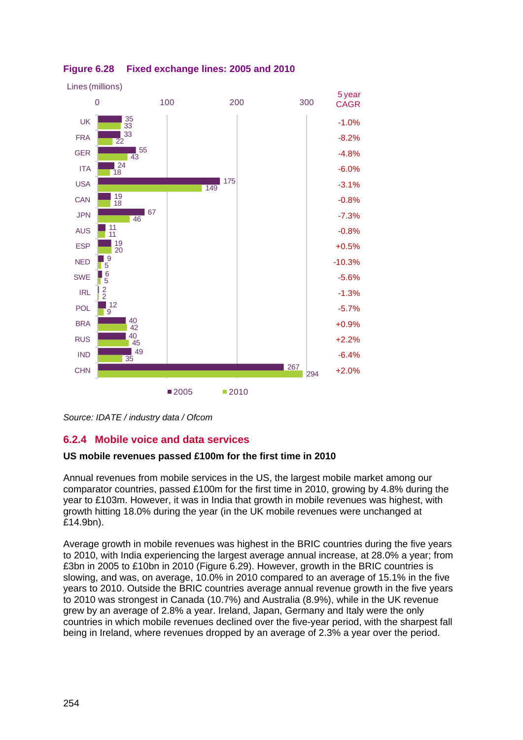**Figure 6.28 Fixed exchange lines: 2005 and 2010**

Lines (millions)

| Country | 2005 | 2010 | 5 year CAGR |
|---|---|---|---|
| UK | 35 | 33 | -1.0% |
| FRA | 33 | 22 | -8.2% |
| GER | 55 | 43 | -4.8% |
| ITA | 24 | 18 | -6.0% |
| USA | 175 | 149 | -3.1% |
| CAN | 19 | 18 | -0.8% |
| JPN | 67 | 46 | -7.3% |
| AUS | 11 | 11 | -0.8% |
| ESP | 19 | 20 | +0.5% |
| NED | 9 | 5 | -10.3% |
| SWE | 6 | 5 | -5.6% |
| IRL | 2 | 2 | -1.3% |
| POL | 12 | 9 | -5.7% |
| BRA | 40 | 42 | +0.9% |
| RUS | 40 | 45 | +2.2% |
| IND | 49 | 35 | -6.4% |
| CHN | 267 | 294 | +2.0% |

*Source: IDATE / industry data / Ofcom*

### 6.2.4 Mobile voice and data services

**US mobile revenues passed £100m for the first time in 2010**

Annual revenues from mobile services in the US, the largest mobile market among our comparator countries, passed £100m for the first time in 2010, growing by 4.8% during the year to £103m. However, it was in India that growth in mobile revenues was highest, with growth hitting 18.0% during the year (in the UK mobile revenues were unchanged at £14.9bn).

Average growth in mobile revenues was highest in the BRIC countries during the five years to 2010, with India experiencing the largest average annual increase, at 28.0% a year; from £3bn in 2005 to £10bn in 2010 (Figure 6.29). However, growth in the BRIC countries is slowing, and was, on average, 10.0% in 2010 compared to an average of 15.1% in the five years to 2010. Outside the BRIC countries average annual revenue growth in the five years to 2010 was strongest in Canada (10.7%) and Australia (8.9%), while in the UK revenue grew by an average of 2.8% a year. Ireland, Japan, Germany and Italy were the only countries in which mobile revenues declined over the five-year period, with the sharpest fall being in Ireland, where revenues dropped by an average of 2.3% a year over the period.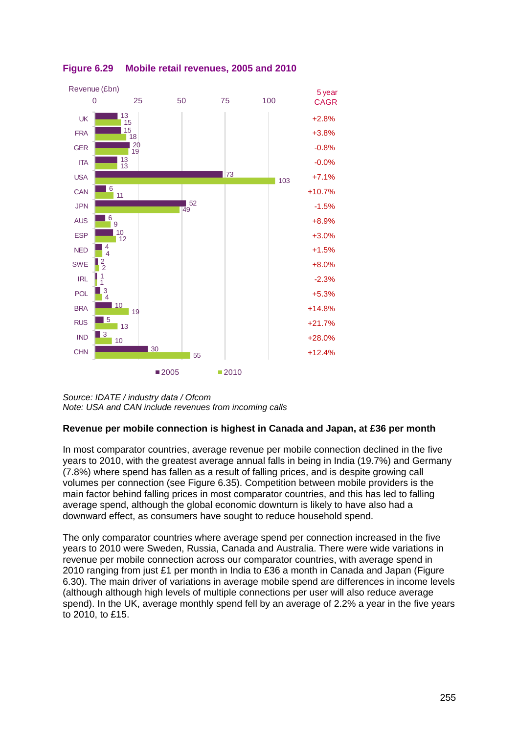**Figure 6.29 Mobile retail revenues, 2005 and 2010**

| Country | 2005 Revenue (£bn) | 2010 Revenue (£bn) | 5 year CAGR |
|---|---|---|---|
| UK | 13 | 15 | +2.8% |
| FRA | 15 | 18 | +3.8% |
| GER | 20 | 19 | -0.8% |
| ITA | 13 | 13 | -0.0% |
| USA | 73 | 103 | +7.1% |
| CAN | 6 | 11 | +10.7% |
| JPN | 52 | 49 | -1.5% |
| AUS | 6 | 9 | +8.9% |
| ESP | 10 | 12 | +3.0% |
| NED | 4 | 4 | +1.5% |
| SWE | 2 | 2 | +8.0% |
| IRL | 1 | 1 | -2.3% |
| POL | 3 | 4 | +5.3% |
| BRA | 10 | 19 | +14.8% |
| RUS | 5 | 13 | +21.7% |
| IND | 3 | 10 | +28.0% |
| CHN | 30 | 55 | +12.4% |

*Source: IDATE / industry data / Ofcom*
*Note: USA and CAN include revenues from incoming calls*

**Revenue per mobile connection is highest in Canada and Japan, at £36 per month**

In most comparator countries, average revenue per mobile connection declined in the five years to 2010, with the greatest average annual falls in being in India (19.7%) and Germany (7.8%) where spend has fallen as a result of falling prices, and is despite growing call volumes per connection (see Figure 6.35). Competition between mobile providers is the main factor behind falling prices in most comparator countries, and this has led to falling average spend, although the global economic downturn is likely to have also had a downward effect, as consumers have sought to reduce household spend.

The only comparator countries where average spend per connection increased in the five years to 2010 were Sweden, Russia, Canada and Australia. There were wide variations in revenue per mobile connection across our comparator countries, with average spend in 2010 ranging from just £1 per month in India to £36 a month in Canada and Japan (Figure 6.30). The main driver of variations in average mobile spend are differences in income levels (although although high levels of multiple connections per user will also reduce average spend). In the UK, average monthly spend fell by an average of 2.2% a year in the five years to 2010, to £15.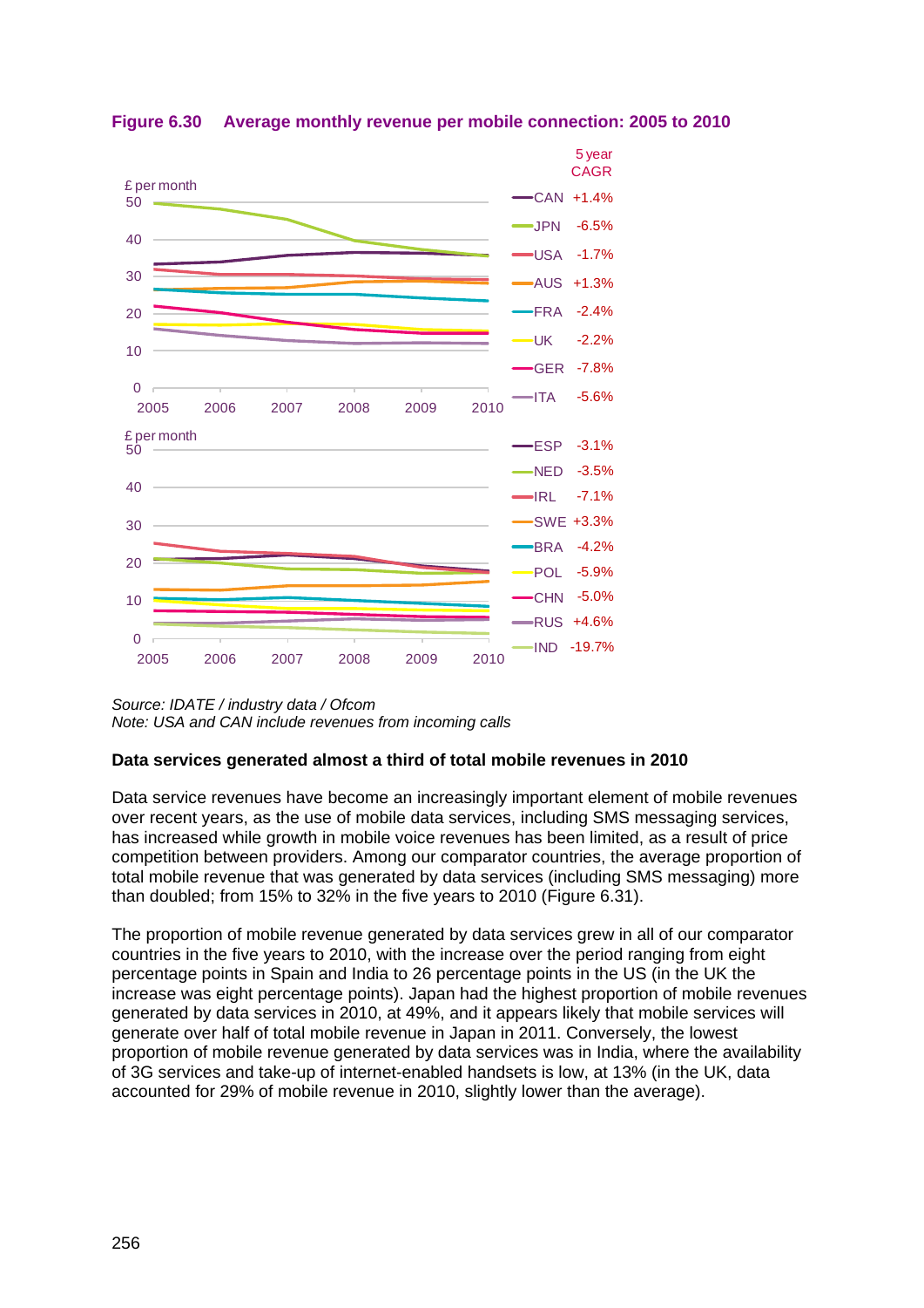**Figure 6.30 Average monthly revenue per mobile connection: 2005 to 2010**

| Country | 5 year CAGR |
|---|---|
| CAN | +1.4% |
| JPN | -6.5% |
| USA | -1.7% |
| AUS | +1.3% |
| FRA | -2.4% |
| UK | -2.2% |
| GER | -7.8% |
| ITA | -5.6% |
| ESP | -3.1% |
| NED | -3.5% |
| IRL | -7.1% |
| SWE | +3.3% |
| BRA | -4.2% |
| POL | -5.9% |
| CHN | -5.0% |
| RUS | +4.6% |
| IND | -19.7% |

*Source: IDATE / industry data / Ofcom*
*Note: USA and CAN include revenues from incoming calls*

**Data services generated almost a third of total mobile revenues in 2010**

Data service revenues have become an increasingly important element of mobile revenues over recent years, as the use of mobile data services, including SMS messaging services, has increased while growth in mobile voice revenues has been limited, as a result of price competition between providers. Among our comparator countries, the average proportion of total mobile revenue that was generated by data services (including SMS messaging) more than doubled; from 15% to 32% in the five years to 2010 (Figure 6.31).

The proportion of mobile revenue generated by data services grew in all of our comparator countries in the five years to 2010, with the increase over the period ranging from eight percentage points in Spain and India to 26 percentage points in the US (in the UK the increase was eight percentage points). Japan had the highest proportion of mobile revenues generated by data services in 2010, at 49%, and it appears likely that mobile services will generate over half of total mobile revenue in Japan in 2011. Conversely, the lowest proportion of mobile revenue generated by data services was in India, where the availability of 3G services and take-up of internet-enabled handsets is low, at 13% (in the UK, data accounted for 29% of mobile revenue in 2010, slightly lower than the average).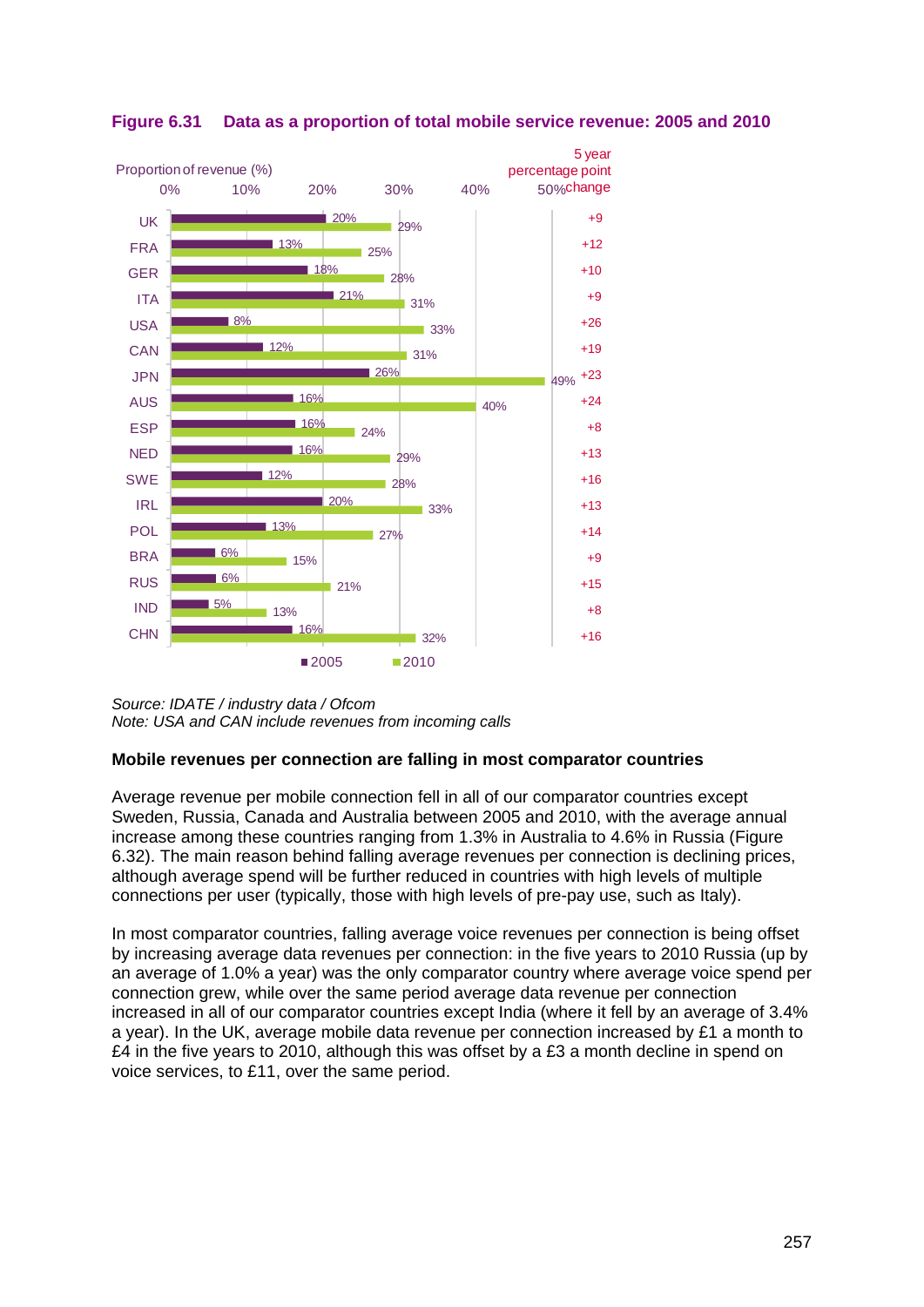**Figure 6.31 Data as a proportion of total mobile service revenue: 2005 and 2010**

| Country | 2005 | 2010 | 5 year percentage point change |
|---|---|---|---|
| UK | 20% | 29% | +9 |
| FRA | 13% | 25% | +12 |
| GER | 18% | 28% | +10 |
| ITA | 21% | 31% | +9 |
| USA | 8% | 33% | +26 |
| CAN | 12% | 31% | +19 |
| JPN | 26% | 49% | +23 |
| AUS | 16% | 40% | +24 |
| ESP | 16% | 24% | +8 |
| NED | 16% | 29% | +13 |
| SWE | 12% | 28% | +16 |
| IRL | 20% | 33% | +13 |
| POL | 13% | 27% | +14 |
| BRA | 6% | 15% | +9 |
| RUS | 6% | 21% | +15 |
| IND | 5% | 13% | +8 |
| CHN | 16% | 32% | +16 |

*Source: IDATE / industry data / Ofcom*
*Note: USA and CAN include revenues from incoming calls*

**Mobile revenues per connection are falling in most comparator countries**

Average revenue per mobile connection fell in all of our comparator countries except Sweden, Russia, Canada and Australia between 2005 and 2010, with the average annual increase among these countries ranging from 1.3% in Australia to 4.6% in Russia (Figure 6.32). The main reason behind falling average revenues per connection is declining prices, although average spend will be further reduced in countries with high levels of multiple connections per user (typically, those with high levels of pre-pay use, such as Italy).

In most comparator countries, falling average voice revenues per connection is being offset by increasing average data revenues per connection: in the five years to 2010 Russia (up by an average of 1.0% a year) was the only comparator country where average voice spend per connection grew, while over the same period average data revenue per connection increased in all of our comparator countries except India (where it fell by an average of 3.4% a year). In the UK, average mobile data revenue per connection increased by £1 a month to £4 in the five years to 2010, although this was offset by a £3 a month decline in spend on voice services, to £11, over the same period.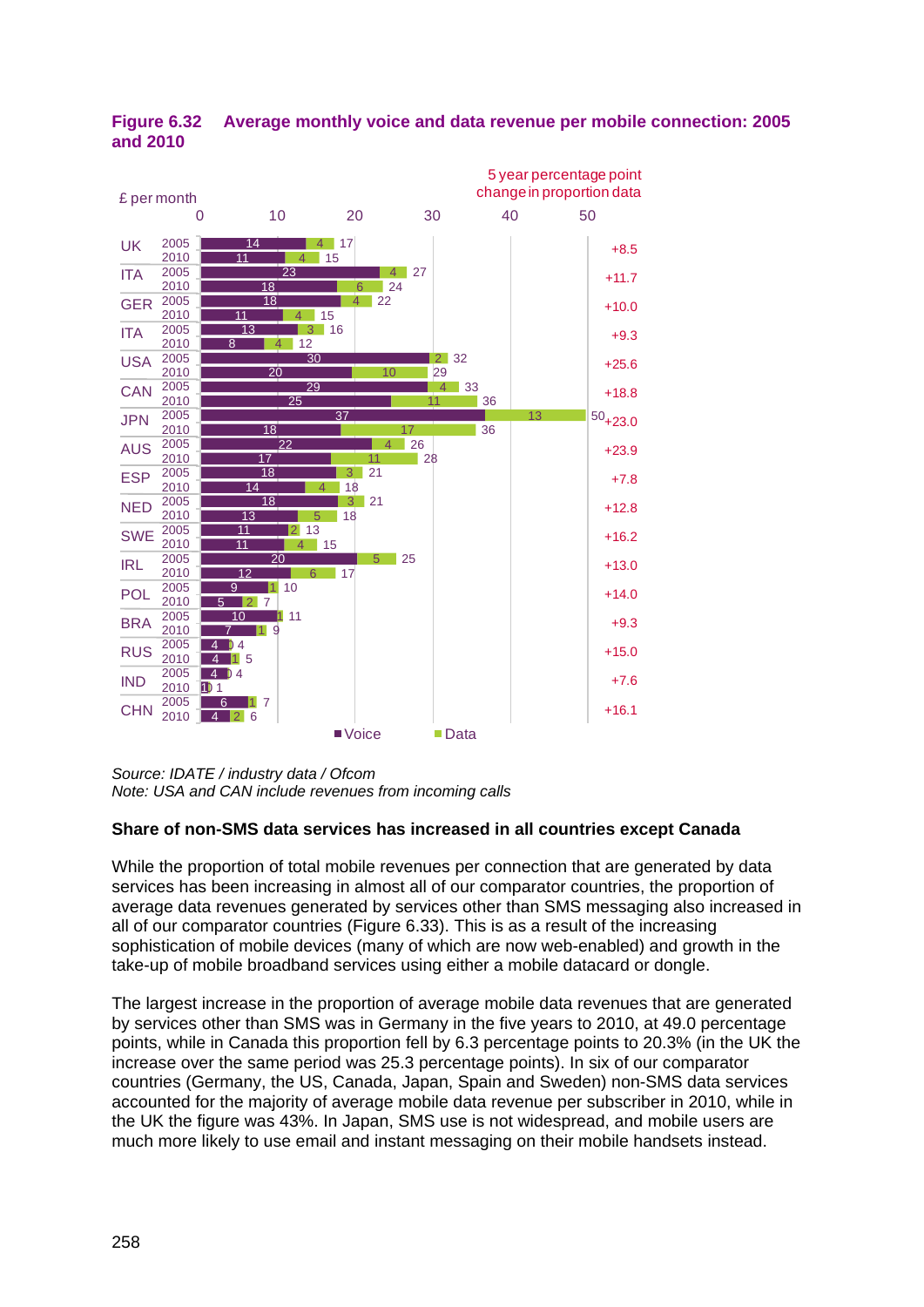**Figure 6.32 Average monthly voice and data revenue per mobile connection: 2005 and 2010**

£ per month

| Country | Year | Voice | Data | Total | 5 year percentage point change in proportion data |
|---|---|---|---|---|---|
| UK | 2005 | 14 | 4 | 17 | +8.5 |
| | 2010 | 11 | 4 | 15 | |
| ITA | 2005 | 23 | 4 | 27 | +11.7 |
| | 2010 | 18 | 6 | 24 | |
| GER | 2005 | 18 | 4 | 22 | +10.0 |
| | 2010 | 11 | 4 | 15 | |
| ITA | 2005 | 13 | 3 | 16 | +9.3 |
| | 2010 | 8 | 4 | 12 | |
| USA | 2005 | 30 | 2 | 32 | +25.6 |
| | 2010 | 20 | 10 | 29 | |
| CAN | 2005 | 29 | 4 | 33 | +18.8 |
| | 2010 | 25 | 11 | 36 | |
| JPN | 2005 | 37 | 13 | 50 | +23.0 |
| | 2010 | 18 | 17 | 36 | |
| AUS | 2005 | 22 | 4 | 26 | +23.9 |
| | 2010 | 17 | 11 | 28 | |
| ESP | 2005 | 18 | 3 | 21 | +7.8 |
| | 2010 | 14 | 4 | 18 | |
| NED | 2005 | 18 | 3 | 21 | +12.8 |
| | 2010 | 13 | 5 | 18 | |
| SWE | 2005 | 11 | 2 | 13 | +16.2 |
| | 2010 | 11 | 4 | 15 | |
| IRL | 2005 | 20 | 5 | 25 | +13.0 |
| | 2010 | 12 | 6 | 17 | |
| POL | 2005 | 9 | 1 | 10 | +14.0 |
| | 2010 | 5 | 2 | 7 | |
| BRA | 2005 | 10 | 1 | 11 | +9.3 |
| | 2010 | 7 | 1 | 9 | |
| RUS | 2005 | 4 | 0 | 4 | +15.0 |
| | 2010 | 4 | 1 | 5 | |
| IND | 2005 | 4 | 0 | 4 | +7.6 |
| | 2010 | 1 | 0 | 1 | |
| CHN | 2005 | 6 | 1 | 7 | +16.1 |
| | 2010 | 4 | 2 | 6 | |

*Source: IDATE / industry data / Ofcom*
*Note: USA and CAN include revenues from incoming calls*

### Share of non-SMS data services has increased in all countries except Canada

While the proportion of total mobile revenues per connection that are generated by data services has been increasing in almost all of our comparator countries, the proportion of average data revenues generated by services other than SMS messaging also increased in all of our comparator countries (Figure 6.33). This is as a result of the increasing sophistication of mobile devices (many of which are now web-enabled) and growth in the take-up of mobile broadband services using either a mobile datacard or dongle.

The largest increase in the proportion of average mobile data revenues that are generated by services other than SMS was in Germany in the five years to 2010, at 49.0 percentage points, while in Canada this proportion fell by 6.3 percentage points to 20.3% (in the UK the increase over the same period was 25.3 percentage points). In six of our comparator countries (Germany, the US, Canada, Japan, Spain and Sweden) non-SMS data services accounted for the majority of average mobile data revenue per subscriber in 2010, while in the UK the figure was 43%. In Japan, SMS use is not widespread, and mobile users are much more likely to use email and instant messaging on their mobile handsets instead.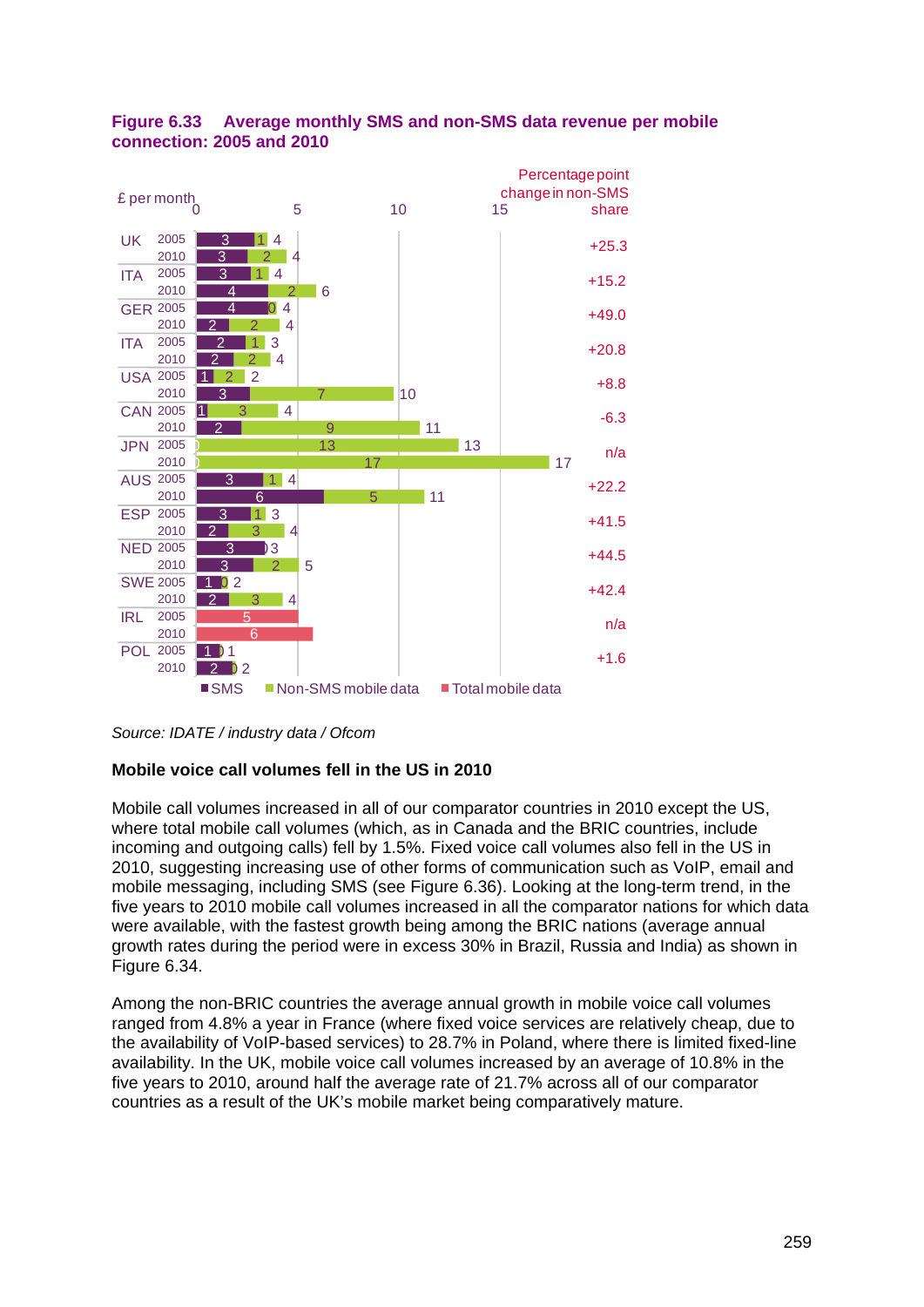**Figure 6.33 Average monthly SMS and non-SMS data revenue per mobile connection: 2005 and 2010**

| Country | Year | SMS (£ per month) | Non-SMS mobile data (£ per month) | Total mobile data (£ per month) | Total | Percentage point change in non-SMS share |
|---|---|---|---|---|---|---|
| UK | 2005 | 3 | 1 | | 4 | +25.3 |
| | 2010 | 3 | 2 | | 4 | |
| ITA | 2005 | 3 | 1 | | 4 | +15.2 |
| | 2010 | 4 | 2 | | 6 | |
| GER | 2005 | 4 | 0 | | 4 | +49.0 |
| | 2010 | 2 | 2 | | 4 | |
| ITA | 2005 | 2 | 1 | | 3 | +20.8 |
| | 2010 | 2 | 2 | | 4 | |
| USA | 2005 | 1 | 2 | | 2 | +8.8 |
| | 2010 | 3 | 7 | | 10 | |
| CAN | 2005 | 1 | 3 | | 4 | -6.3 |
| | 2010 | 2 | 9 | | 11 | |
| JPN | 2005 | | 13 | | 13 | n/a |
| | 2010 | | 17 | | 17 | |
| AUS | 2005 | 3 | 1 | | 4 | +22.2 |
| | 2010 | 6 | 5 | | 11 | |
| ESP | 2005 | 3 | 1 | | 3 | +41.5 |
| | 2010 | 2 | 3 | | 4 | |
| NED | 2005 | 3 | | | 3 | +44.5 |
| | 2010 | 3 | 2 | | 5 | |
| SWE | 2005 | 1 | 0 | | 2 | +42.4 |
| | 2010 | 2 | 3 | | 4 | |
| IRL | 2005 | | | 5 | | n/a |
| | 2010 | | | 6 | | |
| POL | 2005 | 1 | | | 1 | +1.6 |
| | 2010 | 2 | | | 2 | |

*Source: IDATE / industry data / Ofcom*

**Mobile voice call volumes fell in the US in 2010**

Mobile call volumes increased in all of our comparator countries in 2010 except the US, where total mobile call volumes (which, as in Canada and the BRIC countries, include incoming and outgoing calls) fell by 1.5%. Fixed voice call volumes also fell in the US in 2010, suggesting increasing use of other forms of communication such as VoIP, email and mobile messaging, including SMS (see Figure 6.36). Looking at the long-term trend, in the five years to 2010 mobile call volumes increased in all the comparator nations for which data were available, with the fastest growth being among the BRIC nations (average annual growth rates during the period were in excess 30% in Brazil, Russia and India) as shown in Figure 6.34.

Among the non-BRIC countries the average annual growth in mobile voice call volumes ranged from 4.8% a year in France (where fixed voice services are relatively cheap, due to the availability of VoIP-based services) to 28.7% in Poland, where there is limited fixed-line availability. In the UK, mobile voice call volumes increased by an average of 10.8% in the five years to 2010, around half the average rate of 21.7% across all of our comparator countries as a result of the UK's mobile market being comparatively mature.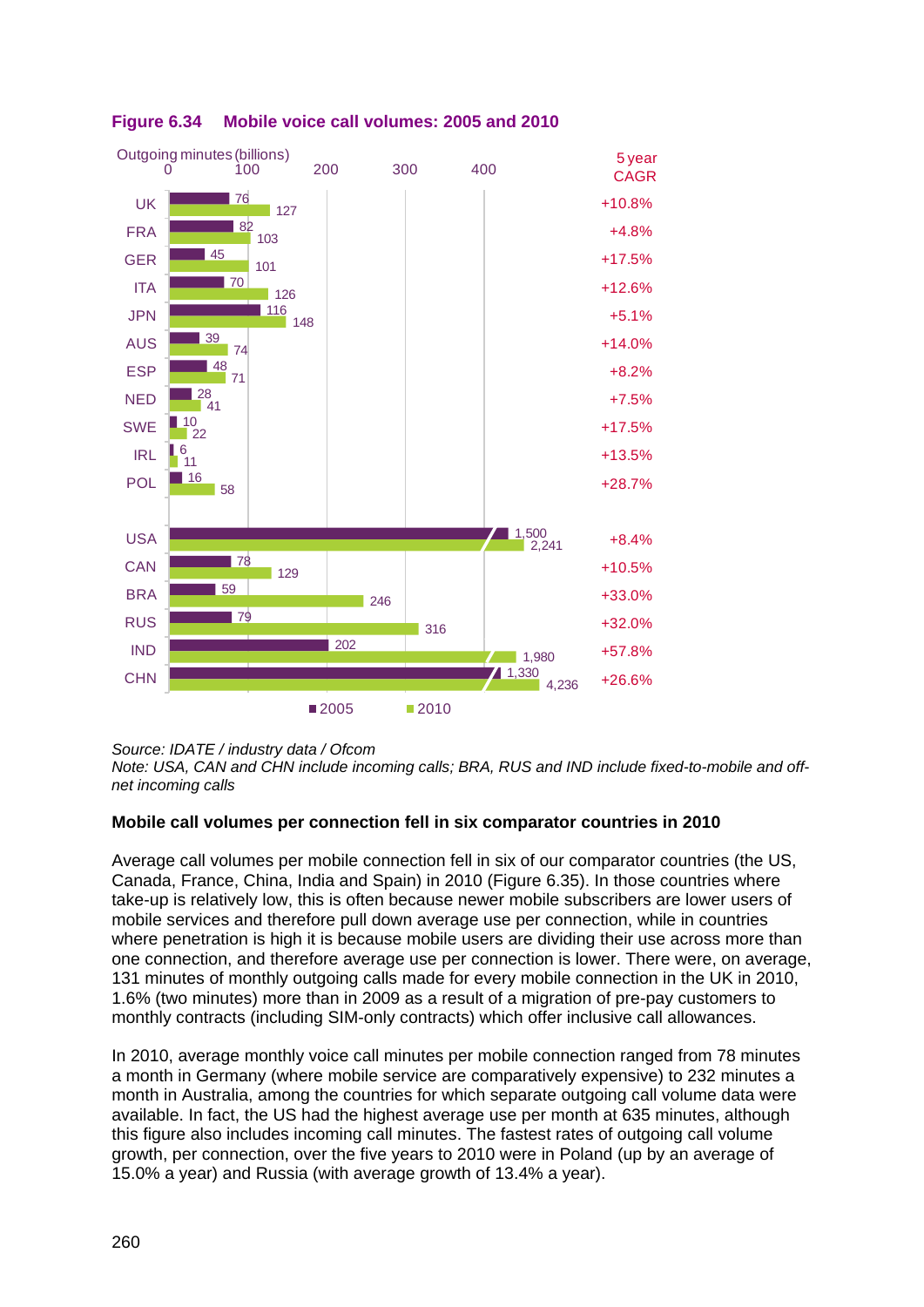**Figure 6.34 Mobile voice call volumes: 2005 and 2010**

Outgoing minutes (billions)

| Country | 2005 | 2010 | 5 year CAGR |
|---|---|---|---|
| UK | 76 | 127 | +10.8% |
| FRA | 82 | 103 | +4.8% |
| GER | 45 | 101 | +17.5% |
| ITA | 70 | 126 | +12.6% |
| JPN | 116 | 148 | +5.1% |
| AUS | 39 | 74 | +14.0% |
| ESP | 48 | 71 | +8.2% |
| NED | 28 | 41 | +7.5% |
| SWE | 10 | 22 | +17.5% |
| IRL | 6 | 11 | +13.5% |
| POL | 16 | 58 | +28.7% |
| USA | 1,500 | 2,241 | +8.4% |
| CAN | 78 | 129 | +10.5% |
| BRA | 59 | 246 | +33.0% |
| RUS | 79 | 316 | +32.0% |
| IND | 202 | 1,980 | +57.8% |
| CHN | 1,330 | 4,236 | +26.6% |

*Source: IDATE / industry data / Ofcom*
*Note: USA, CAN and CHN include incoming calls; BRA, RUS and IND include fixed-to-mobile and off-net incoming calls*

**Mobile call volumes per connection fell in six comparator countries in 2010**

Average call volumes per mobile connection fell in six of our comparator countries (the US, Canada, France, China, India and Spain) in 2010 (Figure 6.35). In those countries where take-up is relatively low, this is often because newer mobile subscribers are lower users of mobile services and therefore pull down average use per connection, while in countries where penetration is high it is because mobile users are dividing their use across more than one connection, and therefore average use per connection is lower. There were, on average, 131 minutes of monthly outgoing calls made for every mobile connection in the UK in 2010, 1.6% (two minutes) more than in 2009 as a result of a migration of pre-pay customers to monthly contracts (including SIM-only contracts) which offer inclusive call allowances.

In 2010, average monthly voice call minutes per mobile connection ranged from 78 minutes a month in Germany (where mobile service are comparatively expensive) to 232 minutes a month in Australia, among the countries for which separate outgoing call volume data were available. In fact, the US had the highest average use per month at 635 minutes, although this figure also includes incoming call minutes. The fastest rates of outgoing call volume growth, per connection, over the five years to 2010 were in Poland (up by an average of 15.0% a year) and Russia (with average growth of 13.4% a year).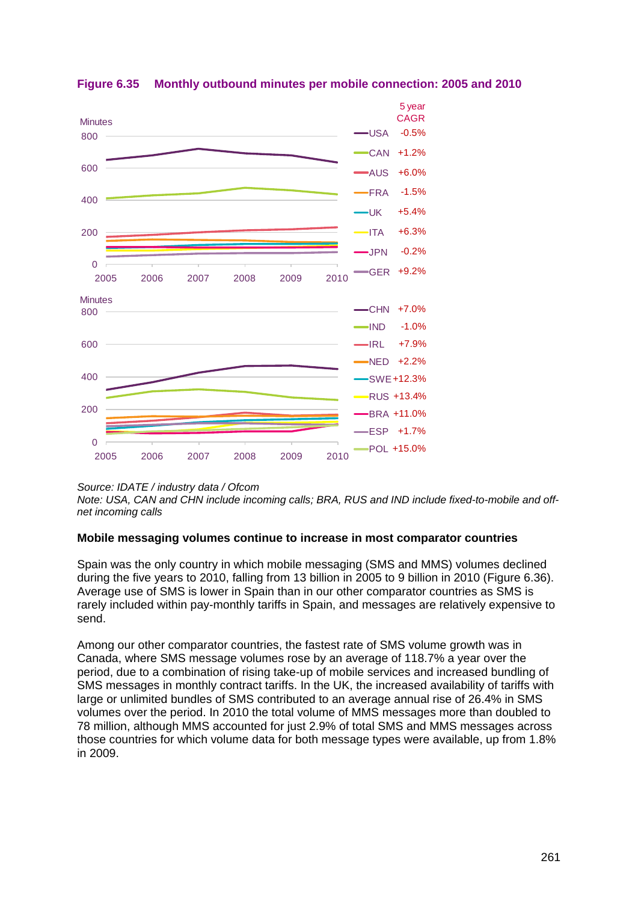**Figure 6.35 Monthly outbound minutes per mobile connection: 2005 and 2010**

| Country | 5 year CAGR |
|---|---|
| USA | -0.5% |
| CAN | +1.2% |
| AUS | +6.0% |
| FRA | -1.5% |
| UK | +5.4% |
| ITA | +6.3% |
| JPN | -0.2% |
| GER | +9.2% |
| CHN | +7.0% |
| IND | -1.0% |
| IRL | +7.9% |
| NED | +2.2% |
| SWE | +12.3% |
| RUS | +13.4% |
| BRA | +11.0% |
| ESP | +1.7% |
| POL | +15.0% |

*Source: IDATE / industry data / Ofcom*
*Note: USA, CAN and CHN include incoming calls; BRA, RUS and IND include fixed-to-mobile and off-net incoming calls*

**Mobile messaging volumes continue to increase in most comparator countries**

Spain was the only country in which mobile messaging (SMS and MMS) volumes declined during the five years to 2010, falling from 13 billion in 2005 to 9 billion in 2010 (Figure 6.36). Average use of SMS is lower in Spain than in our other comparator countries as SMS is rarely included within pay-monthly tariffs in Spain, and messages are relatively expensive to send.

Among our other comparator countries, the fastest rate of SMS volume growth was in Canada, where SMS message volumes rose by an average of 118.7% a year over the period, due to a combination of rising take-up of mobile services and increased bundling of SMS messages in monthly contract tariffs. In the UK, the increased availability of tariffs with large or unlimited bundles of SMS contributed to an average annual rise of 26.4% in SMS volumes over the period. In 2010 the total volume of MMS messages more than doubled to 78 million, although MMS accounted for just 2.9% of total SMS and MMS messages across those countries for which volume data for both message types were available, up from 1.8% in 2009.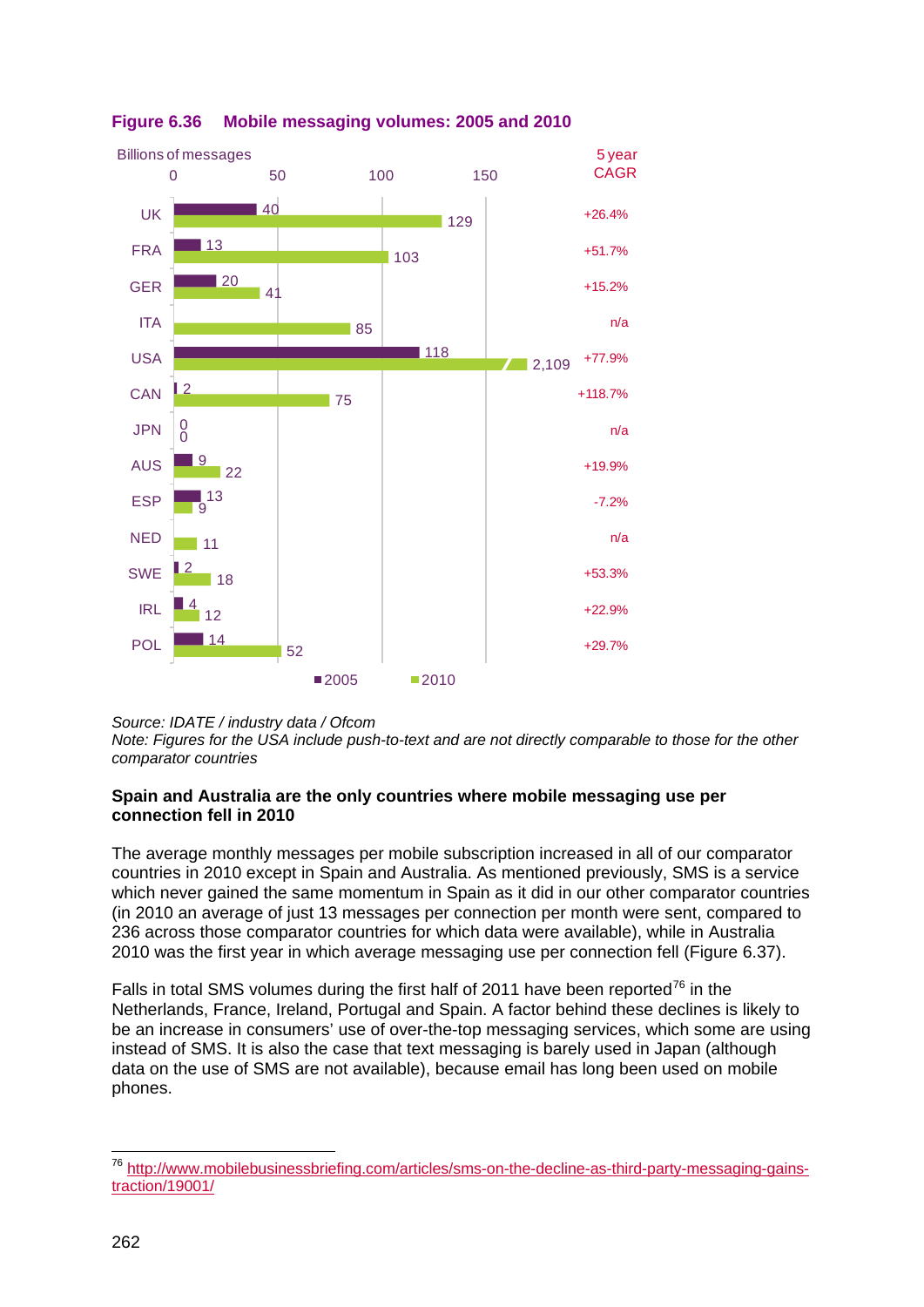**Figure 6.36 Mobile messaging volumes: 2005 and 2010**

Billions of messages

| Country | 2005 | 2010 | 5 year CAGR |
|---|---|---|---|
| UK | 40 | 129 | +26.4% |
| FRA | 13 | 103 | +51.7% |
| GER | 20 | 41 | +15.2% |
| ITA | | 85 | n/a |
| USA | 118 | 2,109 | +77.9% |
| CAN | 2 | 75 | +118.7% |
| JPN | 0 | 0 | n/a |
| AUS | 9 | 22 | +19.9% |
| ESP | 13 | 9 | -7.2% |
| NED | | 11 | n/a |
| SWE | 2 | 18 | +53.3% |
| IRL | 4 | 12 | +22.9% |
| POL | 14 | 52 | +29.7% |

*Source: IDATE / industry data / Ofcom*
*Note: Figures for the USA include push-to-text and are not directly comparable to those for the other comparator countries*

**Spain and Australia are the only countries where mobile messaging use per connection fell in 2010**

The average monthly messages per mobile subscription increased in all of our comparator countries in 2010 except in Spain and Australia. As mentioned previously, SMS is a service which never gained the same momentum in Spain as it did in our other comparator countries (in 2010 an average of just 13 messages per connection per month were sent, compared to 236 across those comparator countries for which data were available), while in Australia 2010 was the first year in which average messaging use per connection fell (Figure 6.37).

Falls in total SMS volumes during the first half of 2011 have been reported[76] in the Netherlands, France, Ireland, Portugal and Spain. A factor behind these declines is likely to be an increase in consumers' use of over-the-top messaging services, which some are using instead of SMS. It is also the case that text messaging is barely used in Japan (although data on the use of SMS are not available), because email has long been used on mobile phones.

[76] http://www.mobilebusinessbriefing.com/articles/sms-on-the-decline-as-third-party-messaging-gains-traction/19001/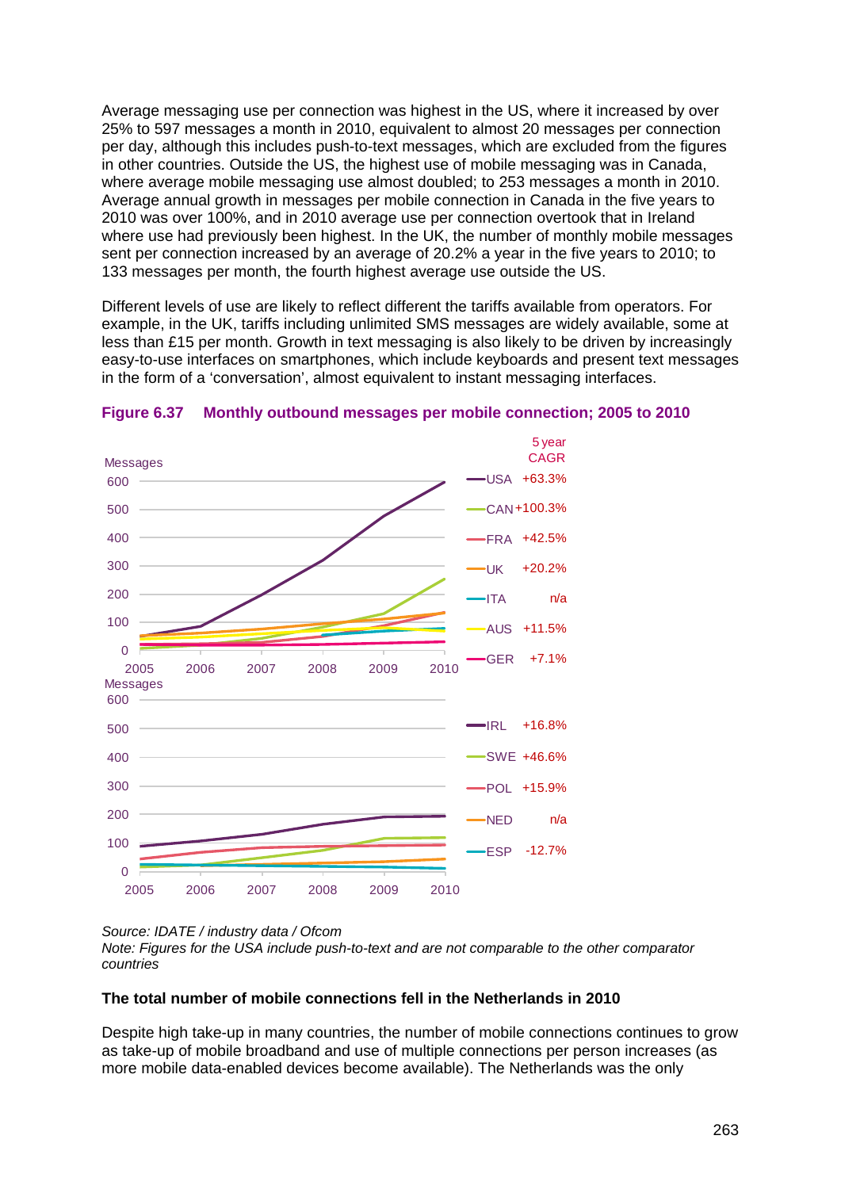Average messaging use per connection was highest in the US, where it increased by over 25% to 597 messages a month in 2010, equivalent to almost 20 messages per connection per day, although this includes push-to-text messages, which are excluded from the figures in other countries. Outside the US, the highest use of mobile messaging was in Canada, where average mobile messaging use almost doubled; to 253 messages a month in 2010. Average annual growth in messages per mobile connection in Canada in the five years to 2010 was over 100%, and in 2010 average use per connection overtook that in Ireland where use had previously been highest. In the UK, the number of monthly mobile messages sent per connection increased by an average of 20.2% a year in the five years to 2010; to 133 messages per month, the fourth highest average use outside the US.

Different levels of use are likely to reflect different the tariffs available from operators. For example, in the UK, tariffs including unlimited SMS messages are widely available, some at less than £15 per month. Growth in text messaging is also likely to be driven by increasingly easy-to-use interfaces on smartphones, which include keyboards and present text messages in the form of a 'conversation', almost equivalent to instant messaging interfaces.

**Figure 6.37 Monthly outbound messages per mobile connection; 2005 to 2010**

| Country | 5 year CAGR |
|---|---|
| USA | +63.3% |
| CAN | +100.3% |
| FRA | +42.5% |
| UK | +20.2% |
| ITA | n/a |
| AUS | +11.5% |
| GER | +7.1% |
| IRL | +16.8% |
| SWE | +46.6% |
| POL | +15.9% |
| NED | n/a |
| ESP | -12.7% |

*Source: IDATE / industry data / Ofcom*
*Note: Figures for the USA include push-to-text and are not comparable to the other comparator countries*

**The total number of mobile connections fell in the Netherlands in 2010**

Despite high take-up in many countries, the number of mobile connections continues to grow as take-up of mobile broadband and use of multiple connections per person increases (as more mobile data-enabled devices become available). The Netherlands was the only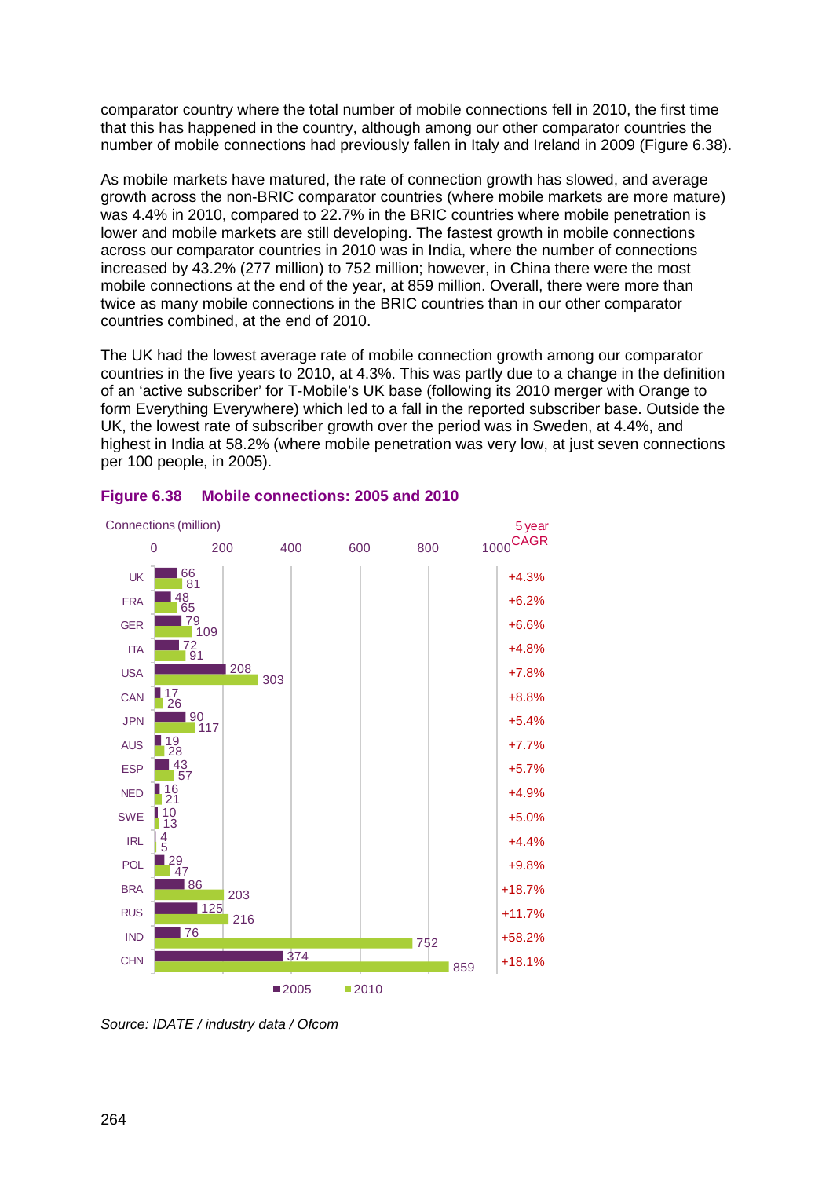comparator country where the total number of mobile connections fell in 2010, the first time that this has happened in the country, although among our other comparator countries the number of mobile connections had previously fallen in Italy and Ireland in 2009 (Figure 6.38).

As mobile markets have matured, the rate of connection growth has slowed, and average growth across the non-BRIC comparator countries (where mobile markets are more mature) was 4.4% in 2010, compared to 22.7% in the BRIC countries where mobile penetration is lower and mobile markets are still developing. The fastest growth in mobile connections across our comparator countries in 2010 was in India, where the number of connections increased by 43.2% (277 million) to 752 million; however, in China there were the most mobile connections at the end of the year, at 859 million. Overall, there were more than twice as many mobile connections in the BRIC countries than in our other comparator countries combined, at the end of 2010.

The UK had the lowest average rate of mobile connection growth among our comparator countries in the five years to 2010, at 4.3%. This was partly due to a change in the definition of an 'active subscriber' for T-Mobile's UK base (following its 2010 merger with Orange to form Everything Everywhere) which led to a fall in the reported subscriber base. Outside the UK, the lowest rate of subscriber growth over the period was in Sweden, at 4.4%, and highest in India at 58.2% (where mobile penetration was very low, at just seven connections per 100 people, in 2005).

**Figure 6.38 Mobile connections: 2005 and 2010**

| Country | 2005 Connections (million) | 2010 Connections (million) | 5 year CAGR |
|---|---|---|---|
| UK | 66 | 81 | +4.3% |
| FRA | 48 | 65 | +6.2% |
| GER | 79 | 109 | +6.6% |
| ITA | 72 | 91 | +4.8% |
| USA | 208 | 303 | +7.8% |
| CAN | 17 | 26 | +8.8% |
| JPN | 90 | 117 | +5.4% |
| AUS | 19 | 28 | +7.7% |
| ESP | 43 | 57 | +5.7% |
| NED | 16 | 21 | +4.9% |
| SWE | 10 | 13 | +5.0% |
| IRL | 4 | 5 | +4.4% |
| POL | 29 | 47 | +9.8% |
| BRA | 86 | 203 | +18.7% |
| RUS | 125 | 216 | +11.7% |
| IND | 76 | 752 | +58.2% |
| CHN | 374 | 859 | +18.1% |

*Source: IDATE / industry data / Ofcom*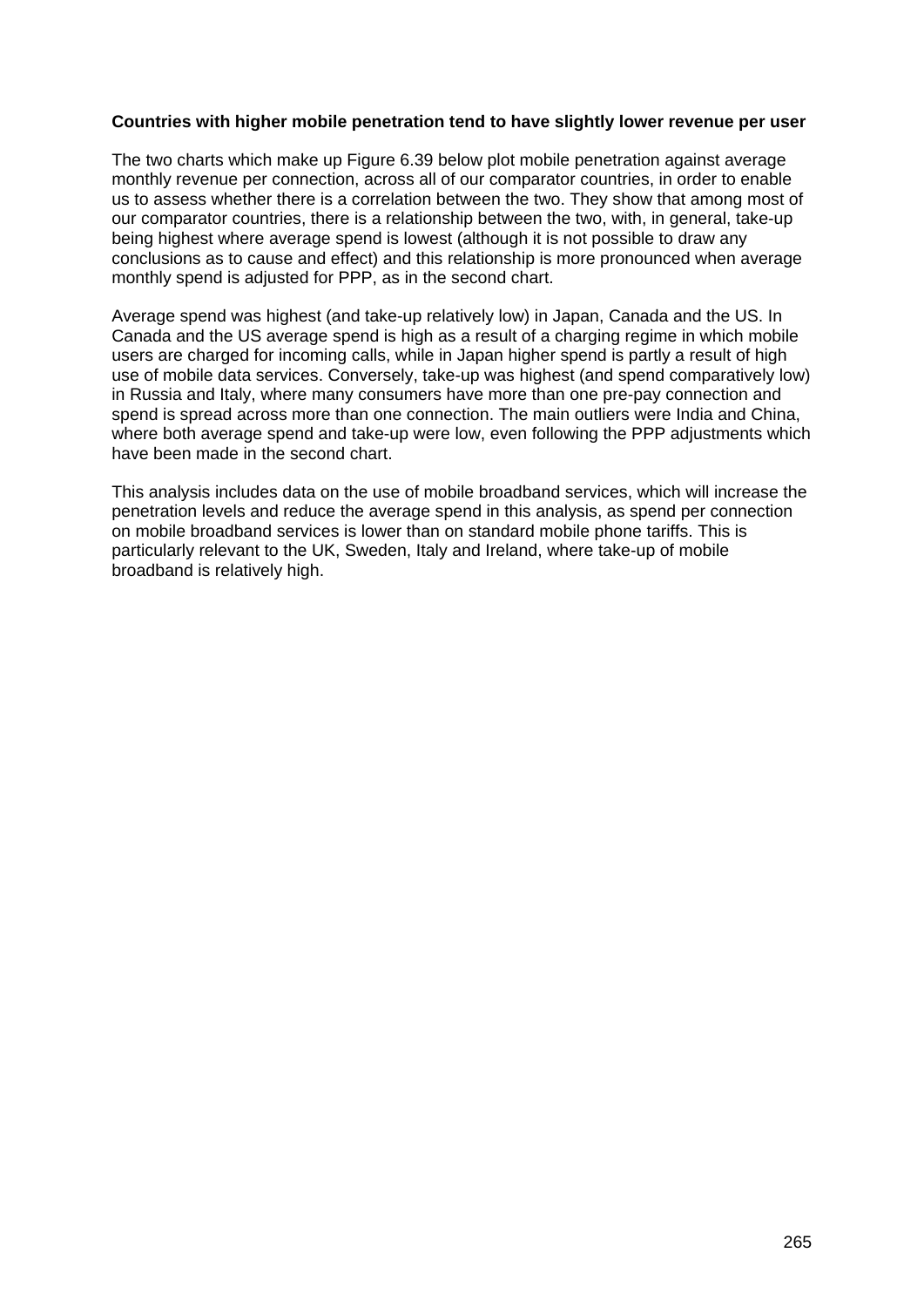**Countries with higher mobile penetration tend to have slightly lower revenue per user**

The two charts which make up Figure 6.39 below plot mobile penetration against average monthly revenue per connection, across all of our comparator countries, in order to enable us to assess whether there is a correlation between the two. They show that among most of our comparator countries, there is a relationship between the two, with, in general, take-up being highest where average spend is lowest (although it is not possible to draw any conclusions as to cause and effect) and this relationship is more pronounced when average monthly spend is adjusted for PPP, as in the second chart.

Average spend was highest (and take-up relatively low) in Japan, Canada and the US. In Canada and the US average spend is high as a result of a charging regime in which mobile users are charged for incoming calls, while in Japan higher spend is partly a result of high use of mobile data services. Conversely, take-up was highest (and spend comparatively low) in Russia and Italy, where many consumers have more than one pre-pay connection and spend is spread across more than one connection. The main outliers were India and China, where both average spend and take-up were low, even following the PPP adjustments which have been made in the second chart.

This analysis includes data on the use of mobile broadband services, which will increase the penetration levels and reduce the average spend in this analysis, as spend per connection on mobile broadband services is lower than on standard mobile phone tariffs. This is particularly relevant to the UK, Sweden, Italy and Ireland, where take-up of mobile broadband is relatively high.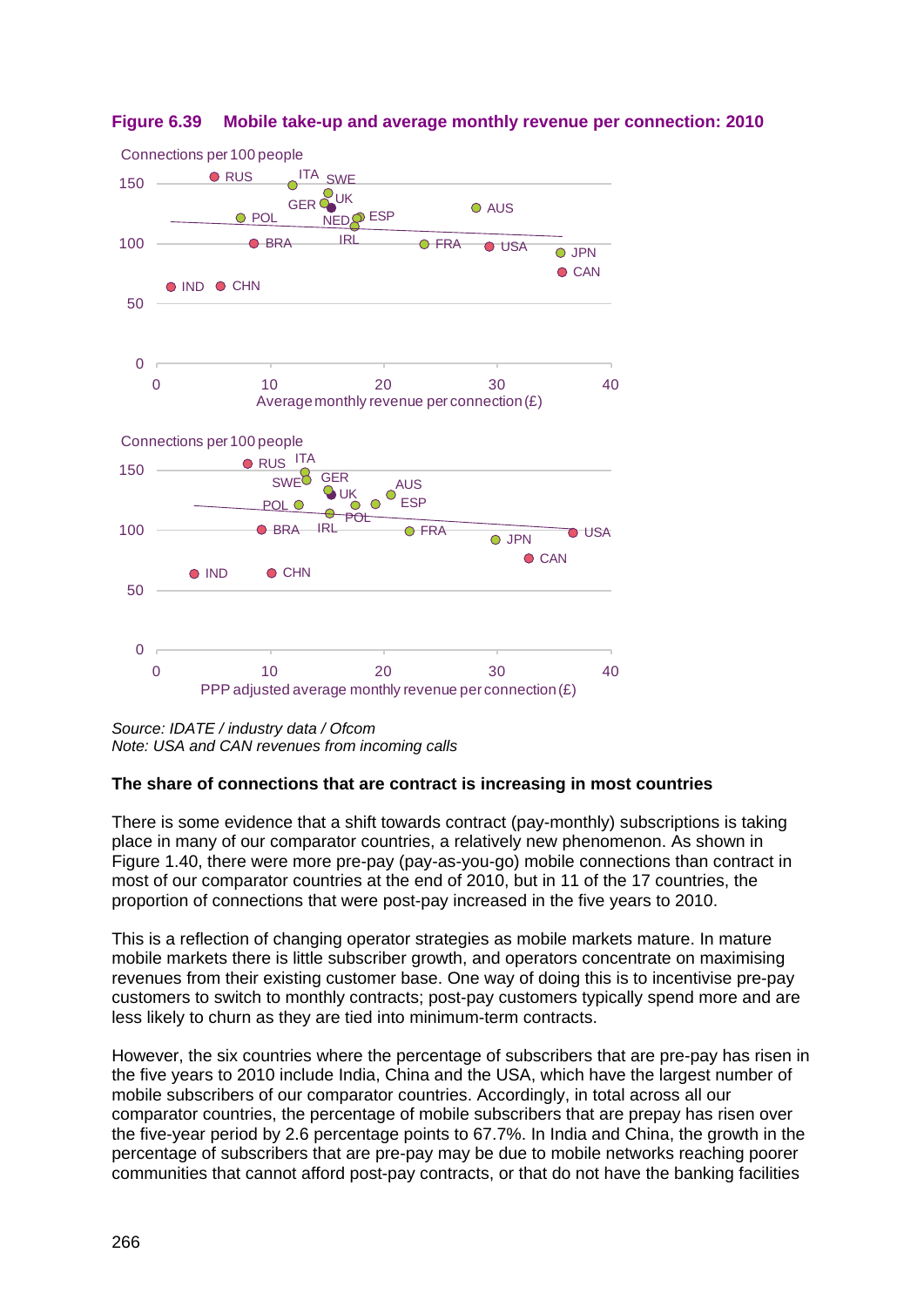**Figure 6.39 Mobile take-up and average monthly revenue per connection: 2010**

*Source: IDATE / industry data / Ofcom*
*Note: USA and CAN revenues from incoming calls*

### The share of connections that are contract is increasing in most countries

There is some evidence that a shift towards contract (pay-monthly) subscriptions is taking place in many of our comparator countries, a relatively new phenomenon. As shown in Figure 1.40, there were more pre-pay (pay-as-you-go) mobile connections than contract in most of our comparator countries at the end of 2010, but in 11 of the 17 countries, the proportion of connections that were post-pay increased in the five years to 2010.

This is a reflection of changing operator strategies as mobile markets mature. In mature mobile markets there is little subscriber growth, and operators concentrate on maximising revenues from their existing customer base. One way of doing this is to incentivise pre-pay customers to switch to monthly contracts; post-pay customers typically spend more and are less likely to churn as they are tied into minimum-term contracts.

However, the six countries where the percentage of subscribers that are pre-pay has risen in the five years to 2010 include India, China and the USA, which have the largest number of mobile subscribers of our comparator countries. Accordingly, in total across all our comparator countries, the percentage of mobile subscribers that are prepay has risen over the five-year period by 2.6 percentage points to 67.7%. In India and China, the growth in the percentage of subscribers that are pre-pay may be due to mobile networks reaching poorer communities that cannot afford post-pay contracts, or that do not have the banking facilities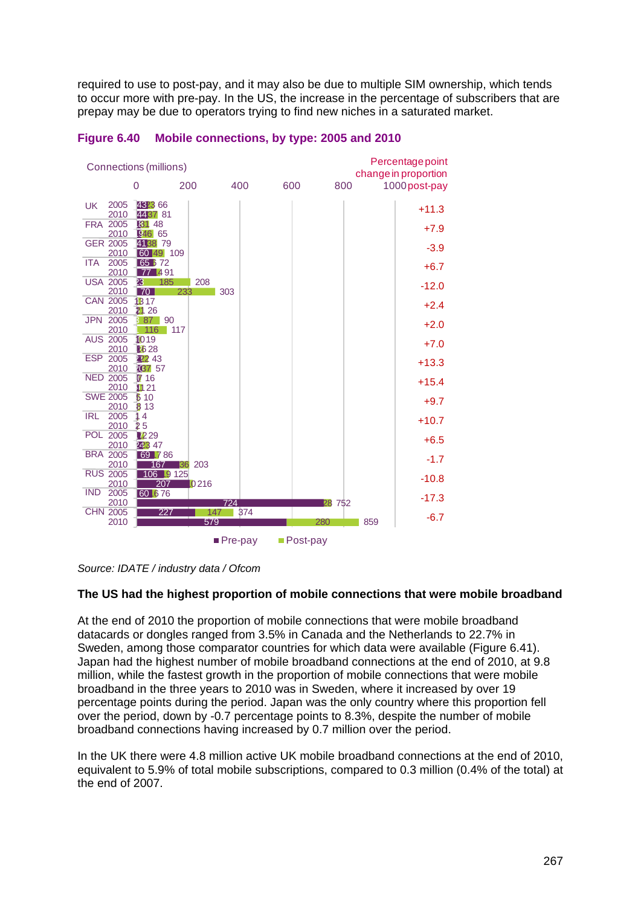required to use to post-pay, and it may also be due to multiple SIM ownership, which tends to occur more with pre-pay. In the US, the increase in the percentage of subscribers that are prepay may be due to operators trying to find new niches in a saturated market.

### Figure 6.40 Mobile connections, by type: 2005 and 2010

Connections (millions)

| Country | Year | Pre-pay | Post-pay | Total | Percentage point change in proportion post-pay |
|---|---|---|---|---|---|
| UK | 2005 | 43 | 23 | 66 | +11.3 |
| | 2010 | 44 | 37 | 81 | |
| FRA | 2005 | | 31 | 48 | +7.9 |
| | 2010 | | 46 | 65 | |
| GER | 2005 | 41 | 38 | 79 | -3.9 |
| | 2010 | 60 | 49 | 109 | |
| ITA | 2005 | 65 | | 72 | +6.7 |
| | 2010 | 77 | 14 | 91 | |
| USA | 2005 | 23 | 185 | 208 | -12.0 |
| | 2010 | 70 | 233 | 303 | |
| CAN | 2005 | | | 17 | +2.4 |
| | 2010 | | 21 | 26 | |
| JPN | 2005 | | 87 | 90 | +2.0 |
| | 2010 | | 116 | 117 | |
| AUS | 2005 | | | 19 | +7.0 |
| | 2010 | | 16 | 28 | |
| ESP | 2005 | | 22 | 43 | +13.3 |
| | 2010 | | 37 | 57 | |
| NED | 2005 | | | 16 | +15.4 |
| | 2010 | | | 21 | |
| SWE | 2005 | | | 10 | +9.7 |
| | 2010 | | | 13 | |
| IRL | 2005 | | | 4 | +10.7 |
| | 2010 | | | 5 | |
| POL | 2005 | | | 29 | +6.5 |
| | 2010 | | | 47 | |
| BRA | 2005 | 69 | | 86 | -1.7 |
| | 2010 | 167 | 36 | 203 | |
| RUS | 2005 | 106 | | 125 | -10.8 |
| | 2010 | 207 | | 216 | |
| IND | 2005 | 60 | | 76 | -17.3 |
| | 2010 | 724 | 28 | 752 | |
| CHN | 2005 | 227 | 147 | 374 | -6.7 |
| | 2010 | 579 | 280 | 859 | |

■ Pre-pay ■ Post-pay

*Source: IDATE / industry data / Ofcom*

**The US had the highest proportion of mobile connections that were mobile broadband**

At the end of 2010 the proportion of mobile connections that were mobile broadband datacards or dongles ranged from 3.5% in Canada and the Netherlands to 22.7% in Sweden, among those comparator countries for which data were available (Figure 6.41). Japan had the highest number of mobile broadband connections at the end of 2010, at 9.8 million, while the fastest growth in the proportion of mobile connections that were mobile broadband in the three years to 2010 was in Sweden, where it increased by over 19 percentage points during the period. Japan was the only country where this proportion fell over the period, down by -0.7 percentage points to 8.3%, despite the number of mobile broadband connections having increased by 0.7 million over the period.

In the UK there were 4.8 million active UK mobile broadband connections at the end of 2010, equivalent to 5.9% of total mobile subscriptions, compared to 0.3 million (0.4% of the total) at the end of 2007.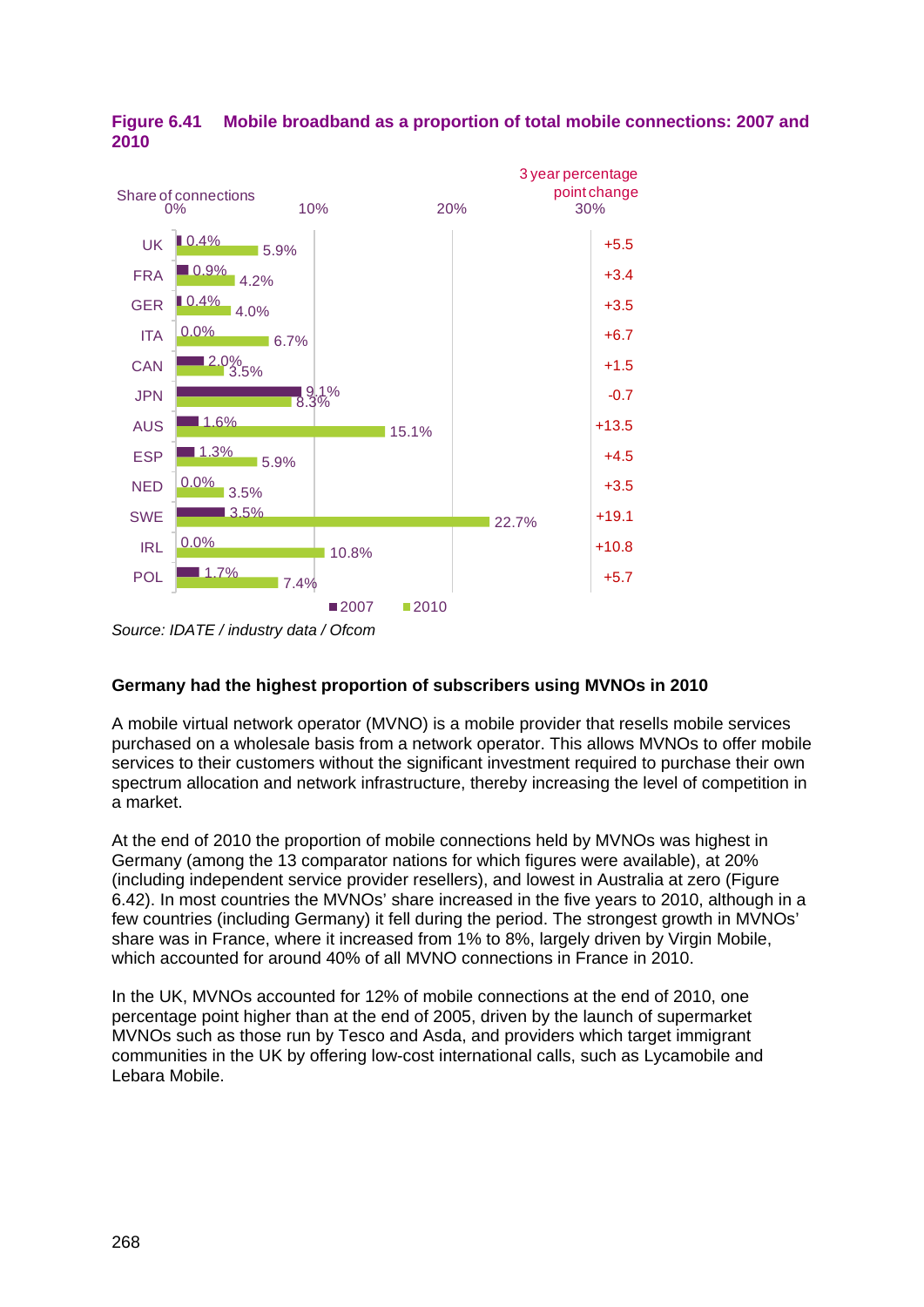**Figure 6.41 Mobile broadband as a proportion of total mobile connections: 2007 and 2010**

| Country | 2007 | 2010 | 3 year percentage point change |
|---|---|---|---|
| UK | 0.4% | 5.9% | +5.5 |
| FRA | 0.9% | 4.2% | +3.4 |
| GER | 0.4% | 4.0% | +3.5 |
| ITA | 0.0% | 6.7% | +6.7 |
| CAN | 2.0% | 3.5% | +1.5 |
| JPN | 9.1% | 8.3% | -0.7 |
| AUS | 1.6% | 15.1% | +13.5 |
| ESP | 1.3% | 5.9% | +4.5 |
| NED | 0.0% | 3.5% | +3.5 |
| SWE | 3.5% | 22.7% | +19.1 |
| IRL | 0.0% | 10.8% | +10.8 |
| POL | 1.7% | 7.4% | +5.7 |

*Source: IDATE / industry data / Ofcom*

**Germany had the highest proportion of subscribers using MVNOs in 2010**

A mobile virtual network operator (MVNO) is a mobile provider that resells mobile services purchased on a wholesale basis from a network operator. This allows MVNOs to offer mobile services to their customers without the significant investment required to purchase their own spectrum allocation and network infrastructure, thereby increasing the level of competition in a market.

At the end of 2010 the proportion of mobile connections held by MVNOs was highest in Germany (among the 13 comparator nations for which figures were available), at 20% (including independent service provider resellers), and lowest in Australia at zero (Figure 6.42). In most countries the MVNOs' share increased in the five years to 2010, although in a few countries (including Germany) it fell during the period. The strongest growth in MVNOs' share was in France, where it increased from 1% to 8%, largely driven by Virgin Mobile, which accounted for around 40% of all MVNO connections in France in 2010.

In the UK, MVNOs accounted for 12% of mobile connections at the end of 2010, one percentage point higher than at the end of 2005, driven by the launch of supermarket MVNOs such as those run by Tesco and Asda, and providers which target immigrant communities in the UK by offering low-cost international calls, such as Lycamobile and Lebara Mobile.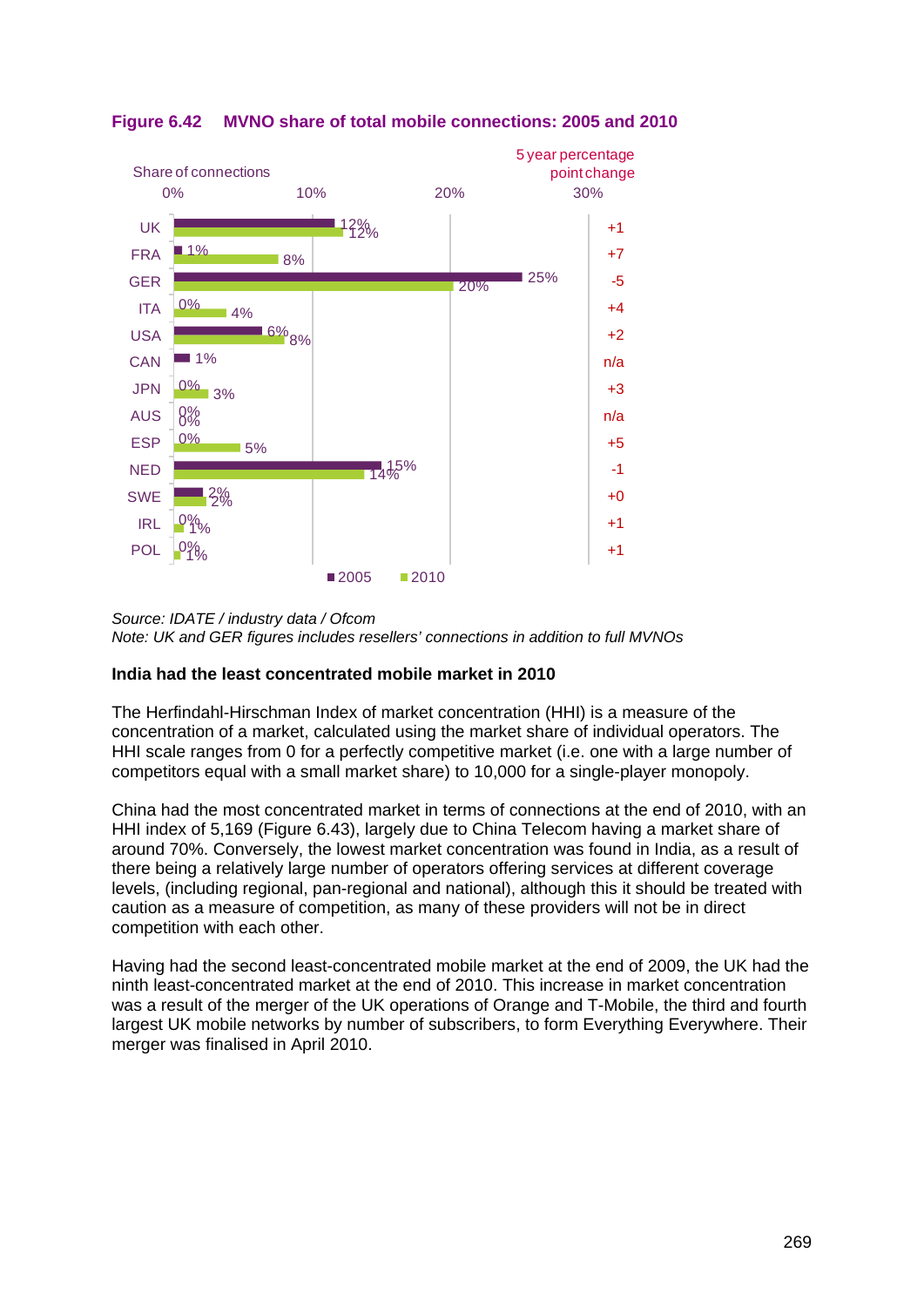**Figure 6.42 MVNO share of total mobile connections: 2005 and 2010**

| Country | 2005 | 2010 | 5 year percentage point change |
|---|---|---|---|
| UK | 12% | 12% | +1 |
| FRA | 1% | 8% | +7 |
| GER | 25% | 20% | -5 |
| ITA | 0% | 4% | +4 |
| USA | 6% | 8% | +2 |
| CAN | 1% | | n/a |
| JPN | 0% | 3% | +3 |
| AUS | 0% | 0% | n/a |
| ESP | 0% | 5% | +5 |
| NED | 15% | 14% | -1 |
| SWE | 2% | 2% | +0 |
| IRL | 0% | 1% | +1 |
| POL | 0% | 1% | +1 |

*Source: IDATE / industry data / Ofcom*
*Note: UK and GER figures includes resellers' connections in addition to full MVNOs*

**India had the least concentrated mobile market in 2010**

The Herfindahl-Hirschman Index of market concentration (HHI) is a measure of the concentration of a market, calculated using the market share of individual operators. The HHI scale ranges from 0 for a perfectly competitive market (i.e. one with a large number of competitors equal with a small market share) to 10,000 for a single-player monopoly.

China had the most concentrated market in terms of connections at the end of 2010, with an HHI index of 5,169 (Figure 6.43), largely due to China Telecom having a market share of around 70%. Conversely, the lowest market concentration was found in India, as a result of there being a relatively large number of operators offering services at different coverage levels, (including regional, pan-regional and national), although this it should be treated with caution as a measure of competition, as many of these providers will not be in direct competition with each other.

Having had the second least-concentrated mobile market at the end of 2009, the UK had the ninth least-concentrated market at the end of 2010. This increase in market concentration was a result of the merger of the UK operations of Orange and T-Mobile, the third and fourth largest UK mobile networks by number of subscribers, to form Everything Everywhere. Their merger was finalised in April 2010.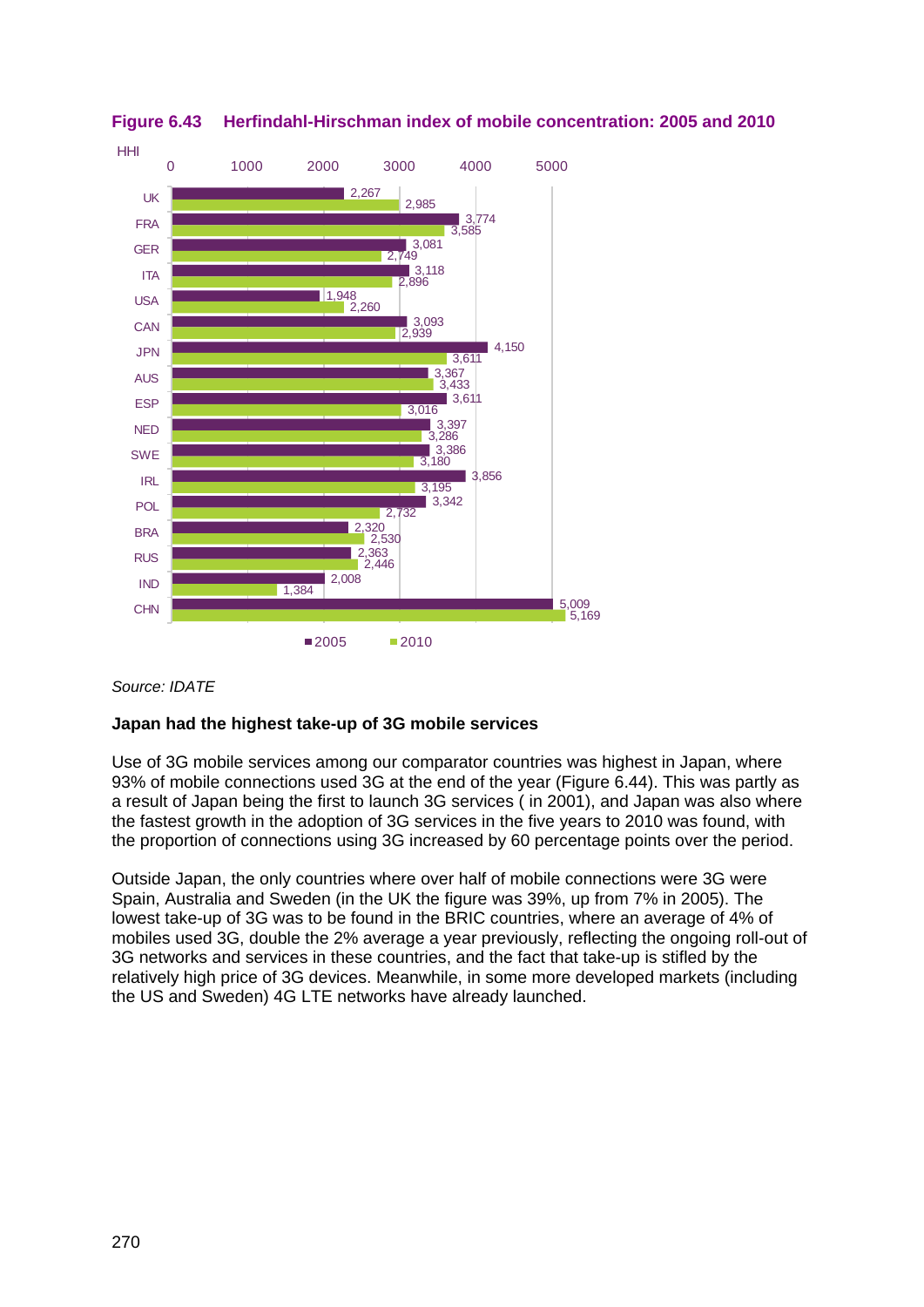**Figure 6.43 Herfindahl-Hirschman index of mobile concentration: 2005 and 2010**

| Country | 2005 | 2010 |
|---|---|---|
| UK | 2,267 | 2,985 |
| FRA | 3,774 | 3,585 |
| GER | 3,081 | 2,749 |
| ITA | 3,118 | 2,896 |
| USA | 1,948 | 2,260 |
| CAN | 3,093 | 2,939 |
| JPN | 4,150 | 3,611 |
| AUS | 3,367 | 3,433 |
| ESP | 3,611 | 3,016 |
| NED | 3,397 | 3,286 |
| SWE | 3,386 | 3,180 |
| IRL | 3,856 | 3,195 |
| POL | 3,342 | 2,732 |
| BRA | 2,320 | 2,530 |
| RUS | 2,363 | 2,446 |
| IND | 2,008 | 1,384 |
| CHN | 5,009 | 5,169 |

*Source: IDATE*

**Japan had the highest take-up of 3G mobile services**

Use of 3G mobile services among our comparator countries was highest in Japan, where 93% of mobile connections used 3G at the end of the year (Figure 6.44). This was partly as a result of Japan being the first to launch 3G services ( in 2001), and Japan was also where the fastest growth in the adoption of 3G services in the five years to 2010 was found, with the proportion of connections using 3G increased by 60 percentage points over the period.

Outside Japan, the only countries where over half of mobile connections were 3G were Spain, Australia and Sweden (in the UK the figure was 39%, up from 7% in 2005). The lowest take-up of 3G was to be found in the BRIC countries, where an average of 4% of mobiles used 3G, double the 2% average a year previously, reflecting the ongoing roll-out of 3G networks and services in these countries, and the fact that take-up is stifled by the relatively high price of 3G devices. Meanwhile, in some more developed markets (including the US and Sweden) 4G LTE networks have already launched.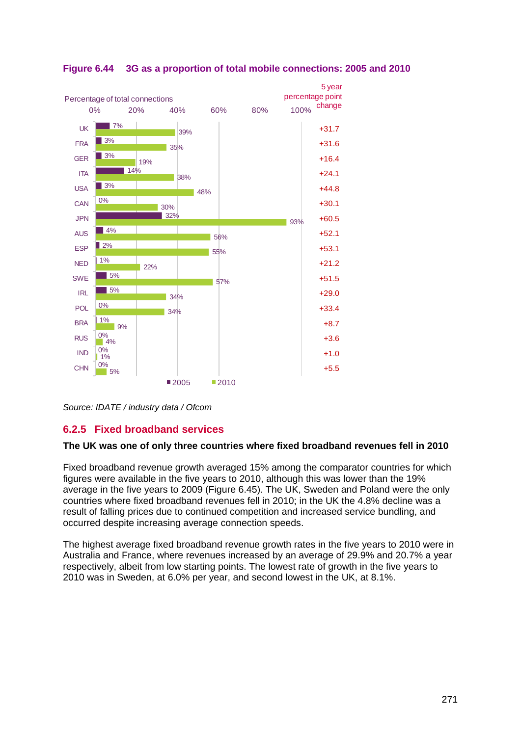**Figure 6.44 3G as a proportion of total mobile connections: 2005 and 2010**

| Country | 2005 | 2010 | 5 year percentage point change |
| --- | --- | --- | --- |
| UK | 7% | 39% | +31.7 |
| FRA | 3% | 35% | +31.6 |
| GER | 3% | 19% | +16.4 |
| ITA | 14% | 38% | +24.1 |
| USA | 3% | 48% | +44.8 |
| CAN | 0% | 30% | +30.1 |
| JPN | 32% | 93% | +60.5 |
| AUS | 4% | 56% | +52.1 |
| ESP | 2% | 55% | +53.1 |
| NED | 1% | 22% | +21.2 |
| SWE | 5% | 57% | +51.5 |
| IRL | 5% | 34% | +29.0 |
| POL | 0% | 34% | +33.4 |
| BRA | 1% | 9% | +8.7 |
| RUS | 0% | 4% | +3.6 |
| IND | 0% | 1% | +1.0 |
| CHN | 0% | 5% | +5.5 |

*Source: IDATE / industry data / Ofcom*

## 6.2.5 Fixed broadband services

**The UK was one of only three countries where fixed broadband revenues fell in 2010**

Fixed broadband revenue growth averaged 15% among the comparator countries for which figures were available in the five years to 2010, although this was lower than the 19% average in the five years to 2009 (Figure 6.45). The UK, Sweden and Poland were the only countries where fixed broadband revenues fell in 2010; in the UK the 4.8% decline was a result of falling prices due to continued competition and increased service bundling, and occurred despite increasing average connection speeds.

The highest average fixed broadband revenue growth rates in the five years to 2010 were in Australia and France, where revenues increased by an average of 29.9% and 20.7% a year respectively, albeit from low starting points. The lowest rate of growth in the five years to 2010 was in Sweden, at 6.0% per year, and second lowest in the UK, at 8.1%.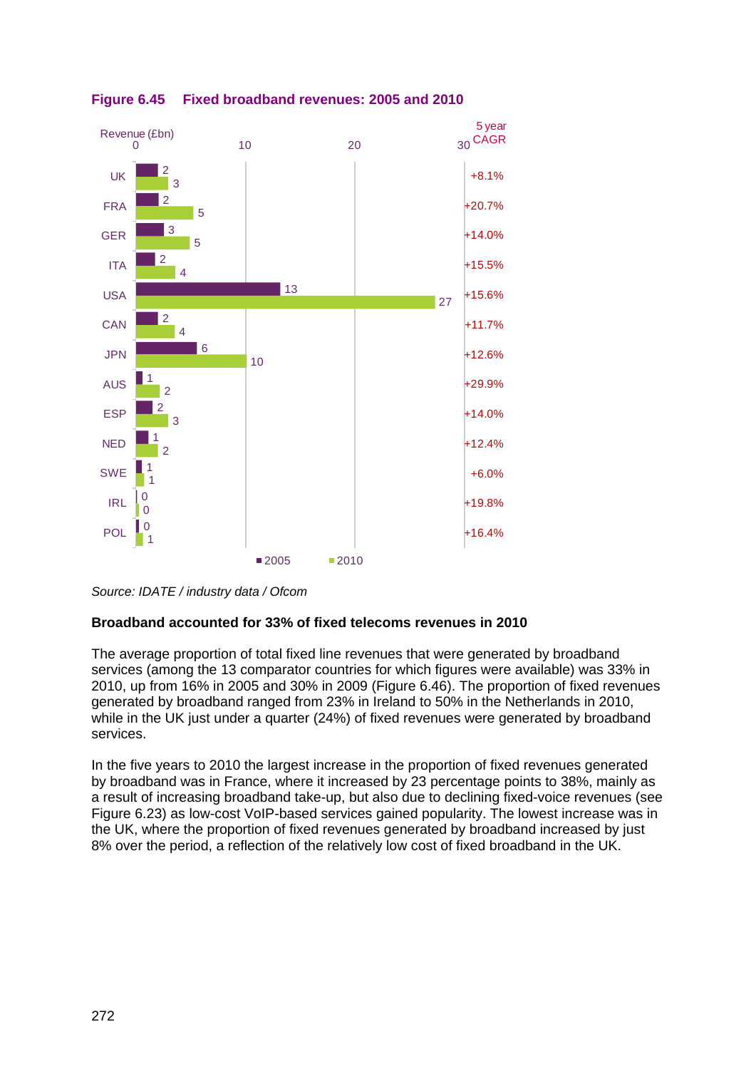**Figure 6.45 Fixed broadband revenues: 2005 and 2010**

| Country | 2005 Revenue (£bn) | 2010 Revenue (£bn) | 5 year CAGR |
|---|---|---|---|
| UK | 2 | 3 | +8.1% |
| FRA | 2 | 5 | +20.7% |
| GER | 3 | 5 | +14.0% |
| ITA | 2 | 4 | +15.5% |
| USA | 13 | 27 | +15.6% |
| CAN | 2 | 4 | +11.7% |
| JPN | 6 | 10 | +12.6% |
| AUS | 1 | 2 | +29.9% |
| ESP | 2 | 3 | +14.0% |
| NED | 1 | 2 | +12.4% |
| SWE | 1 | 1 | +6.0% |
| IRL | 0 | 0 | +19.8% |
| POL | 0 | 1 | +16.4% |

*Source: IDATE / industry data / Ofcom*

**Broadband accounted for 33% of fixed telecoms revenues in 2010**

The average proportion of total fixed line revenues that were generated by broadband services (among the 13 comparator countries for which figures were available) was 33% in 2010, up from 16% in 2005 and 30% in 2009 (Figure 6.46). The proportion of fixed revenues generated by broadband ranged from 23% in Ireland to 50% in the Netherlands in 2010, while in the UK just under a quarter (24%) of fixed revenues were generated by broadband services.

In the five years to 2010 the largest increase in the proportion of fixed revenues generated by broadband was in France, where it increased by 23 percentage points to 38%, mainly as a result of increasing broadband take-up, but also due to declining fixed-voice revenues (see Figure 6.23) as low-cost VoIP-based services gained popularity. The lowest increase was in the UK, where the proportion of fixed revenues generated by broadband increased by just 8% over the period, a reflection of the relatively low cost of fixed broadband in the UK.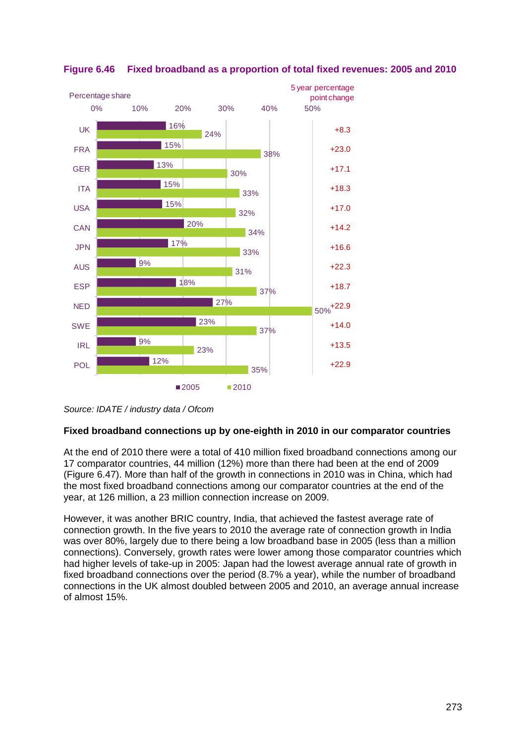**Figure 6.46 Fixed broadband as a proportion of total fixed revenues: 2005 and 2010**

| Country | 2005 | 2010 | 5 year percentage point change |
|---|---|---|---|
| UK | 16% | 24% | +8.3 |
| FRA | 15% | 38% | +23.0 |
| GER | 13% | 30% | +17.1 |
| ITA | 15% | 33% | +18.3 |
| USA | 15% | 32% | +17.0 |
| CAN | 20% | 34% | +14.2 |
| JPN | 17% | 33% | +16.6 |
| AUS | 9% | 31% | +22.3 |
| ESP | 18% | 37% | +18.7 |
| NED | 27% | 50% | +22.9 |
| SWE | 23% | 37% | +14.0 |
| IRL | 9% | 23% | +13.5 |
| POL | 12% | 35% | +22.9 |

*Source: IDATE / industry data / Ofcom*

### Fixed broadband connections up by one-eighth in 2010 in our comparator countries

At the end of 2010 there were a total of 410 million fixed broadband connections among our 17 comparator countries, 44 million (12%) more than there had been at the end of 2009 (Figure 6.47). More than half of the growth in connections in 2010 was in China, which had the most fixed broadband connections among our comparator countries at the end of the year, at 126 million, a 23 million connection increase on 2009.

However, it was another BRIC country, India, that achieved the fastest average rate of connection growth. In the five years to 2010 the average rate of connection growth in India was over 80%, largely due to there being a low broadband base in 2005 (less than a million connections). Conversely, growth rates were lower among those comparator countries which had higher levels of take-up in 2005: Japan had the lowest average annual rate of growth in fixed broadband connections over the period (8.7% a year), while the number of broadband connections in the UK almost doubled between 2005 and 2010, an average annual increase of almost 15%.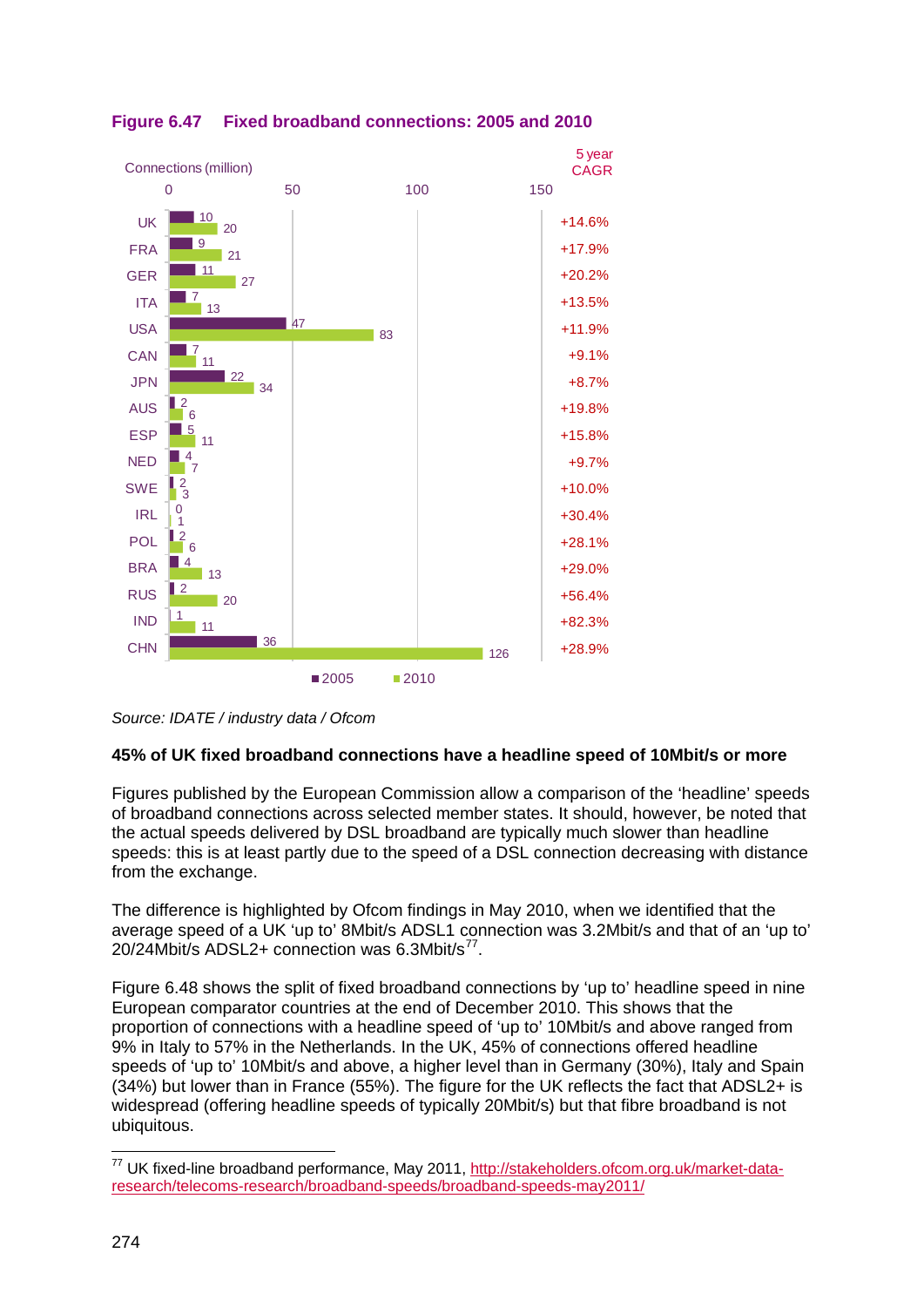**Figure 6.47 Fixed broadband connections: 2005 and 2010**

Connections (million)

| Country | 2005 | 2010 | 5 year CAGR |
|---|---|---|---|
| UK | 10 | 20 | +14.6% |
| FRA | 9 | 21 | +17.9% |
| GER | 11 | 27 | +20.2% |
| ITA | 7 | 13 | +13.5% |
| USA | 47 | 83 | +11.9% |
| CAN | 7 | 11 | +9.1% |
| JPN | 22 | 34 | +8.7% |
| AUS | 2 | 6 | +19.8% |
| ESP | 5 | 11 | +15.8% |
| NED | 4 | 7 | +9.7% |
| SWE | 2 | 3 | +10.0% |
| IRL | 0 | 1 | +30.4% |
| POL | 2 | 6 | +28.1% |
| BRA | 4 | 13 | +29.0% |
| RUS | 2 | 20 | +56.4% |
| IND | 1 | 11 | +82.3% |
| CHN | 36 | 126 | +28.9% |

*Source: IDATE / industry data / Ofcom*

**45% of UK fixed broadband connections have a headline speed of 10Mbit/s or more**

Figures published by the European Commission allow a comparison of the 'headline' speeds of broadband connections across selected member states. It should, however, be noted that the actual speeds delivered by DSL broadband are typically much slower than headline speeds: this is at least partly due to the speed of a DSL connection decreasing with distance from the exchange.

The difference is highlighted by Ofcom findings in May 2010, when we identified that the average speed of a UK 'up to' 8Mbit/s ADSL1 connection was 3.2Mbit/s and that of an 'up to' 20/24Mbit/s ADSL2+ connection was 6.3Mbit/s[77].

Figure 6.48 shows the split of fixed broadband connections by 'up to' headline speed in nine European comparator countries at the end of December 2010. This shows that the proportion of connections with a headline speed of 'up to' 10Mbit/s and above ranged from 9% in Italy to 57% in the Netherlands. In the UK, 45% of connections offered headline speeds of 'up to' 10Mbit/s and above, a higher level than in Germany (30%), Italy and Spain (34%) but lower than in France (55%). The figure for the UK reflects the fact that ADSL2+ is widespread (offering headline speeds of typically 20Mbit/s) but that fibre broadband is not ubiquitous.

[77] UK fixed-line broadband performance, May 2011, http://stakeholders.ofcom.org.uk/market-data-research/telecoms-research/broadband-speeds/broadband-speeds-may2011/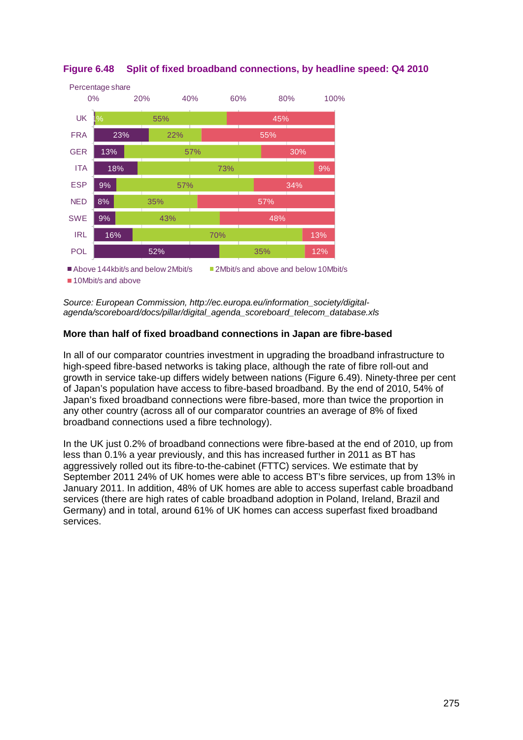**Figure 6.48 Split of fixed broadband connections, by headline speed: Q4 2010**

Percentage share

| Country | Above 144kbit/s and below 2Mbit/s | 2Mbit/s and above and below 10Mbit/s | 10Mbit/s and above |
|---|---|---|---|
| UK | 1% | 55% | 45% |
| FRA | 23% | 22% | 55% |
| GER | 13% | 57% | 30% |
| ITA | 18% | 73% | 9% |
| ESP | 9% | 57% | 34% |
| NED | 8% | 35% | 57% |
| SWE | 9% | 43% | 48% |
| IRL | 16% | 70% | 13% |
| POL | 52% | 35% | 12% |

*Source: European Commission, http://ec.europa.eu/information_society/digital-agenda/scoreboard/docs/pillar/digital_agenda_scoreboard_telecom_database.xls*

**More than half of fixed broadband connections in Japan are fibre-based**

In all of our comparator countries investment in upgrading the broadband infrastructure to high-speed fibre-based networks is taking place, although the rate of fibre roll-out and growth in service take-up differs widely between nations (Figure 6.49). Ninety-three per cent of Japan's population have access to fibre-based broadband. By the end of 2010, 54% of Japan's fixed broadband connections were fibre-based, more than twice the proportion in any other country (across all of our comparator countries an average of 8% of fixed broadband connections used a fibre technology).

In the UK just 0.2% of broadband connections were fibre-based at the end of 2010, up from less than 0.1% a year previously, and this has increased further in 2011 as BT has aggressively rolled out its fibre-to-the-cabinet (FTTC) services. We estimate that by September 2011 24% of UK homes were able to access BT's fibre services, up from 13% in January 2011. In addition, 48% of UK homes are able to access superfast cable broadband services (there are high rates of cable broadband adoption in Poland, Ireland, Brazil and Germany) and in total, around 61% of UK homes can access superfast fixed broadband services.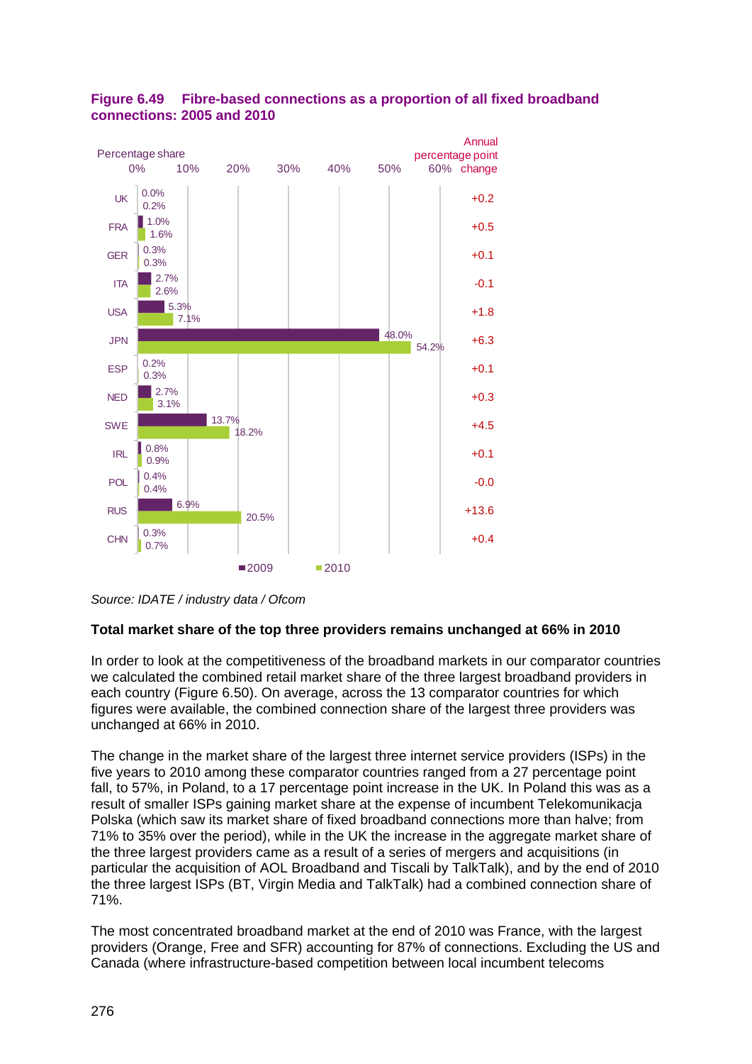**Figure 6.49 Fibre-based connections as a proportion of all fixed broadband connections: 2005 and 2010**

| Country | 2009 | 2010 | Annual percentage point change |
|---|---|---|---|
| UK | 0.0% | 0.2% | +0.2 |
| FRA | 1.0% | 1.6% | +0.5 |
| GER | 0.3% | 0.3% | +0.1 |
| ITA | 2.7% | 2.6% | -0.1 |
| USA | 5.3% | 7.1% | +1.8 |
| JPN | 48.0% | 54.2% | +6.3 |
| ESP | 0.2% | 0.3% | +0.1 |
| NED | 2.7% | 3.1% | +0.3 |
| SWE | 13.7% | 18.2% | +4.5 |
| IRL | 0.8% | 0.9% | +0.1 |
| POL | 0.4% | 0.4% | -0.0 |
| RUS | 6.9% | 20.5% | +13.6 |
| CHN | 0.3% | 0.7% | +0.4 |

*Source: IDATE / industry data / Ofcom*

**Total market share of the top three providers remains unchanged at 66% in 2010**

In order to look at the competitiveness of the broadband markets in our comparator countries we calculated the combined retail market share of the three largest broadband providers in each country (Figure 6.50). On average, across the 13 comparator countries for which figures were available, the combined connection share of the largest three providers was unchanged at 66% in 2010.

The change in the market share of the largest three internet service providers (ISPs) in the five years to 2010 among these comparator countries ranged from a 27 percentage point fall, to 57%, in Poland, to a 17 percentage point increase in the UK. In Poland this was as a result of smaller ISPs gaining market share at the expense of incumbent Telekomunikacja Polska (which saw its market share of fixed broadband connections more than halve; from 71% to 35% over the period), while in the UK the increase in the aggregate market share of the three largest providers came as a result of a series of mergers and acquisitions (in particular the acquisition of AOL Broadband and Tiscali by TalkTalk), and by the end of 2010 the three largest ISPs (BT, Virgin Media and TalkTalk) had a combined connection share of 71%.

The most concentrated broadband market at the end of 2010 was France, with the largest providers (Orange, Free and SFR) accounting for 87% of connections. Excluding the US and Canada (where infrastructure-based competition between local incumbent telecoms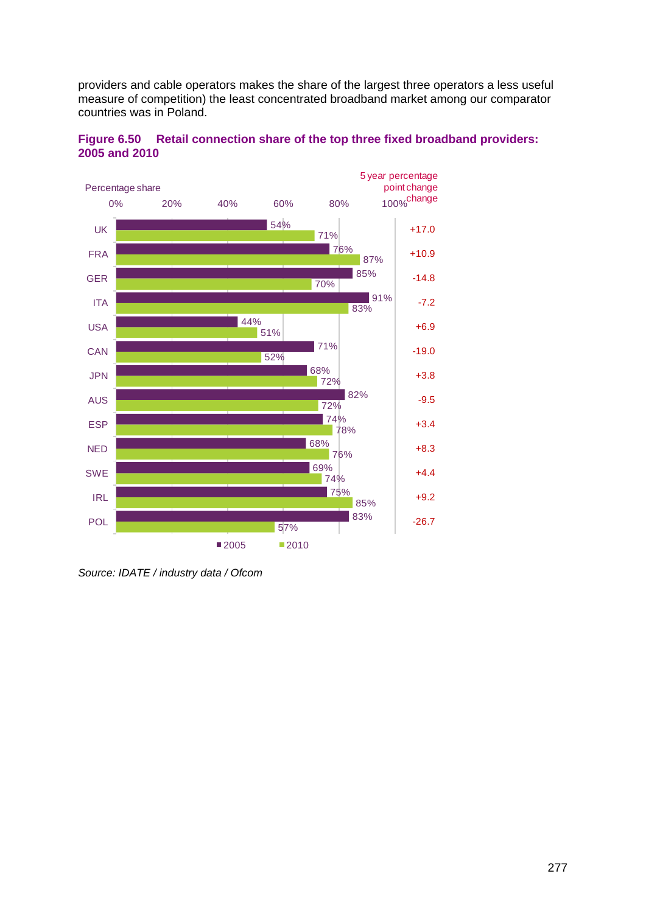providers and cable operators makes the share of the largest three operators a less useful measure of competition) the least concentrated broadband market among our comparator countries was in Poland.

**Figure 6.50 Retail connection share of the top three fixed broadband providers: 2005 and 2010**

| Country | 2005 | 2010 | 5 year percentage point change |
|---|---|---|---|
| UK | 54% | 71% | +17.0 |
| FRA | 76% | 87% | +10.9 |
| GER | 85% | 70% | -14.8 |
| ITA | 91% | 83% | -7.2 |
| USA | 44% | 51% | +6.9 |
| CAN | 71% | 52% | -19.0 |
| JPN | 68% | 72% | +3.8 |
| AUS | 82% | 72% | -9.5 |
| ESP | 74% | 78% | +3.4 |
| NED | 68% | 76% | +8.3 |
| SWE | 69% | 74% | +4.4 |
| IRL | 75% | 85% | +9.2 |
| POL | 83% | 57% | -26.7 |

*Source: IDATE / industry data / Ofcom*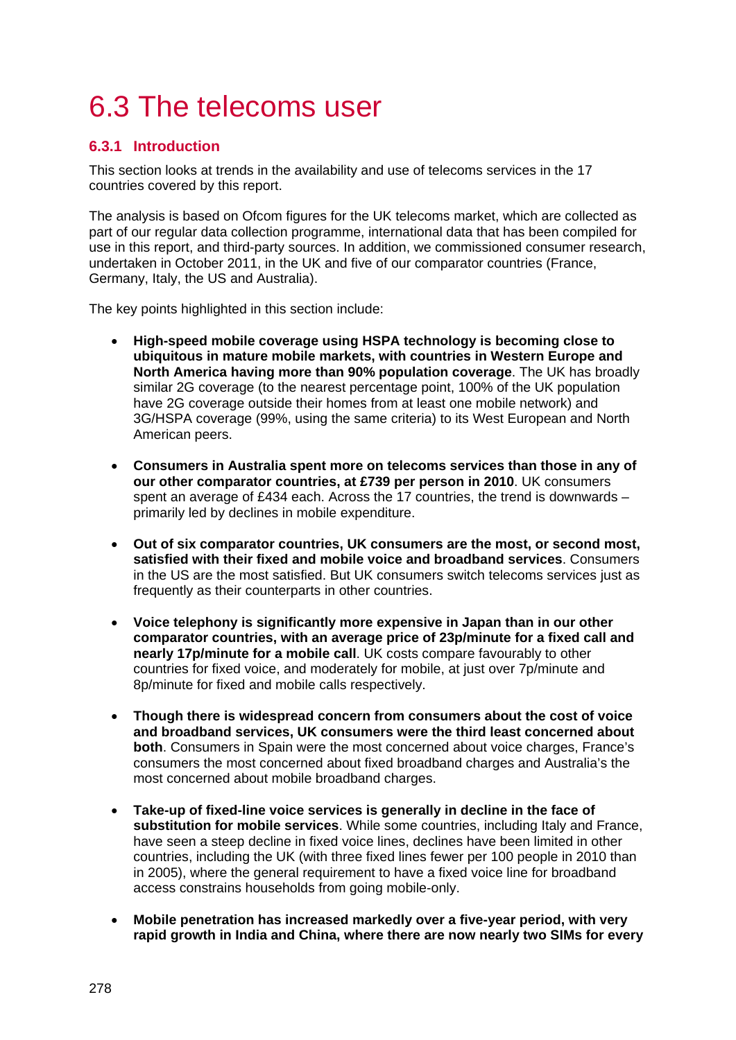# 6.3 The telecoms user

## 6.3.1 Introduction

This section looks at trends in the availability and use of telecoms services in the 17 countries covered by this report.

The analysis is based on Ofcom figures for the UK telecoms market, which are collected as part of our regular data collection programme, international data that has been compiled for use in this report, and third-party sources. In addition, we commissioned consumer research, undertaken in October 2011, in the UK and five of our comparator countries (France, Germany, Italy, the US and Australia).

The key points highlighted in this section include:

- **High-speed mobile coverage using HSPA technology is becoming close to ubiquitous in mature mobile markets, with countries in Western Europe and North America having more than 90% population coverage**. The UK has broadly similar 2G coverage (to the nearest percentage point, 100% of the UK population have 2G coverage outside their homes from at least one mobile network) and 3G/HSPA coverage (99%, using the same criteria) to its West European and North American peers.

- **Consumers in Australia spent more on telecoms services than those in any of our other comparator countries, at £739 per person in 2010**. UK consumers spent an average of £434 each. Across the 17 countries, the trend is downwards – primarily led by declines in mobile expenditure.

- **Out of six comparator countries, UK consumers are the most, or second most, satisfied with their fixed and mobile voice and broadband services**. Consumers in the US are the most satisfied. But UK consumers switch telecoms services just as frequently as their counterparts in other countries.

- **Voice telephony is significantly more expensive in Japan than in our other comparator countries, with an average price of 23p/minute for a fixed call and nearly 17p/minute for a mobile call**. UK costs compare favourably to other countries for fixed voice, and moderately for mobile, at just over 7p/minute and 8p/minute for fixed and mobile calls respectively.

- **Though there is widespread concern from consumers about the cost of voice and broadband services, UK consumers were the third least concerned about both**. Consumers in Spain were the most concerned about voice charges, France's consumers the most concerned about fixed broadband charges and Australia's the most concerned about mobile broadband charges.

- **Take-up of fixed-line voice services is generally in decline in the face of substitution for mobile services**. While some countries, including Italy and France, have seen a steep decline in fixed voice lines, declines have been limited in other countries, including the UK (with three fixed lines fewer per 100 people in 2010 than in 2005), where the general requirement to have a fixed voice line for broadband access constrains households from going mobile-only.

- **Mobile penetration has increased markedly over a five-year period, with very rapid growth in India and China, where there are now nearly two SIMs for every**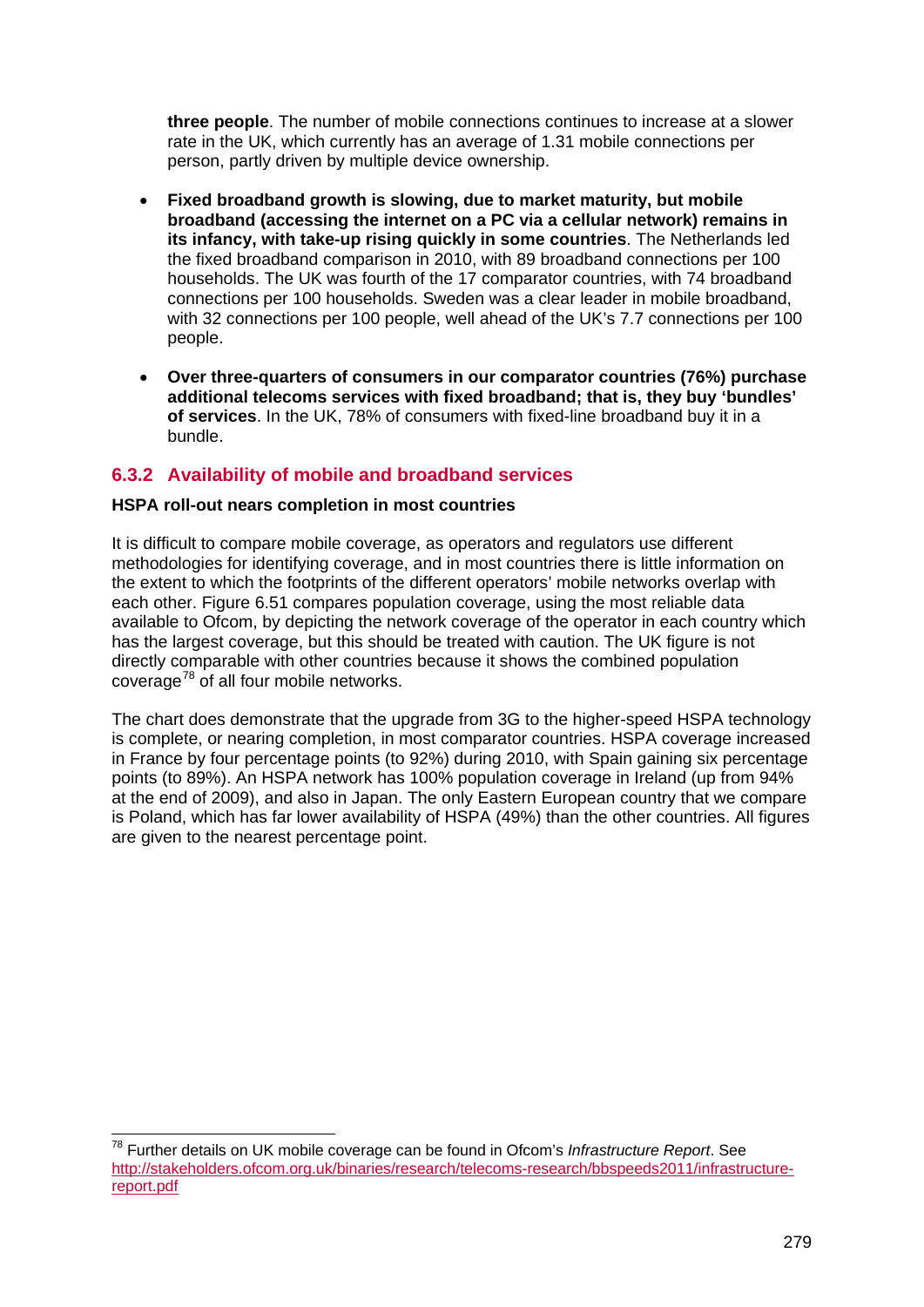**three people**. The number of mobile connections continues to increase at a slower rate in the UK, which currently has an average of 1.31 mobile connections per person, partly driven by multiple device ownership.

- **Fixed broadband growth is slowing, due to market maturity, but mobile broadband (accessing the internet on a PC via a cellular network) remains in its infancy, with take-up rising quickly in some countries**. The Netherlands led the fixed broadband comparison in 2010, with 89 broadband connections per 100 households. The UK was fourth of the 17 comparator countries, with 74 broadband connections per 100 households. Sweden was a clear leader in mobile broadband, with 32 connections per 100 people, well ahead of the UK's 7.7 connections per 100 people.
- **Over three-quarters of consumers in our comparator countries (76%) purchase additional telecoms services with fixed broadband; that is, they buy 'bundles' of services**. In the UK, 78% of consumers with fixed-line broadband buy it in a bundle.

### 6.3.2 Availability of mobile and broadband services

**HSPA roll-out nears completion in most countries**

It is difficult to compare mobile coverage, as operators and regulators use different methodologies for identifying coverage, and in most countries there is little information on the extent to which the footprints of the different operators' mobile networks overlap with each other. Figure 6.51 compares population coverage, using the most reliable data available to Ofcom, by depicting the network coverage of the operator in each country which has the largest coverage, but this should be treated with caution. The UK figure is not directly comparable with other countries because it shows the combined population coverage[78] of all four mobile networks.

The chart does demonstrate that the upgrade from 3G to the higher-speed HSPA technology is complete, or nearing completion, in most comparator countries. HSPA coverage increased in France by four percentage points (to 92%) during 2010, with Spain gaining six percentage points (to 89%). An HSPA network has 100% population coverage in Ireland (up from 94% at the end of 2009), and also in Japan. The only Eastern European country that we compare is Poland, which has far lower availability of HSPA (49%) than the other countries. All figures are given to the nearest percentage point.

[78] Further details on UK mobile coverage can be found in Ofcom's *Infrastructure Report*. See http://stakeholders.ofcom.org.uk/binaries/research/telecoms-research/bbspeeds2011/infrastructure-report.pdf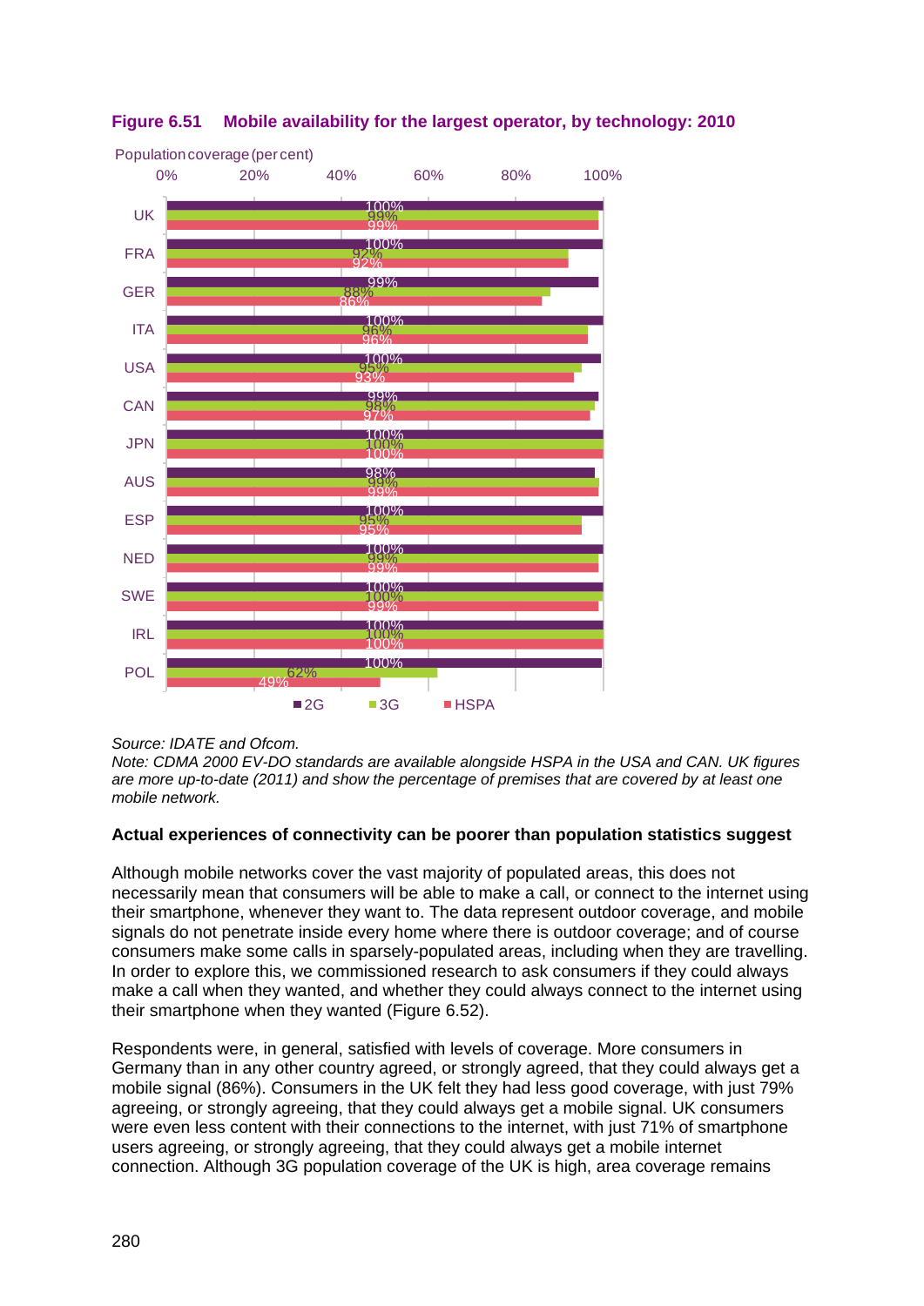**Figure 6.51 Mobile availability for the largest operator, by technology: 2010**

Population coverage (per cent)

| Country | 2G | 3G | HSPA |
|---|---|---|---|
| UK | 100% | 99% | 99% |
| FRA | 100% | 92% | 92% |
| GER | 99% | 88% | 86% |
| ITA | 100% | 96% | 96% |
| USA | 100% | 95% | 93% |
| CAN | 99% | 98% | 97% |
| JPN | 100% | 100% | 100% |
| AUS | 98% | 99% | 99% |
| ESP | 100% | 95% | 95% |
| NED | 100% | 99% | 99% |
| SWE | 100% | 100% | 99% |
| IRL | 100% | 100% | 100% |
| POL | 100% | 62% | 49% |

*Source: IDATE and Ofcom.*
*Note: CDMA 2000 EV-DO standards are available alongside HSPA in the USA and CAN. UK figures are more up-to-date (2011) and show the percentage of premises that are covered by at least one mobile network.*

**Actual experiences of connectivity can be poorer than population statistics suggest**

Although mobile networks cover the vast majority of populated areas, this does not necessarily mean that consumers will be able to make a call, or connect to the internet using their smartphone, whenever they want to. The data represent outdoor coverage, and mobile signals do not penetrate inside every home where there is outdoor coverage; and of course consumers make some calls in sparsely-populated areas, including when they are travelling. In order to explore this, we commissioned research to ask consumers if they could always make a call when they wanted, and whether they could always connect to the internet using their smartphone when they wanted (Figure 6.52).

Respondents were, in general, satisfied with levels of coverage. More consumers in Germany than in any other country agreed, or strongly agreed, that they could always get a mobile signal (86%). Consumers in the UK felt they had less good coverage, with just 79% agreeing, or strongly agreeing, that they could always get a mobile signal. UK consumers were even less content with their connections to the internet, with just 71% of smartphone users agreeing, or strongly agreeing, that they could always get a mobile internet connection. Although 3G population coverage of the UK is high, area coverage remains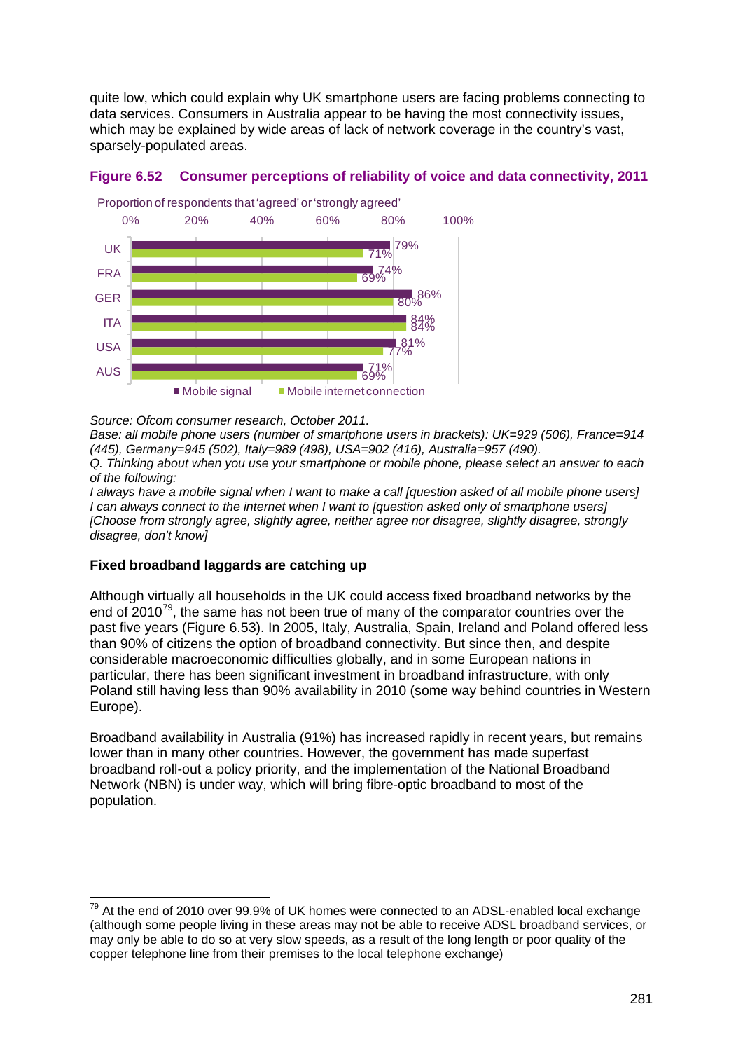quite low, which could explain why UK smartphone users are facing problems connecting to data services. Consumers in Australia appear to be having the most connectivity issues, which may be explained by wide areas of lack of network coverage in the country's vast, sparsely-populated areas.

**Figure 6.52 Consumer perceptions of reliability of voice and data connectivity, 2011**

Proportion of respondents that 'agreed' or 'strongly agreed'

| | Mobile signal | Mobile internet connection |
|---|---|---|
| UK | 79% | 71% |
| FRA | 74% | 69% |
| GER | 86% | 80% |
| ITA | 84% | 84% |
| USA | 81% | 77% |
| AUS | 71% | 69% |

*Source: Ofcom consumer research, October 2011.*
*Base: all mobile phone users (number of smartphone users in brackets): UK=929 (506), France=914 (445), Germany=945 (502), Italy=989 (498), USA=902 (416), Australia=957 (490).*
*Q. Thinking about when you use your smartphone or mobile phone, please select an answer to each of the following:*
*I always have a mobile signal when I want to make a call [question asked of all mobile phone users]*
*I can always connect to the internet when I want to [question asked only of smartphone users]*
*[Choose from strongly agree, slightly agree, neither agree nor disagree, slightly disagree, strongly disagree, don't know]*

### Fixed broadband laggards are catching up

Although virtually all households in the UK could access fixed broadband networks by the end of 2010[79], the same has not been true of many of the comparator countries over the past five years (Figure 6.53). In 2005, Italy, Australia, Spain, Ireland and Poland offered less than 90% of citizens the option of broadband connectivity. But since then, and despite considerable macroeconomic difficulties globally, and in some European nations in particular, there has been significant investment in broadband infrastructure, with only Poland still having less than 90% availability in 2010 (some way behind countries in Western Europe).

Broadband availability in Australia (91%) has increased rapidly in recent years, but remains lower than in many other countries. However, the government has made superfast broadband roll-out a policy priority, and the implementation of the National Broadband Network (NBN) is under way, which will bring fibre-optic broadband to most of the population.

[79] At the end of 2010 over 99.9% of UK homes were connected to an ADSL-enabled local exchange (although some people living in these areas may not be able to receive ADSL broadband services, or may only be able to do so at very slow speeds, as a result of the long length or poor quality of the copper telephone line from their premises to the local telephone exchange)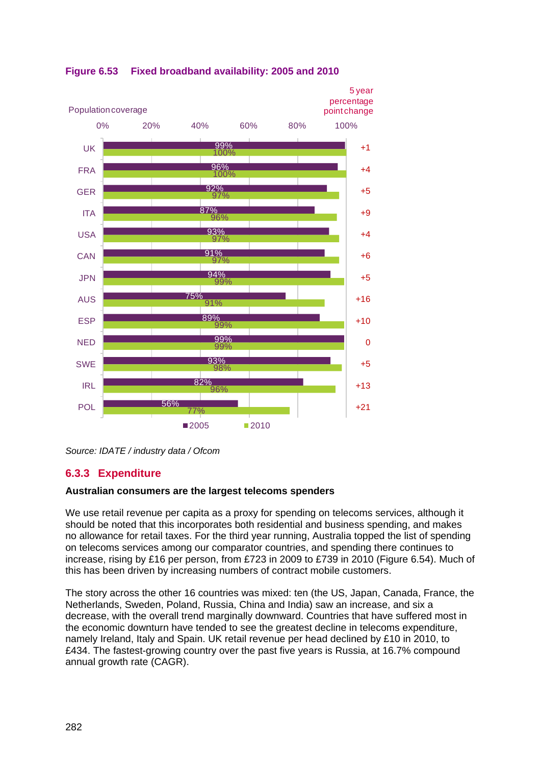**Figure 6.53 Fixed broadband availability: 2005 and 2010**

| Country | 2005 | 2010 | 5 year percentage point change |
|---|---|---|---|
| UK | 99% | 100% | +1 |
| FRA | 96% | 100% | +4 |
| GER | 92% | 97% | +5 |
| ITA | 87% | 96% | +9 |
| USA | 93% | 97% | +4 |
| CAN | 91% | 97% | +6 |
| JPN | 94% | 99% | +5 |
| AUS | 75% | 91% | +16 |
| ESP | 89% | 99% | +10 |
| NED | 99% | 99% | 0 |
| SWE | 93% | 98% | +5 |
| IRL | 82% | 96% | +13 |
| POL | 56% | 77% | +21 |

*Source: IDATE / industry data / Ofcom*

## 6.3.3 Expenditure

**Australian consumers are the largest telecoms spenders**

We use retail revenue per capita as a proxy for spending on telecoms services, although it should be noted that this incorporates both residential and business spending, and makes no allowance for retail taxes. For the third year running, Australia topped the list of spending on telecoms services among our comparator countries, and spending there continues to increase, rising by £16 per person, from £723 in 2009 to £739 in 2010 (Figure 6.54). Much of this has been driven by increasing numbers of contract mobile customers.

The story across the other 16 countries was mixed: ten (the US, Japan, Canada, France, the Netherlands, Sweden, Poland, Russia, China and India) saw an increase, and six a decrease, with the overall trend marginally downward. Countries that have suffered most in the economic downturn have tended to see the greatest decline in telecoms expenditure, namely Ireland, Italy and Spain. UK retail revenue per head declined by £10 in 2010, to £434. The fastest-growing country over the past five years is Russia, at 16.7% compound annual growth rate (CAGR).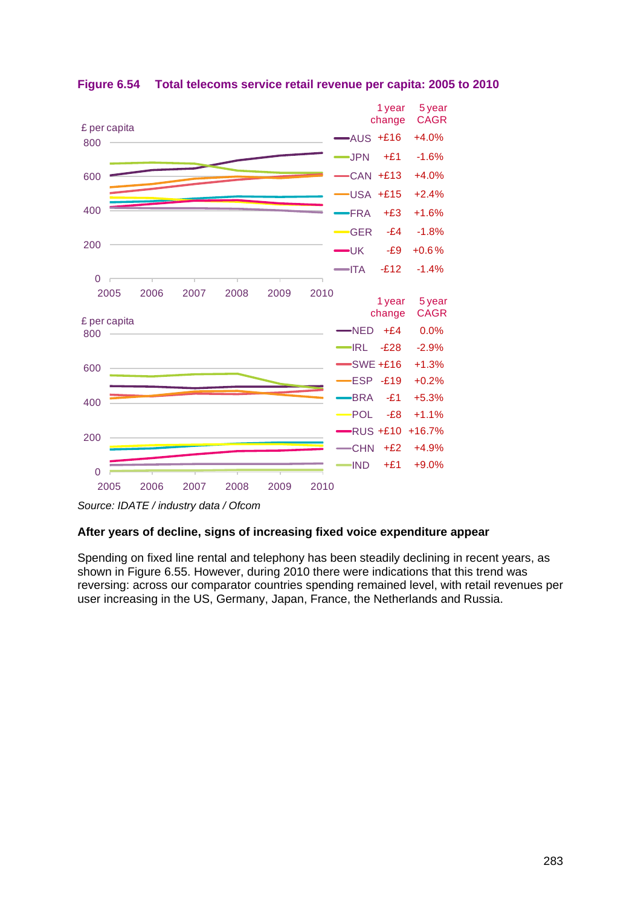**Figure 6.54 Total telecoms service retail revenue per capita: 2005 to 2010**

| Country | 1 year change | 5 year CAGR |
|---|---|---|
| AUS | +£16 | +4.0% |
| JPN | +£1 | -1.6% |
| CAN | +£13 | +4.0% |
| USA | +£15 | +2.4% |
| FRA | +£3 | +1.6% |
| GER | -£4 | -1.8% |
| UK | -£9 | +0.6 % |
| ITA | -£12 | -1.4% |

| Country | 1 year change | 5 year CAGR |
|---|---|---|
| NED | +£4 | 0.0% |
| IRL | -£28 | -2.9% |
| SWE | +£16 | +1.3% |
| ESP | -£19 | +0.2% |
| BRA | -£1 | +5.3% |
| POL | -£8 | +1.1% |
| RUS | +£10 | +16.7% |
| CHN | +£2 | +4.9% |
| IND | +£1 | +9.0% |

*Source: IDATE / industry data / Ofcom*

### After years of decline, signs of increasing fixed voice expenditure appear

Spending on fixed line rental and telephony has been steadily declining in recent years, as shown in Figure 6.55. However, during 2010 there were indications that this trend was reversing: across our comparator countries spending remained level, with retail revenues per user increasing in the US, Germany, Japan, France, the Netherlands and Russia.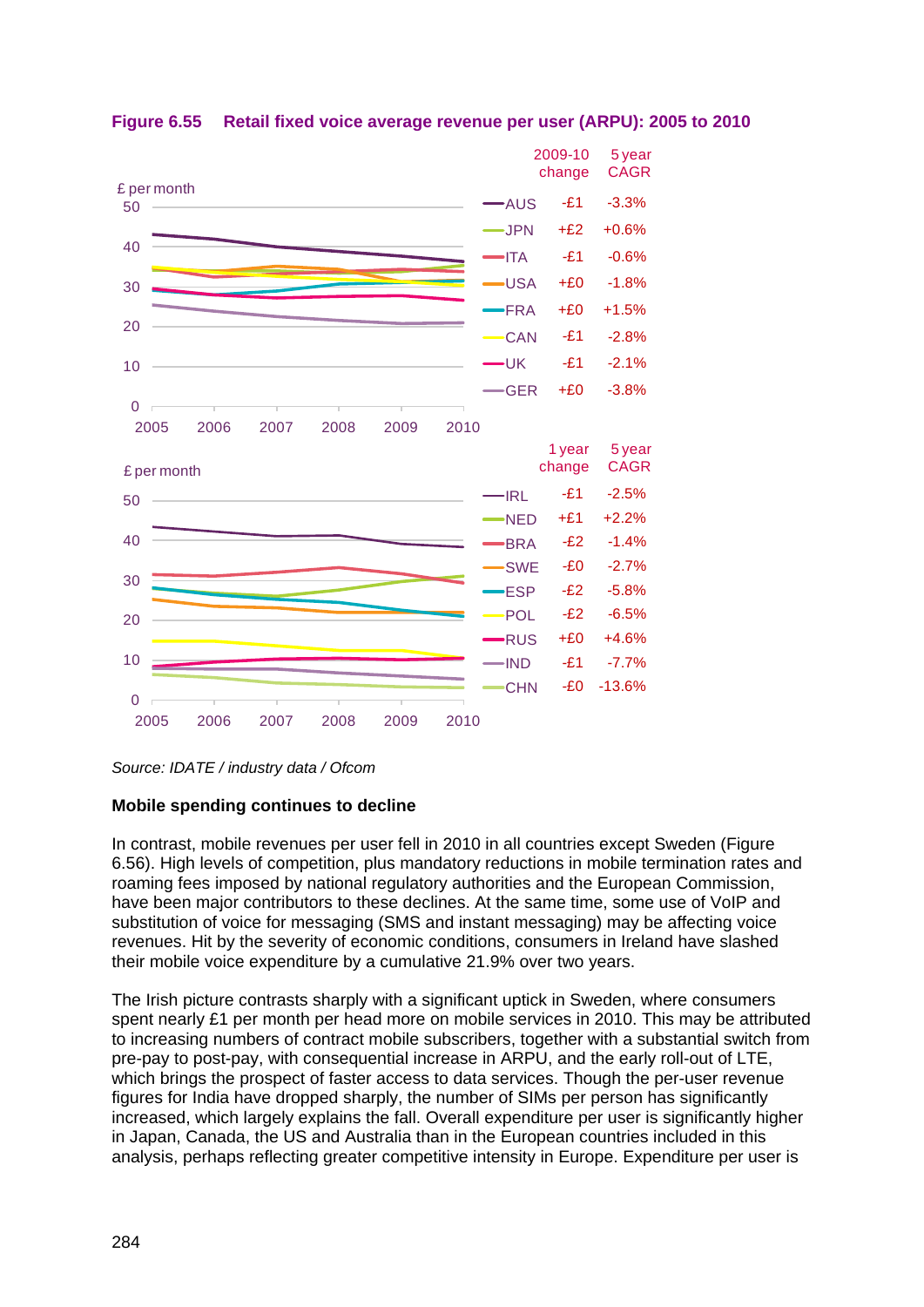**Figure 6.55 Retail fixed voice average revenue per user (ARPU): 2005 to 2010**

| | 2009-10 change | 5 year CAGR |
|---|---|---|
| AUS | -£1 | -3.3% |
| JPN | +£2 | +0.6% |
| ITA | -£1 | -0.6% |
| USA | +£0 | -1.8% |
| FRA | +£0 | +1.5% |
| CAN | -£1 | -2.8% |
| UK | -£1 | -2.1% |
| GER | +£0 | -3.8% |

| | 1 year change | 5 year CAGR |
|---|---|---|
| IRL | -£1 | -2.5% |
| NED | +£1 | +2.2% |
| BRA | -£2 | -1.4% |
| SWE | -£0 | -2.7% |
| ESP | -£2 | -5.8% |
| POL | -£2 | -6.5% |
| RUS | +£0 | +4.6% |
| IND | -£1 | -7.7% |
| CHN | -£0 | -13.6% |

*Source: IDATE / industry data / Ofcom*

**Mobile spending continues to decline**

In contrast, mobile revenues per user fell in 2010 in all countries except Sweden (Figure 6.56). High levels of competition, plus mandatory reductions in mobile termination rates and roaming fees imposed by national regulatory authorities and the European Commission, have been major contributors to these declines. At the same time, some use of VoIP and substitution of voice for messaging (SMS and instant messaging) may be affecting voice revenues. Hit by the severity of economic conditions, consumers in Ireland have slashed their mobile voice expenditure by a cumulative 21.9% over two years.

The Irish picture contrasts sharply with a significant uptick in Sweden, where consumers spent nearly £1 per month per head more on mobile services in 2010. This may be attributed to increasing numbers of contract mobile subscribers, together with a substantial switch from pre-pay to post-pay, with consequential increase in ARPU, and the early roll-out of LTE, which brings the prospect of faster access to data services. Though the per-user revenue figures for India have dropped sharply, the number of SIMs per person has significantly increased, which largely explains the fall. Overall expenditure per user is significantly higher in Japan, Canada, the US and Australia than in the European countries included in this analysis, perhaps reflecting greater competitive intensity in Europe. Expenditure per user is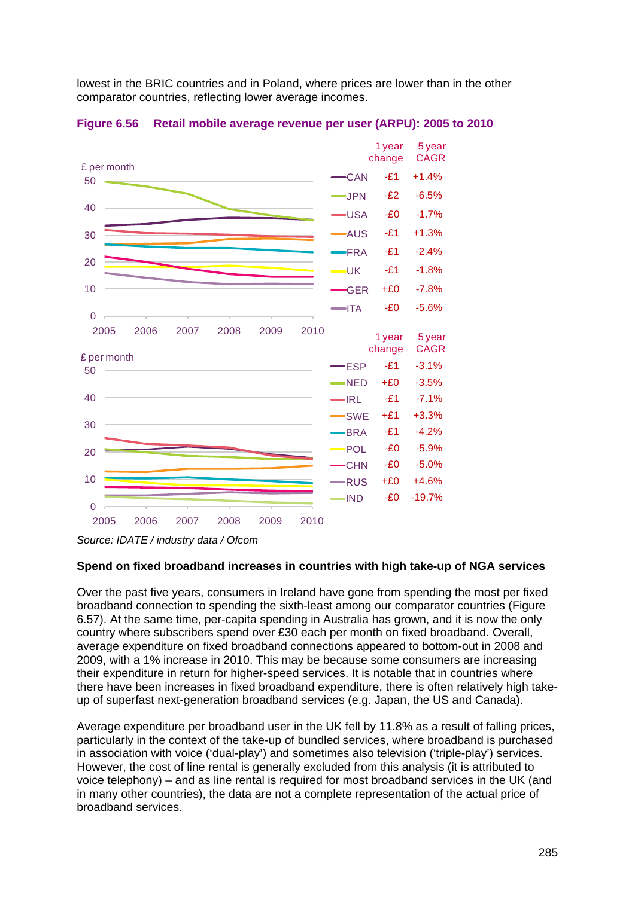lowest in the BRIC countries and in Poland, where prices are lower than in the other comparator countries, reflecting lower average incomes.

**Figure 6.56 Retail mobile average revenue per user (ARPU): 2005 to 2010**

| | 1 year change | 5 year CAGR |
|---|---|---|
| CAN | -£1 | +1.4% |
| JPN | -£2 | -6.5% |
| USA | -£0 | -1.7% |
| AUS | -£1 | +1.3% |
| FRA | -£1 | -2.4% |
| UK | -£1 | -1.8% |
| GER | +£0 | -7.8% |
| ITA | -£0 | -5.6% |

| | 1 year change | 5 year CAGR |
|---|---|---|
| ESP | -£1 | -3.1% |
| NED | +£0 | -3.5% |
| IRL | -£1 | -7.1% |
| SWE | +£1 | +3.3% |
| BRA | -£1 | -4.2% |
| POL | -£0 | -5.9% |
| CHN | -£0 | -5.0% |
| RUS | +£0 | +4.6% |
| IND | -£0 | -19.7% |

*Source: IDATE / industry data / Ofcom*

**Spend on fixed broadband increases in countries with high take-up of NGA services**

Over the past five years, consumers in Ireland have gone from spending the most per fixed broadband connection to spending the sixth-least among our comparator countries (Figure 6.57). At the same time, per-capita spending in Australia has grown, and it is now the only country where subscribers spend over £30 each per month on fixed broadband. Overall, average expenditure on fixed broadband connections appeared to bottom-out in 2008 and 2009, with a 1% increase in 2010. This may be because some consumers are increasing their expenditure in return for higher-speed services. It is notable that in countries where there have been increases in fixed broadband expenditure, there is often relatively high take-up of superfast next-generation broadband services (e.g. Japan, the US and Canada).

Average expenditure per broadband user in the UK fell by 11.8% as a result of falling prices, particularly in the context of the take-up of bundled services, where broadband is purchased in association with voice ('dual-play') and sometimes also television ('triple-play') services. However, the cost of line rental is generally excluded from this analysis (it is attributed to voice telephony) – and as line rental is required for most broadband services in the UK (and in many other countries), the data are not a complete representation of the actual price of broadband services.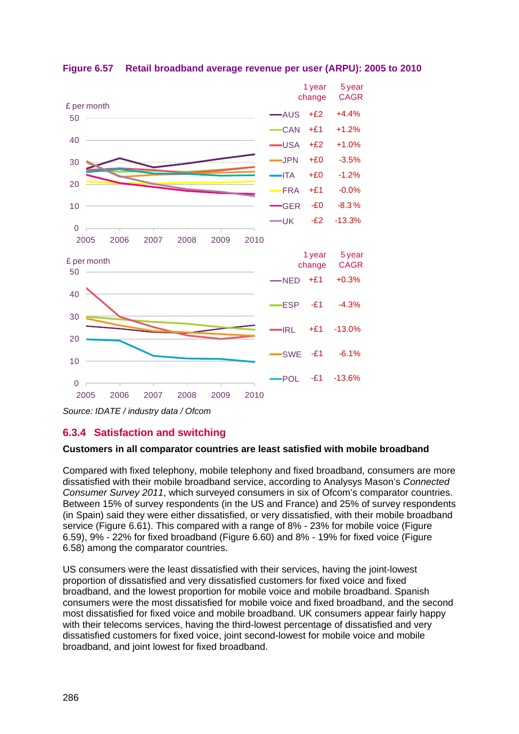**Figure 6.57 Retail broadband average revenue per user (ARPU): 2005 to 2010**

| | 1 year change | 5 year CAGR |
|---|---|---|
| AUS | +£2 | +4.4% |
| CAN | +£1 | +1.2% |
| USA | +£2 | +1.0% |
| JPN | +£0 | -3.5% |
| ITA | +£0 | -1.2% |
| FRA | +£1 | -0.0% |
| GER | -£0 | -8.3 % |
| UK | -£2 | -13.3% |

| | 1 year change | 5 year CAGR |
|---|---|---|
| NED | +£1 | +0.3% |
| ESP | -£1 | -4.3% |
| IRL | +£1 | -13.0% |
| SWE | -£1 | -6.1% |
| POL | -£1 | -13.6% |

*Source: IDATE / industry data / Ofcom*

### 6.3.4 Satisfaction and switching

**Customers in all comparator countries are least satisfied with mobile broadband**

Compared with fixed telephony, mobile telephony and fixed broadband, consumers are more dissatisfied with their mobile broadband service, according to Analysys Mason's *Connected Consumer Survey 2011*, which surveyed consumers in six of Ofcom's comparator countries. Between 15% of survey respondents (in the US and France) and 25% of survey respondents (in Spain) said they were either dissatisfied, or very dissatisfied, with their mobile broadband service (Figure 6.61). This compared with a range of 8% - 23% for mobile voice (Figure 6.59), 9% - 22% for fixed broadband (Figure 6.60) and 8% - 19% for fixed voice (Figure 6.58) among the comparator countries.

US consumers were the least dissatisfied with their services, having the joint-lowest proportion of dissatisfied and very dissatisfied customers for fixed voice and fixed broadband, and the lowest proportion for mobile voice and mobile broadband. Spanish consumers were the most dissatisfied for mobile voice and fixed broadband, and the second most dissatisfied for fixed voice and mobile broadband. UK consumers appear fairly happy with their telecoms services, having the third-lowest percentage of dissatisfied and very dissatisfied customers for fixed voice, joint second-lowest for mobile voice and mobile broadband, and joint lowest for fixed broadband.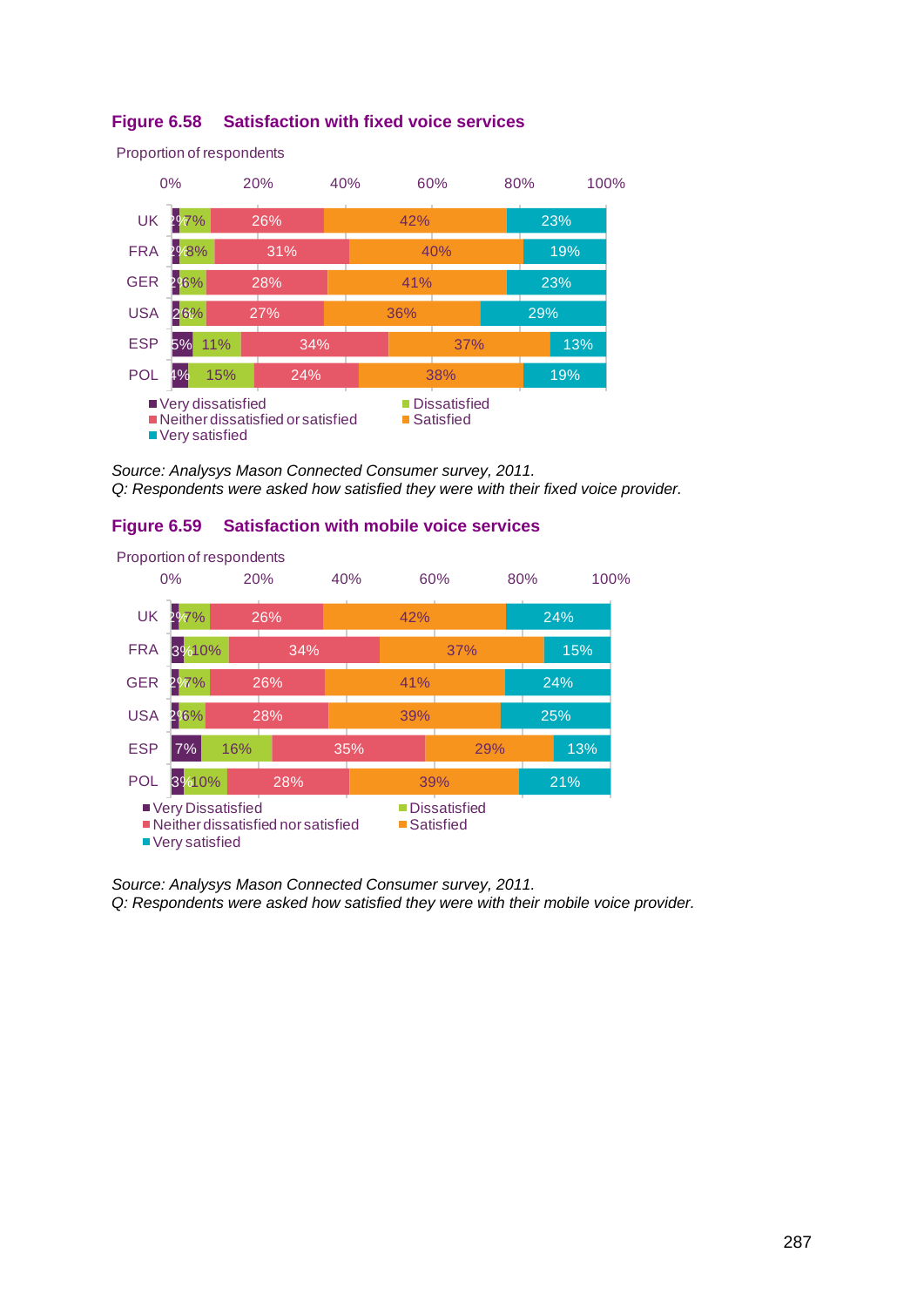**Figure 6.58 Satisfaction with fixed voice services**

Proportion of respondents

| | Very dissatisfied | Dissatisfied | Neither dissatisfied or satisfied | Satisfied | Very satisfied |
|---|---|---|---|---|---|
| UK | 2% | 7% | 26% | 42% | 23% |
| FRA | 2% | 8% | 31% | 40% | 19% |
| GER | 2% | 6% | 28% | 41% | 23% |
| USA | 2% | 6% | 27% | 36% | 29% |
| ESP | 5% | 11% | 34% | 37% | 13% |
| POL | 4% | 15% | 24% | 38% | 19% |

*Source: Analysys Mason Connected Consumer survey, 2011.*
*Q: Respondents were asked how satisfied they were with their fixed voice provider.*

**Figure 6.59 Satisfaction with mobile voice services**

Proportion of respondents

| | Very Dissatisfied | Dissatisfied | Neither dissatisfied nor satisfied | Satisfied | Very satisfied |
|---|---|---|---|---|---|
| UK | 2% | 7% | 26% | 42% | 24% |
| FRA | 3% | 10% | 34% | 37% | 15% |
| GER | 2% | 7% | 26% | 41% | 24% |
| USA | 2% | 6% | 28% | 39% | 25% |
| ESP | 7% | 16% | 35% | 29% | 13% |
| POL | 3% | 10% | 28% | 39% | 21% |

*Source: Analysys Mason Connected Consumer survey, 2011.*
*Q: Respondents were asked how satisfied they were with their mobile voice provider.*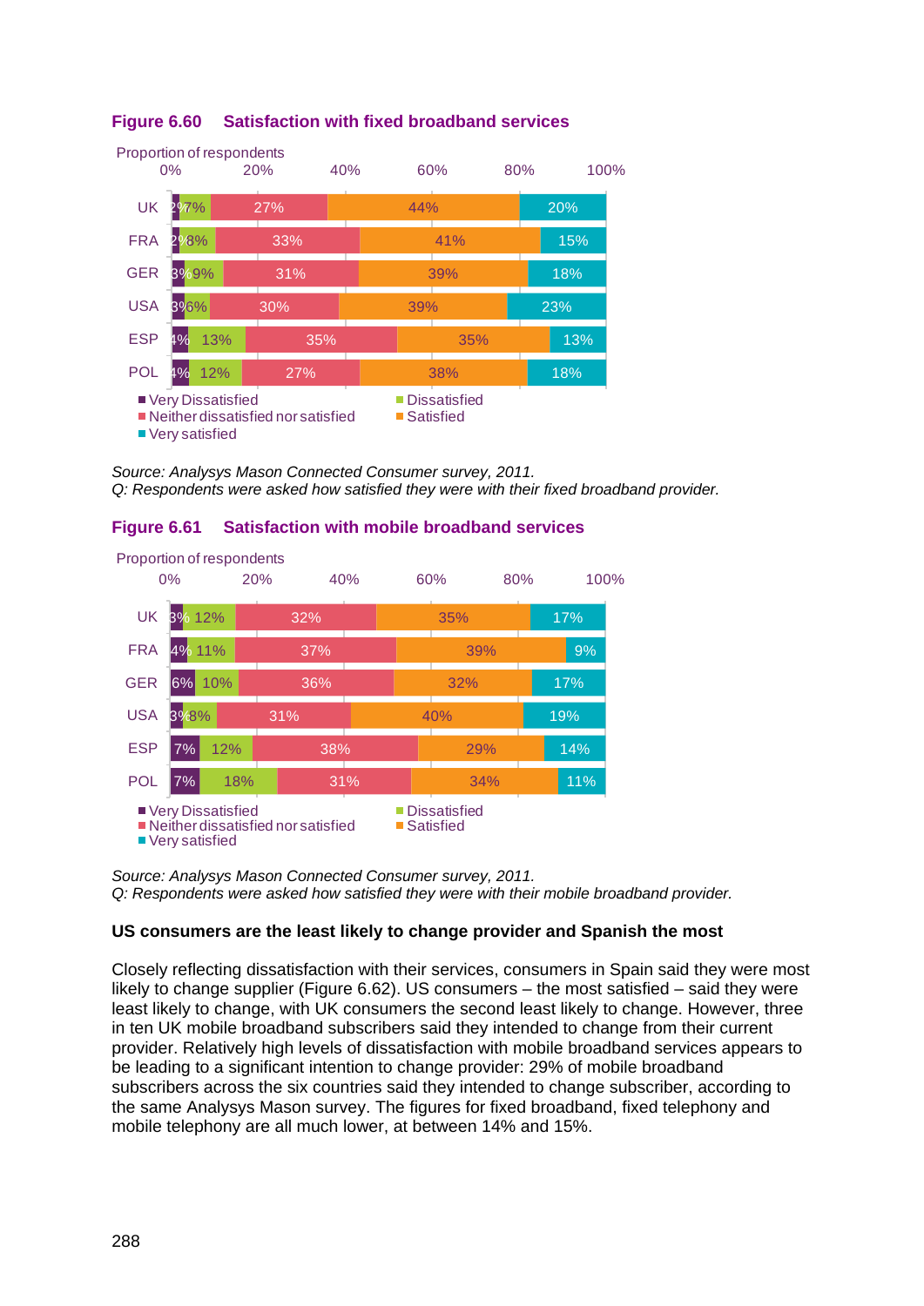**Figure 6.60 Satisfaction with fixed broadband services**

Proportion of respondents

| | Very Dissatisfied | Dissatisfied | Neither dissatisfied nor satisfied | Satisfied | Very satisfied |
|---|---|---|---|---|---|
| UK | 2% | 7% | 27% | 44% | 20% |
| FRA | 2% | 8% | 33% | 41% | 15% |
| GER | 3% | 9% | 31% | 39% | 18% |
| USA | 3% | 6% | 30% | 39% | 23% |
| ESP | 4% | 13% | 35% | 35% | 13% |
| POL | 4% | 12% | 27% | 38% | 18% |

*Source: Analysys Mason Connected Consumer survey, 2011.*
*Q: Respondents were asked how satisfied they were with their fixed broadband provider.*

**Figure 6.61 Satisfaction with mobile broadband services**

Proportion of respondents

| | Very Dissatisfied | Dissatisfied | Neither dissatisfied nor satisfied | Satisfied | Very satisfied |
|---|---|---|---|---|---|
| UK | 3% | 12% | 32% | 35% | 17% |
| FRA | 4% | 11% | 37% | 39% | 9% |
| GER | 6% | 10% | 36% | 32% | 17% |
| USA | 3% | 8% | 31% | 40% | 19% |
| ESP | 7% | 12% | 38% | 29% | 14% |
| POL | 7% | 18% | 31% | 34% | 11% |

*Source: Analysys Mason Connected Consumer survey, 2011.*
*Q: Respondents were asked how satisfied they were with their mobile broadband provider.*

### US consumers are the least likely to change provider and Spanish the most

Closely reflecting dissatisfaction with their services, consumers in Spain said they were most likely to change supplier (Figure 6.62). US consumers – the most satisfied – said they were least likely to change, with UK consumers the second least likely to change. However, three in ten UK mobile broadband subscribers said they intended to change from their current provider. Relatively high levels of dissatisfaction with mobile broadband services appears to be leading to a significant intention to change provider: 29% of mobile broadband subscribers across the six countries said they intended to change subscriber, according to the same Analysys Mason survey. The figures for fixed broadband, fixed telephony and mobile telephony are all much lower, at between 14% and 15%.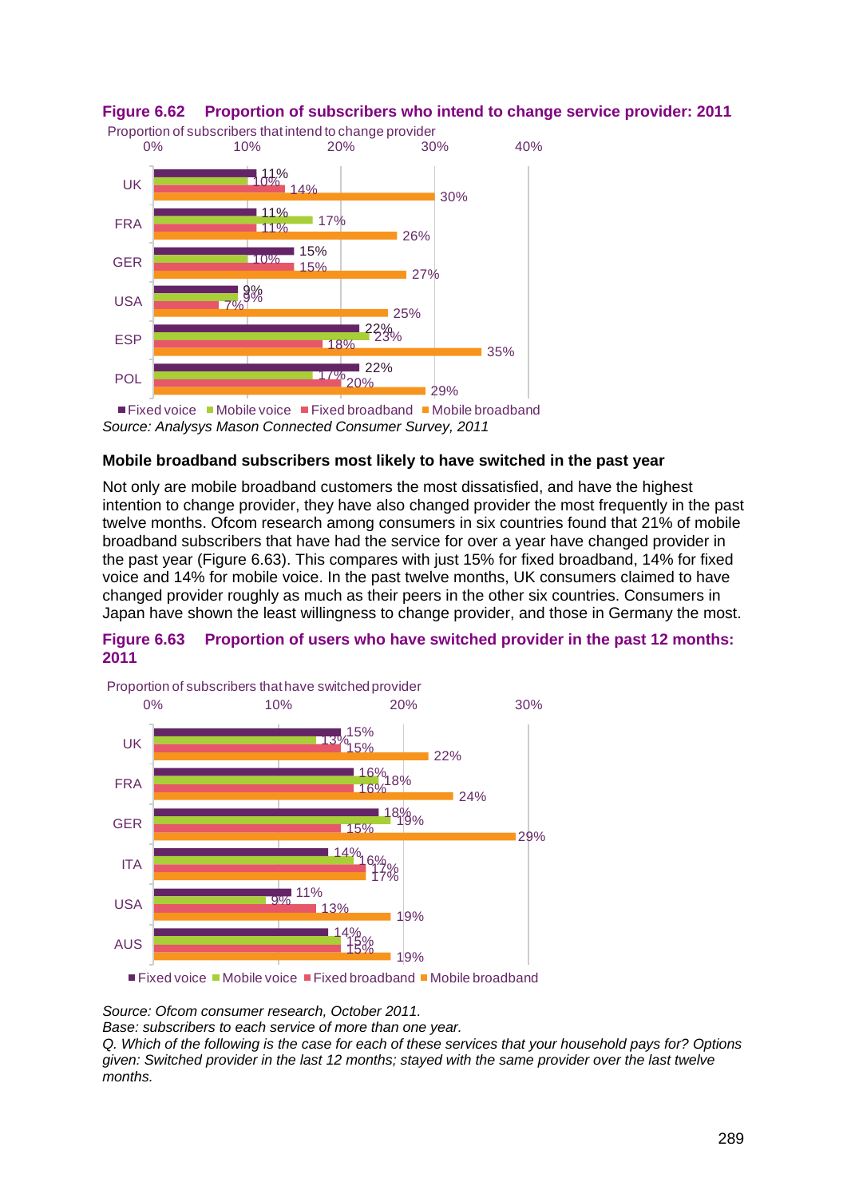**Figure 6.62 Proportion of subscribers who intend to change service provider: 2011**

Proportion of subscribers that intend to change provider

| | Fixed voice | Mobile voice | Fixed broadband | Mobile broadband |
|---|---|---|---|---|
| UK | 11% | 10% | 14% | 30% |
| FRA | 11% | 17% | 11% | 26% |
| GER | 15% | 10% | 15% | 27% |
| USA | 9% | 9% | 7% | 25% |
| ESP | 22% | 23% | 18% | 35% |
| POL | 22% | 17% | 20% | 29% |

*Source: Analysys Mason Connected Consumer Survey, 2011*

### Mobile broadband subscribers most likely to have switched in the past year

Not only are mobile broadband customers the most dissatisfied, and have the highest intention to change provider, they have also changed provider the most frequently in the past twelve months. Ofcom research among consumers in six countries found that 21% of mobile broadband subscribers that have had the service for over a year have changed provider in the past year (Figure 6.63). This compares with just 15% for fixed broadband, 14% for fixed voice and 14% for mobile voice. In the past twelve months, UK consumers claimed to have changed provider roughly as much as their peers in the other six countries. Consumers in Japan have shown the least willingness to change provider, and those in Germany the most.

**Figure 6.63 Proportion of users who have switched provider in the past 12 months: 2011**

Proportion of subscribers that have switched provider

| | Fixed voice | Mobile voice | Fixed broadband | Mobile broadband |
|---|---|---|---|---|
| UK | 15% | 13% | 15% | 22% |
| FRA | 16% | 18% | 16% | 24% |
| GER | 18% | 19% | 15% | 29% |
| ITA | 14% | 16% | 17% | 17% |
| USA | 11% | 9% | 13% | 19% |
| AUS | 14% | 15% | 15% | 19% |

*Source: Ofcom consumer research, October 2011.*
*Base: subscribers to each service of more than one year.*
*Q. Which of the following is the case for each of these services that your household pays for? Options given: Switched provider in the last 12 months; stayed with the same provider over the last twelve months.*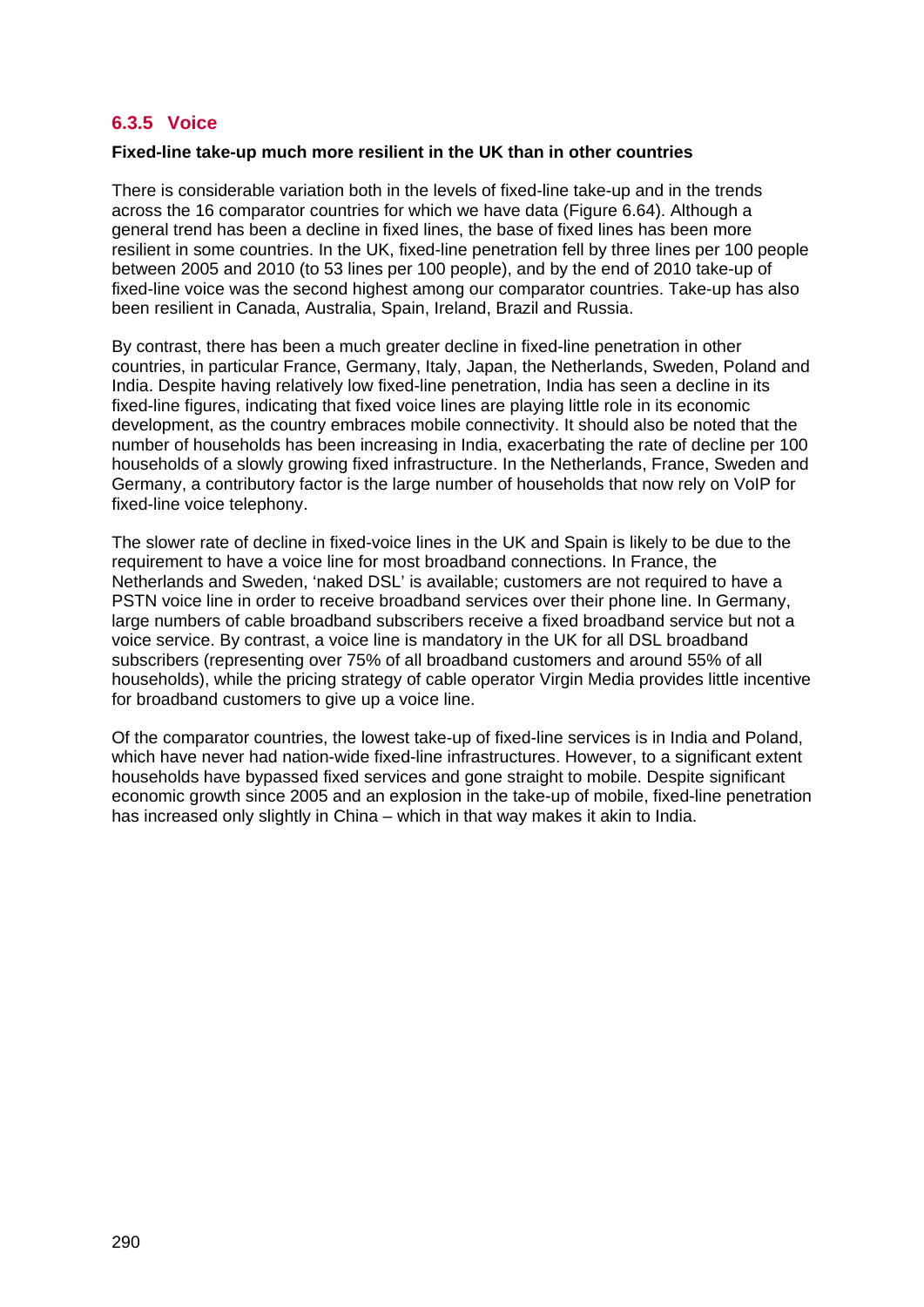### 6.3.5 Voice

**Fixed-line take-up much more resilient in the UK than in other countries**

There is considerable variation both in the levels of fixed-line take-up and in the trends across the 16 comparator countries for which we have data (Figure 6.64). Although a general trend has been a decline in fixed lines, the base of fixed lines has been more resilient in some countries. In the UK, fixed-line penetration fell by three lines per 100 people between 2005 and 2010 (to 53 lines per 100 people), and by the end of 2010 take-up of fixed-line voice was the second highest among our comparator countries. Take-up has also been resilient in Canada, Australia, Spain, Ireland, Brazil and Russia.

By contrast, there has been a much greater decline in fixed-line penetration in other countries, in particular France, Germany, Italy, Japan, the Netherlands, Sweden, Poland and India. Despite having relatively low fixed-line penetration, India has seen a decline in its fixed-line figures, indicating that fixed voice lines are playing little role in its economic development, as the country embraces mobile connectivity. It should also be noted that the number of households has been increasing in India, exacerbating the rate of decline per 100 households of a slowly growing fixed infrastructure. In the Netherlands, France, Sweden and Germany, a contributory factor is the large number of households that now rely on VoIP for fixed-line voice telephony.

The slower rate of decline in fixed-voice lines in the UK and Spain is likely to be due to the requirement to have a voice line for most broadband connections. In France, the Netherlands and Sweden, 'naked DSL' is available; customers are not required to have a PSTN voice line in order to receive broadband services over their phone line. In Germany, large numbers of cable broadband subscribers receive a fixed broadband service but not a voice service. By contrast, a voice line is mandatory in the UK for all DSL broadband subscribers (representing over 75% of all broadband customers and around 55% of all households), while the pricing strategy of cable operator Virgin Media provides little incentive for broadband customers to give up a voice line.

Of the comparator countries, the lowest take-up of fixed-line services is in India and Poland, which have never had nation-wide fixed-line infrastructures. However, to a significant extent households have bypassed fixed services and gone straight to mobile. Despite significant economic growth since 2005 and an explosion in the take-up of mobile, fixed-line penetration has increased only slightly in China – which in that way makes it akin to India.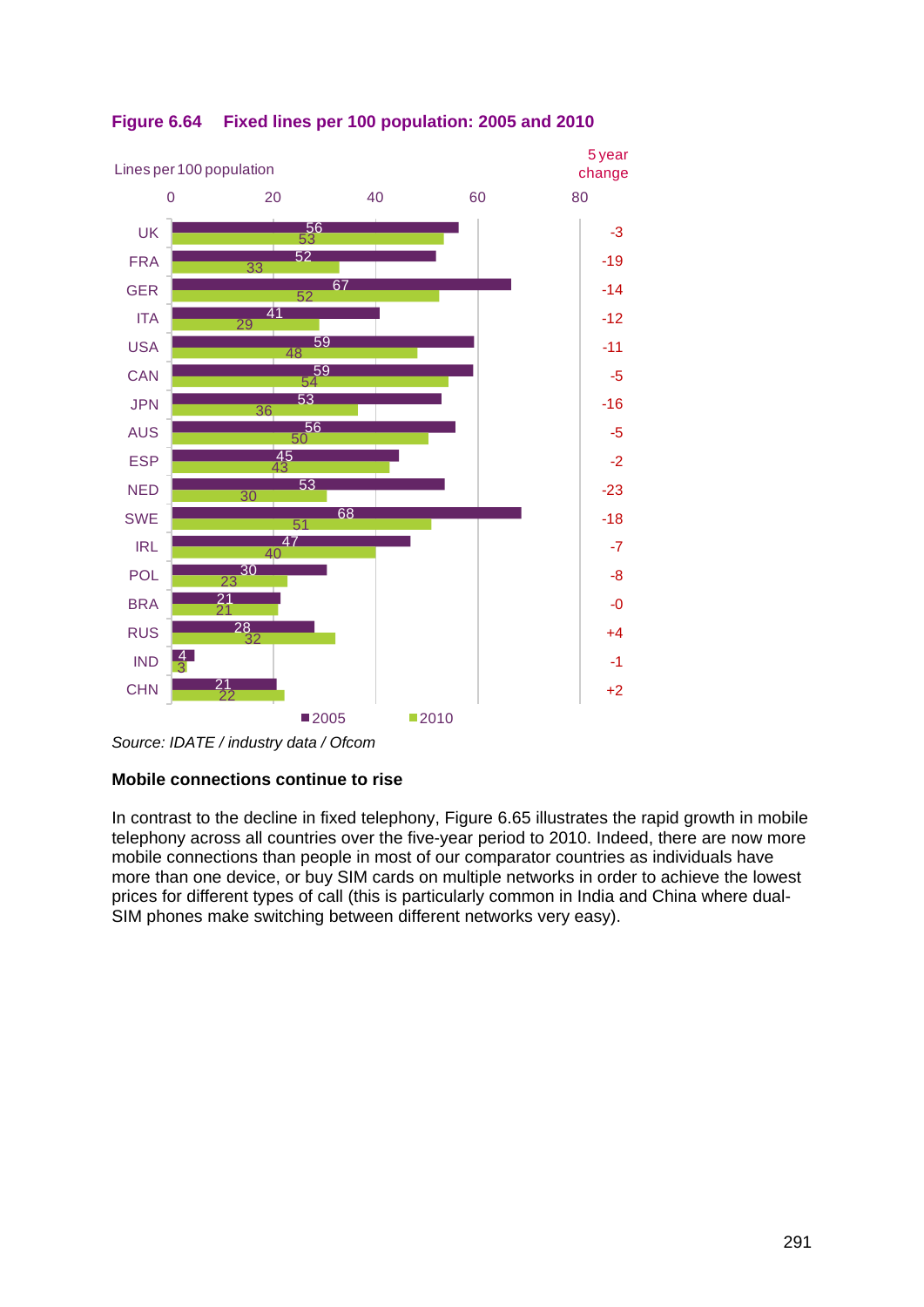**Figure 6.64 Fixed lines per 100 population: 2005 and 2010**

| Country | 2005 | 2010 | 5 year change |
|---|---|---|---|
| UK | 56 | 53 | -3 |
| FRA | 52 | 33 | -19 |
| GER | 67 | 52 | -14 |
| ITA | 41 | 29 | -12 |
| USA | 59 | 48 | -11 |
| CAN | 59 | 54 | -5 |
| JPN | 53 | 36 | -16 |
| AUS | 56 | 50 | -5 |
| ESP | 45 | 43 | -2 |
| NED | 53 | 30 | -23 |
| SWE | 68 | 51 | -18 |
| IRL | 47 | 40 | -7 |
| POL | 30 | 23 | -8 |
| BRA | 21 | 21 | -0 |
| RUS | 28 | 32 | +4 |
| IND | 4 | 3 | -1 |
| CHN | 21 | 22 | +2 |

*Source: IDATE / industry data / Ofcom*

**Mobile connections continue to rise**

In contrast to the decline in fixed telephony, Figure 6.65 illustrates the rapid growth in mobile telephony across all countries over the five-year period to 2010. Indeed, there are now more mobile connections than people in most of our comparator countries as individuals have more than one device, or buy SIM cards on multiple networks in order to achieve the lowest prices for different types of call (this is particularly common in India and China where dual-SIM phones make switching between different networks very easy).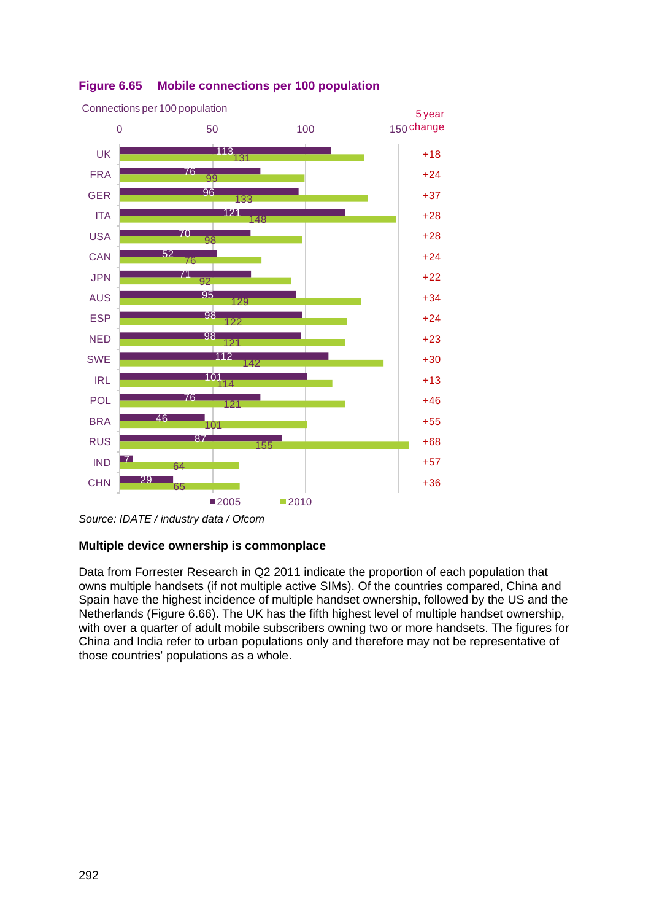**Figure 6.65 Mobile connections per 100 population**

| Country | 2005 | 2010 | 5 year change |
|---|---|---|---|
| UK | 113 | 131 | +18 |
| FRA | 76 | 99 | +24 |
| GER | 96 | 133 | +37 |
| ITA | 121 | 148 | +28 |
| USA | 70 | 98 | +28 |
| CAN | 52 | 76 | +24 |
| JPN | 71 | 92 | +22 |
| AUS | 95 | 129 | +34 |
| ESP | 98 | 122 | +24 |
| NED | 98 | 121 | +23 |
| SWE | 112 | 142 | +30 |
| IRL | 101 | 114 | +13 |
| POL | 76 | 121 | +46 |
| BRA | 46 | 101 | +55 |
| RUS | 87 | 155 | +68 |
| IND | 7 | 64 | +57 |
| CHN | 29 | 65 | +36 |

*Source: IDATE / industry data / Ofcom*

**Multiple device ownership is commonplace**

Data from Forrester Research in Q2 2011 indicate the proportion of each population that owns multiple handsets (if not multiple active SIMs). Of the countries compared, China and Spain have the highest incidence of multiple handset ownership, followed by the US and the Netherlands (Figure 6.66). The UK has the fifth highest level of multiple handset ownership, with over a quarter of adult mobile subscribers owning two or more handsets. The figures for China and India refer to urban populations only and therefore may not be representative of those countries' populations as a whole.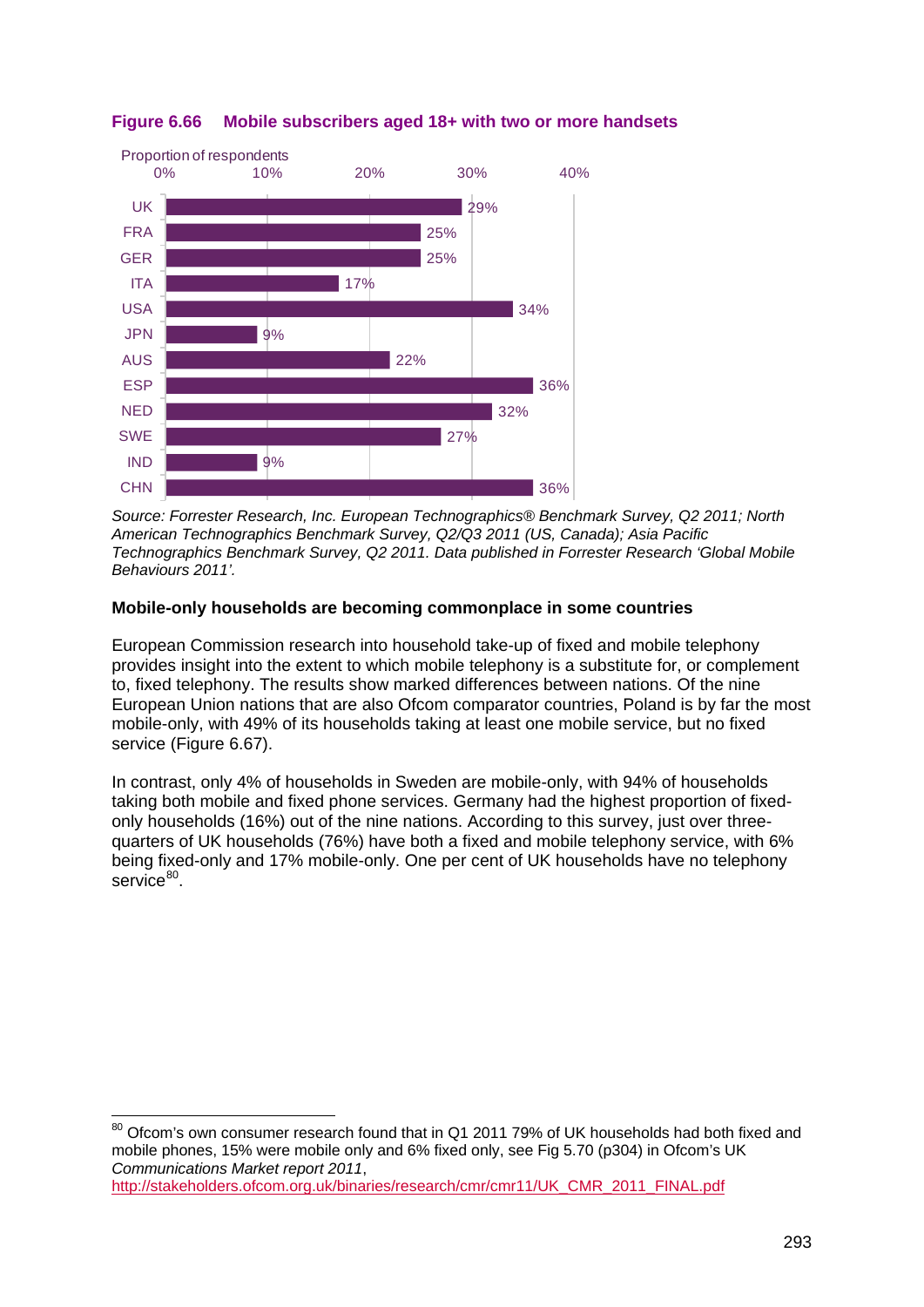**Figure 6.66 Mobile subscribers aged 18+ with two or more handsets**

Proportion of respondents

| Country | Proportion |
| --- | --- |
| UK | 29% |
| FRA | 25% |
| GER | 25% |
| ITA | 17% |
| USA | 34% |
| JPN | 9% |
| AUS | 22% |
| ESP | 36% |
| NED | 32% |
| SWE | 27% |
| IND | 9% |
| CHN | 36% |

*Source: Forrester Research, Inc. European Technographics® Benchmark Survey, Q2 2011; North American Technographics Benchmark Survey, Q2/Q3 2011 (US, Canada); Asia Pacific Technographics Benchmark Survey, Q2 2011. Data published in Forrester Research 'Global Mobile Behaviours 2011'.*

**Mobile-only households are becoming commonplace in some countries**

European Commission research into household take-up of fixed and mobile telephony provides insight into the extent to which mobile telephony is a substitute for, or complement to, fixed telephony. The results show marked differences between nations. Of the nine European Union nations that are also Ofcom comparator countries, Poland is by far the most mobile-only, with 49% of its households taking at least one mobile service, but no fixed service (Figure 6.67).

In contrast, only 4% of households in Sweden are mobile-only, with 94% of households taking both mobile and fixed phone services. Germany had the highest proportion of fixed-only households (16%) out of the nine nations. According to this survey, just over three-quarters of UK households (76%) have both a fixed and mobile telephony service, with 6% being fixed-only and 17% mobile-only. One per cent of UK households have no telephony service[80].

[80] Ofcom's own consumer research found that in Q1 2011 79% of UK households had both fixed and mobile phones, 15% were mobile only and 6% fixed only, see Fig 5.70 (p304) in Ofcom's UK *Communications Market report 2011*, http://stakeholders.ofcom.org.uk/binaries/research/cmr/cmr11/UK_CMR_2011_FINAL.pdf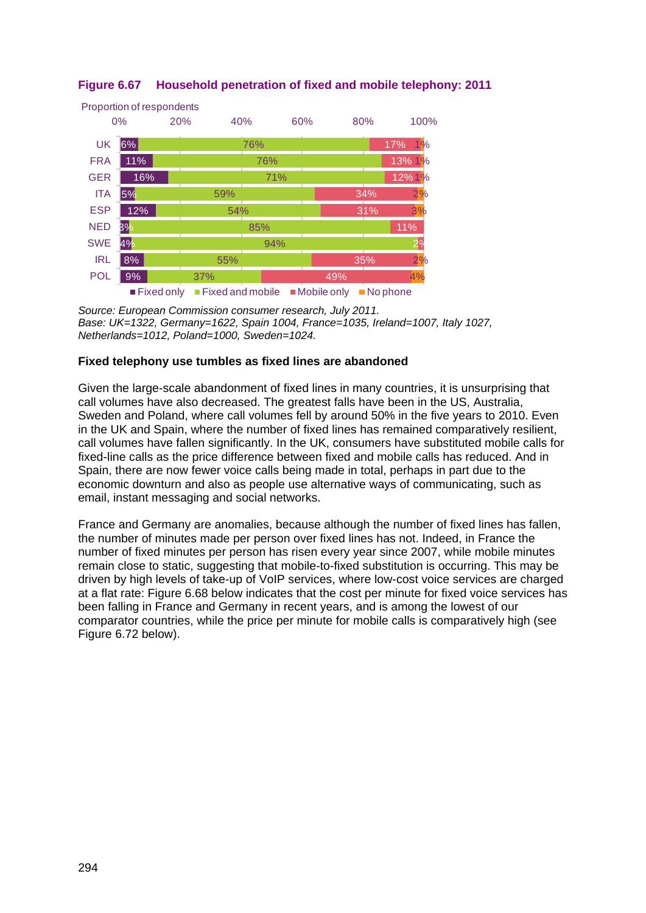**Figure 6.67 Household penetration of fixed and mobile telephony: 2011**

Proportion of respondents

| Country | Fixed only | Fixed and mobile | Mobile only | No phone |
|---|---|---|---|---|
| UK | 6% | 76% | 17% | 1% |
| FRA | 11% | 76% | 13% | 1% |
| GER | 16% | 71% | 12% | 1% |
| ITA | 5% | 59% | 34% | 2% |
| ESP | 12% | 54% | 31% | 3% |
| NED | 3% | 85% | 11% | |
| SWE | 4% | 94% | 2% | |
| IRL | 8% | 55% | 35% | 2% |
| POL | 9% | 37% | 49% | 4% |

*Source: European Commission consumer research, July 2011.*
*Base: UK=1322, Germany=1622, Spain 1004, France=1035, Ireland=1007, Italy 1027, Netherlands=1012, Poland=1000, Sweden=1024.*

**Fixed telephony use tumbles as fixed lines are abandoned**

Given the large-scale abandonment of fixed lines in many countries, it is unsurprising that call volumes have also decreased. The greatest falls have been in the US, Australia, Sweden and Poland, where call volumes fell by around 50% in the five years to 2010. Even in the UK and Spain, where the number of fixed lines has remained comparatively resilient, call volumes have fallen significantly. In the UK, consumers have substituted mobile calls for fixed-line calls as the price difference between fixed and mobile calls has reduced. And in Spain, there are now fewer voice calls being made in total, perhaps in part due to the economic downturn and also as people use alternative ways of communicating, such as email, instant messaging and social networks.

France and Germany are anomalies, because although the number of fixed lines has fallen, the number of minutes made per person over fixed lines has not. Indeed, in France the number of fixed minutes per person has risen every year since 2007, while mobile minutes remain close to static, suggesting that mobile-to-fixed substitution is occurring. This may be driven by high levels of take-up of VoIP services, where low-cost voice services are charged at a flat rate: Figure 6.68 below indicates that the cost per minute for fixed voice services has been falling in France and Germany in recent years, and is among the lowest of our comparator countries, while the price per minute for mobile calls is comparatively high (see Figure 6.72 below).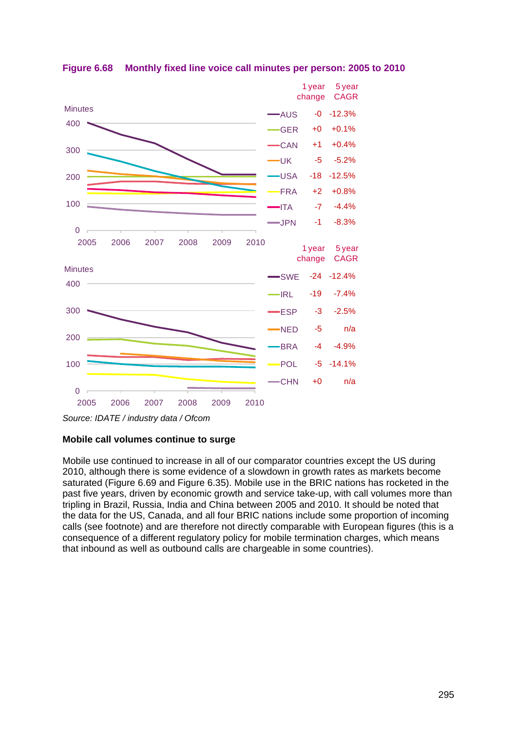**Figure 6.68 Monthly fixed line voice call minutes per person: 2005 to 2010**

| Country | 1 year change | 5 year CAGR |
|---|---|---|
| AUS | -0 | -12.3% |
| GER | +0 | +0.1% |
| CAN | +1 | +0.4% |
| UK | -5 | -5.2% |
| USA | -18 | -12.5% |
| FRA | +2 | +0.8% |
| ITA | -7 | -4.4% |
| JPN | -1 | -8.3% |

| Country | 1 year change | 5 year CAGR |
|---|---|---|
| SWE | -24 | -12.4% |
| IRL | -19 | -7.4% |
| ESP | -3 | -2.5% |
| NED | -5 | n/a |
| BRA | -4 | -4.9% |
| POL | -5 | -14.1% |
| CHN | +0 | n/a |

*Source: IDATE / industry data / Ofcom*

**Mobile call volumes continue to surge**

Mobile use continued to increase in all of our comparator countries except the US during 2010, although there is some evidence of a slowdown in growth rates as markets become saturated (Figure 6.69 and Figure 6.35). Mobile use in the BRIC nations has rocketed in the past five years, driven by economic growth and service take-up, with call volumes more than tripling in Brazil, Russia, India and China between 2005 and 2010. It should be noted that the data for the US, Canada, and all four BRIC nations include some proportion of incoming calls (see footnote) and are therefore not directly comparable with European figures (this is a consequence of a different regulatory policy for mobile termination charges, which means that inbound as well as outbound calls are chargeable in some countries).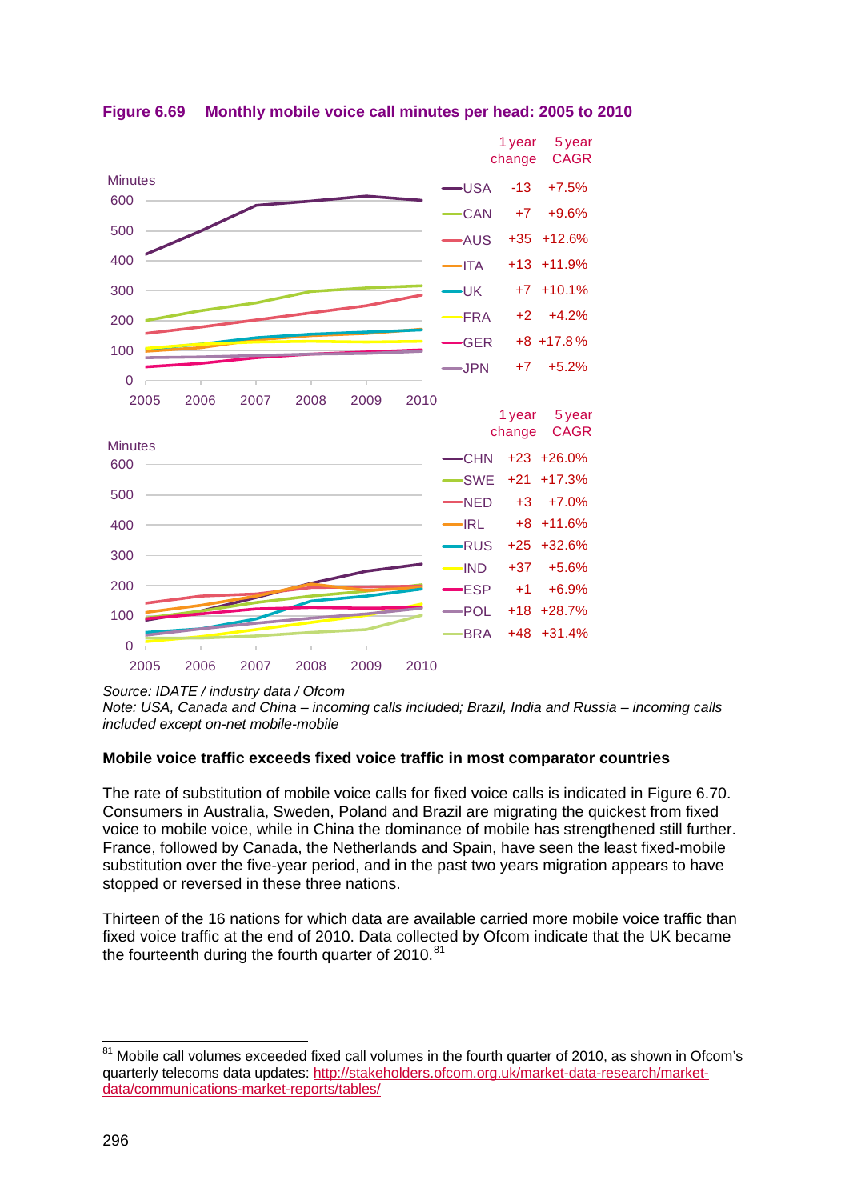**Figure 6.69 Monthly mobile voice call minutes per head: 2005 to 2010**

| | 1 year change | 5 year CAGR |
|---|---|---|
| USA | -13 | +7.5% |
| CAN | +7 | +9.6% |
| AUS | +35 | +12.6% |
| ITA | +13 | +11.9% |
| UK | +7 | +10.1% |
| FRA | +2 | +4.2% |
| GER | +8 | +17.8% |
| JPN | +7 | +5.2% |

| | 1 year change | 5 year CAGR |
|---|---|---|
| CHN | +23 | +26.0% |
| SWE | +21 | +17.3% |
| NED | +3 | +7.0% |
| IRL | +8 | +11.6% |
| RUS | +25 | +32.6% |
| IND | +37 | +5.6% |
| ESP | +1 | +6.9% |
| POL | +18 | +28.7% |
| BRA | +48 | +31.4% |

*Source: IDATE / industry data / Ofcom*
*Note: USA, Canada and China – incoming calls included; Brazil, India and Russia – incoming calls included except on-net mobile-mobile*

**Mobile voice traffic exceeds fixed voice traffic in most comparator countries**

The rate of substitution of mobile voice calls for fixed voice calls is indicated in Figure 6.70. Consumers in Australia, Sweden, Poland and Brazil are migrating the quickest from fixed voice to mobile voice, while in China the dominance of mobile has strengthened still further. France, followed by Canada, the Netherlands and Spain, have seen the least fixed-mobile substitution over the five-year period, and in the past two years migration appears to have stopped or reversed in these three nations.

Thirteen of the 16 nations for which data are available carried more mobile voice traffic than fixed voice traffic at the end of 2010. Data collected by Ofcom indicate that the UK became the fourteenth during the fourth quarter of 2010.[81]

[81] Mobile call volumes exceeded fixed call volumes in the fourth quarter of 2010, as shown in Ofcom's quarterly telecoms data updates: http://stakeholders.ofcom.org.uk/market-data-research/market-data/communications-market-reports/tables/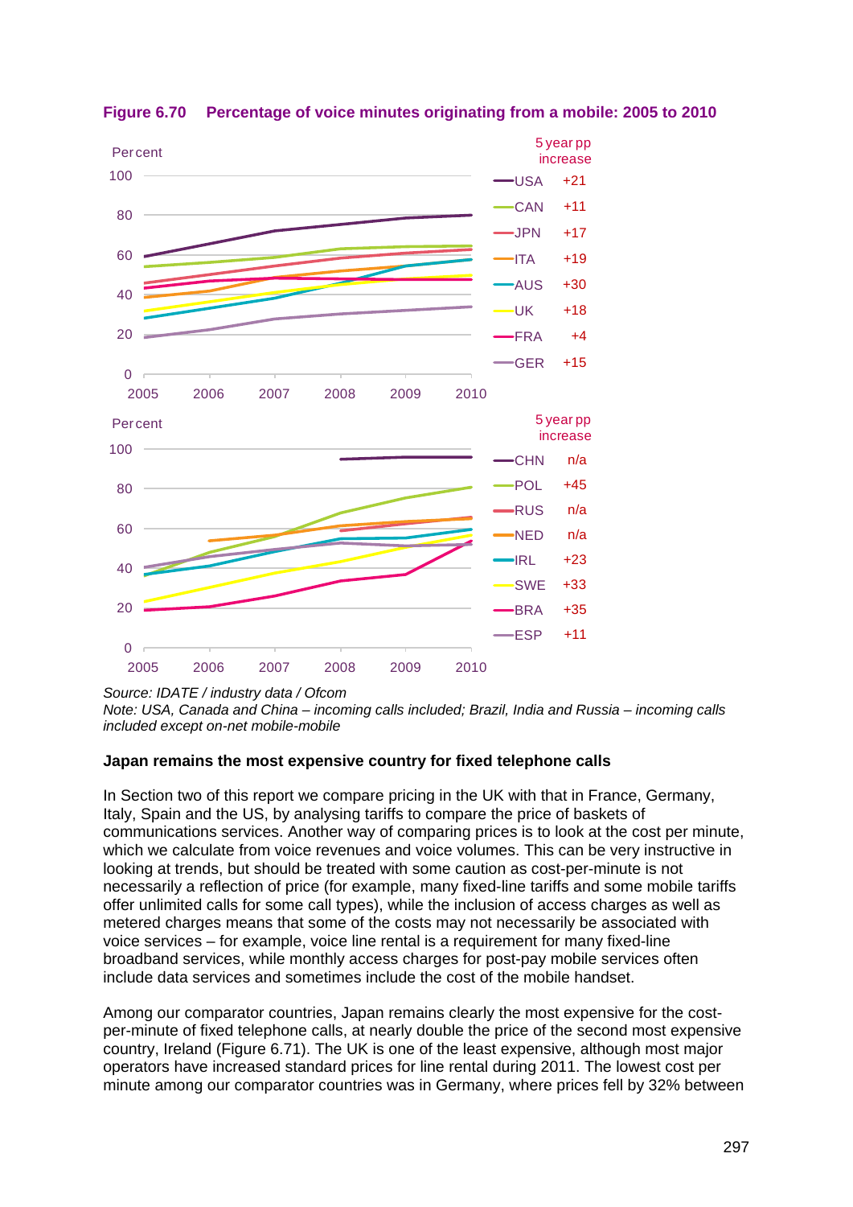**Figure 6.70 Percentage of voice minutes originating from a mobile: 2005 to 2010**

| Country | 5 year pp increase |
|---|---|
| USA | +21 |
| CAN | +11 |
| JPN | +17 |
| ITA | +19 |
| AUS | +30 |
| UK | +18 |
| FRA | +4 |
| GER | +15 |

| Country | 5 year pp increase |
|---|---|
| CHN | n/a |
| POL | +45 |
| RUS | n/a |
| NED | n/a |
| IRL | +23 |
| SWE | +33 |
| BRA | +35 |
| ESP | +11 |

*Source: IDATE / industry data / Ofcom*
*Note: USA, Canada and China – incoming calls included; Brazil, India and Russia – incoming calls included except on-net mobile-mobile*

**Japan remains the most expensive country for fixed telephone calls**

In Section two of this report we compare pricing in the UK with that in France, Germany, Italy, Spain and the US, by analysing tariffs to compare the price of baskets of communications services. Another way of comparing prices is to look at the cost per minute, which we calculate from voice revenues and voice volumes. This can be very instructive in looking at trends, but should be treated with some caution as cost-per-minute is not necessarily a reflection of price (for example, many fixed-line tariffs and some mobile tariffs offer unlimited calls for some call types), while the inclusion of access charges as well as metered charges means that some of the costs may not necessarily be associated with voice services – for example, voice line rental is a requirement for many fixed-line broadband services, while monthly access charges for post-pay mobile services often include data services and sometimes include the cost of the mobile handset.

Among our comparator countries, Japan remains clearly the most expensive for the cost-per-minute of fixed telephone calls, at nearly double the price of the second most expensive country, Ireland (Figure 6.71). The UK is one of the least expensive, although most major operators have increased standard prices for line rental during 2011. The lowest cost per minute among our comparator countries was in Germany, where prices fell by 32% between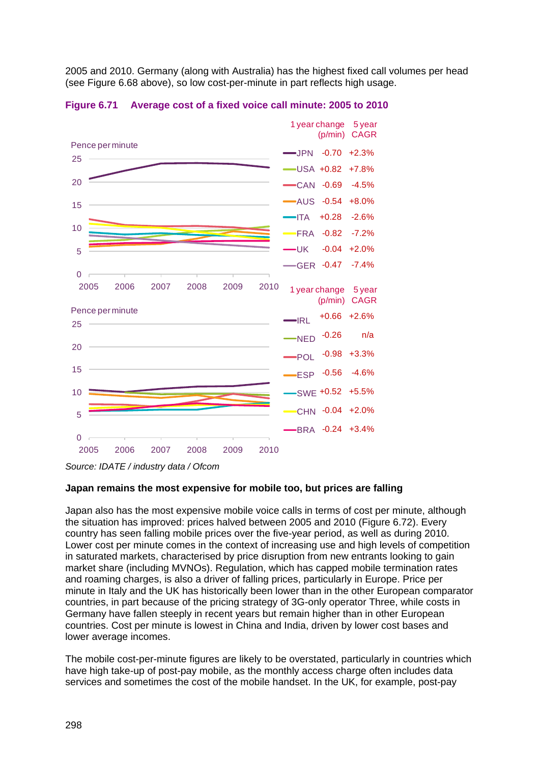2005 and 2010. Germany (along with Australia) has the highest fixed call volumes per head (see Figure 6.68 above), so low cost-per-minute in part reflects high usage.

**Figure 6.71 Average cost of a fixed voice call minute: 2005 to 2010**

| Country | 1 year change (p/min) | 5 year CAGR |
|---|---|---|
| JPN | -0.70 | +2.3% |
| USA | +0.82 | +7.8% |
| CAN | -0.69 | -4.5% |
| AUS | -0.54 | +8.0% |
| ITA | +0.28 | -2.6% |
| FRA | -0.82 | -7.2% |
| UK | -0.04 | +2.0% |
| GER | -0.47 | -7.4% |

| Country | 1 year change (p/min) | 5 year CAGR |
|---|---|---|
| IRL | +0.66 | +2.6% |
| NED | -0.26 | n/a |
| POL | -0.98 | +3.3% |
| ESP | -0.56 | -4.6% |
| SWE | +0.52 | +5.5% |
| CHN | -0.04 | +2.0% |
| BRA | -0.24 | +3.4% |

*Source: IDATE / industry data / Ofcom*

**Japan remains the most expensive for mobile too, but prices are falling**

Japan also has the most expensive mobile voice calls in terms of cost per minute, although the situation has improved: prices halved between 2005 and 2010 (Figure 6.72). Every country has seen falling mobile prices over the five-year period, as well as during 2010. Lower cost per minute comes in the context of increasing use and high levels of competition in saturated markets, characterised by price disruption from new entrants looking to gain market share (including MVNOs). Regulation, which has capped mobile termination rates and roaming charges, is also a driver of falling prices, particularly in Europe. Price per minute in Italy and the UK has historically been lower than in the other European comparator countries, in part because of the pricing strategy of 3G-only operator Three, while costs in Germany have fallen steeply in recent years but remain higher than in other European countries. Cost per minute is lowest in China and India, driven by lower cost bases and lower average incomes.

The mobile cost-per-minute figures are likely to be overstated, particularly in countries which have high take-up of post-pay mobile, as the monthly access charge often includes data services and sometimes the cost of the mobile handset. In the UK, for example, post-pay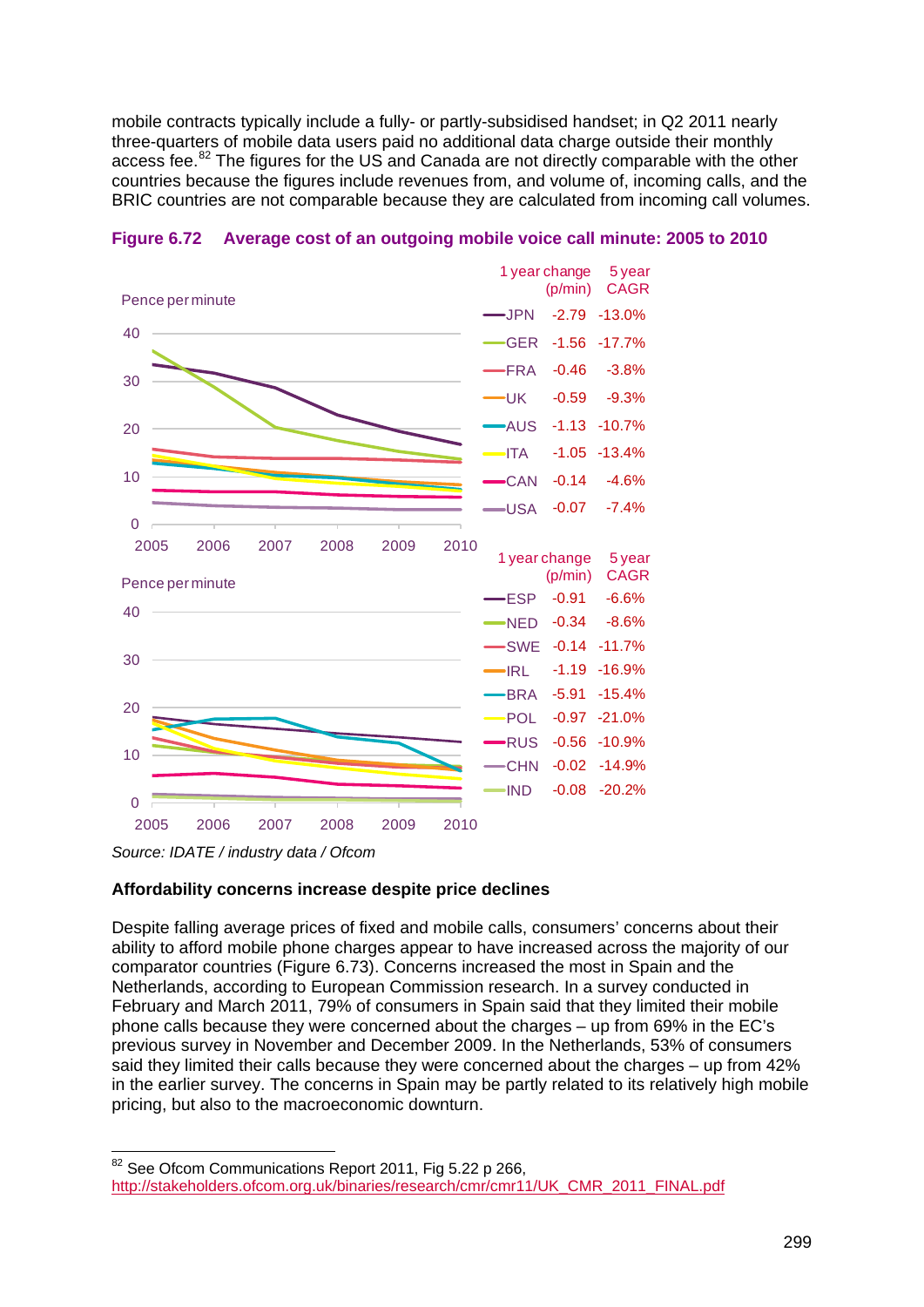mobile contracts typically include a fully- or partly-subsidised handset; in Q2 2011 nearly three-quarters of mobile data users paid no additional data charge outside their monthly access fee.[82] The figures for the US and Canada are not directly comparable with the other countries because the figures include revenues from, and volume of, incoming calls, and the BRIC countries are not comparable because they are calculated from incoming call volumes.

**Figure 6.72 Average cost of an outgoing mobile voice call minute: 2005 to 2010**

| | 1 year change (p/min) | 5 year CAGR |
|---|---|---|
| JPN | -2.79 | -13.0% |
| GER | -1.56 | -17.7% |
| FRA | -0.46 | -3.8% |
| UK | -0.59 | -9.3% |
| AUS | -1.13 | -10.7% |
| ITA | -1.05 | -13.4% |
| CAN | -0.14 | -4.6% |
| USA | -0.07 | -7.4% |

| | 1 year change (p/min) | 5 year CAGR |
|---|---|---|
| ESP | -0.91 | -6.6% |
| NED | -0.34 | -8.6% |
| SWE | -0.14 | -11.7% |
| IRL | -1.19 | -16.9% |
| BRA | -5.91 | -15.4% |
| POL | -0.97 | -21.0% |
| RUS | -0.56 | -10.9% |
| CHN | -0.02 | -14.9% |
| IND | -0.08 | -20.2% |

*Source: IDATE / industry data / Ofcom*

**Affordability concerns increase despite price declines**

Despite falling average prices of fixed and mobile calls, consumers' concerns about their ability to afford mobile phone charges appear to have increased across the majority of our comparator countries (Figure 6.73). Concerns increased the most in Spain and the Netherlands, according to European Commission research. In a survey conducted in February and March 2011, 79% of consumers in Spain said that they limited their mobile phone calls because they were concerned about the charges – up from 69% in the EC's previous survey in November and December 2009. In the Netherlands, 53% of consumers said they limited their calls because they were concerned about the charges – up from 42% in the earlier survey. The concerns in Spain may be partly related to its relatively high mobile pricing, but also to the macroeconomic downturn.

[82] See Ofcom Communications Report 2011, Fig 5.22 p 266, http://stakeholders.ofcom.org.uk/binaries/research/cmr/cmr11/UK_CMR_2011_FINAL.pdf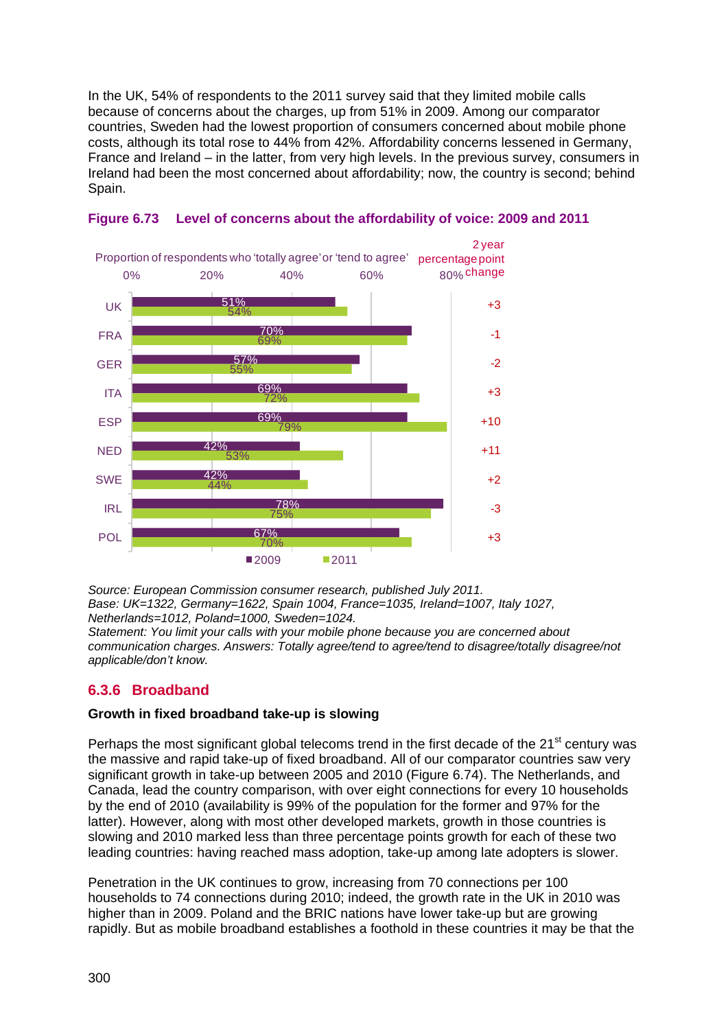In the UK, 54% of respondents to the 2011 survey said that they limited mobile calls because of concerns about the charges, up from 51% in 2009. Among our comparator countries, Sweden had the lowest proportion of consumers concerned about mobile phone costs, although its total rose to 44% from 42%. Affordability concerns lessened in Germany, France and Ireland – in the latter, from very high levels. In the previous survey, consumers in Ireland had been the most concerned about affordability; now, the country is second; behind Spain.

**Figure 6.73 Level of concerns about the affordability of voice: 2009 and 2011**

Proportion of respondents who 'totally agree' or 'tend to agree'

| Country | 2009 | 2011 | 2 year percentage point change |
|---|---|---|---|
| UK | 51% | 54% | +3 |
| FRA | 70% | 69% | -1 |
| GER | 57% | 55% | -2 |
| ITA | 69% | 72% | +3 |
| ESP | 69% | 79% | +10 |
| NED | 42% | 53% | +11 |
| SWE | 42% | 44% | +2 |
| IRL | 78% | 75% | -3 |
| POL | 67% | 70% | +3 |

*Source: European Commission consumer research, published July 2011.*
*Base: UK=1322, Germany=1622, Spain 1004, France=1035, Ireland=1007, Italy 1027, Netherlands=1012, Poland=1000, Sweden=1024.*
*Statement: You limit your calls with your mobile phone because you are concerned about communication charges. Answers: Totally agree/tend to agree/tend to disagree/totally disagree/not applicable/don't know.*

## 6.3.6 Broadband

**Growth in fixed broadband take-up is slowing**

Perhaps the most significant global telecoms trend in the first decade of the 21st century was the massive and rapid take-up of fixed broadband. All of our comparator countries saw very significant growth in take-up between 2005 and 2010 (Figure 6.74). The Netherlands, and Canada, lead the country comparison, with over eight connections for every 10 households by the end of 2010 (availability is 99% of the population for the former and 97% for the latter). However, along with most other developed markets, growth in those countries is slowing and 2010 marked less than three percentage points growth for each of these two leading countries: having reached mass adoption, take-up among late adopters is slower.

Penetration in the UK continues to grow, increasing from 70 connections per 100 households to 74 connections during 2010; indeed, the growth rate in the UK in 2010 was higher than in 2009. Poland and the BRIC nations have lower take-up but are growing rapidly. But as mobile broadband establishes a foothold in these countries it may be that the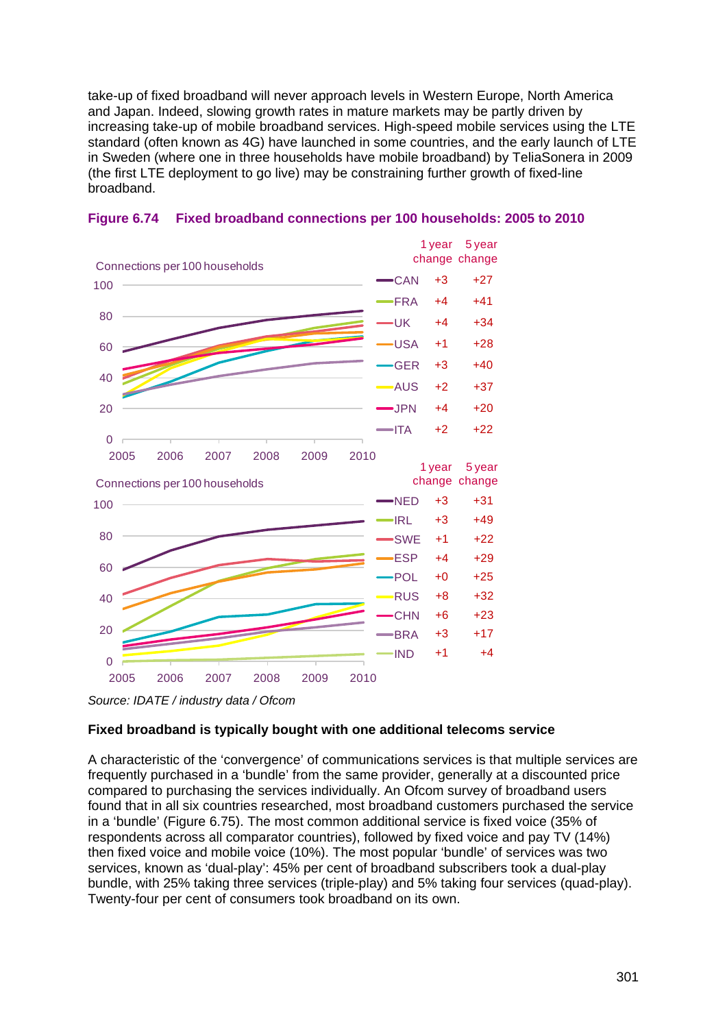take-up of fixed broadband will never approach levels in Western Europe, North America and Japan. Indeed, slowing growth rates in mature markets may be partly driven by increasing take-up of mobile broadband services. High-speed mobile services using the LTE standard (often known as 4G) have launched in some countries, and the early launch of LTE in Sweden (where one in three households have mobile broadband) by TeliaSonera in 2009 (the first LTE deployment to go live) may be constraining further growth of fixed-line broadband.

**Figure 6.74 Fixed broadband connections per 100 households: 2005 to 2010**

Connections per 100 households

| Country | 1 year change | 5 year change |
|---|---|---|
| CAN | +3 | +27 |
| FRA | +4 | +41 |
| UK | +4 | +34 |
| USA | +1 | +28 |
| GER | +3 | +40 |
| AUS | +2 | +37 |
| JPN | +4 | +20 |
| ITA | +2 | +22 |

Connections per 100 households

| Country | 1 year change | 5 year change |
|---|---|---|
| NED | +3 | +31 |
| IRL | +3 | +49 |
| SWE | +1 | +22 |
| ESP | +4 | +29 |
| POL | +0 | +25 |
| RUS | +8 | +32 |
| CHN | +6 | +23 |
| BRA | +3 | +17 |
| IND | +1 | +4 |

*Source: IDATE / industry data / Ofcom*

**Fixed broadband is typically bought with one additional telecoms service**

A characteristic of the 'convergence' of communications services is that multiple services are frequently purchased in a 'bundle' from the same provider, generally at a discounted price compared to purchasing the services individually. An Ofcom survey of broadband users found that in all six countries researched, most broadband customers purchased the service in a 'bundle' (Figure 6.75). The most common additional service is fixed voice (35% of respondents across all comparator countries), followed by fixed voice and pay TV (14%) then fixed voice and mobile voice (10%). The most popular 'bundle' of services was two services, known as 'dual-play': 45% per cent of broadband subscribers took a dual-play bundle, with 25% taking three services (triple-play) and 5% taking four services (quad-play). Twenty-four per cent of consumers took broadband on its own.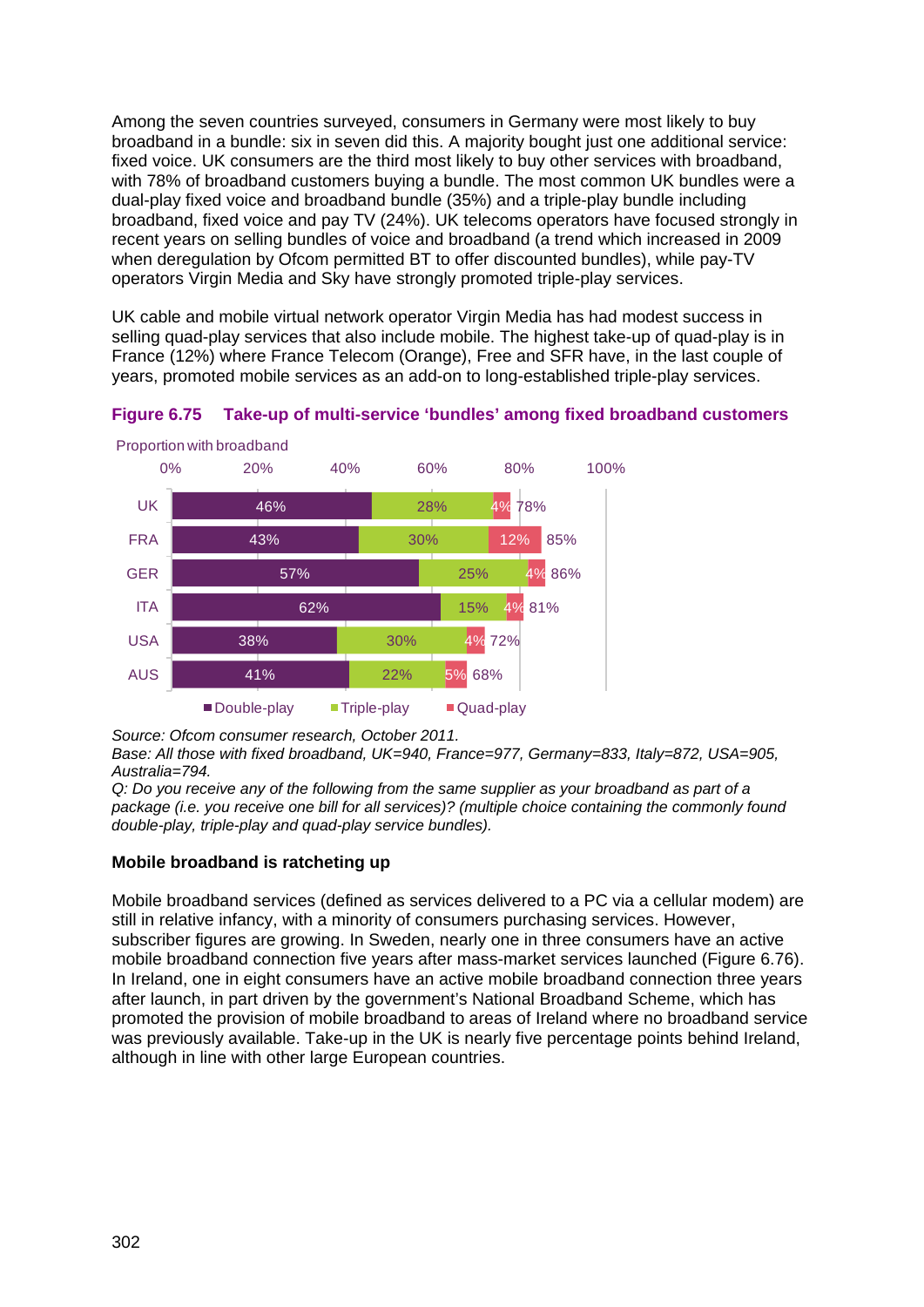Among the seven countries surveyed, consumers in Germany were most likely to buy broadband in a bundle: six in seven did this. A majority bought just one additional service: fixed voice. UK consumers are the third most likely to buy other services with broadband, with 78% of broadband customers buying a bundle. The most common UK bundles were a dual-play fixed voice and broadband bundle (35%) and a triple-play bundle including broadband, fixed voice and pay TV (24%). UK telecoms operators have focused strongly in recent years on selling bundles of voice and broadband (a trend which increased in 2009 when deregulation by Ofcom permitted BT to offer discounted bundles), while pay-TV operators Virgin Media and Sky have strongly promoted triple-play services.

UK cable and mobile virtual network operator Virgin Media has had modest success in selling quad-play services that also include mobile. The highest take-up of quad-play is in France (12%) where France Telecom (Orange), Free and SFR have, in the last couple of years, promoted mobile services as an add-on to long-established triple-play services.

**Figure 6.75 Take-up of multi-service 'bundles' among fixed broadband customers**

Proportion with broadband

| | Double-play | Triple-play | Quad-play | Total |
|---|---|---|---|---|
| UK | 46% | 28% | 4% | 78% |
| FRA | 43% | 30% | 12% | 85% |
| GER | 57% | 25% | 4% | 86% |
| ITA | 62% | 15% | 4% | 81% |
| USA | 38% | 30% | 4% | 72% |
| AUS | 41% | 22% | 5% | 68% |

*Source: Ofcom consumer research, October 2011.*
*Base: All those with fixed broadband, UK=940, France=977, Germany=833, Italy=872, USA=905, Australia=794.*
*Q: Do you receive any of the following from the same supplier as your broadband as part of a package (i.e. you receive one bill for all services)? (multiple choice containing the commonly found double-play, triple-play and quad-play service bundles).*

### Mobile broadband is ratcheting up

Mobile broadband services (defined as services delivered to a PC via a cellular modem) are still in relative infancy, with a minority of consumers purchasing services. However, subscriber figures are growing. In Sweden, nearly one in three consumers have an active mobile broadband connection five years after mass-market services launched (Figure 6.76). In Ireland, one in eight consumers have an active mobile broadband connection three years after launch, in part driven by the government's National Broadband Scheme, which has promoted the provision of mobile broadband to areas of Ireland where no broadband service was previously available. Take-up in the UK is nearly five percentage points behind Ireland, although in line with other large European countries.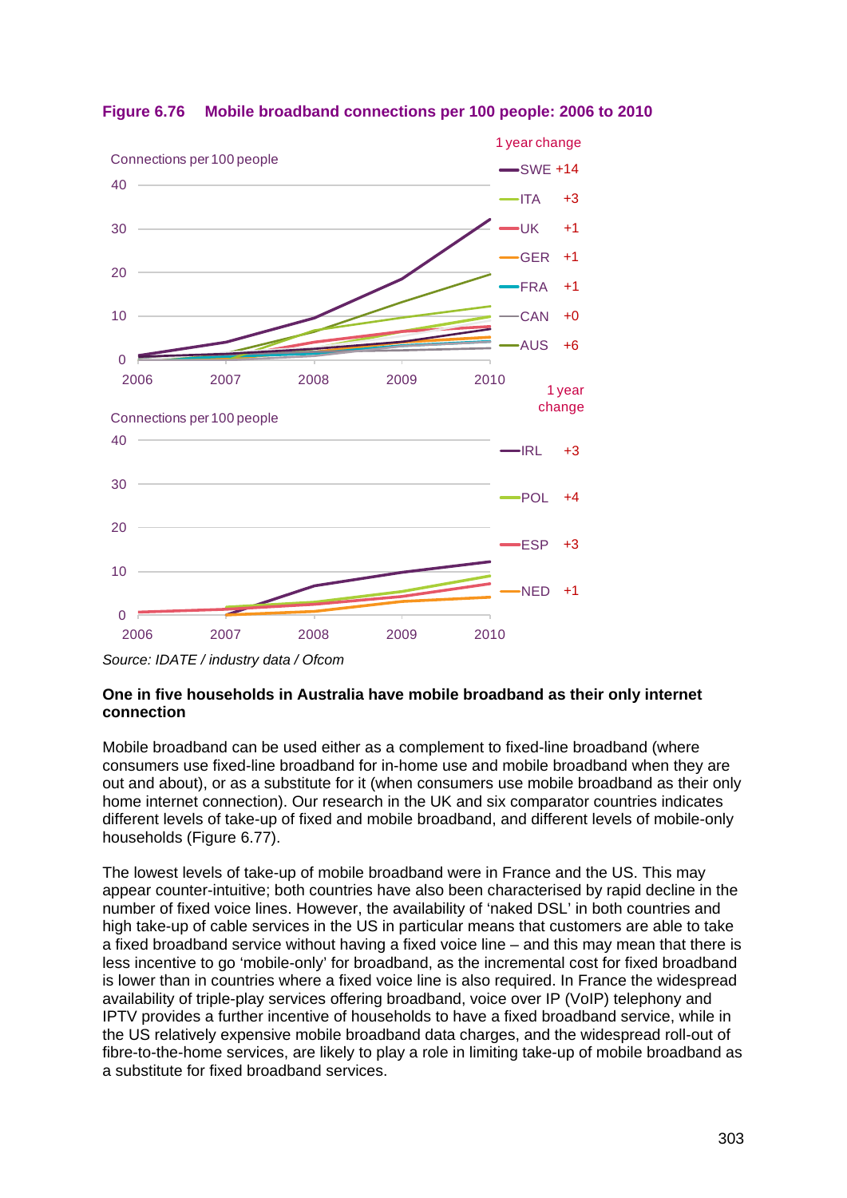**Figure 6.76 Mobile broadband connections per 100 people: 2006 to 2010**

Connections per 100 people

| Country | 1 year change |
|---|---|
| SWE | +14 |
| ITA | +3 |
| UK | +1 |
| GER | +1 |
| FRA | +1 |
| CAN | +0 |
| AUS | +6 |

Connections per 100 people

| Country | 1 year change |
|---|---|
| IRL | +3 |
| POL | +4 |
| ESP | +3 |
| NED | +1 |

*Source: IDATE / industry data / Ofcom*

**One in five households in Australia have mobile broadband as their only internet connection**

Mobile broadband can be used either as a complement to fixed-line broadband (where consumers use fixed-line broadband for in-home use and mobile broadband when they are out and about), or as a substitute for it (when consumers use mobile broadband as their only home internet connection). Our research in the UK and six comparator countries indicates different levels of take-up of fixed and mobile broadband, and different levels of mobile-only households (Figure 6.77).

The lowest levels of take-up of mobile broadband were in France and the US. This may appear counter-intuitive; both countries have also been characterised by rapid decline in the number of fixed voice lines. However, the availability of 'naked DSL' in both countries and high take-up of cable services in the US in particular means that customers are able to take a fixed broadband service without having a fixed voice line – and this may mean that there is less incentive to go 'mobile-only' for broadband, as the incremental cost for fixed broadband is lower than in countries where a fixed voice line is also required. In France the widespread availability of triple-play services offering broadband, voice over IP (VoIP) telephony and IPTV provides a further incentive of households to have a fixed broadband service, while in the US relatively expensive mobile broadband data charges, and the widespread roll-out of fibre-to-the-home services, are likely to play a role in limiting take-up of mobile broadband as a substitute for fixed broadband services.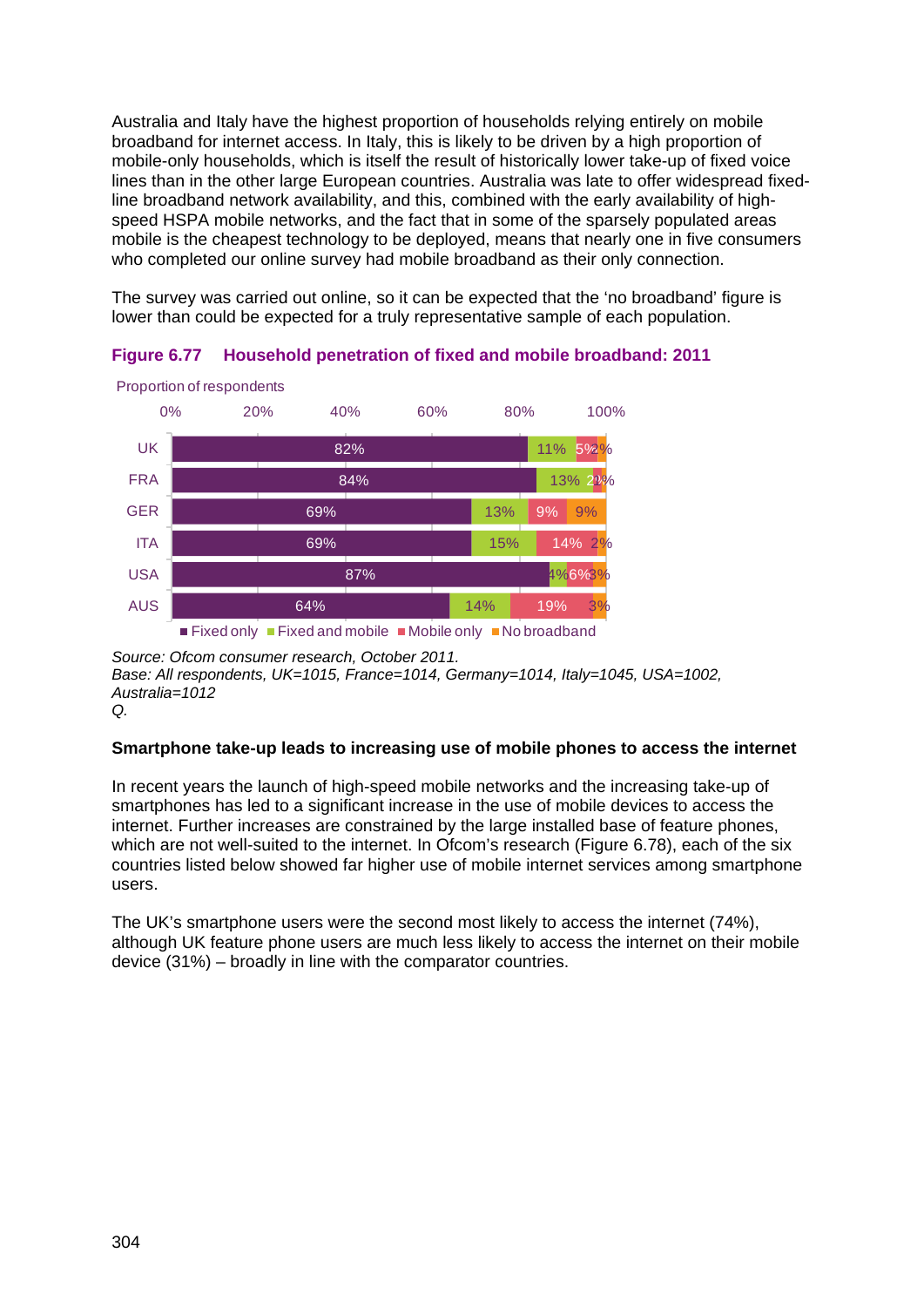Australia and Italy have the highest proportion of households relying entirely on mobile broadband for internet access. In Italy, this is likely to be driven by a high proportion of mobile-only households, which is itself the result of historically lower take-up of fixed voice lines than in the other large European countries. Australia was late to offer widespread fixed-line broadband network availability, and this, combined with the early availability of high-speed HSPA mobile networks, and the fact that in some of the sparsely populated areas mobile is the cheapest technology to be deployed, means that nearly one in five consumers who completed our online survey had mobile broadband as their only connection.

The survey was carried out online, so it can be expected that the 'no broadband' figure is lower than could be expected for a truly representative sample of each population.

**Figure 6.77 Household penetration of fixed and mobile broadband: 2011**

Proportion of respondents

| | Fixed only | Fixed and mobile | Mobile only | No broadband |
|---|---|---|---|---|
| UK | 82% | 11% | 5% | 2% |
| FRA | 84% | 13% | 2% | 1% |
| GER | 69% | 13% | 9% | 9% |
| ITA | 69% | 15% | 14% | 2% |
| USA | 87% | 4% | 6% | 3% |
| AUS | 64% | 14% | 19% | 3% |

*Source: Ofcom consumer research, October 2011.*
*Base: All respondents, UK=1015, France=1014, Germany=1014, Italy=1045, USA=1002, Australia=1012*
*Q.*

**Smartphone take-up leads to increasing use of mobile phones to access the internet**

In recent years the launch of high-speed mobile networks and the increasing take-up of smartphones has led to a significant increase in the use of mobile devices to access the internet. Further increases are constrained by the large installed base of feature phones, which are not well-suited to the internet. In Ofcom's research (Figure 6.78), each of the six countries listed below showed far higher use of mobile internet services among smartphone users.

The UK's smartphone users were the second most likely to access the internet (74%), although UK feature phone users are much less likely to access the internet on their mobile device (31%) – broadly in line with the comparator countries.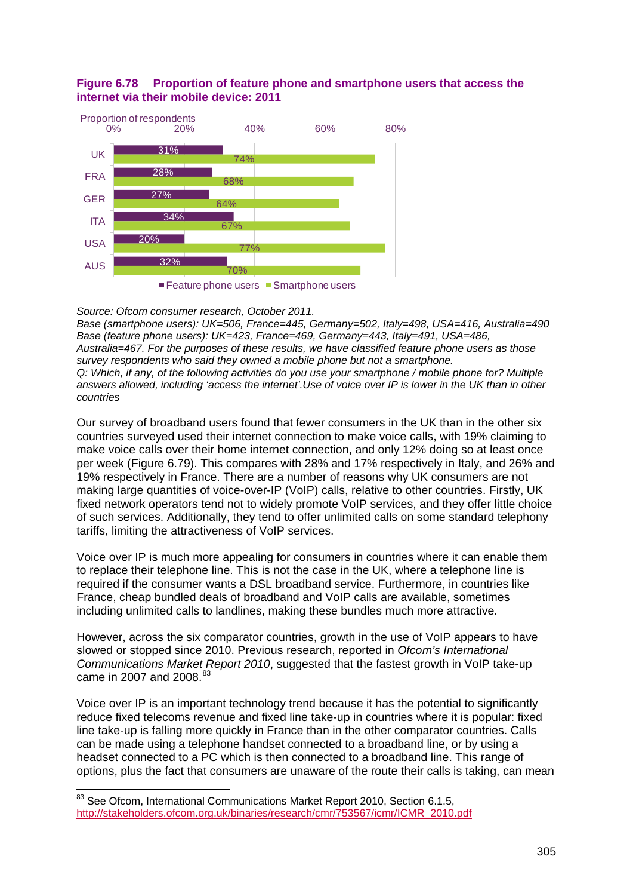**Figure 6.78 Proportion of feature phone and smartphone users that access the internet via their mobile device: 2011**

| Country | Feature phone users | Smartphone users |
|---|---|---|
| UK | 31% | 74% |
| FRA | 28% | 68% |
| GER | 27% | 64% |
| ITA | 34% | 67% |
| USA | 20% | 77% |
| AUS | 32% | 70% |

*Source: Ofcom consumer research, October 2011.*
*Base (smartphone users): UK=506, France=445, Germany=502, Italy=498, USA=416, Australia=490*
*Base (feature phone users): UK=423, France=469, Germany=443, Italy=491, USA=486, Australia=467. For the purposes of these results, we have classified feature phone users as those survey respondents who said they owned a mobile phone but not a smartphone.*
*Q: Which, if any, of the following activities do you use your smartphone / mobile phone for? Multiple answers allowed, including 'access the internet'.Use of voice over IP is lower in the UK than in other countries*

Our survey of broadband users found that fewer consumers in the UK than in the other six countries surveyed used their internet connection to make voice calls, with 19% claiming to make voice calls over their home internet connection, and only 12% doing so at least once per week (Figure 6.79). This compares with 28% and 17% respectively in Italy, and 26% and 19% respectively in France. There are a number of reasons why UK consumers are not making large quantities of voice-over-IP (VoIP) calls, relative to other countries. Firstly, UK fixed network operators tend not to widely promote VoIP services, and they offer little choice of such services. Additionally, they tend to offer unlimited calls on some standard telephony tariffs, limiting the attractiveness of VoIP services.

Voice over IP is much more appealing for consumers in countries where it can enable them to replace their telephone line. This is not the case in the UK, where a telephone line is required if the consumer wants a DSL broadband service. Furthermore, in countries like France, cheap bundled deals of broadband and VoIP calls are available, sometimes including unlimited calls to landlines, making these bundles much more attractive.

However, across the six comparator countries, growth in the use of VoIP appears to have slowed or stopped since 2010. Previous research, reported in *Ofcom's International Communications Market Report 2010*, suggested that the fastest growth in VoIP take-up came in 2007 and 2008.[83]

Voice over IP is an important technology trend because it has the potential to significantly reduce fixed telecoms revenue and fixed line take-up in countries where it is popular: fixed line take-up is falling more quickly in France than in the other comparator countries. Calls can be made using a telephone handset connected to a broadband line, or by using a headset connected to a PC which is then connected to a broadband line. This range of options, plus the fact that consumers are unaware of the route their calls is taking, can mean

[83] See Ofcom, International Communications Market Report 2010, Section 6.1.5, http://stakeholders.ofcom.org.uk/binaries/research/cmr/753567/icmr/ICMR_2010.pdf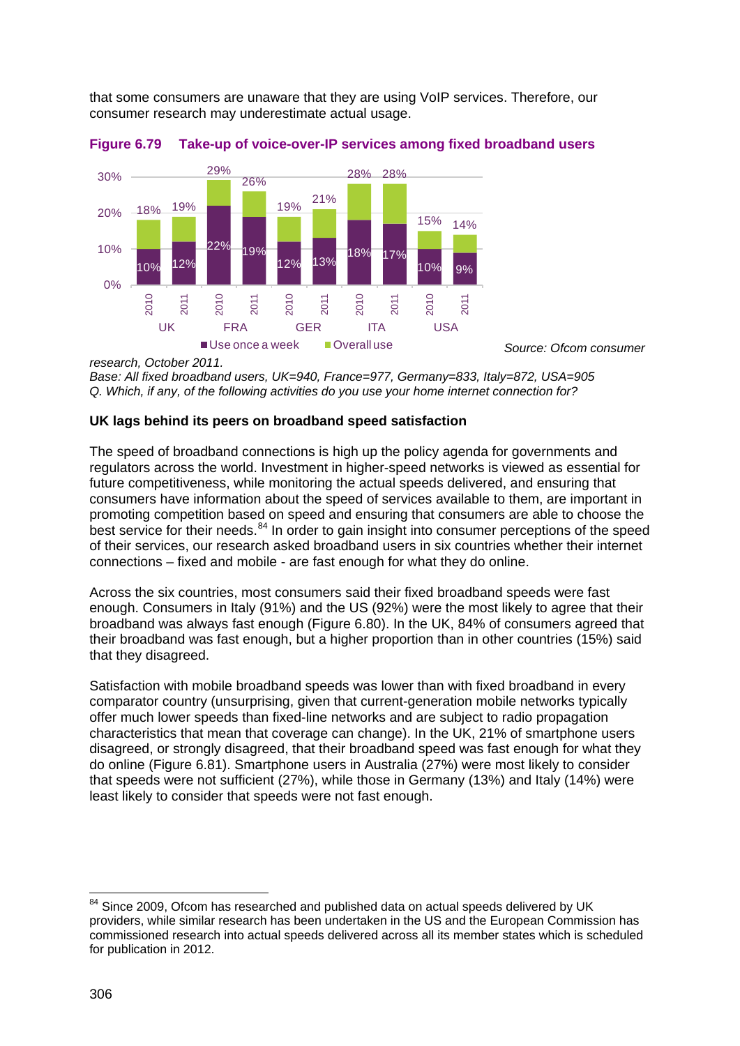that some consumers are unaware that they are using VoIP services. Therefore, our consumer research may underestimate actual usage.

**Figure 6.79 Take-up of voice-over-IP services among fixed broadband users**

| Country | Year | Use once a week | Overall use |
|---|---|---|---|
| UK | 2010 | 10% | 18% |
| UK | 2011 | 12% | 19% |
| FRA | 2010 | 22% | 29% |
| FRA | 2011 | 19% | 26% |
| GER | 2010 | 12% | 19% |
| GER | 2011 | 13% | 21% |
| ITA | 2010 | 18% | 28% |
| ITA | 2011 | 17% | 28% |
| USA | 2010 | 10% | 15% |
| USA | 2011 | 9% | 14% |

*Source: Ofcom consumer research, October 2011.*
*Base: All fixed broadband users, UK=940, France=977, Germany=833, Italy=872, USA=905*
*Q. Which, if any, of the following activities do you use your home internet connection for?*

### UK lags behind its peers on broadband speed satisfaction

The speed of broadband connections is high up the policy agenda for governments and regulators across the world. Investment in higher-speed networks is viewed as essential for future competitiveness, while monitoring the actual speeds delivered, and ensuring that consumers have information about the speed of services available to them, are important in promoting competition based on speed and ensuring that consumers are able to choose the best service for their needs.[84] In order to gain insight into consumer perceptions of the speed of their services, our research asked broadband users in six countries whether their internet connections – fixed and mobile - are fast enough for what they do online.

Across the six countries, most consumers said their fixed broadband speeds were fast enough. Consumers in Italy (91%) and the US (92%) were the most likely to agree that their broadband was always fast enough (Figure 6.80). In the UK, 84% of consumers agreed that their broadband was fast enough, but a higher proportion than in other countries (15%) said that they disagreed.

Satisfaction with mobile broadband speeds was lower than with fixed broadband in every comparator country (unsurprising, given that current-generation mobile networks typically offer much lower speeds than fixed-line networks and are subject to radio propagation characteristics that mean that coverage can change). In the UK, 21% of smartphone users disagreed, or strongly disagreed, that their broadband speed was fast enough for what they do online (Figure 6.81). Smartphone users in Australia (27%) were most likely to consider that speeds were not sufficient (27%), while those in Germany (13%) and Italy (14%) were least likely to consider that speeds were not fast enough.

---

[84] Since 2009, Ofcom has researched and published data on actual speeds delivered by UK providers, while similar research has been undertaken in the US and the European Commission has commissioned research into actual speeds delivered across all its member states which is scheduled for publication in 2012.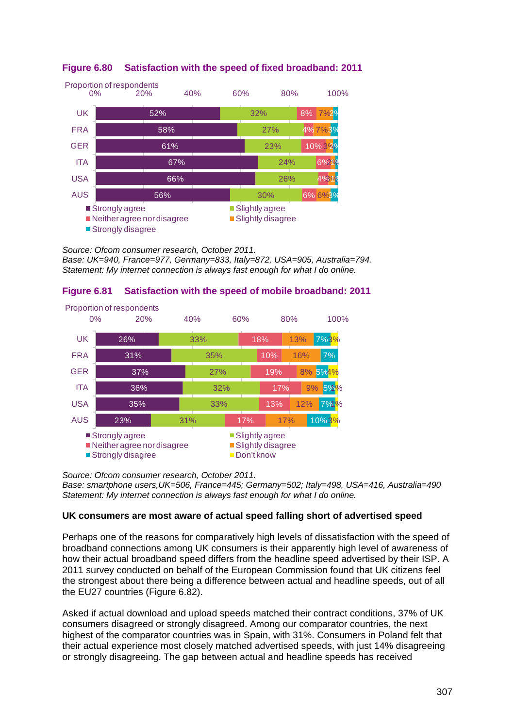**Figure 6.80 Satisfaction with the speed of fixed broadband: 2011**

Proportion of respondents

| | Strongly agree | Slightly agree | Neither agree nor disagree | Slightly disagree | Strongly disagree |
|---|---|---|---|---|---|
| UK | 52% | 32% | 8% | 7% | 2% |
| FRA | 58% | 27% | 4% | 7% | 3% |
| GER | 61% | 23% | 10% | 3% | 2% |
| ITA | 67% | 24% | 6% | 2% | 1% |
| USA | 66% | 26% | 4% | 3% | 1% |
| AUS | 56% | 30% | 6% | 6% | 3% |

*Source: Ofcom consumer research, October 2011.*
*Base: UK=940, France=977, Germany=833, Italy=872, USA=905, Australia=794.*
*Statement: My internet connection is always fast enough for what I do online.*

**Figure 6.81 Satisfaction with the speed of mobile broadband: 2011**

Proportion of respondents

| | Strongly agree | Slightly agree | Neither agree nor disagree | Slightly disagree | Strongly disagree | Don't know |
|---|---|---|---|---|---|---|
| UK | 26% | 33% | 18% | 13% | 7% | 3% |
| FRA | 31% | 35% | 10% | 16% | 7% | |
| GER | 37% | 27% | 19% | 8% | 5% | 4% |
| ITA | 36% | 32% | 17% | 9% | 5% | 1% |
| USA | 35% | 33% | 13% | 12% | 7% | 1% |
| AUS | 23% | 31% | 17% | 17% | 10% | 3% |

*Source: Ofcom consumer research, October 2011.*
*Base: smartphone users,UK=506, France=445; Germany=502; Italy=498, USA=416, Australia=490*
*Statement: My internet connection is always fast enough for what I do online.*

**UK consumers are most aware of actual speed falling short of advertised speed**

Perhaps one of the reasons for comparatively high levels of dissatisfaction with the speed of broadband connections among UK consumers is their apparently high level of awareness of how their actual broadband speed differs from the headline speed advertised by their ISP. A 2011 survey conducted on behalf of the European Commission found that UK citizens feel the strongest about there being a difference between actual and headline speeds, out of all the EU27 countries (Figure 6.82).

Asked if actual download and upload speeds matched their contract conditions, 37% of UK consumers disagreed or strongly disagreed. Among our comparator countries, the next highest of the comparator countries was in Spain, with 31%. Consumers in Poland felt that their actual experience most closely matched advertised speeds, with just 14% disagreeing or strongly disagreeing. The gap between actual and headline speeds has received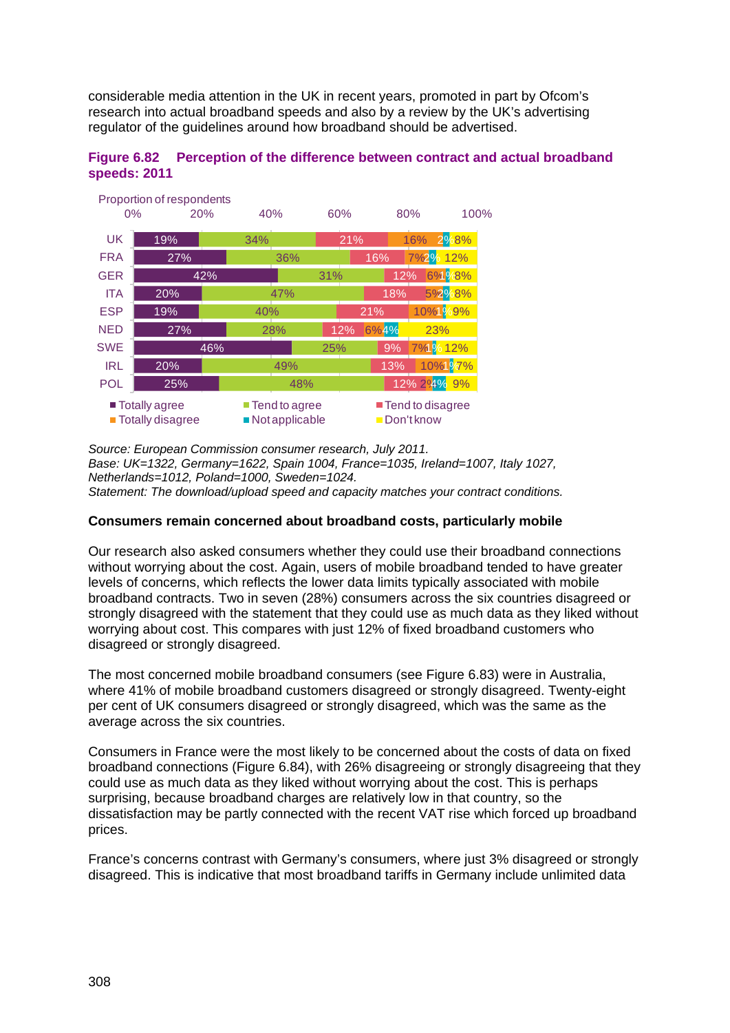considerable media attention in the UK in recent years, promoted in part by Ofcom's research into actual broadband speeds and also by a review by the UK's advertising regulator of the guidelines around how broadband should be advertised.

**Figure 6.82 Perception of the difference between contract and actual broadband speeds: 2011**

Proportion of respondents

| | Totally agree | Tend to agree | Tend to disagree | Totally disagree | Not applicable | Don't know |
|---|---|---|---|---|---|---|
| UK | 19% | 34% | 21% | 16% | 2% | 8% |
| FRA | 27% | 36% | 16% | 7% | 2% | 12% |
| GER | 42% | 31% | 12% | 6% | 1% | 8% |
| ITA | 20% | 47% | 18% | 5% | 2% | 8% |
| ESP | 19% | 40% | 21% | 10% | 1% | 9% |
| NED | 27% | 28% | 12% | 6% | 4% | 23% |
| SWE | 46% | 25% | 9% | 7% | 1% | 12% |
| IRL | 20% | 49% | 13% | 10% | 1% | 7% |
| POL | 25% | 48% | 12% | 2% | 4% | 9% |

*Source: European Commission consumer research, July 2011.*
*Base: UK=1322, Germany=1622, Spain 1004, France=1035, Ireland=1007, Italy 1027, Netherlands=1012, Poland=1000, Sweden=1024.*
*Statement: The download/upload speed and capacity matches your contract conditions.*

**Consumers remain concerned about broadband costs, particularly mobile**

Our research also asked consumers whether they could use their broadband connections without worrying about the cost. Again, users of mobile broadband tended to have greater levels of concerns, which reflects the lower data limits typically associated with mobile broadband contracts. Two in seven (28%) consumers across the six countries disagreed or strongly disagreed with the statement that they could use as much data as they liked without worrying about cost. This compares with just 12% of fixed broadband customers who disagreed or strongly disagreed.

The most concerned mobile broadband consumers (see Figure 6.83) were in Australia, where 41% of mobile broadband customers disagreed or strongly disagreed. Twenty-eight per cent of UK consumers disagreed or strongly disagreed, which was the same as the average across the six countries.

Consumers in France were the most likely to be concerned about the costs of data on fixed broadband connections (Figure 6.84), with 26% disagreeing or strongly disagreeing that they could use as much data as they liked without worrying about the cost. This is perhaps surprising, because broadband charges are relatively low in that country, so the dissatisfaction may be partly connected with the recent VAT rise which forced up broadband prices.

France's concerns contrast with Germany's consumers, where just 3% disagreed or strongly disagreed. This is indicative that most broadband tariffs in Germany include unlimited data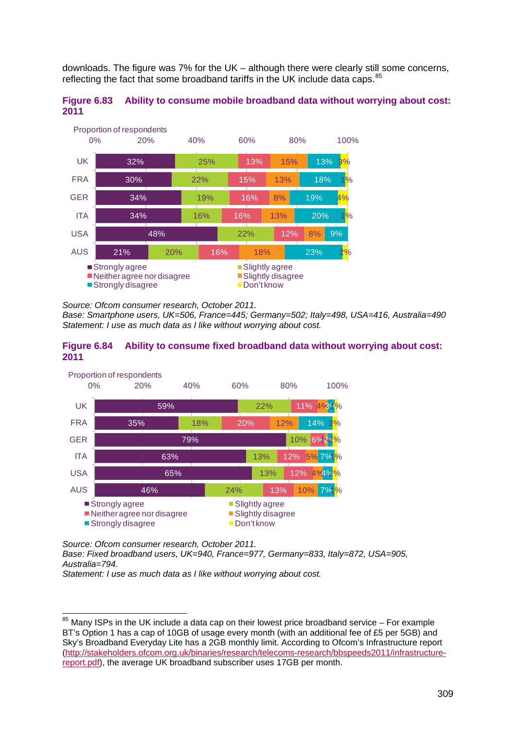downloads. The figure was 7% for the UK – although there were clearly still some concerns, reflecting the fact that some broadband tariffs in the UK include data caps.[85]

### Figure 6.83 Ability to consume mobile broadband data without worrying about cost: 2011

Proportion of respondents

0% 20% 40% 60% 80% 100%

UK: 32% 25% 13% 15% 13% 3%

FRA: 30% 22% 15% 13% 18% 1%

GER: 34% 19% 16% 8% 19% 4%

ITA: 34% 16% 16% 13% 20% 1%

USA: 48% 22% 12% 8% 9%

AUS: 21% 20% 16% 18% 23% 2%

Strongly agree, Slightly agree, Neither agree nor disagree, Slightly disagree, Strongly disagree, Don't know

*Source: Ofcom consumer research, October 2011.*
*Base: Smartphone users, UK=506, France=445; Germany=502; Italy=498, USA=416, Australia=490*
*Statement: I use as much data as I like without worrying about cost.*

### Figure 6.84 Ability to consume fixed broadband data without worrying about cost: 2011

Proportion of respondents

0% 20% 40% 60% 80% 100%

UK: 59% 22% 11% 4% 3% 1%

FRA: 35% 18% 20% 12% 14% 2%

GER: 79% 10% 6% 1% 2% 2%

ITA: 63% 13% 12% 5% 7% 1%

USA: 65% 13% 12% 4% 4% 2%

AUS: 46% 24% 13% 10% 7% 1%

Strongly agree, Slightly agree, Neither agree nor disagree, Slightly disagree, Strongly disagree, Don't know

*Source: Ofcom consumer research, October 2011.*
*Base: Fixed broadband users, UK=940, France=977, Germany=833, Italy=872, USA=905, Australia=794.*
*Statement: I use as much data as I like without worrying about cost.*

---

[85] Many ISPs in the UK include a data cap on their lowest price broadband service – For example BT's Option 1 has a cap of 10GB of usage every month (with an additional fee of £5 per 5GB) and Sky's Broadband Everyday Lite has a 2GB monthly limit. According to Ofcom's Infrastructure report (http://stakeholders.ofcom.org.uk/binaries/research/telecoms-research/bbspeeds2011/infrastructure-report.pdf), the average UK broadband subscriber uses 17GB per month.